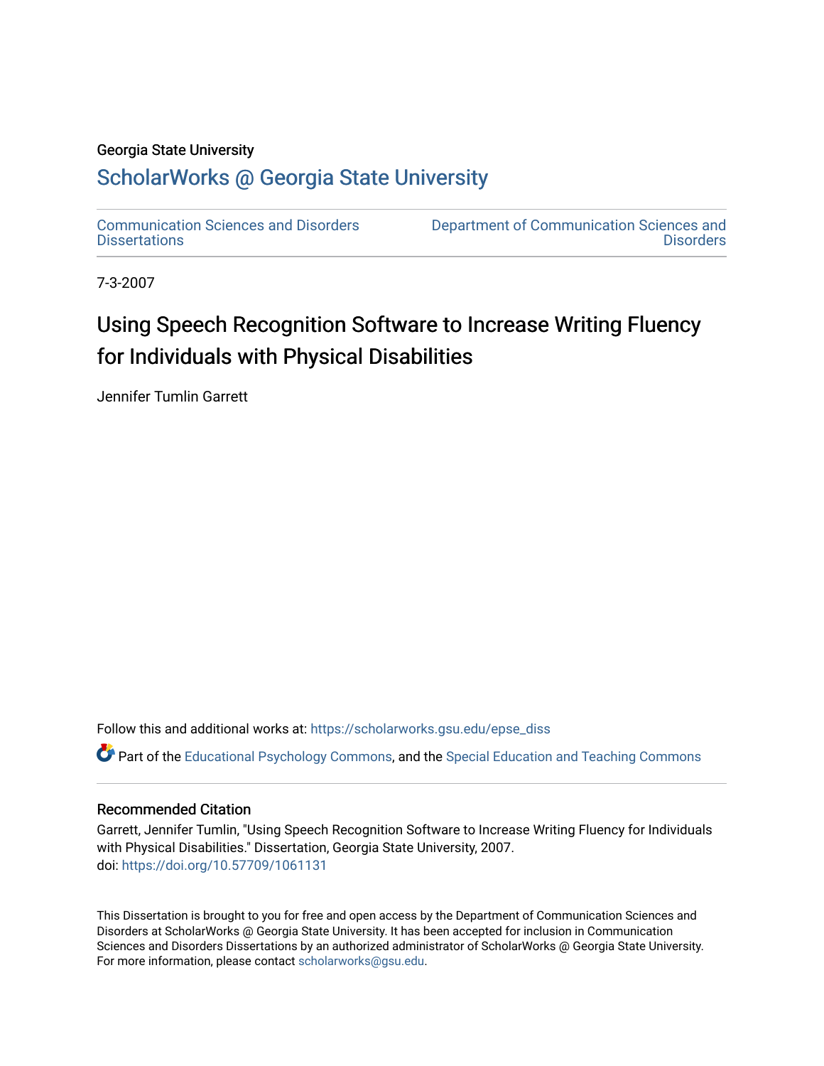Georgia State University

# ScholarWorks @ Georgia State University

Communication Sciences and Disorders Dissertations

Department of Communication Sciences and Disorders

7-3-2007

## Using Speech Recognition Software to Increase Writing Fluency for Individuals with Physical Disabilities

Jennifer Tumlin Garrett

Follow this and additional works at: https://scholarworks.gsu.edu/epse_diss

Part of the Educational Psychology Commons, and the Special Education and Teaching Commons

### Recommended Citation

Garrett, Jennifer Tumlin, "Using Speech Recognition Software to Increase Writing Fluency for Individuals with Physical Disabilities." Dissertation, Georgia State University, 2007.
doi: https://doi.org/10.57709/1061131

This Dissertation is brought to you for free and open access by the Department of Communication Sciences and Disorders at ScholarWorks @ Georgia State University. It has been accepted for inclusion in Communication Sciences and Disorders Dissertations by an authorized administrator of ScholarWorks @ Georgia State University. For more information, please contact scholarworks@gsu.edu.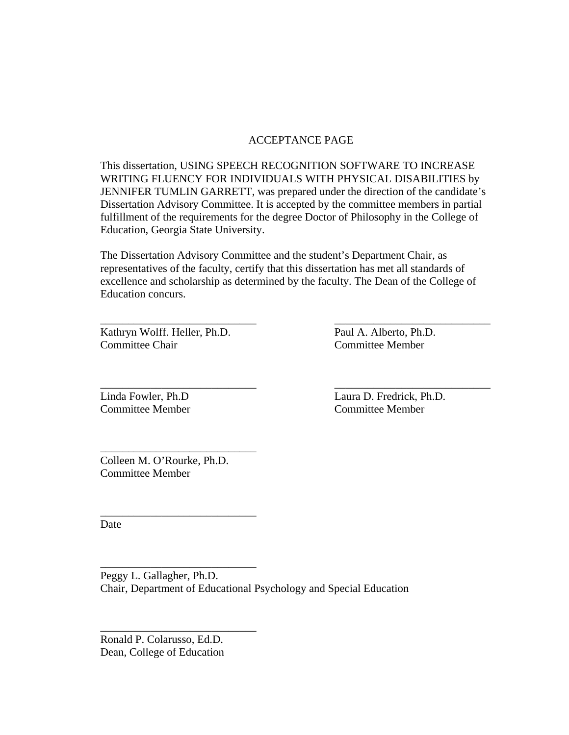# ACCEPTANCE PAGE

This dissertation, USING SPEECH RECOGNITION SOFTWARE TO INCREASE WRITING FLUENCY FOR INDIVIDUALS WITH PHYSICAL DISABILITIES by JENNIFER TUMLIN GARRETT, was prepared under the direction of the candidate's Dissertation Advisory Committee. It is accepted by the committee members in partial fulfillment of the requirements for the degree Doctor of Philosophy in the College of Education, Georgia State University.

The Dissertation Advisory Committee and the student's Department Chair, as representatives of the faculty, certify that this dissertation has met all standards of excellence and scholarship as determined by the faculty. The Dean of the College of Education concurs.

____________________________
Kathryn Wolff. Heller, Ph.D.
Committee Chair

____________________________
Paul A. Alberto, Ph.D.
Committee Member

____________________________
Linda Fowler, Ph.D
Committee Member

____________________________
Laura D. Fredrick, Ph.D.
Committee Member

____________________________
Colleen M. O'Rourke, Ph.D.
Committee Member

____________________________
Date

____________________________
Peggy L. Gallagher, Ph.D.
Chair, Department of Educational Psychology and Special Education

____________________________
Ronald P. Colarusso, Ed.D.
Dean, College of Education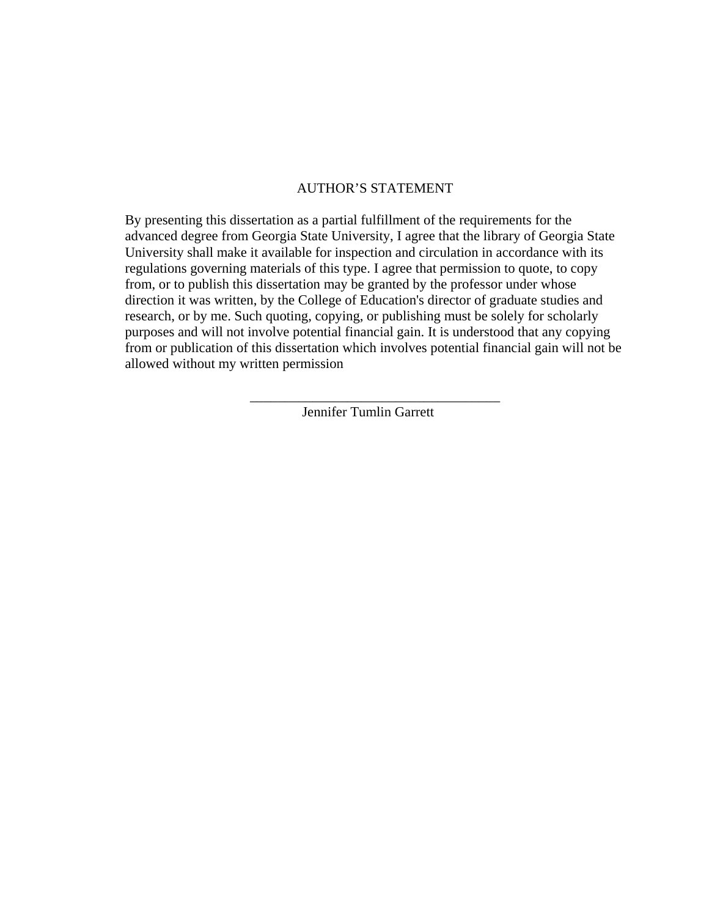# AUTHOR'S STATEMENT

By presenting this dissertation as a partial fulfillment of the requirements for the advanced degree from Georgia State University, I agree that the library of Georgia State University shall make it available for inspection and circulation in accordance with its regulations governing materials of this type. I agree that permission to quote, to copy from, or to publish this dissertation may be granted by the professor under whose direction it was written, by the College of Education's director of graduate studies and research, or by me. Such quoting, copying, or publishing must be solely for scholarly purposes and will not involve potential financial gain. It is understood that any copying from or publication of this dissertation which involves potential financial gain will not be allowed without my written permission

_____________________________________

Jennifer Tumlin Garrett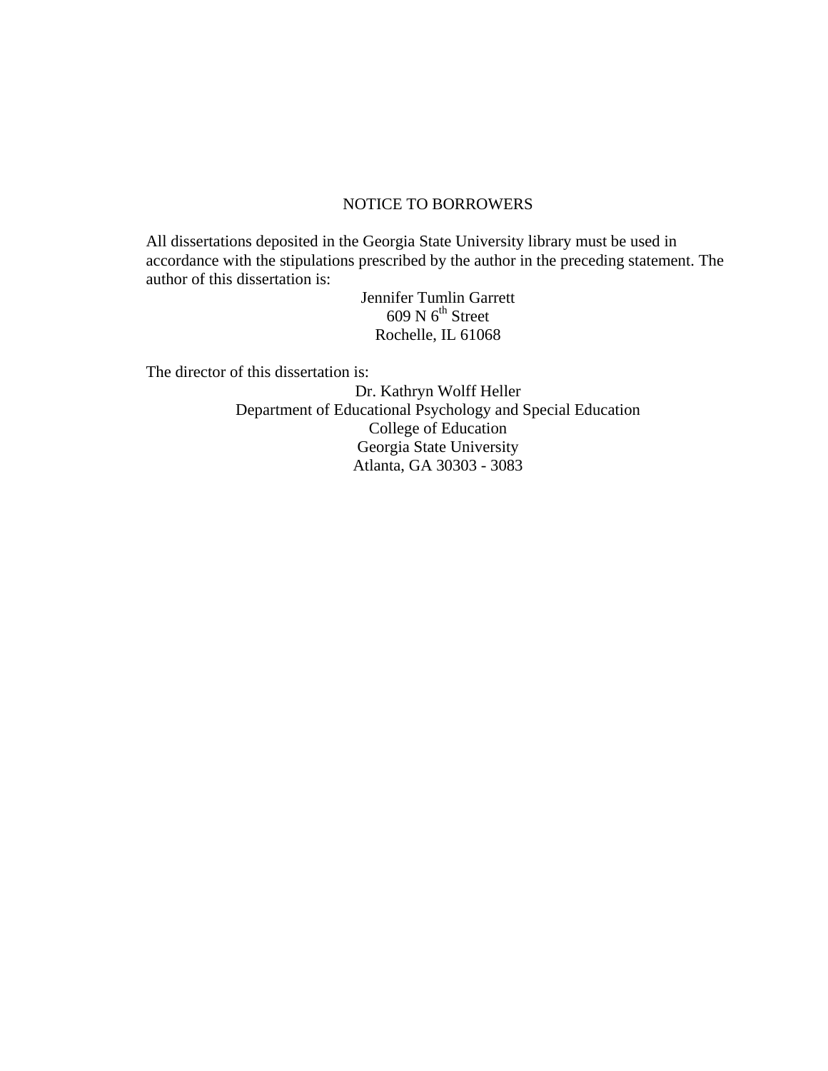# NOTICE TO BORROWERS

All dissertations deposited in the Georgia State University library must be used in accordance with the stipulations prescribed by the author in the preceding statement. The author of this dissertation is:

Jennifer Tumlin Garrett
609 N 6th Street
Rochelle, IL 61068

The director of this dissertation is:

Dr. Kathryn Wolff Heller
Department of Educational Psychology and Special Education
College of Education
Georgia State University
Atlanta, GA 30303 - 3083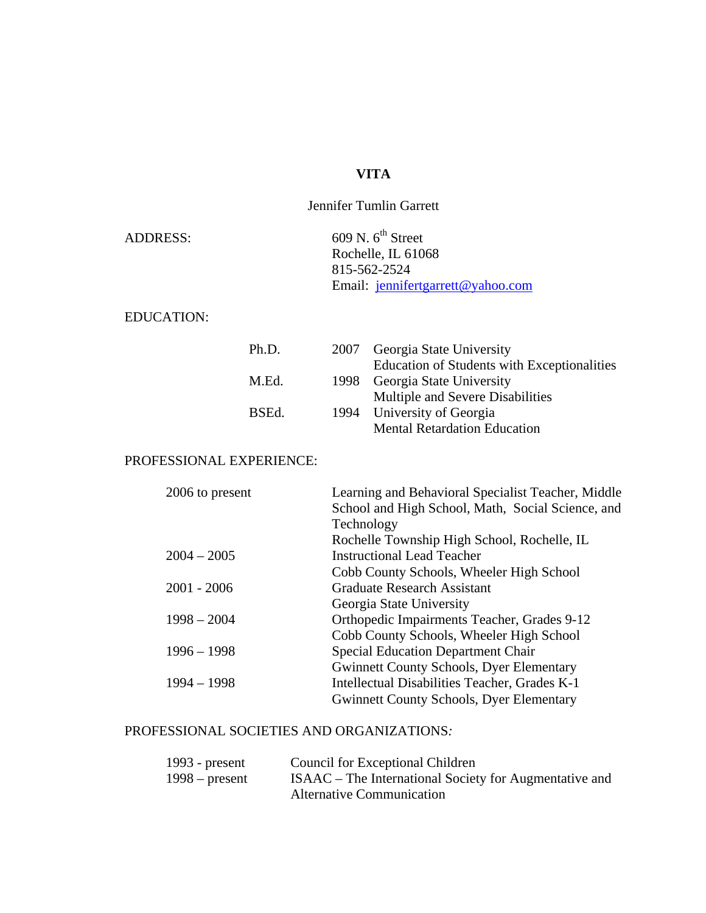# VITA

Jennifer Tumlin Garrett

ADDRESS:

609 N. 6th Street
Rochelle, IL 61068
815-562-2524
Email: jennifertgarrett@yahoo.com

EDUCATION:

| | | |
|---|---|---|
| Ph.D. | 2007 | Georgia State University<br>Education of Students with Exceptionalities |
| M.Ed. | 1998 | Georgia State University<br>Multiple and Severe Disabilities |
| BSEd. | 1994 | University of Georgia<br>Mental Retardation Education |

PROFESSIONAL EXPERIENCE:

| | |
|---|---|
| 2006 to present | Learning and Behavioral Specialist Teacher, Middle School and High School, Math, Social Science, and Technology<br>Rochelle Township High School, Rochelle, IL |
| 2004 – 2005 | Instructional Lead Teacher<br>Cobb County Schools, Wheeler High School |
| 2001 - 2006 | Graduate Research Assistant<br>Georgia State University |
| 1998 – 2004 | Orthopedic Impairments Teacher, Grades 9-12<br>Cobb County Schools, Wheeler High School |
| 1996 – 1998 | Special Education Department Chair<br>Gwinnett County Schools, Dyer Elementary |
| 1994 – 1998 | Intellectual Disabilities Teacher, Grades K-1<br>Gwinnett County Schools, Dyer Elementary |

PROFESSIONAL SOCIETIES AND ORGANIZATIONS:

| | |
|---|---|
| 1993 - present | Council for Exceptional Children |
| 1998 – present | ISAAC – The International Society for Augmentative and Alternative Communication |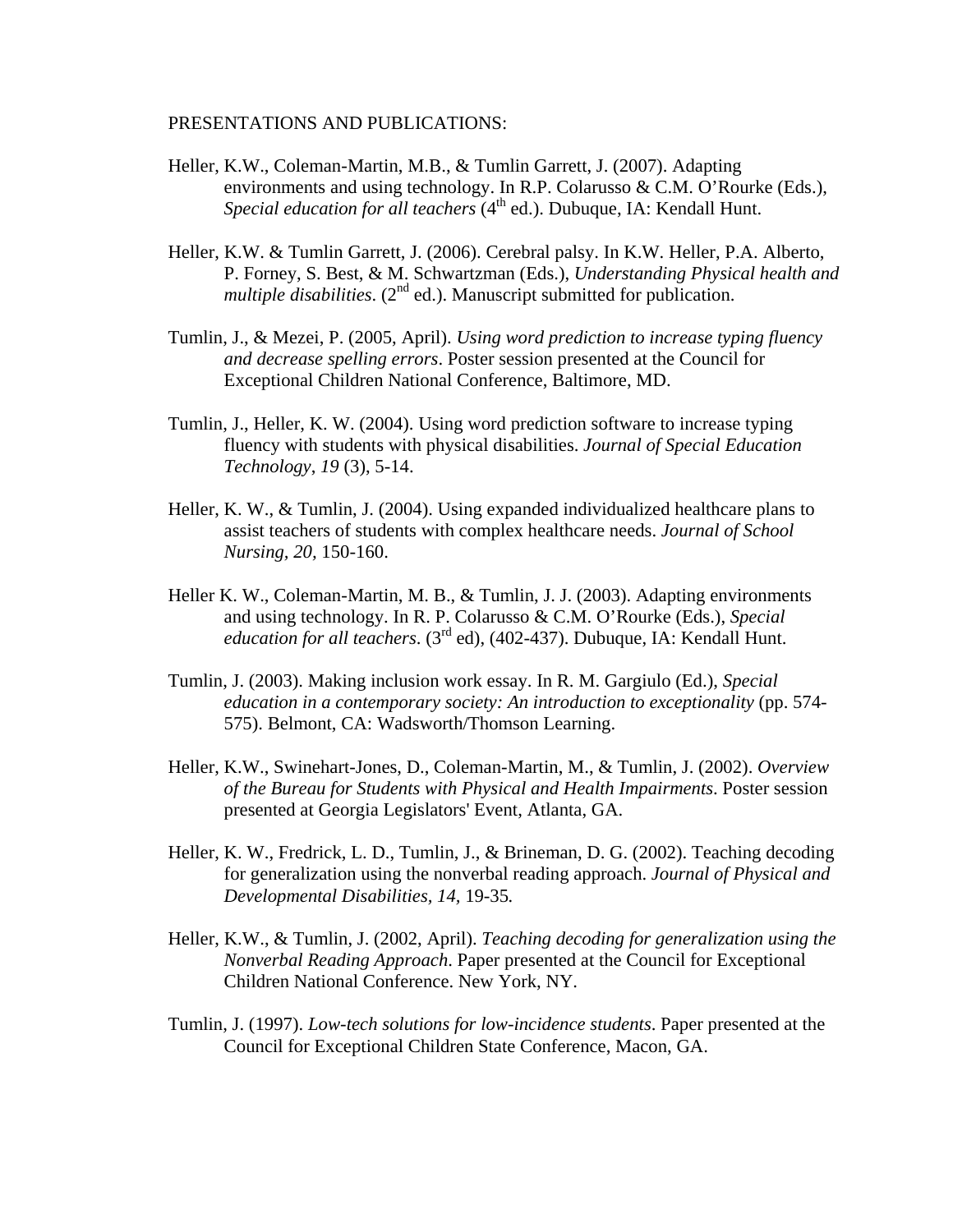PRESENTATIONS AND PUBLICATIONS:

Heller, K.W., Coleman-Martin, M.B., & Tumlin Garrett, J. (2007). Adapting environments and using technology. In R.P. Colarusso & C.M. O'Rourke (Eds.), *Special education for all teachers* (4th ed.). Dubuque, IA: Kendall Hunt.

Heller, K.W. & Tumlin Garrett, J. (2006). Cerebral palsy. In K.W. Heller, P.A. Alberto, P. Forney, S. Best, & M. Schwartzman (Eds.), *Understanding Physical health and multiple disabilities*. (2nd ed.). Manuscript submitted for publication.

Tumlin, J., & Mezei, P. (2005, April). *Using word prediction to increase typing fluency and decrease spelling errors*. Poster session presented at the Council for Exceptional Children National Conference, Baltimore, MD.

Tumlin, J., Heller, K. W. (2004). Using word prediction software to increase typing fluency with students with physical disabilities. *Journal of Special Education Technology*, *19* (3), 5-14.

Heller, K. W., & Tumlin, J. (2004). Using expanded individualized healthcare plans to assist teachers of students with complex healthcare needs. *Journal of School Nursing, 20,* 150-160.

Heller K. W., Coleman-Martin, M. B., & Tumlin, J. J. (2003). Adapting environments and using technology. In R. P. Colarusso & C.M. O'Rourke (Eds.), *Special education for all teachers*. (3rd ed), (402-437). Dubuque, IA: Kendall Hunt.

Tumlin, J. (2003). Making inclusion work essay. In R. M. Gargiulo (Ed.), *Special education in a contemporary society: An introduction to exceptionality* (pp. 574-575). Belmont, CA: Wadsworth/Thomson Learning.

Heller, K.W., Swinehart-Jones, D., Coleman-Martin, M., & Tumlin, J. (2002). *Overview of the Bureau for Students with Physical and Health Impairments*. Poster session presented at Georgia Legislators' Event, Atlanta, GA.

Heller, K. W., Fredrick, L. D., Tumlin, J., & Brineman, D. G. (2002). Teaching decoding for generalization using the nonverbal reading approach. *Journal of Physical and Developmental Disabilities, 14,* 19-35*.*

Heller, K.W., & Tumlin, J. (2002, April). *Teaching decoding for generalization using the Nonverbal Reading Approach*. Paper presented at the Council for Exceptional Children National Conference. New York, NY.

Tumlin, J. (1997). *Low-tech solutions for low-incidence students*. Paper presented at the Council for Exceptional Children State Conference, Macon, GA.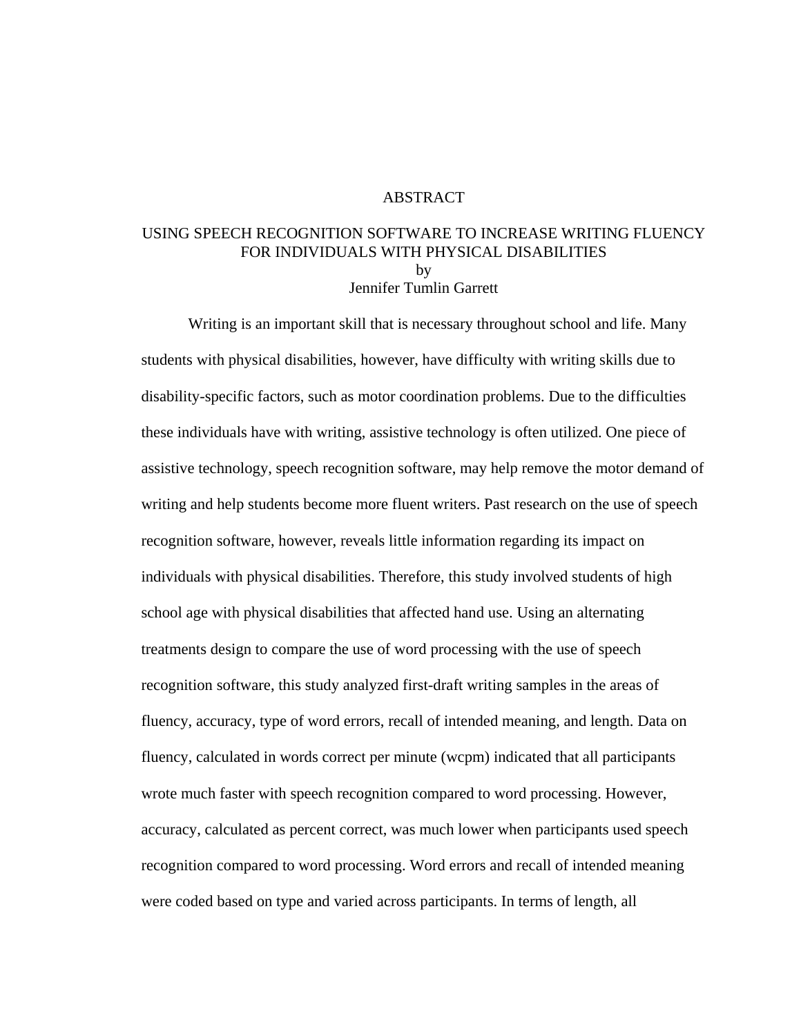# ABSTRACT

## USING SPEECH RECOGNITION SOFTWARE TO INCREASE WRITING FLUENCY FOR INDIVIDUALS WITH PHYSICAL DISABILITIES

by

Jennifer Tumlin Garrett

Writing is an important skill that is necessary throughout school and life. Many students with physical disabilities, however, have difficulty with writing skills due to disability-specific factors, such as motor coordination problems. Due to the difficulties these individuals have with writing, assistive technology is often utilized. One piece of assistive technology, speech recognition software, may help remove the motor demand of writing and help students become more fluent writers. Past research on the use of speech recognition software, however, reveals little information regarding its impact on individuals with physical disabilities. Therefore, this study involved students of high school age with physical disabilities that affected hand use. Using an alternating treatments design to compare the use of word processing with the use of speech recognition software, this study analyzed first-draft writing samples in the areas of fluency, accuracy, type of word errors, recall of intended meaning, and length. Data on fluency, calculated in words correct per minute (wcpm) indicated that all participants wrote much faster with speech recognition compared to word processing. However, accuracy, calculated as percent correct, was much lower when participants used speech recognition compared to word processing. Word errors and recall of intended meaning were coded based on type and varied across participants. In terms of length, all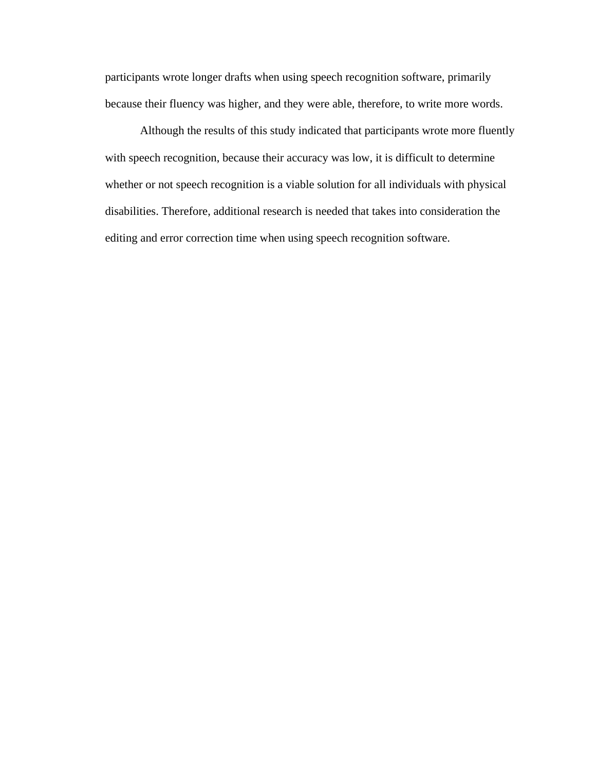participants wrote longer drafts when using speech recognition software, primarily because their fluency was higher, and they were able, therefore, to write more words.

Although the results of this study indicated that participants wrote more fluently with speech recognition, because their accuracy was low, it is difficult to determine whether or not speech recognition is a viable solution for all individuals with physical disabilities. Therefore, additional research is needed that takes into consideration the editing and error correction time when using speech recognition software.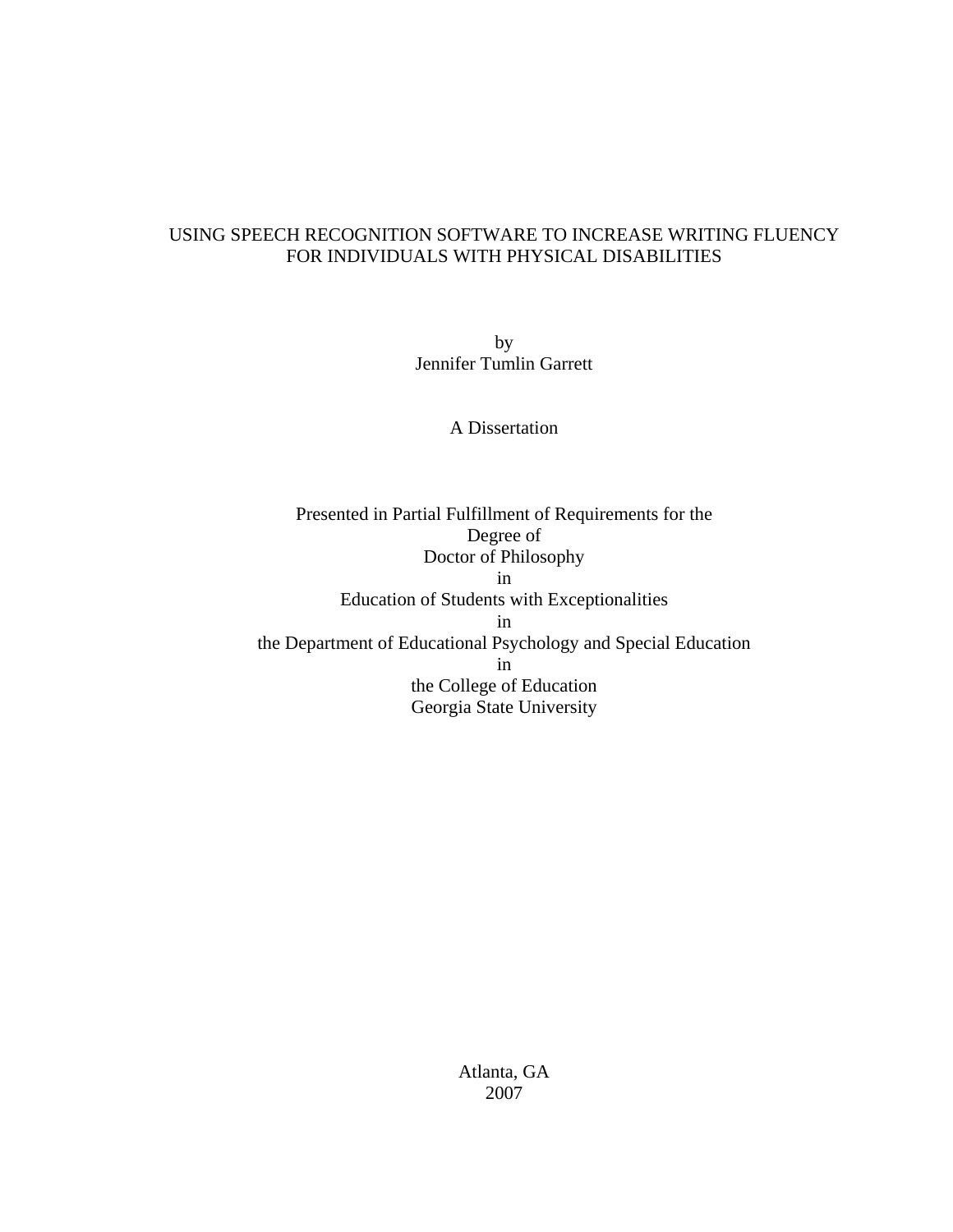# USING SPEECH RECOGNITION SOFTWARE TO INCREASE WRITING FLUENCY FOR INDIVIDUALS WITH PHYSICAL DISABILITIES

by
Jennifer Tumlin Garrett

A Dissertation

Presented in Partial Fulfillment of Requirements for the
Degree of
Doctor of Philosophy
in
Education of Students with Exceptionalities
in
the Department of Educational Psychology and Special Education
in
the College of Education
Georgia State University

Atlanta, GA
2007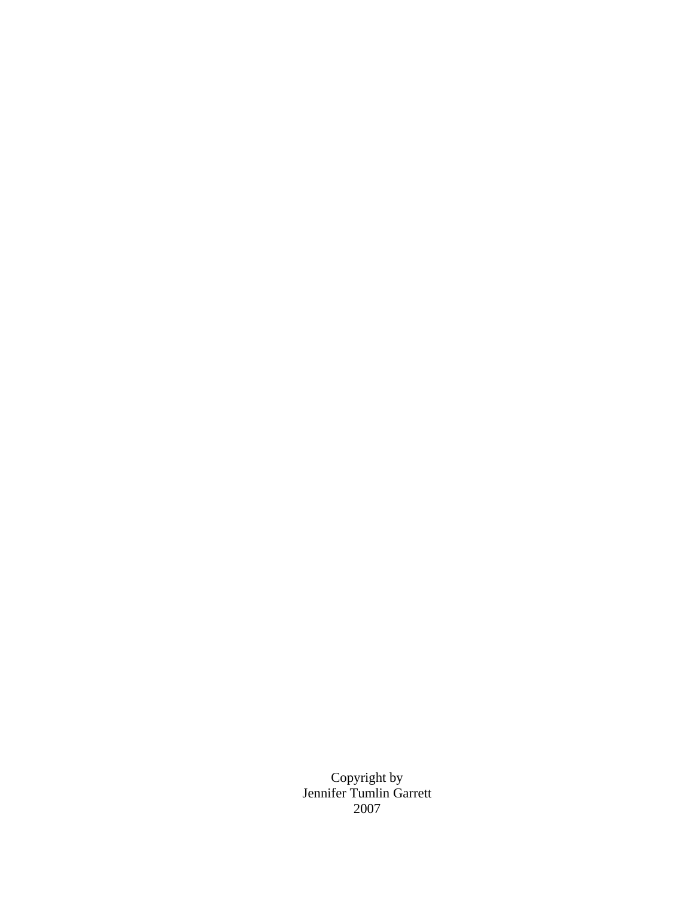Copyright by
Jennifer Tumlin Garrett
2007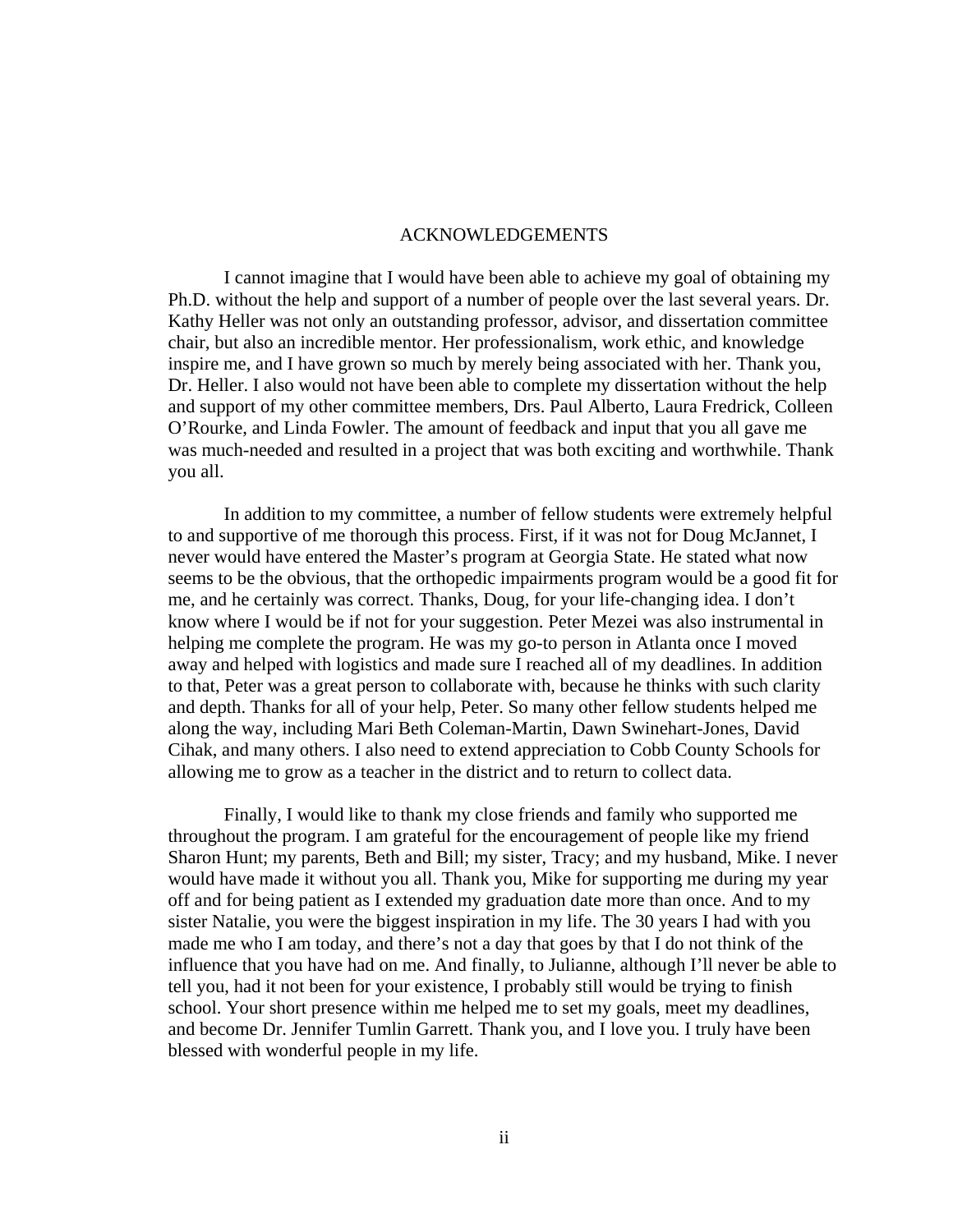# ACKNOWLEDGEMENTS

I cannot imagine that I would have been able to achieve my goal of obtaining my Ph.D. without the help and support of a number of people over the last several years. Dr. Kathy Heller was not only an outstanding professor, advisor, and dissertation committee chair, but also an incredible mentor. Her professionalism, work ethic, and knowledge inspire me, and I have grown so much by merely being associated with her. Thank you, Dr. Heller. I also would not have been able to complete my dissertation without the help and support of my other committee members, Drs. Paul Alberto, Laura Fredrick, Colleen O'Rourke, and Linda Fowler. The amount of feedback and input that you all gave me was much-needed and resulted in a project that was both exciting and worthwhile. Thank you all.

In addition to my committee, a number of fellow students were extremely helpful to and supportive of me thorough this process. First, if it was not for Doug McJannet, I never would have entered the Master's program at Georgia State. He stated what now seems to be the obvious, that the orthopedic impairments program would be a good fit for me, and he certainly was correct. Thanks, Doug, for your life-changing idea. I don't know where I would be if not for your suggestion. Peter Mezei was also instrumental in helping me complete the program. He was my go-to person in Atlanta once I moved away and helped with logistics and made sure I reached all of my deadlines. In addition to that, Peter was a great person to collaborate with, because he thinks with such clarity and depth. Thanks for all of your help, Peter. So many other fellow students helped me along the way, including Mari Beth Coleman-Martin, Dawn Swinehart-Jones, David Cihak, and many others. I also need to extend appreciation to Cobb County Schools for allowing me to grow as a teacher in the district and to return to collect data.

Finally, I would like to thank my close friends and family who supported me throughout the program. I am grateful for the encouragement of people like my friend Sharon Hunt; my parents, Beth and Bill; my sister, Tracy; and my husband, Mike. I never would have made it without you all. Thank you, Mike for supporting me during my year off and for being patient as I extended my graduation date more than once. And to my sister Natalie, you were the biggest inspiration in my life. The 30 years I had with you made me who I am today, and there's not a day that goes by that I do not think of the influence that you have had on me. And finally, to Julianne, although I'll never be able to tell you, had it not been for your existence, I probably still would be trying to finish school. Your short presence within me helped me to set my goals, meet my deadlines, and become Dr. Jennifer Tumlin Garrett. Thank you, and I love you. I truly have been blessed with wonderful people in my life.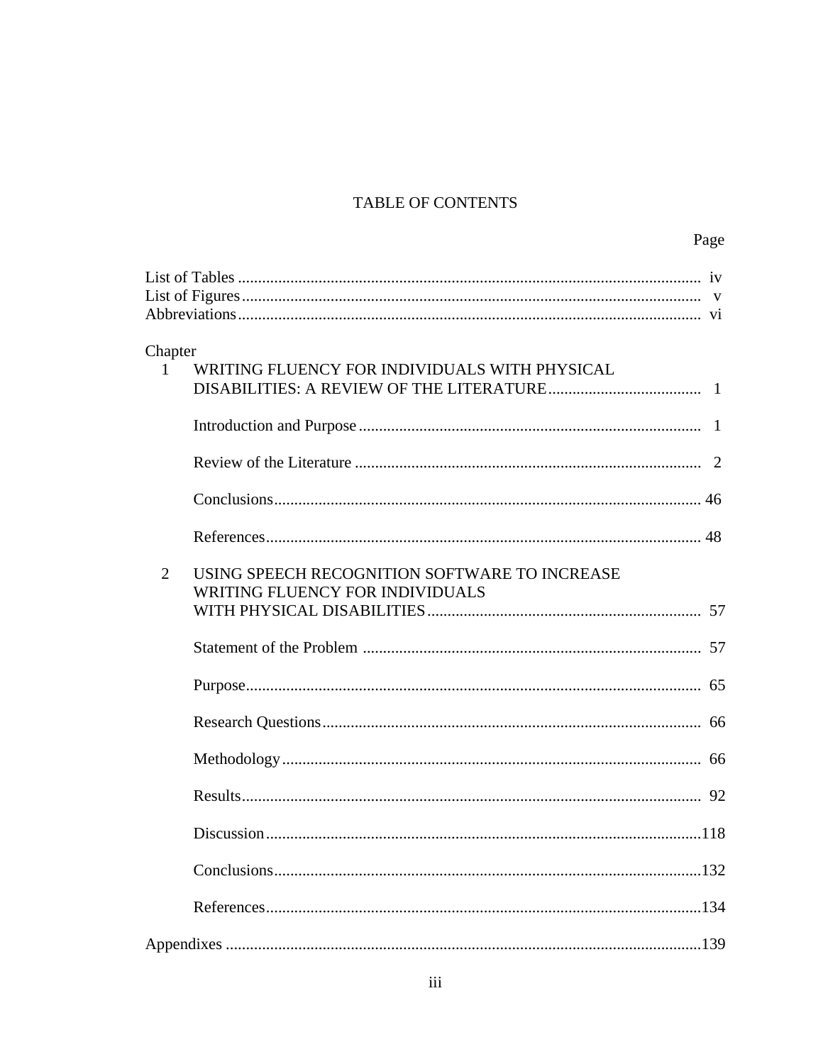# TABLE OF CONTENTS

| | Page |
|---|---|
| List of Tables | iv |
| List of Figures | v |
| Abbreviations | vi |
| **Chapter** | |
| 1 WRITING FLUENCY FOR INDIVIDUALS WITH PHYSICAL DISABILITIES: A REVIEW OF THE LITERATURE | 1 |
| Introduction and Purpose | 1 |
| Review of the Literature | 2 |
| Conclusions | 46 |
| References | 48 |
| 2 USING SPEECH RECOGNITION SOFTWARE TO INCREASE WRITING FLUENCY FOR INDIVIDUALS WITH PHYSICAL DISABILITIES | 57 |
| Statement of the Problem | 57 |
| Purpose | 65 |
| Research Questions | 66 |
| Methodology | 66 |
| Results | 92 |
| Discussion | 118 |
| Conclusions | 132 |
| References | 134 |
| Appendixes | 139 |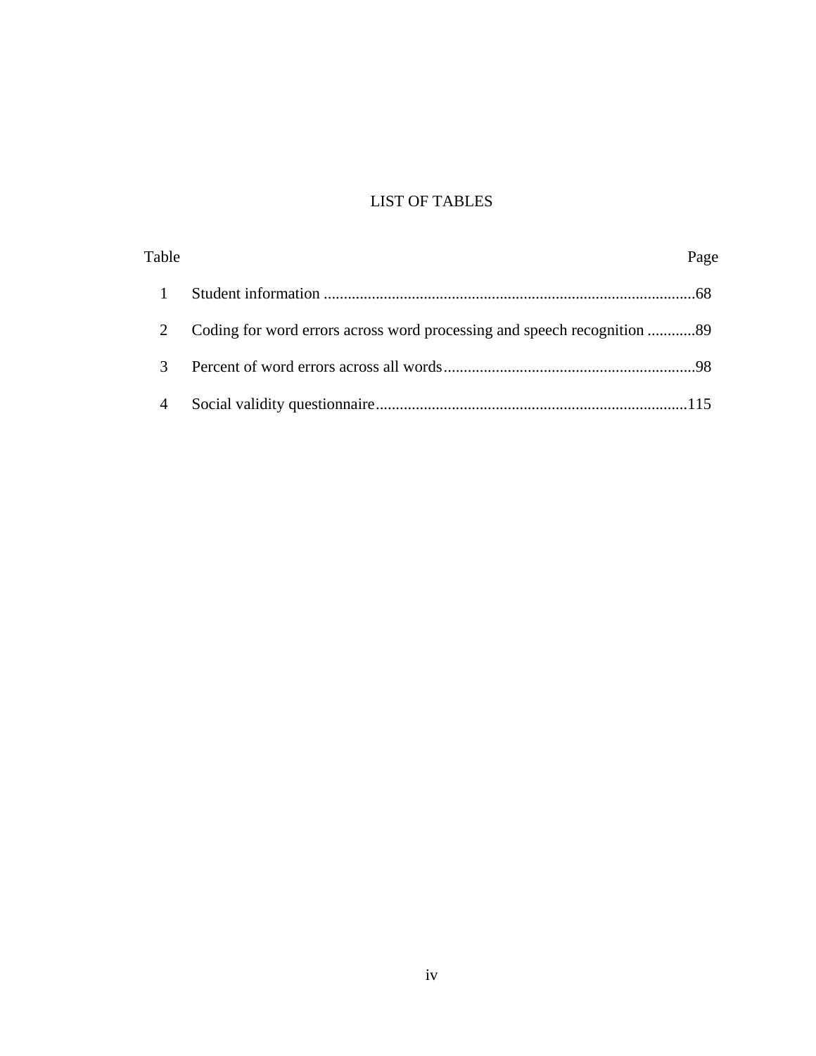# LIST OF TABLES

| Table | | Page |
|---|---|---|
| 1 | Student information | 68 |
| 2 | Coding for word errors across word processing and speech recognition | 89 |
| 3 | Percent of word errors across all words | 98 |
| 4 | Social validity questionnaire | 115 |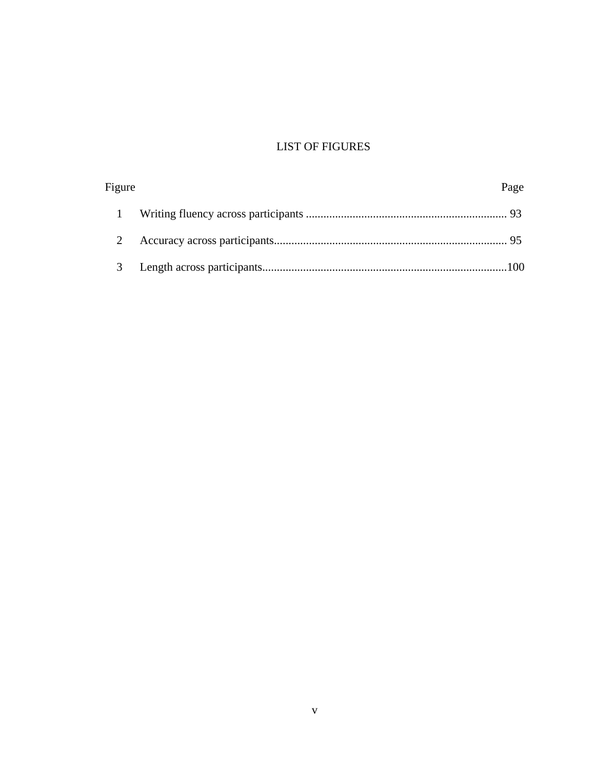# LIST OF FIGURES

| Figure | | Page |
|---|---|---|
| 1 | Writing fluency across participants | 93 |
| 2 | Accuracy across participants | 95 |
| 3 | Length across participants | 100 |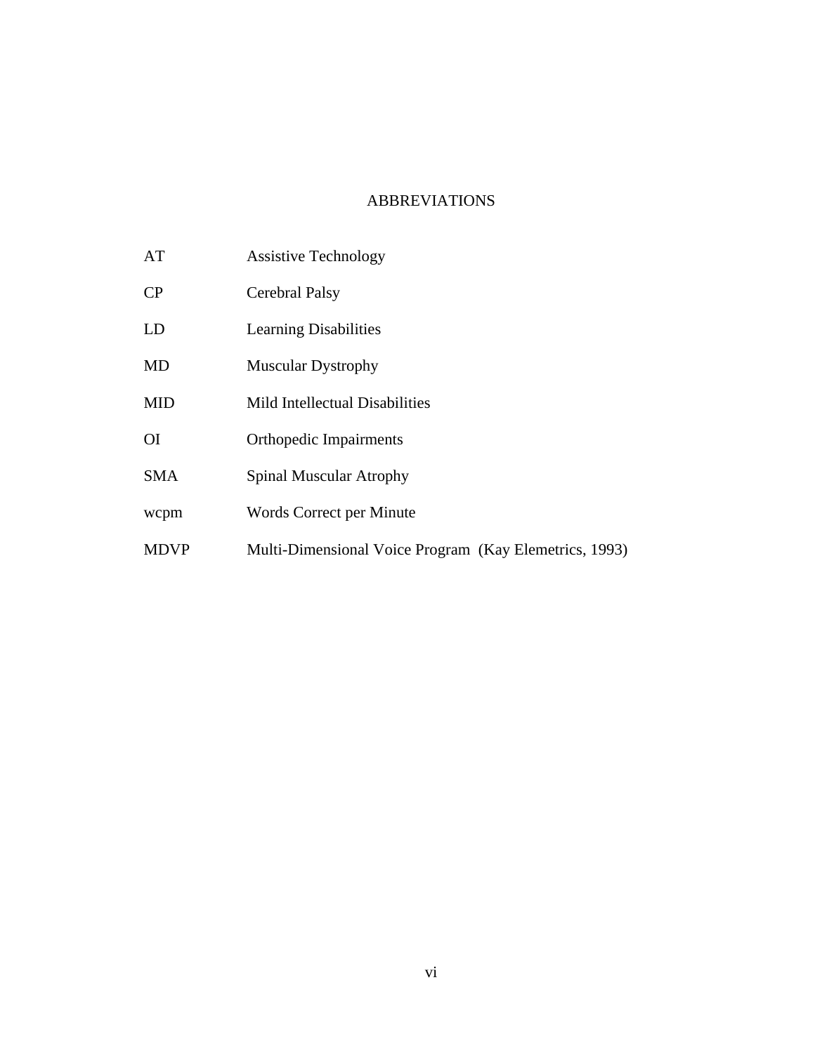# ABBREVIATIONS

| | |
|---|---|
| AT | Assistive Technology |
| CP | Cerebral Palsy |
| LD | Learning Disabilities |
| MD | Muscular Dystrophy |
| MID | Mild Intellectual Disabilities |
| OI | Orthopedic Impairments |
| SMA | Spinal Muscular Atrophy |
| wcpm | Words Correct per Minute |
| MDVP | Multi-Dimensional Voice Program (Kay Elemetrics, 1993) |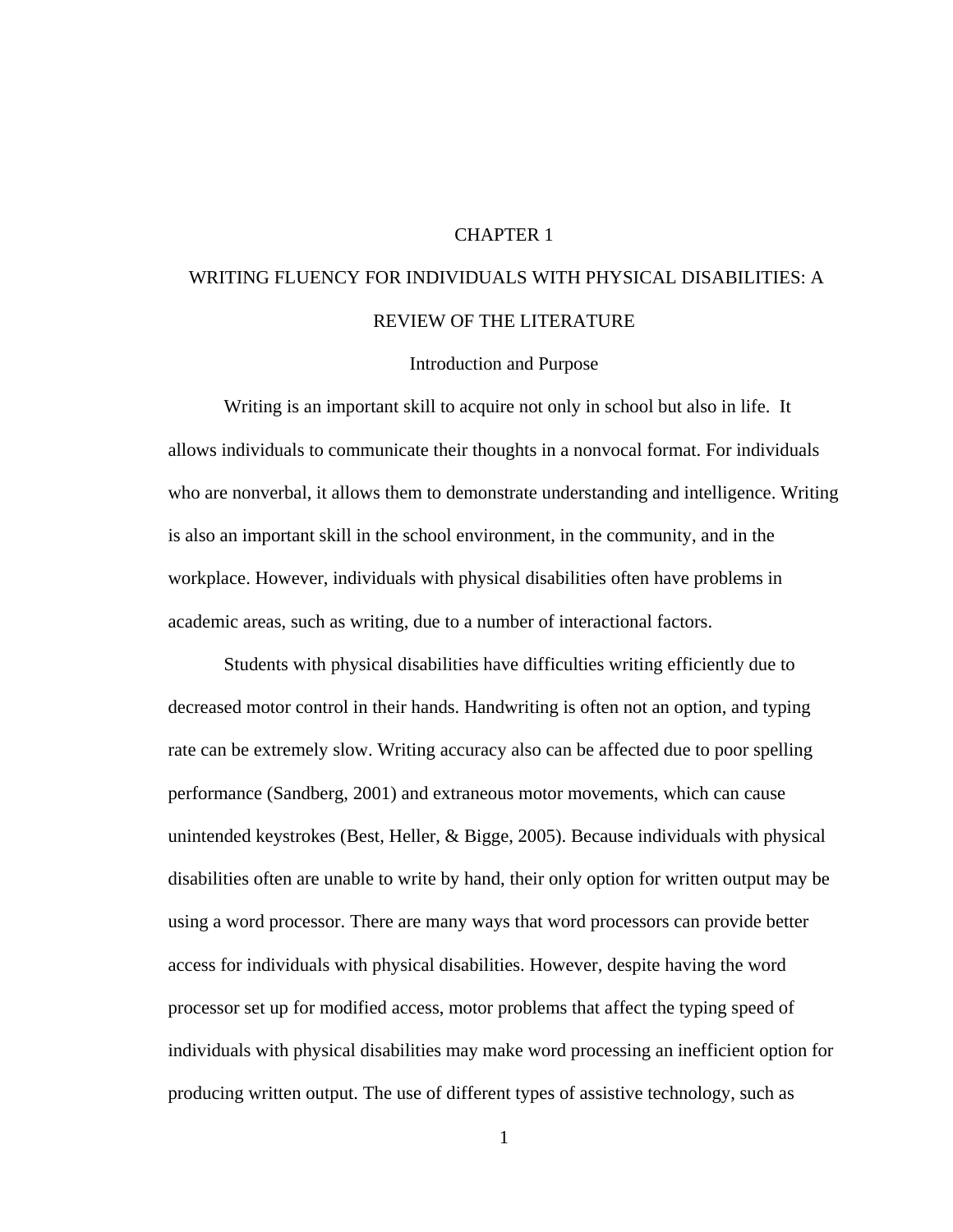# CHAPTER 1

# WRITING FLUENCY FOR INDIVIDUALS WITH PHYSICAL DISABILITIES: A REVIEW OF THE LITERATURE

## Introduction and Purpose

Writing is an important skill to acquire not only in school but also in life. It allows individuals to communicate their thoughts in a nonvocal format. For individuals who are nonverbal, it allows them to demonstrate understanding and intelligence. Writing is also an important skill in the school environment, in the community, and in the workplace. However, individuals with physical disabilities often have problems in academic areas, such as writing, due to a number of interactional factors.

Students with physical disabilities have difficulties writing efficiently due to decreased motor control in their hands. Handwriting is often not an option, and typing rate can be extremely slow. Writing accuracy also can be affected due to poor spelling performance (Sandberg, 2001) and extraneous motor movements, which can cause unintended keystrokes (Best, Heller, & Bigge, 2005). Because individuals with physical disabilities often are unable to write by hand, their only option for written output may be using a word processor. There are many ways that word processors can provide better access for individuals with physical disabilities. However, despite having the word processor set up for modified access, motor problems that affect the typing speed of individuals with physical disabilities may make word processing an inefficient option for producing written output. The use of different types of assistive technology, such as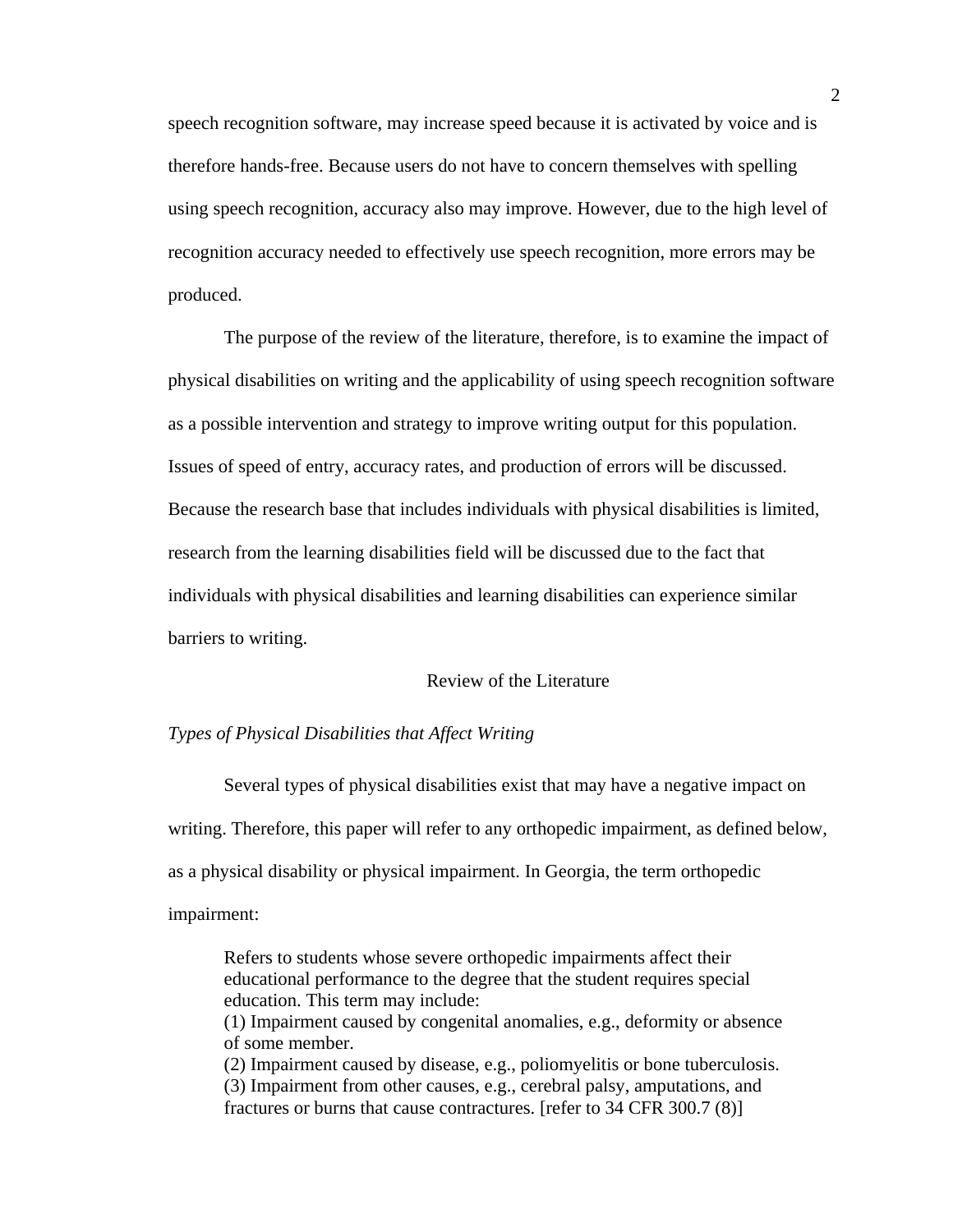speech recognition software, may increase speed because it is activated by voice and is therefore hands-free. Because users do not have to concern themselves with spelling using speech recognition, accuracy also may improve. However, due to the high level of recognition accuracy needed to effectively use speech recognition, more errors may be produced.

The purpose of the review of the literature, therefore, is to examine the impact of physical disabilities on writing and the applicability of using speech recognition software as a possible intervention and strategy to improve writing output for this population. Issues of speed of entry, accuracy rates, and production of errors will be discussed. Because the research base that includes individuals with physical disabilities is limited, research from the learning disabilities field will be discussed due to the fact that individuals with physical disabilities and learning disabilities can experience similar barriers to writing.

## Review of the Literature

### *Types of Physical Disabilities that Affect Writing*

Several types of physical disabilities exist that may have a negative impact on writing. Therefore, this paper will refer to any orthopedic impairment, as defined below, as a physical disability or physical impairment. In Georgia, the term orthopedic impairment:

> Refers to students whose severe orthopedic impairments affect their educational performance to the degree that the student requires special education. This term may include:
> (1) Impairment caused by congenital anomalies, e.g., deformity or absence of some member.
> (2) Impairment caused by disease, e.g., poliomyelitis or bone tuberculosis.
> (3) Impairment from other causes, e.g., cerebral palsy, amputations, and fractures or burns that cause contractures. [refer to 34 CFR 300.7 (8)]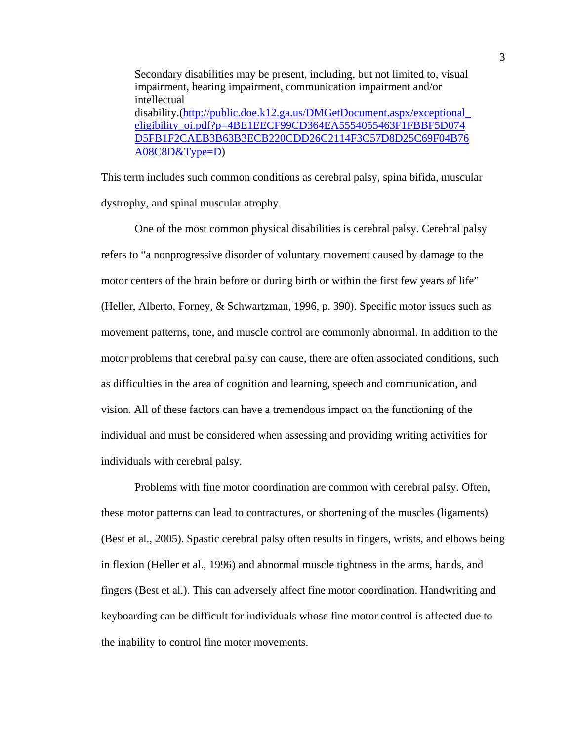> Secondary disabilities may be present, including, but not limited to, visual impairment, hearing impairment, communication impairment and/or intellectual disability.(http://public.doe.k12.ga.us/DMGetDocument.aspx/exceptional_eligibility_oi.pdf?p=4BE1EECF99CD364EA5554055463F1FBBF5D074D5FB1F2CAEB3B63B3ECB220CDD26C2114F3C57D8D25C69F04B76A08C8D&Type=D)

This term includes such common conditions as cerebral palsy, spina bifida, muscular dystrophy, and spinal muscular atrophy.

One of the most common physical disabilities is cerebral palsy. Cerebral palsy refers to "a nonprogressive disorder of voluntary movement caused by damage to the motor centers of the brain before or during birth or within the first few years of life" (Heller, Alberto, Forney, & Schwartzman, 1996, p. 390). Specific motor issues such as movement patterns, tone, and muscle control are commonly abnormal. In addition to the motor problems that cerebral palsy can cause, there are often associated conditions, such as difficulties in the area of cognition and learning, speech and communication, and vision. All of these factors can have a tremendous impact on the functioning of the individual and must be considered when assessing and providing writing activities for individuals with cerebral palsy.

Problems with fine motor coordination are common with cerebral palsy. Often, these motor patterns can lead to contractures, or shortening of the muscles (ligaments) (Best et al., 2005). Spastic cerebral palsy often results in fingers, wrists, and elbows being in flexion (Heller et al., 1996) and abnormal muscle tightness in the arms, hands, and fingers (Best et al.). This can adversely affect fine motor coordination. Handwriting and keyboarding can be difficult for individuals whose fine motor control is affected due to the inability to control fine motor movements.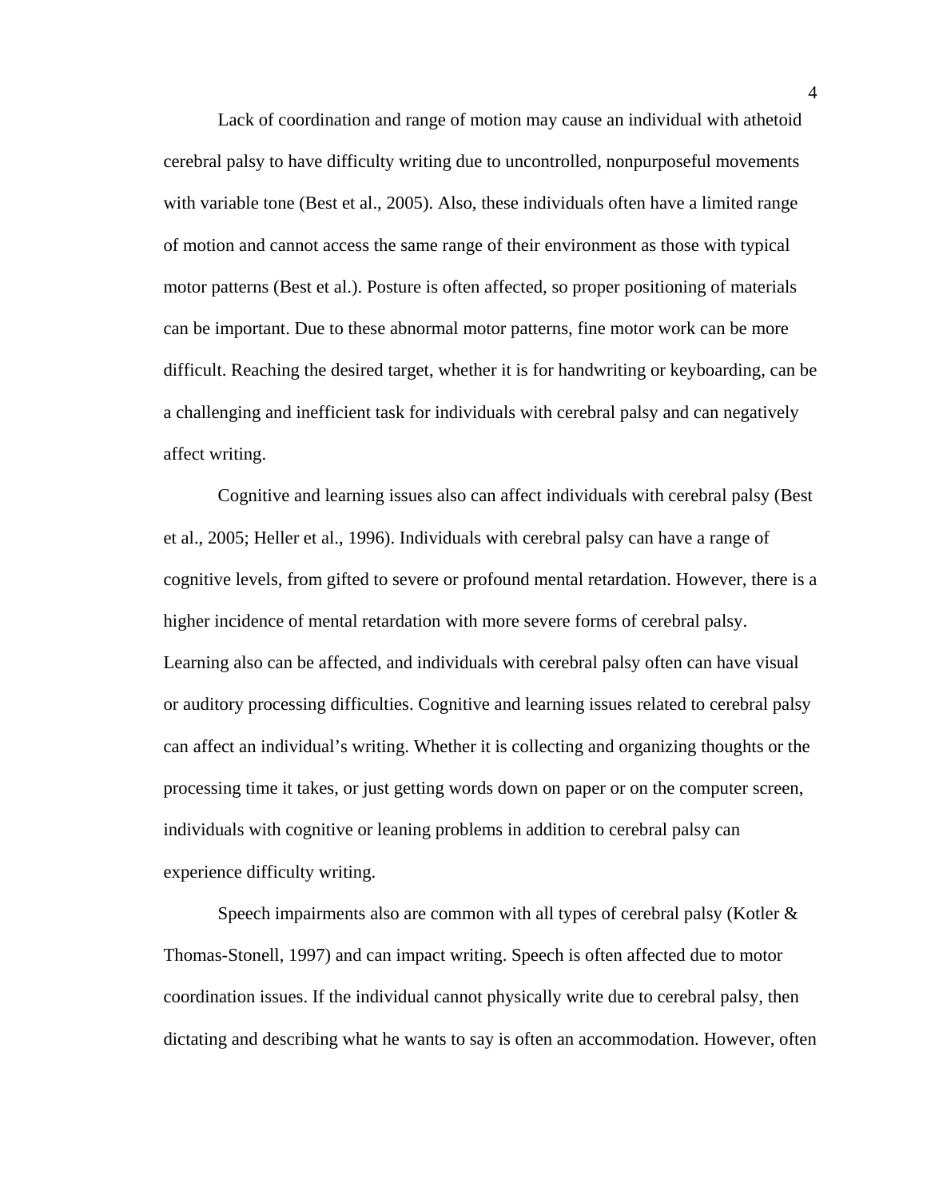Lack of coordination and range of motion may cause an individual with athetoid cerebral palsy to have difficulty writing due to uncontrolled, nonpurposeful movements with variable tone (Best et al., 2005). Also, these individuals often have a limited range of motion and cannot access the same range of their environment as those with typical motor patterns (Best et al.). Posture is often affected, so proper positioning of materials can be important. Due to these abnormal motor patterns, fine motor work can be more difficult. Reaching the desired target, whether it is for handwriting or keyboarding, can be a challenging and inefficient task for individuals with cerebral palsy and can negatively affect writing.

Cognitive and learning issues also can affect individuals with cerebral palsy (Best et al., 2005; Heller et al., 1996). Individuals with cerebral palsy can have a range of cognitive levels, from gifted to severe or profound mental retardation. However, there is a higher incidence of mental retardation with more severe forms of cerebral palsy. Learning also can be affected, and individuals with cerebral palsy often can have visual or auditory processing difficulties. Cognitive and learning issues related to cerebral palsy can affect an individual's writing. Whether it is collecting and organizing thoughts or the processing time it takes, or just getting words down on paper or on the computer screen, individuals with cognitive or leaning problems in addition to cerebral palsy can experience difficulty writing.

Speech impairments also are common with all types of cerebral palsy (Kotler & Thomas-Stonell, 1997) and can impact writing. Speech is often affected due to motor coordination issues. If the individual cannot physically write due to cerebral palsy, then dictating and describing what he wants to say is often an accommodation. However, often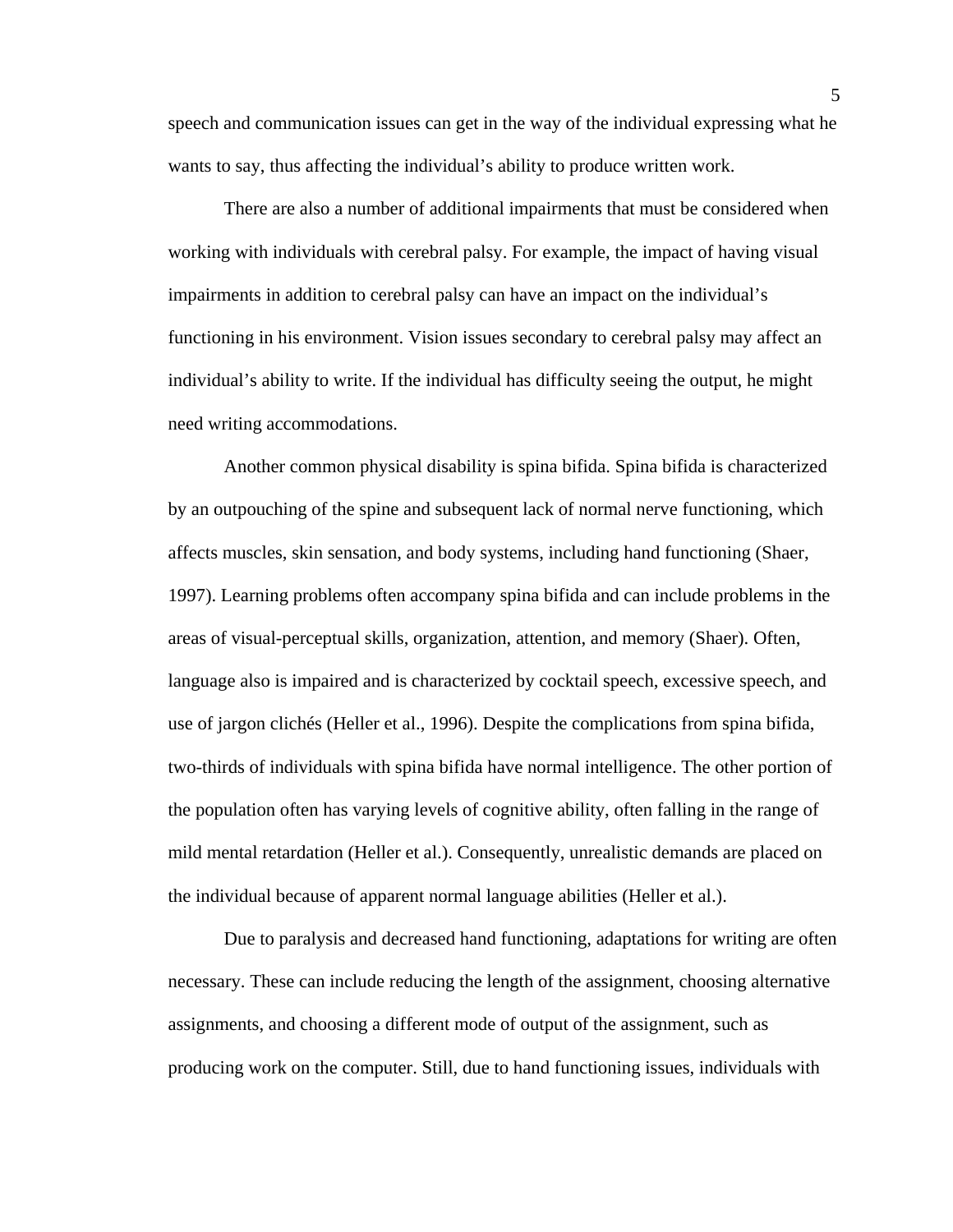speech and communication issues can get in the way of the individual expressing what he wants to say, thus affecting the individual's ability to produce written work.

There are also a number of additional impairments that must be considered when working with individuals with cerebral palsy. For example, the impact of having visual impairments in addition to cerebral palsy can have an impact on the individual's functioning in his environment. Vision issues secondary to cerebral palsy may affect an individual's ability to write. If the individual has difficulty seeing the output, he might need writing accommodations.

Another common physical disability is spina bifida. Spina bifida is characterized by an outpouching of the spine and subsequent lack of normal nerve functioning, which affects muscles, skin sensation, and body systems, including hand functioning (Shaer, 1997). Learning problems often accompany spina bifida and can include problems in the areas of visual-perceptual skills, organization, attention, and memory (Shaer). Often, language also is impaired and is characterized by cocktail speech, excessive speech, and use of jargon clichés (Heller et al., 1996). Despite the complications from spina bifida, two-thirds of individuals with spina bifida have normal intelligence. The other portion of the population often has varying levels of cognitive ability, often falling in the range of mild mental retardation (Heller et al.). Consequently, unrealistic demands are placed on the individual because of apparent normal language abilities (Heller et al.).

Due to paralysis and decreased hand functioning, adaptations for writing are often necessary. These can include reducing the length of the assignment, choosing alternative assignments, and choosing a different mode of output of the assignment, such as producing work on the computer. Still, due to hand functioning issues, individuals with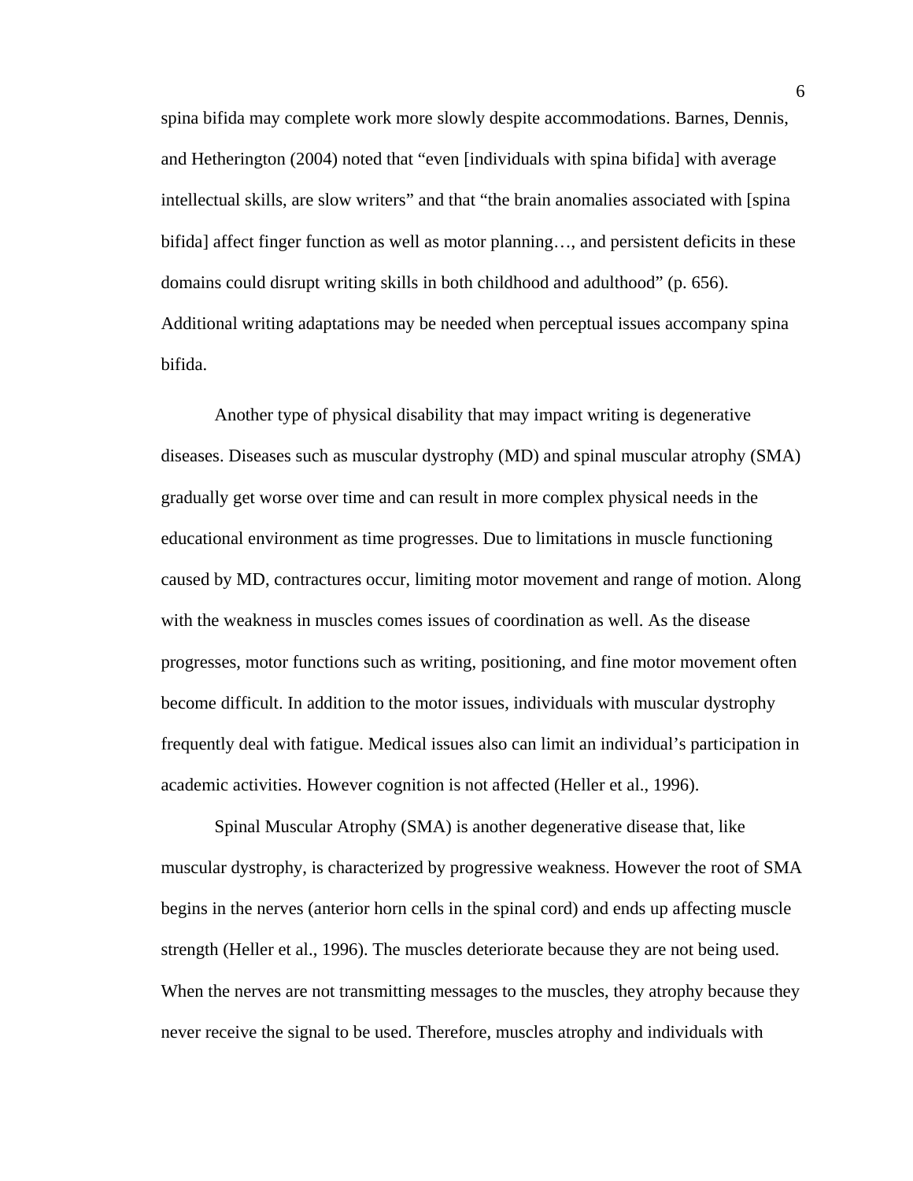spina bifida may complete work more slowly despite accommodations. Barnes, Dennis, and Hetherington (2004) noted that "even [individuals with spina bifida] with average intellectual skills, are slow writers" and that "the brain anomalies associated with [spina bifida] affect finger function as well as motor planning…, and persistent deficits in these domains could disrupt writing skills in both childhood and adulthood" (p. 656). Additional writing adaptations may be needed when perceptual issues accompany spina bifida.

Another type of physical disability that may impact writing is degenerative diseases. Diseases such as muscular dystrophy (MD) and spinal muscular atrophy (SMA) gradually get worse over time and can result in more complex physical needs in the educational environment as time progresses. Due to limitations in muscle functioning caused by MD, contractures occur, limiting motor movement and range of motion. Along with the weakness in muscles comes issues of coordination as well. As the disease progresses, motor functions such as writing, positioning, and fine motor movement often become difficult. In addition to the motor issues, individuals with muscular dystrophy frequently deal with fatigue. Medical issues also can limit an individual's participation in academic activities. However cognition is not affected (Heller et al., 1996).

Spinal Muscular Atrophy (SMA) is another degenerative disease that, like muscular dystrophy, is characterized by progressive weakness. However the root of SMA begins in the nerves (anterior horn cells in the spinal cord) and ends up affecting muscle strength (Heller et al., 1996). The muscles deteriorate because they are not being used. When the nerves are not transmitting messages to the muscles, they atrophy because they never receive the signal to be used. Therefore, muscles atrophy and individuals with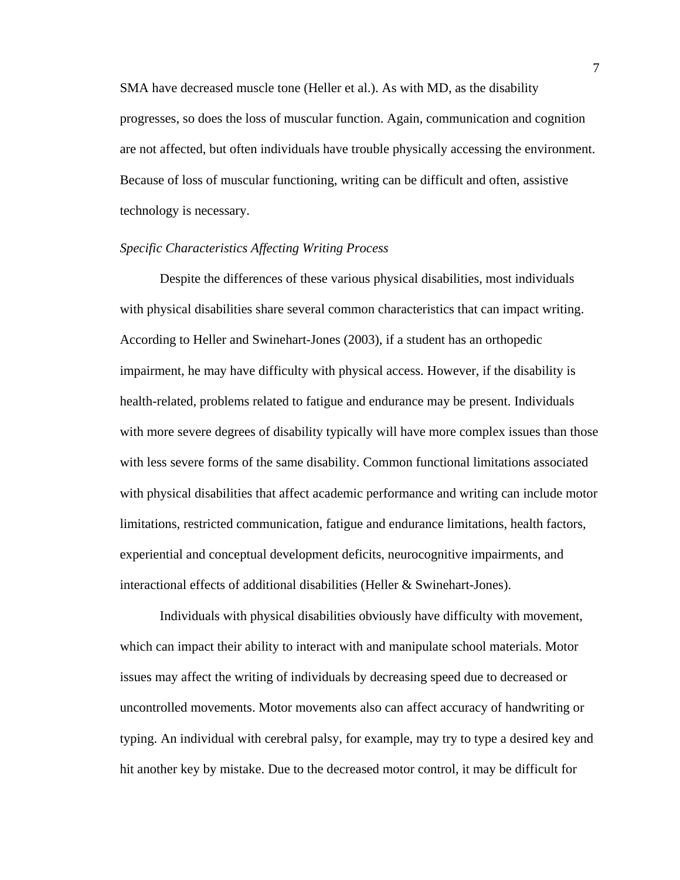SMA have decreased muscle tone (Heller et al.). As with MD, as the disability progresses, so does the loss of muscular function. Again, communication and cognition are not affected, but often individuals have trouble physically accessing the environment. Because of loss of muscular functioning, writing can be difficult and often, assistive technology is necessary.

### *Specific Characteristics Affecting Writing Process*

Despite the differences of these various physical disabilities, most individuals with physical disabilities share several common characteristics that can impact writing. According to Heller and Swinehart-Jones (2003), if a student has an orthopedic impairment, he may have difficulty with physical access. However, if the disability is health-related, problems related to fatigue and endurance may be present. Individuals with more severe degrees of disability typically will have more complex issues than those with less severe forms of the same disability. Common functional limitations associated with physical disabilities that affect academic performance and writing can include motor limitations, restricted communication, fatigue and endurance limitations, health factors, experiential and conceptual development deficits, neurocognitive impairments, and interactional effects of additional disabilities (Heller & Swinehart-Jones).

Individuals with physical disabilities obviously have difficulty with movement, which can impact their ability to interact with and manipulate school materials. Motor issues may affect the writing of individuals by decreasing speed due to decreased or uncontrolled movements. Motor movements also can affect accuracy of handwriting or typing. An individual with cerebral palsy, for example, may try to type a desired key and hit another key by mistake. Due to the decreased motor control, it may be difficult for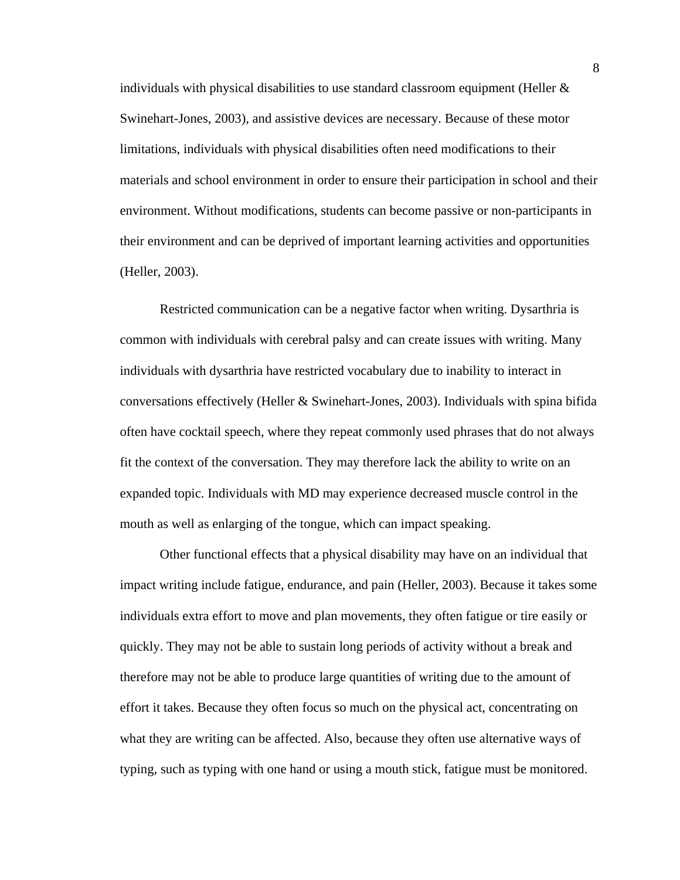individuals with physical disabilities to use standard classroom equipment (Heller & Swinehart-Jones, 2003), and assistive devices are necessary. Because of these motor limitations, individuals with physical disabilities often need modifications to their materials and school environment in order to ensure their participation in school and their environment. Without modifications, students can become passive or non-participants in their environment and can be deprived of important learning activities and opportunities (Heller, 2003).

Restricted communication can be a negative factor when writing. Dysarthria is common with individuals with cerebral palsy and can create issues with writing. Many individuals with dysarthria have restricted vocabulary due to inability to interact in conversations effectively (Heller & Swinehart-Jones, 2003). Individuals with spina bifida often have cocktail speech, where they repeat commonly used phrases that do not always fit the context of the conversation. They may therefore lack the ability to write on an expanded topic. Individuals with MD may experience decreased muscle control in the mouth as well as enlarging of the tongue, which can impact speaking.

Other functional effects that a physical disability may have on an individual that impact writing include fatigue, endurance, and pain (Heller, 2003). Because it takes some individuals extra effort to move and plan movements, they often fatigue or tire easily or quickly. They may not be able to sustain long periods of activity without a break and therefore may not be able to produce large quantities of writing due to the amount of effort it takes. Because they often focus so much on the physical act, concentrating on what they are writing can be affected. Also, because they often use alternative ways of typing, such as typing with one hand or using a mouth stick, fatigue must be monitored.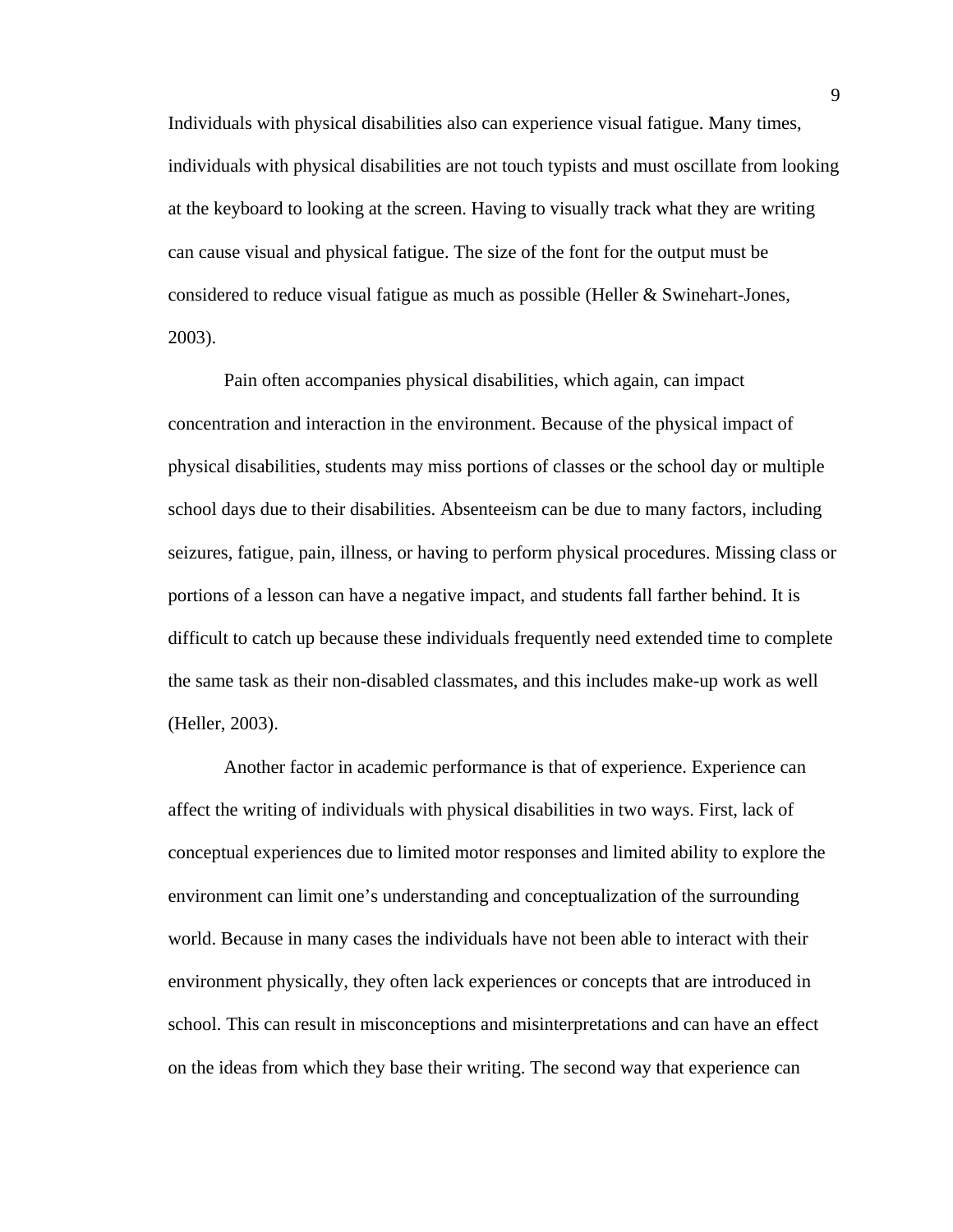Individuals with physical disabilities also can experience visual fatigue. Many times, individuals with physical disabilities are not touch typists and must oscillate from looking at the keyboard to looking at the screen. Having to visually track what they are writing can cause visual and physical fatigue. The size of the font for the output must be considered to reduce visual fatigue as much as possible (Heller & Swinehart-Jones, 2003).

Pain often accompanies physical disabilities, which again, can impact concentration and interaction in the environment. Because of the physical impact of physical disabilities, students may miss portions of classes or the school day or multiple school days due to their disabilities. Absenteeism can be due to many factors, including seizures, fatigue, pain, illness, or having to perform physical procedures. Missing class or portions of a lesson can have a negative impact, and students fall farther behind. It is difficult to catch up because these individuals frequently need extended time to complete the same task as their non-disabled classmates, and this includes make-up work as well (Heller, 2003).

Another factor in academic performance is that of experience. Experience can affect the writing of individuals with physical disabilities in two ways. First, lack of conceptual experiences due to limited motor responses and limited ability to explore the environment can limit one's understanding and conceptualization of the surrounding world. Because in many cases the individuals have not been able to interact with their environment physically, they often lack experiences or concepts that are introduced in school. This can result in misconceptions and misinterpretations and can have an effect on the ideas from which they base their writing. The second way that experience can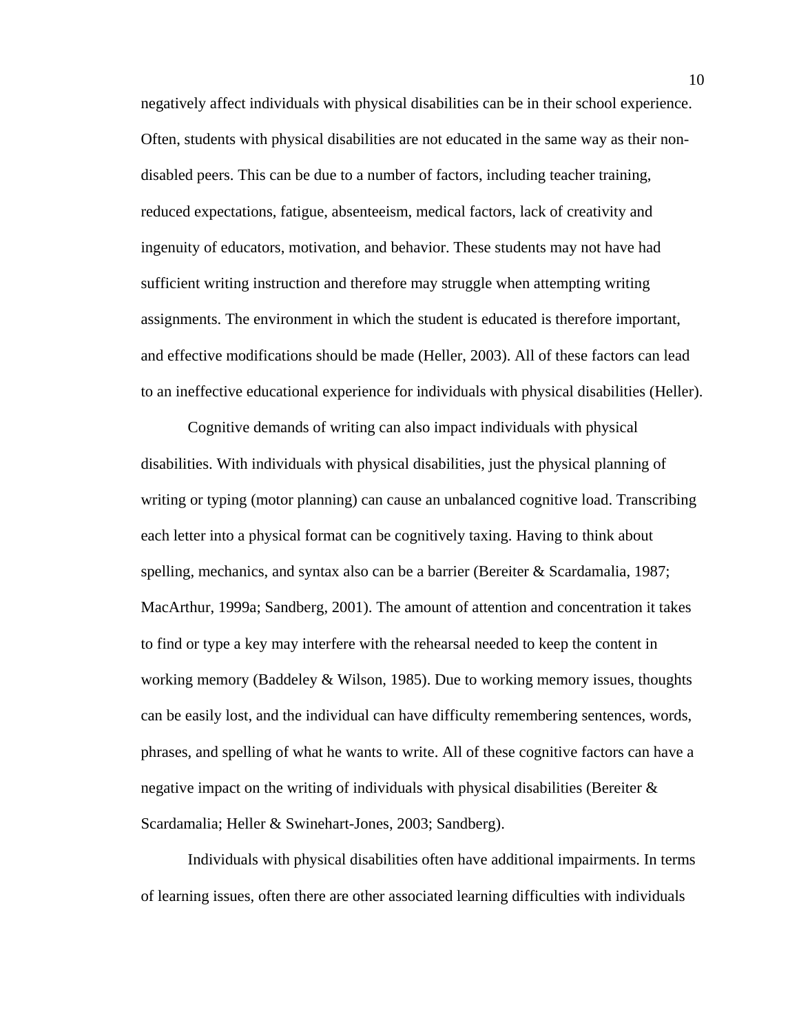negatively affect individuals with physical disabilities can be in their school experience. Often, students with physical disabilities are not educated in the same way as their non-disabled peers. This can be due to a number of factors, including teacher training, reduced expectations, fatigue, absenteeism, medical factors, lack of creativity and ingenuity of educators, motivation, and behavior. These students may not have had sufficient writing instruction and therefore may struggle when attempting writing assignments. The environment in which the student is educated is therefore important, and effective modifications should be made (Heller, 2003). All of these factors can lead to an ineffective educational experience for individuals with physical disabilities (Heller).

Cognitive demands of writing can also impact individuals with physical disabilities. With individuals with physical disabilities, just the physical planning of writing or typing (motor planning) can cause an unbalanced cognitive load. Transcribing each letter into a physical format can be cognitively taxing. Having to think about spelling, mechanics, and syntax also can be a barrier (Bereiter & Scardamalia, 1987; MacArthur, 1999a; Sandberg, 2001). The amount of attention and concentration it takes to find or type a key may interfere with the rehearsal needed to keep the content in working memory (Baddeley & Wilson, 1985). Due to working memory issues, thoughts can be easily lost, and the individual can have difficulty remembering sentences, words, phrases, and spelling of what he wants to write. All of these cognitive factors can have a negative impact on the writing of individuals with physical disabilities (Bereiter & Scardamalia; Heller & Swinehart-Jones, 2003; Sandberg).

Individuals with physical disabilities often have additional impairments. In terms of learning issues, often there are other associated learning difficulties with individuals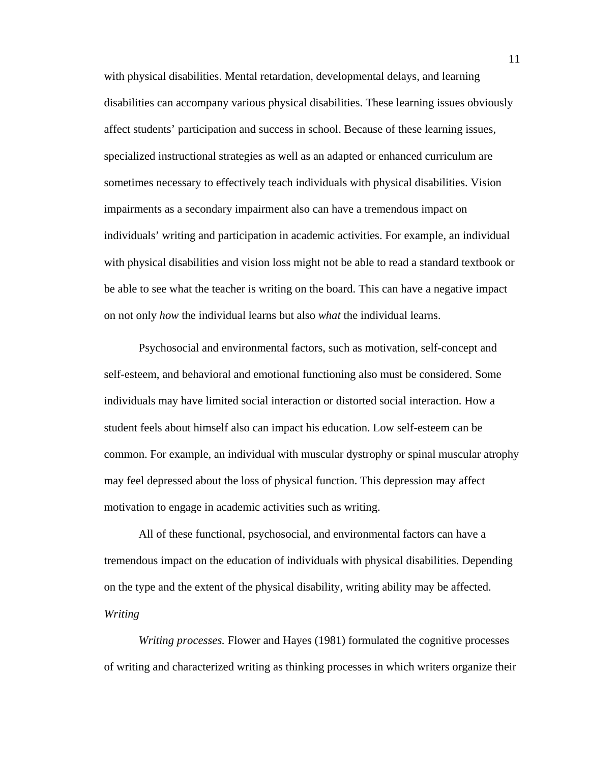with physical disabilities. Mental retardation, developmental delays, and learning disabilities can accompany various physical disabilities. These learning issues obviously affect students' participation and success in school. Because of these learning issues, specialized instructional strategies as well as an adapted or enhanced curriculum are sometimes necessary to effectively teach individuals with physical disabilities. Vision impairments as a secondary impairment also can have a tremendous impact on individuals' writing and participation in academic activities. For example, an individual with physical disabilities and vision loss might not be able to read a standard textbook or be able to see what the teacher is writing on the board. This can have a negative impact on not only *how* the individual learns but also *what* the individual learns.

Psychosocial and environmental factors, such as motivation, self-concept and self-esteem, and behavioral and emotional functioning also must be considered. Some individuals may have limited social interaction or distorted social interaction. How a student feels about himself also can impact his education. Low self-esteem can be common. For example, an individual with muscular dystrophy or spinal muscular atrophy may feel depressed about the loss of physical function. This depression may affect motivation to engage in academic activities such as writing.

All of these functional, psychosocial, and environmental factors can have a tremendous impact on the education of individuals with physical disabilities. Depending on the type and the extent of the physical disability, writing ability may be affected.

### *Writing*

*Writing processes.* Flower and Hayes (1981) formulated the cognitive processes of writing and characterized writing as thinking processes in which writers organize their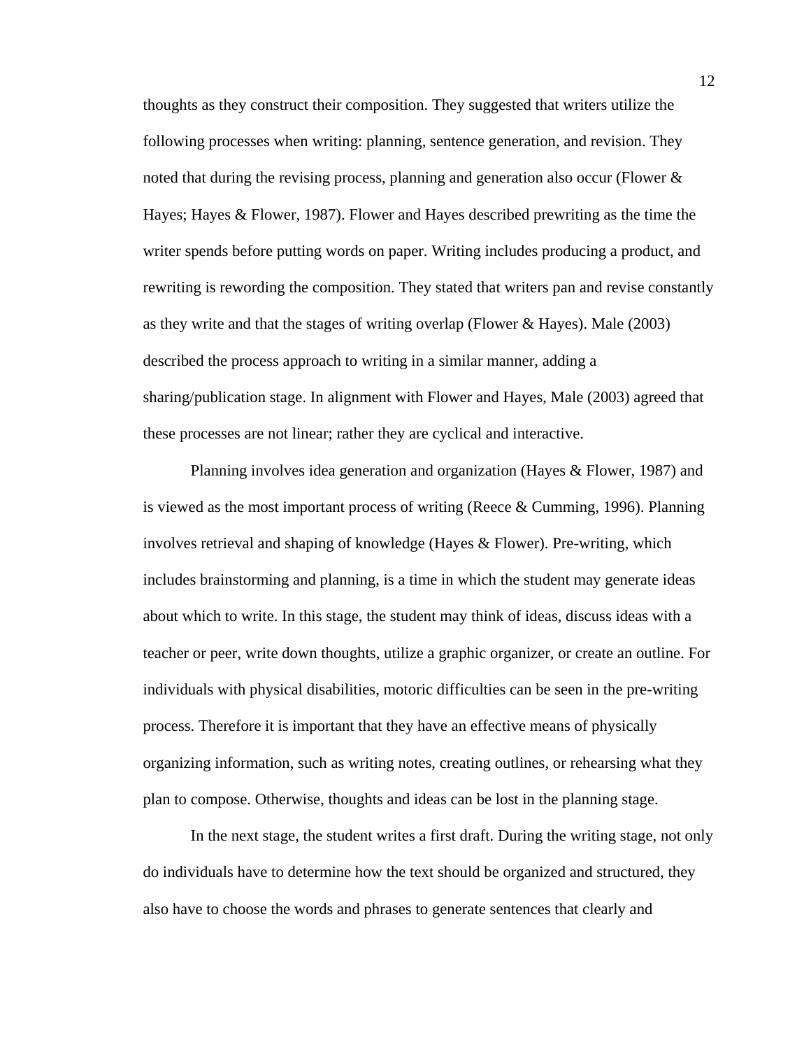thoughts as they construct their composition. They suggested that writers utilize the following processes when writing: planning, sentence generation, and revision. They noted that during the revising process, planning and generation also occur (Flower & Hayes; Hayes & Flower, 1987). Flower and Hayes described prewriting as the time the writer spends before putting words on paper. Writing includes producing a product, and rewriting is rewording the composition. They stated that writers pan and revise constantly as they write and that the stages of writing overlap (Flower & Hayes). Male (2003) described the process approach to writing in a similar manner, adding a sharing/publication stage. In alignment with Flower and Hayes, Male (2003) agreed that these processes are not linear; rather they are cyclical and interactive.

Planning involves idea generation and organization (Hayes & Flower, 1987) and is viewed as the most important process of writing (Reece & Cumming, 1996). Planning involves retrieval and shaping of knowledge (Hayes & Flower). Pre-writing, which includes brainstorming and planning, is a time in which the student may generate ideas about which to write. In this stage, the student may think of ideas, discuss ideas with a teacher or peer, write down thoughts, utilize a graphic organizer, or create an outline. For individuals with physical disabilities, motoric difficulties can be seen in the pre-writing process. Therefore it is important that they have an effective means of physically organizing information, such as writing notes, creating outlines, or rehearsing what they plan to compose. Otherwise, thoughts and ideas can be lost in the planning stage.

In the next stage, the student writes a first draft. During the writing stage, not only do individuals have to determine how the text should be organized and structured, they also have to choose the words and phrases to generate sentences that clearly and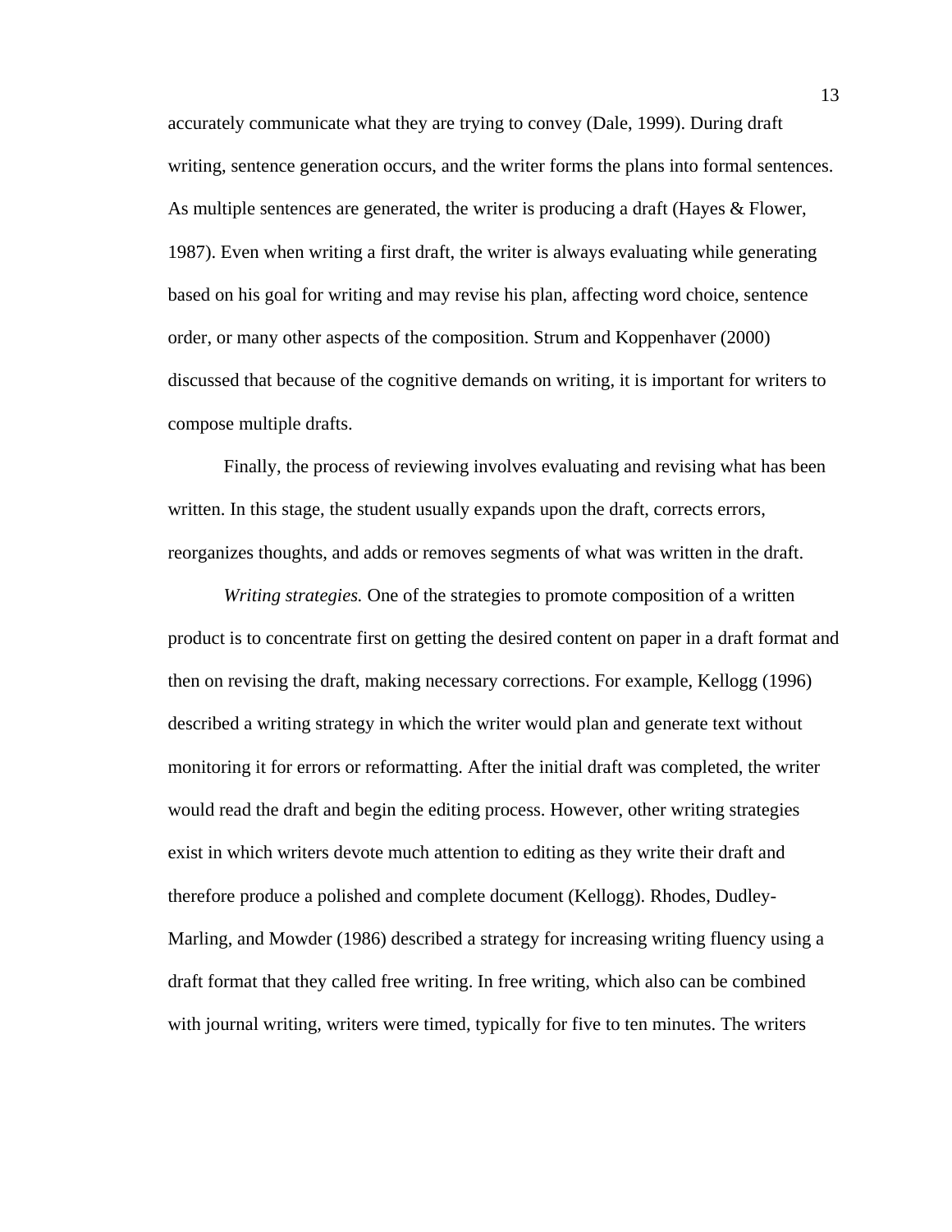accurately communicate what they are trying to convey (Dale, 1999). During draft writing, sentence generation occurs, and the writer forms the plans into formal sentences. As multiple sentences are generated, the writer is producing a draft (Hayes & Flower, 1987). Even when writing a first draft, the writer is always evaluating while generating based on his goal for writing and may revise his plan, affecting word choice, sentence order, or many other aspects of the composition. Strum and Koppenhaver (2000) discussed that because of the cognitive demands on writing, it is important for writers to compose multiple drafts.

Finally, the process of reviewing involves evaluating and revising what has been written. In this stage, the student usually expands upon the draft, corrects errors, reorganizes thoughts, and adds or removes segments of what was written in the draft.

*Writing strategies.* One of the strategies to promote composition of a written product is to concentrate first on getting the desired content on paper in a draft format and then on revising the draft, making necessary corrections. For example, Kellogg (1996) described a writing strategy in which the writer would plan and generate text without monitoring it for errors or reformatting. After the initial draft was completed, the writer would read the draft and begin the editing process. However, other writing strategies exist in which writers devote much attention to editing as they write their draft and therefore produce a polished and complete document (Kellogg). Rhodes, Dudley-Marling, and Mowder (1986) described a strategy for increasing writing fluency using a draft format that they called free writing. In free writing, which also can be combined with journal writing, writers were timed, typically for five to ten minutes. The writers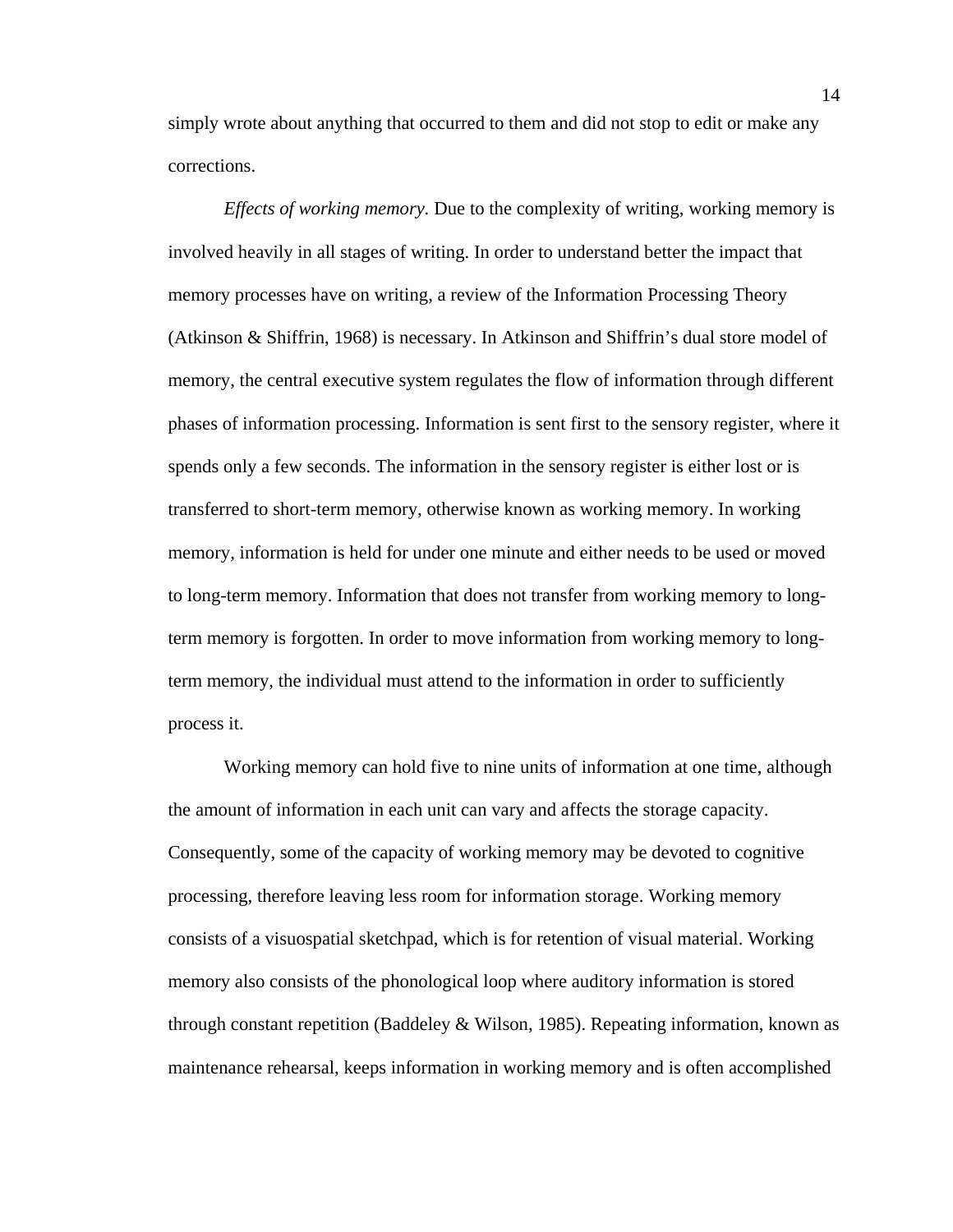simply wrote about anything that occurred to them and did not stop to edit or make any corrections.

*Effects of working memory.* Due to the complexity of writing, working memory is involved heavily in all stages of writing. In order to understand better the impact that memory processes have on writing, a review of the Information Processing Theory (Atkinson & Shiffrin, 1968) is necessary. In Atkinson and Shiffrin's dual store model of memory, the central executive system regulates the flow of information through different phases of information processing. Information is sent first to the sensory register, where it spends only a few seconds. The information in the sensory register is either lost or is transferred to short-term memory, otherwise known as working memory. In working memory, information is held for under one minute and either needs to be used or moved to long-term memory. Information that does not transfer from working memory to long-term memory is forgotten. In order to move information from working memory to long-term memory, the individual must attend to the information in order to sufficiently process it.

Working memory can hold five to nine units of information at one time, although the amount of information in each unit can vary and affects the storage capacity. Consequently, some of the capacity of working memory may be devoted to cognitive processing, therefore leaving less room for information storage. Working memory consists of a visuospatial sketchpad, which is for retention of visual material. Working memory also consists of the phonological loop where auditory information is stored through constant repetition (Baddeley & Wilson, 1985). Repeating information, known as maintenance rehearsal, keeps information in working memory and is often accomplished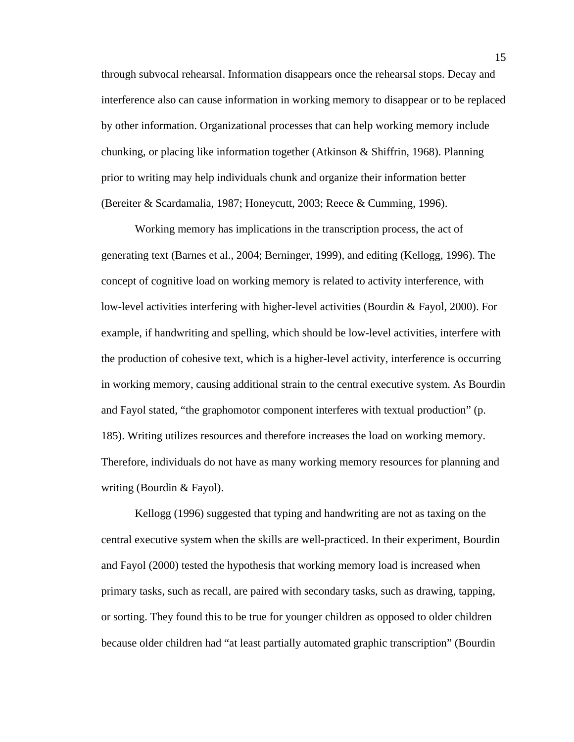through subvocal rehearsal. Information disappears once the rehearsal stops. Decay and interference also can cause information in working memory to disappear or to be replaced by other information. Organizational processes that can help working memory include chunking, or placing like information together (Atkinson & Shiffrin, 1968). Planning prior to writing may help individuals chunk and organize their information better (Bereiter & Scardamalia, 1987; Honeycutt, 2003; Reece & Cumming, 1996).

Working memory has implications in the transcription process, the act of generating text (Barnes et al., 2004; Berninger, 1999), and editing (Kellogg, 1996). The concept of cognitive load on working memory is related to activity interference, with low-level activities interfering with higher-level activities (Bourdin & Fayol, 2000). For example, if handwriting and spelling, which should be low-level activities, interfere with the production of cohesive text, which is a higher-level activity, interference is occurring in working memory, causing additional strain to the central executive system. As Bourdin and Fayol stated, "the graphomotor component interferes with textual production" (p. 185). Writing utilizes resources and therefore increases the load on working memory. Therefore, individuals do not have as many working memory resources for planning and writing (Bourdin & Fayol).

Kellogg (1996) suggested that typing and handwriting are not as taxing on the central executive system when the skills are well-practiced. In their experiment, Bourdin and Fayol (2000) tested the hypothesis that working memory load is increased when primary tasks, such as recall, are paired with secondary tasks, such as drawing, tapping, or sorting. They found this to be true for younger children as opposed to older children because older children had "at least partially automated graphic transcription" (Bourdin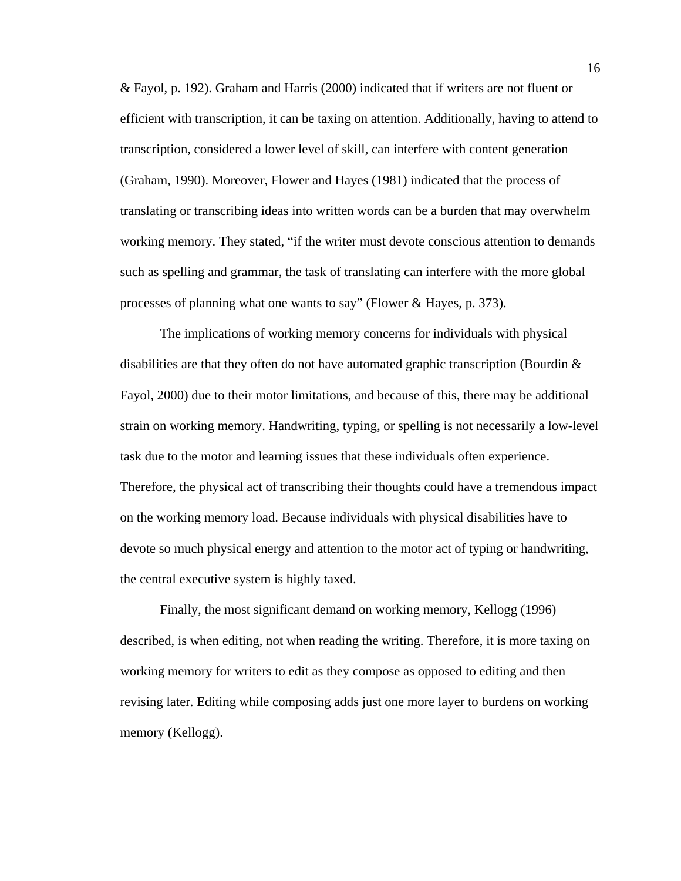& Fayol, p. 192). Graham and Harris (2000) indicated that if writers are not fluent or efficient with transcription, it can be taxing on attention. Additionally, having to attend to transcription, considered a lower level of skill, can interfere with content generation (Graham, 1990). Moreover, Flower and Hayes (1981) indicated that the process of translating or transcribing ideas into written words can be a burden that may overwhelm working memory. They stated, “if the writer must devote conscious attention to demands such as spelling and grammar, the task of translating can interfere with the more global processes of planning what one wants to say” (Flower & Hayes, p. 373).

The implications of working memory concerns for individuals with physical disabilities are that they often do not have automated graphic transcription (Bourdin & Fayol, 2000) due to their motor limitations, and because of this, there may be additional strain on working memory. Handwriting, typing, or spelling is not necessarily a low-level task due to the motor and learning issues that these individuals often experience. Therefore, the physical act of transcribing their thoughts could have a tremendous impact on the working memory load. Because individuals with physical disabilities have to devote so much physical energy and attention to the motor act of typing or handwriting, the central executive system is highly taxed.

Finally, the most significant demand on working memory, Kellogg (1996) described, is when editing, not when reading the writing. Therefore, it is more taxing on working memory for writers to edit as they compose as opposed to editing and then revising later. Editing while composing adds just one more layer to burdens on working memory (Kellogg).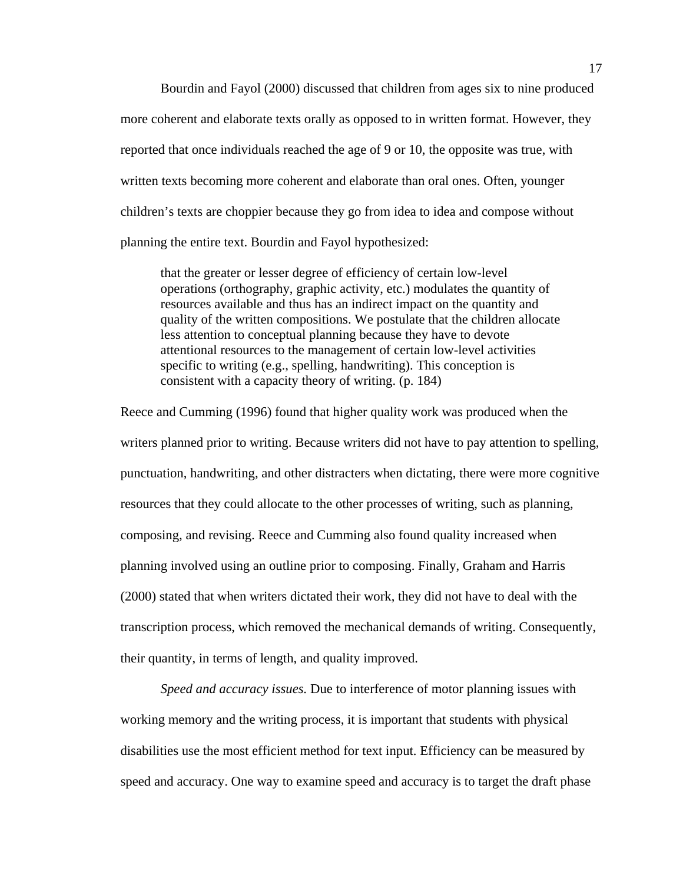Bourdin and Fayol (2000) discussed that children from ages six to nine produced more coherent and elaborate texts orally as opposed to in written format. However, they reported that once individuals reached the age of 9 or 10, the opposite was true, with written texts becoming more coherent and elaborate than oral ones. Often, younger children's texts are choppier because they go from idea to idea and compose without planning the entire text. Bourdin and Fayol hypothesized:

> that the greater or lesser degree of efficiency of certain low-level operations (orthography, graphic activity, etc.) modulates the quantity of resources available and thus has an indirect impact on the quantity and quality of the written compositions. We postulate that the children allocate less attention to conceptual planning because they have to devote attentional resources to the management of certain low-level activities specific to writing (e.g., spelling, handwriting). This conception is consistent with a capacity theory of writing. (p. 184)

Reece and Cumming (1996) found that higher quality work was produced when the writers planned prior to writing. Because writers did not have to pay attention to spelling, punctuation, handwriting, and other distracters when dictating, there were more cognitive resources that they could allocate to the other processes of writing, such as planning, composing, and revising. Reece and Cumming also found quality increased when planning involved using an outline prior to composing. Finally, Graham and Harris (2000) stated that when writers dictated their work, they did not have to deal with the transcription process, which removed the mechanical demands of writing. Consequently, their quantity, in terms of length, and quality improved.

*Speed and accuracy issues.* Due to interference of motor planning issues with working memory and the writing process, it is important that students with physical disabilities use the most efficient method for text input. Efficiency can be measured by speed and accuracy. One way to examine speed and accuracy is to target the draft phase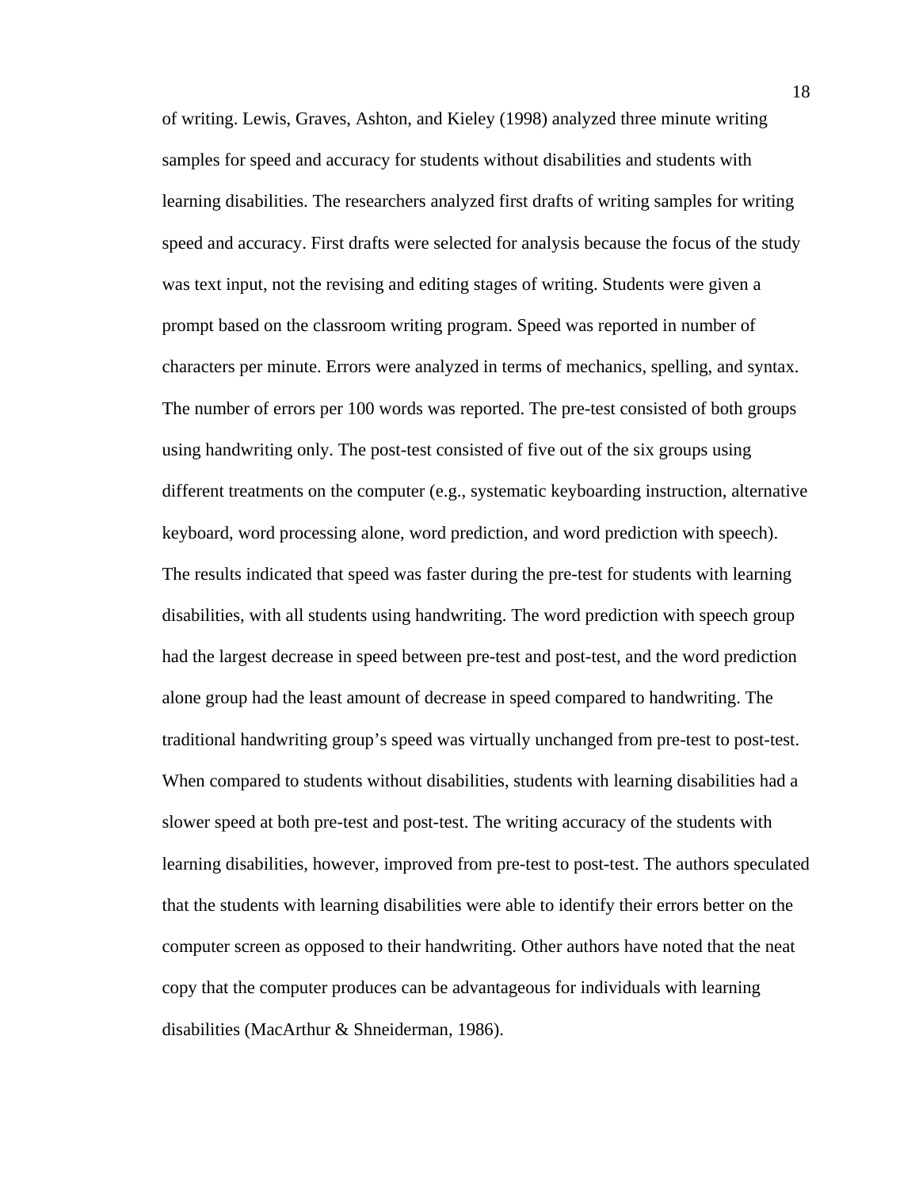of writing. Lewis, Graves, Ashton, and Kieley (1998) analyzed three minute writing samples for speed and accuracy for students without disabilities and students with learning disabilities. The researchers analyzed first drafts of writing samples for writing speed and accuracy. First drafts were selected for analysis because the focus of the study was text input, not the revising and editing stages of writing. Students were given a prompt based on the classroom writing program. Speed was reported in number of characters per minute. Errors were analyzed in terms of mechanics, spelling, and syntax. The number of errors per 100 words was reported. The pre-test consisted of both groups using handwriting only. The post-test consisted of five out of the six groups using different treatments on the computer (e.g., systematic keyboarding instruction, alternative keyboard, word processing alone, word prediction, and word prediction with speech). The results indicated that speed was faster during the pre-test for students with learning disabilities, with all students using handwriting. The word prediction with speech group had the largest decrease in speed between pre-test and post-test, and the word prediction alone group had the least amount of decrease in speed compared to handwriting. The traditional handwriting group's speed was virtually unchanged from pre-test to post-test. When compared to students without disabilities, students with learning disabilities had a slower speed at both pre-test and post-test. The writing accuracy of the students with learning disabilities, however, improved from pre-test to post-test. The authors speculated that the students with learning disabilities were able to identify their errors better on the computer screen as opposed to their handwriting. Other authors have noted that the neat copy that the computer produces can be advantageous for individuals with learning disabilities (MacArthur & Shneiderman, 1986).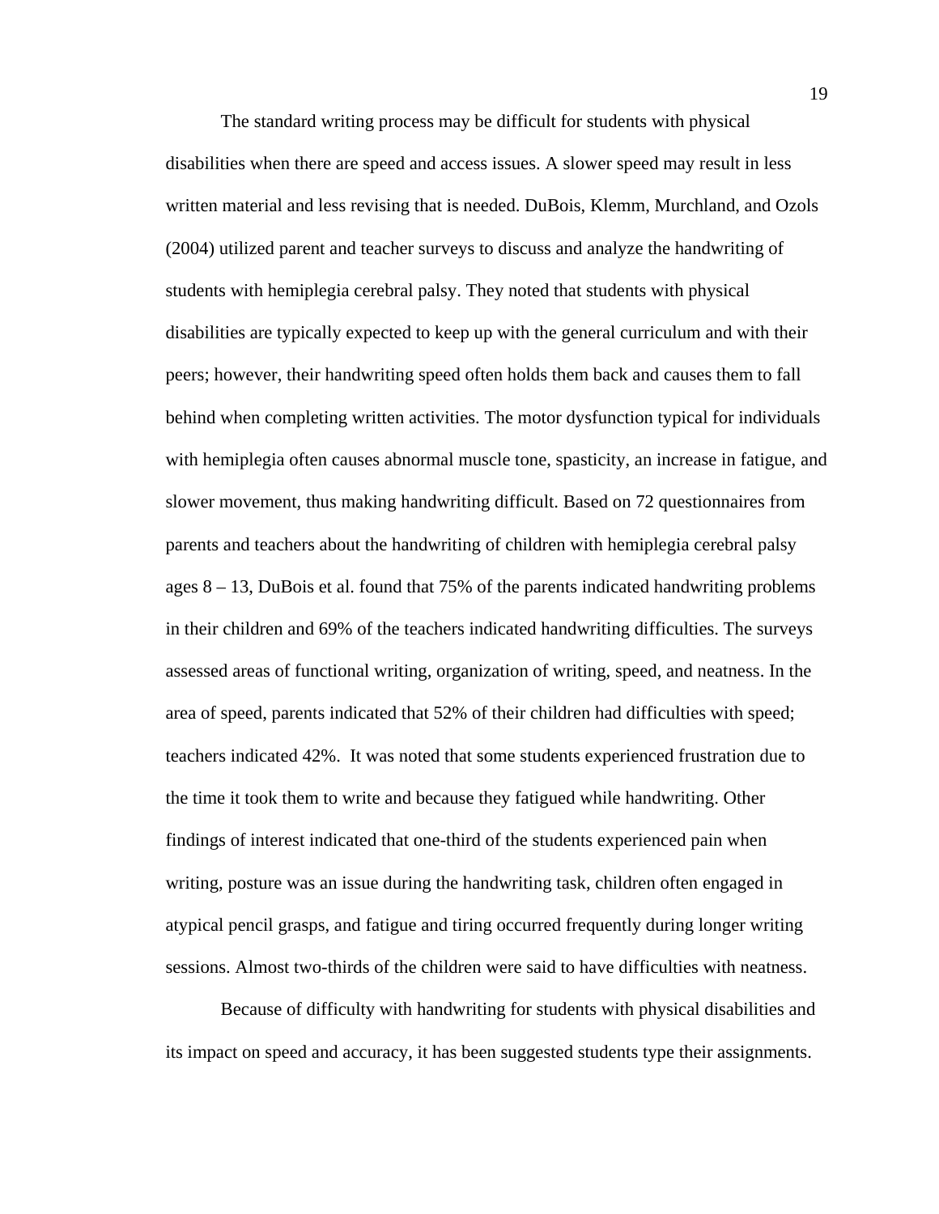The standard writing process may be difficult for students with physical disabilities when there are speed and access issues. A slower speed may result in less written material and less revising that is needed. DuBois, Klemm, Murchland, and Ozols (2004) utilized parent and teacher surveys to discuss and analyze the handwriting of students with hemiplegia cerebral palsy. They noted that students with physical disabilities are typically expected to keep up with the general curriculum and with their peers; however, their handwriting speed often holds them back and causes them to fall behind when completing written activities. The motor dysfunction typical for individuals with hemiplegia often causes abnormal muscle tone, spasticity, an increase in fatigue, and slower movement, thus making handwriting difficult. Based on 72 questionnaires from parents and teachers about the handwriting of children with hemiplegia cerebral palsy ages 8 – 13, DuBois et al. found that 75% of the parents indicated handwriting problems in their children and 69% of the teachers indicated handwriting difficulties. The surveys assessed areas of functional writing, organization of writing, speed, and neatness. In the area of speed, parents indicated that 52% of their children had difficulties with speed; teachers indicated 42%. It was noted that some students experienced frustration due to the time it took them to write and because they fatigued while handwriting. Other findings of interest indicated that one-third of the students experienced pain when writing, posture was an issue during the handwriting task, children often engaged in atypical pencil grasps, and fatigue and tiring occurred frequently during longer writing sessions. Almost two-thirds of the children were said to have difficulties with neatness.

Because of difficulty with handwriting for students with physical disabilities and its impact on speed and accuracy, it has been suggested students type their assignments.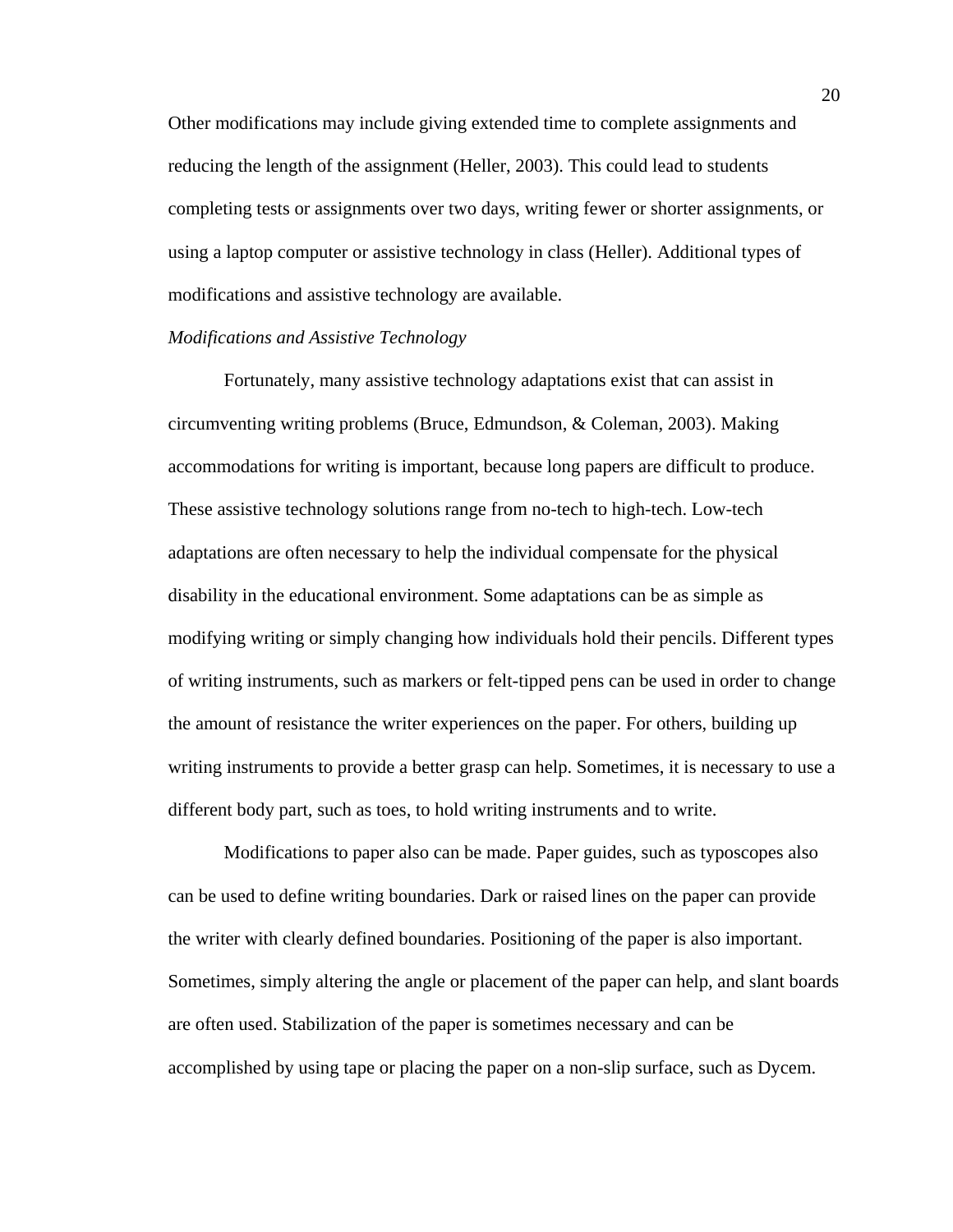Other modifications may include giving extended time to complete assignments and reducing the length of the assignment (Heller, 2003). This could lead to students completing tests or assignments over two days, writing fewer or shorter assignments, or using a laptop computer or assistive technology in class (Heller). Additional types of modifications and assistive technology are available.

### *Modifications and Assistive Technology*

Fortunately, many assistive technology adaptations exist that can assist in circumventing writing problems (Bruce, Edmundson, & Coleman, 2003). Making accommodations for writing is important, because long papers are difficult to produce. These assistive technology solutions range from no-tech to high-tech. Low-tech adaptations are often necessary to help the individual compensate for the physical disability in the educational environment. Some adaptations can be as simple as modifying writing or simply changing how individuals hold their pencils. Different types of writing instruments, such as markers or felt-tipped pens can be used in order to change the amount of resistance the writer experiences on the paper. For others, building up writing instruments to provide a better grasp can help. Sometimes, it is necessary to use a different body part, such as toes, to hold writing instruments and to write.

Modifications to paper also can be made. Paper guides, such as typoscopes also can be used to define writing boundaries. Dark or raised lines on the paper can provide the writer with clearly defined boundaries. Positioning of the paper is also important. Sometimes, simply altering the angle or placement of the paper can help, and slant boards are often used. Stabilization of the paper is sometimes necessary and can be accomplished by using tape or placing the paper on a non-slip surface, such as Dycem.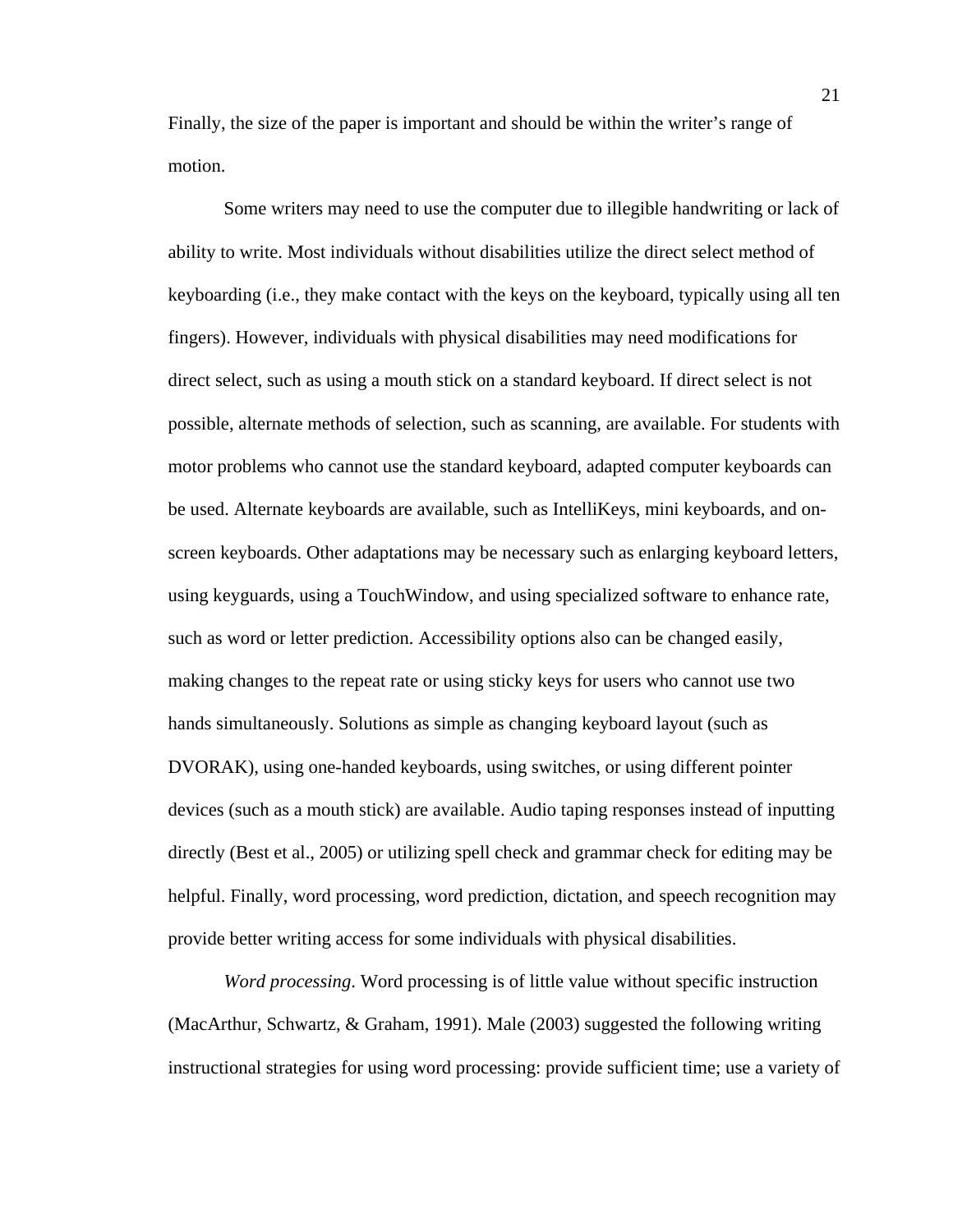Finally, the size of the paper is important and should be within the writer's range of motion.

Some writers may need to use the computer due to illegible handwriting or lack of ability to write. Most individuals without disabilities utilize the direct select method of keyboarding (i.e., they make contact with the keys on the keyboard, typically using all ten fingers). However, individuals with physical disabilities may need modifications for direct select, such as using a mouth stick on a standard keyboard. If direct select is not possible, alternate methods of selection, such as scanning, are available. For students with motor problems who cannot use the standard keyboard, adapted computer keyboards can be used. Alternate keyboards are available, such as IntelliKeys, mini keyboards, and on-screen keyboards. Other adaptations may be necessary such as enlarging keyboard letters, using keyguards, using a TouchWindow, and using specialized software to enhance rate, such as word or letter prediction. Accessibility options also can be changed easily, making changes to the repeat rate or using sticky keys for users who cannot use two hands simultaneously. Solutions as simple as changing keyboard layout (such as DVORAK), using one-handed keyboards, using switches, or using different pointer devices (such as a mouth stick) are available. Audio taping responses instead of inputting directly (Best et al., 2005) or utilizing spell check and grammar check for editing may be helpful. Finally, word processing, word prediction, dictation, and speech recognition may provide better writing access for some individuals with physical disabilities.

*Word processing*. Word processing is of little value without specific instruction (MacArthur, Schwartz, & Graham, 1991). Male (2003) suggested the following writing instructional strategies for using word processing: provide sufficient time; use a variety of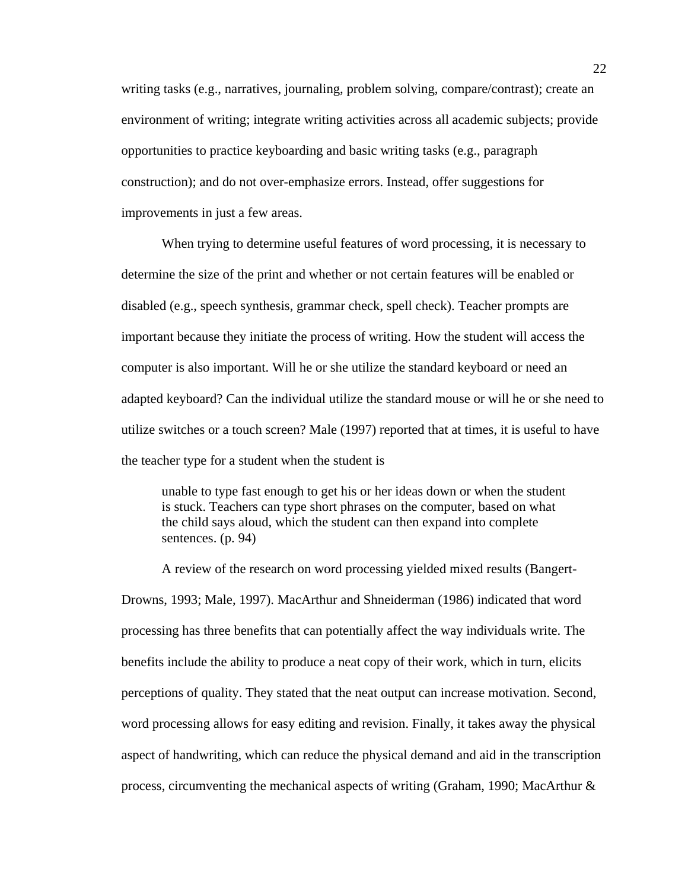writing tasks (e.g., narratives, journaling, problem solving, compare/contrast); create an environment of writing; integrate writing activities across all academic subjects; provide opportunities to practice keyboarding and basic writing tasks (e.g., paragraph construction); and do not over-emphasize errors. Instead, offer suggestions for improvements in just a few areas.

When trying to determine useful features of word processing, it is necessary to determine the size of the print and whether or not certain features will be enabled or disabled (e.g., speech synthesis, grammar check, spell check). Teacher prompts are important because they initiate the process of writing. How the student will access the computer is also important. Will he or she utilize the standard keyboard or need an adapted keyboard? Can the individual utilize the standard mouse or will he or she need to utilize switches or a touch screen? Male (1997) reported that at times, it is useful to have the teacher type for a student when the student is

> unable to type fast enough to get his or her ideas down or when the student is stuck. Teachers can type short phrases on the computer, based on what the child says aloud, which the student can then expand into complete sentences. (p. 94)

A review of the research on word processing yielded mixed results (Bangert-Drowns, 1993; Male, 1997). MacArthur and Shneiderman (1986) indicated that word processing has three benefits that can potentially affect the way individuals write. The benefits include the ability to produce a neat copy of their work, which in turn, elicits perceptions of quality. They stated that the neat output can increase motivation. Second, word processing allows for easy editing and revision. Finally, it takes away the physical aspect of handwriting, which can reduce the physical demand and aid in the transcription process, circumventing the mechanical aspects of writing (Graham, 1990; MacArthur &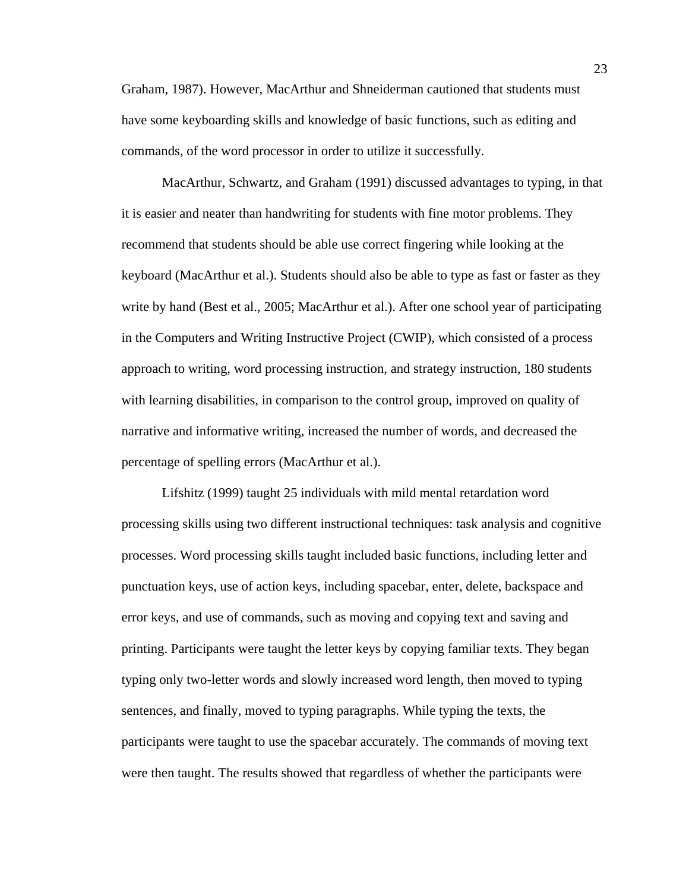Graham, 1987). However, MacArthur and Shneiderman cautioned that students must have some keyboarding skills and knowledge of basic functions, such as editing and commands, of the word processor in order to utilize it successfully.

MacArthur, Schwartz, and Graham (1991) discussed advantages to typing, in that it is easier and neater than handwriting for students with fine motor problems. They recommend that students should be able use correct fingering while looking at the keyboard (MacArthur et al.). Students should also be able to type as fast or faster as they write by hand (Best et al., 2005; MacArthur et al.). After one school year of participating in the Computers and Writing Instructive Project (CWIP), which consisted of a process approach to writing, word processing instruction, and strategy instruction, 180 students with learning disabilities, in comparison to the control group, improved on quality of narrative and informative writing, increased the number of words, and decreased the percentage of spelling errors (MacArthur et al.).

Lifshitz (1999) taught 25 individuals with mild mental retardation word processing skills using two different instructional techniques: task analysis and cognitive processes. Word processing skills taught included basic functions, including letter and punctuation keys, use of action keys, including spacebar, enter, delete, backspace and error keys, and use of commands, such as moving and copying text and saving and printing. Participants were taught the letter keys by copying familiar texts. They began typing only two-letter words and slowly increased word length, then moved to typing sentences, and finally, moved to typing paragraphs. While typing the texts, the participants were taught to use the spacebar accurately. The commands of moving text were then taught. The results showed that regardless of whether the participants were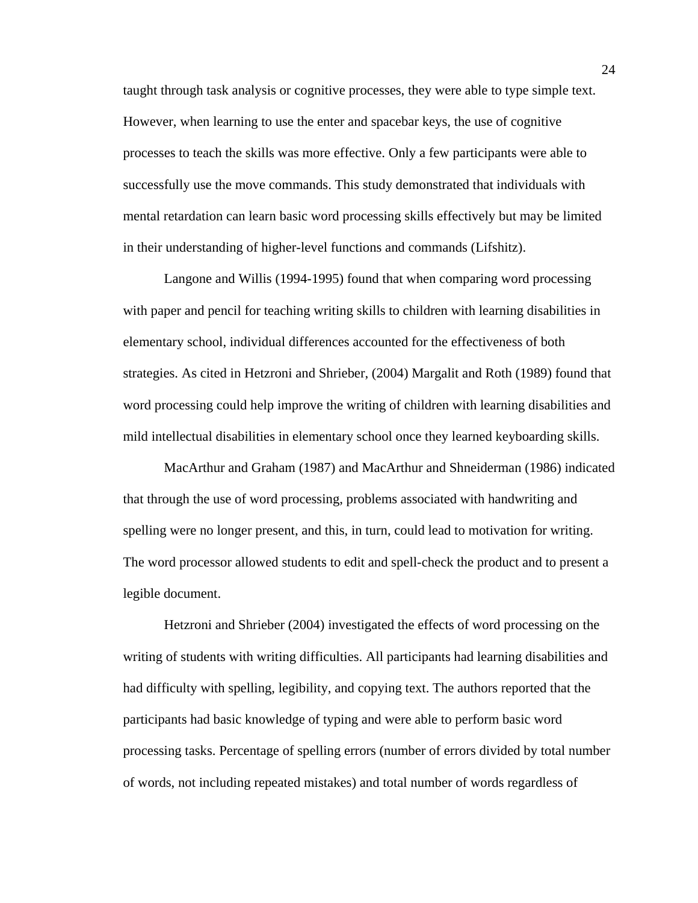taught through task analysis or cognitive processes, they were able to type simple text. However, when learning to use the enter and spacebar keys, the use of cognitive processes to teach the skills was more effective. Only a few participants were able to successfully use the move commands. This study demonstrated that individuals with mental retardation can learn basic word processing skills effectively but may be limited in their understanding of higher-level functions and commands (Lifshitz).

Langone and Willis (1994-1995) found that when comparing word processing with paper and pencil for teaching writing skills to children with learning disabilities in elementary school, individual differences accounted for the effectiveness of both strategies. As cited in Hetzroni and Shrieber, (2004) Margalit and Roth (1989) found that word processing could help improve the writing of children with learning disabilities and mild intellectual disabilities in elementary school once they learned keyboarding skills.

MacArthur and Graham (1987) and MacArthur and Shneiderman (1986) indicated that through the use of word processing, problems associated with handwriting and spelling were no longer present, and this, in turn, could lead to motivation for writing. The word processor allowed students to edit and spell-check the product and to present a legible document.

Hetzroni and Shrieber (2004) investigated the effects of word processing on the writing of students with writing difficulties. All participants had learning disabilities and had difficulty with spelling, legibility, and copying text. The authors reported that the participants had basic knowledge of typing and were able to perform basic word processing tasks. Percentage of spelling errors (number of errors divided by total number of words, not including repeated mistakes) and total number of words regardless of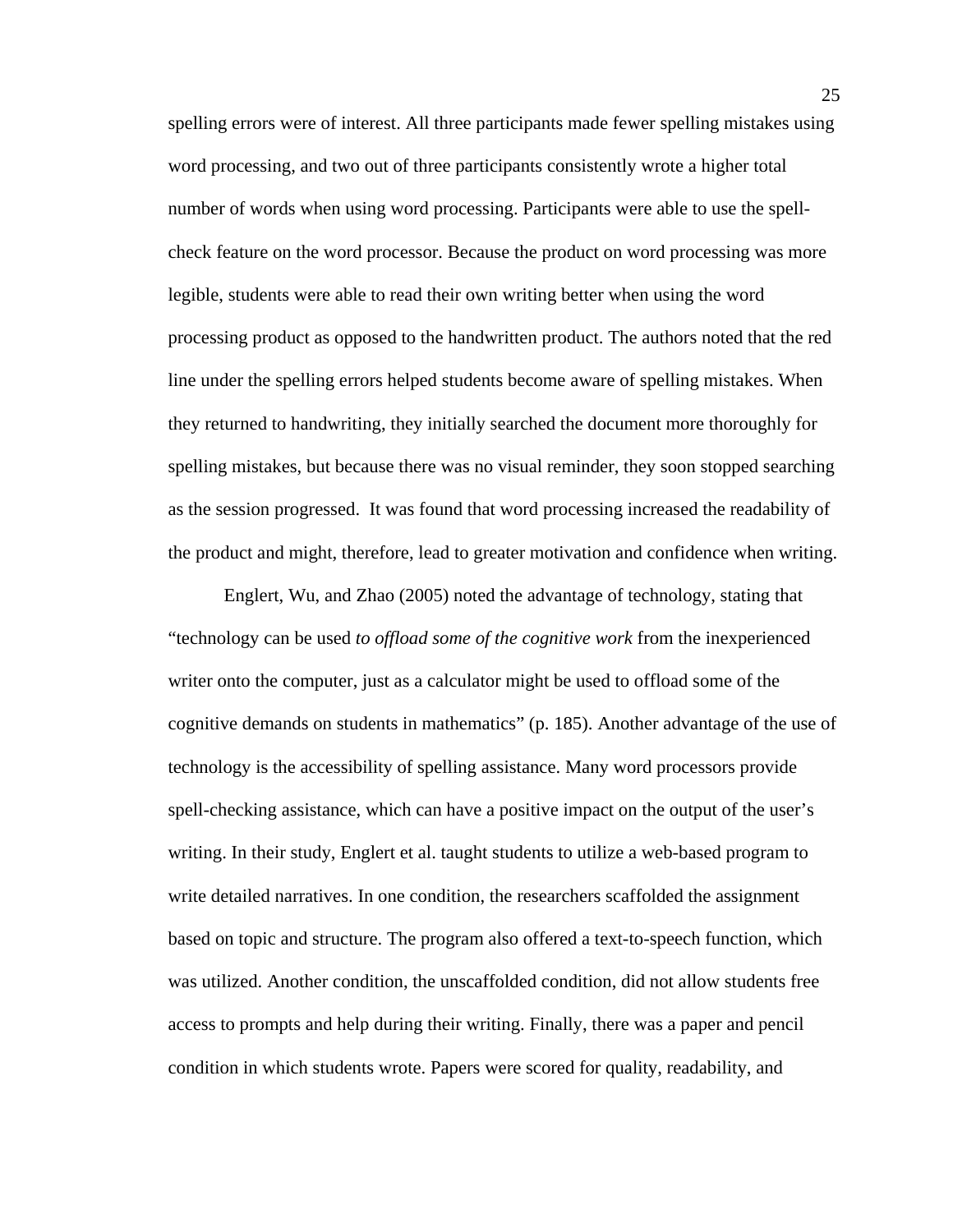spelling errors were of interest. All three participants made fewer spelling mistakes using word processing, and two out of three participants consistently wrote a higher total number of words when using word processing. Participants were able to use the spell-check feature on the word processor. Because the product on word processing was more legible, students were able to read their own writing better when using the word processing product as opposed to the handwritten product. The authors noted that the red line under the spelling errors helped students become aware of spelling mistakes. When they returned to handwriting, they initially searched the document more thoroughly for spelling mistakes, but because there was no visual reminder, they soon stopped searching as the session progressed. It was found that word processing increased the readability of the product and might, therefore, lead to greater motivation and confidence when writing.

Englert, Wu, and Zhao (2005) noted the advantage of technology, stating that "technology can be used *to offload some of the cognitive work* from the inexperienced writer onto the computer, just as a calculator might be used to offload some of the cognitive demands on students in mathematics" (p. 185). Another advantage of the use of technology is the accessibility of spelling assistance. Many word processors provide spell-checking assistance, which can have a positive impact on the output of the user's writing. In their study, Englert et al. taught students to utilize a web-based program to write detailed narratives. In one condition, the researchers scaffolded the assignment based on topic and structure. The program also offered a text-to-speech function, which was utilized. Another condition, the unscaffolded condition, did not allow students free access to prompts and help during their writing. Finally, there was a paper and pencil condition in which students wrote. Papers were scored for quality, readability, and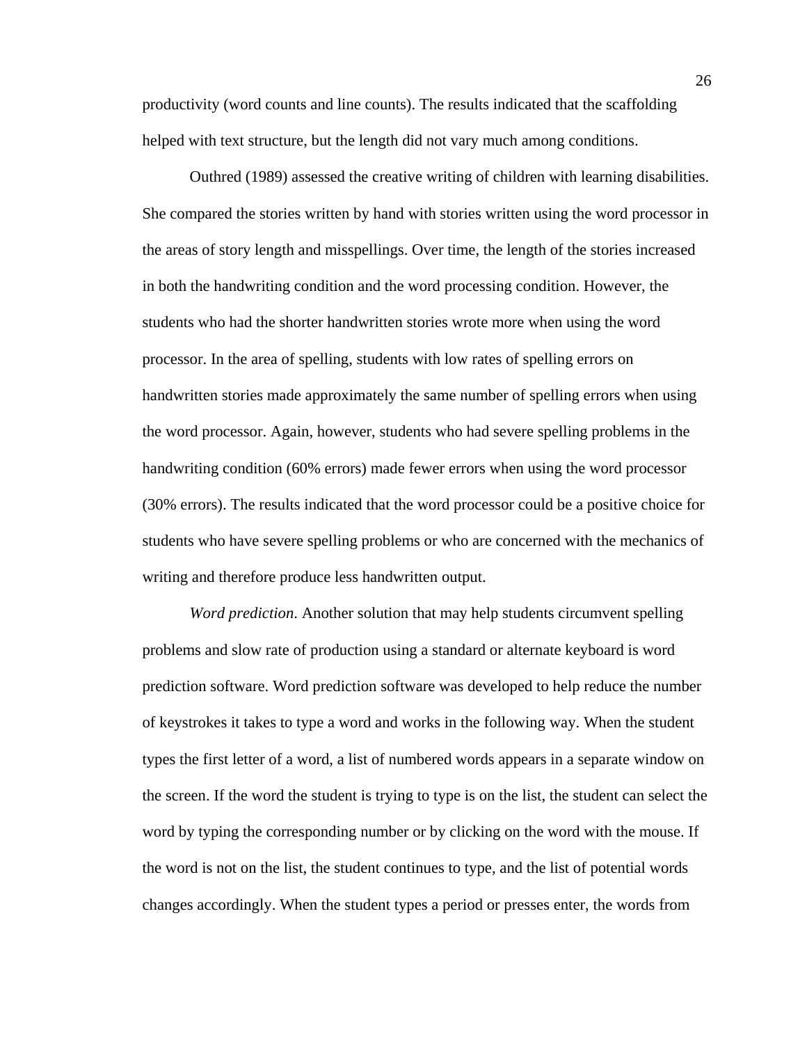productivity (word counts and line counts). The results indicated that the scaffolding helped with text structure, but the length did not vary much among conditions.

Outhred (1989) assessed the creative writing of children with learning disabilities. She compared the stories written by hand with stories written using the word processor in the areas of story length and misspellings. Over time, the length of the stories increased in both the handwriting condition and the word processing condition. However, the students who had the shorter handwritten stories wrote more when using the word processor. In the area of spelling, students with low rates of spelling errors on handwritten stories made approximately the same number of spelling errors when using the word processor. Again, however, students who had severe spelling problems in the handwriting condition (60% errors) made fewer errors when using the word processor (30% errors). The results indicated that the word processor could be a positive choice for students who have severe spelling problems or who are concerned with the mechanics of writing and therefore produce less handwritten output.

*Word prediction.* Another solution that may help students circumvent spelling problems and slow rate of production using a standard or alternate keyboard is word prediction software. Word prediction software was developed to help reduce the number of keystrokes it takes to type a word and works in the following way. When the student types the first letter of a word, a list of numbered words appears in a separate window on the screen. If the word the student is trying to type is on the list, the student can select the word by typing the corresponding number or by clicking on the word with the mouse. If the word is not on the list, the student continues to type, and the list of potential words changes accordingly. When the student types a period or presses enter, the words from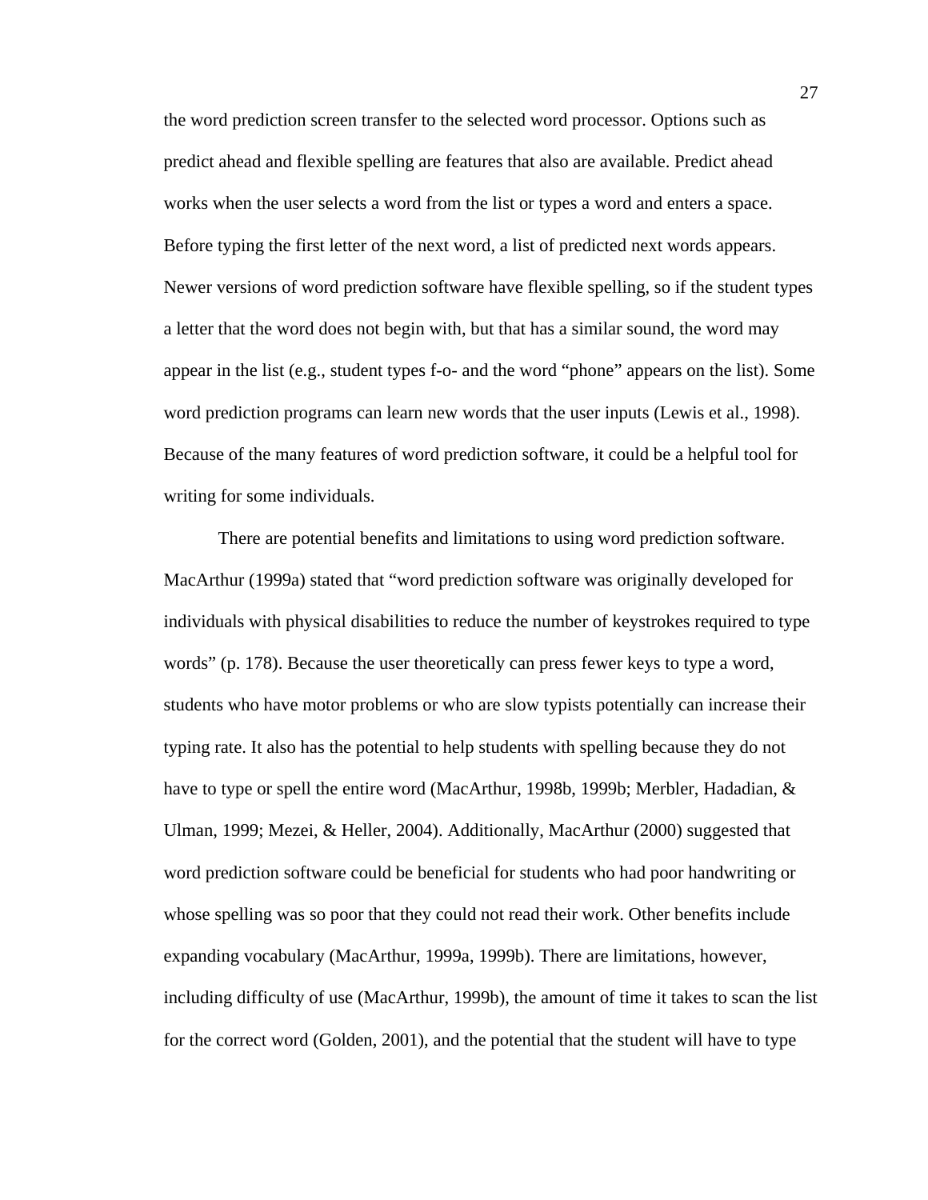the word prediction screen transfer to the selected word processor. Options such as predict ahead and flexible spelling are features that also are available. Predict ahead works when the user selects a word from the list or types a word and enters a space. Before typing the first letter of the next word, a list of predicted next words appears. Newer versions of word prediction software have flexible spelling, so if the student types a letter that the word does not begin with, but that has a similar sound, the word may appear in the list (e.g., student types f-o- and the word "phone" appears on the list). Some word prediction programs can learn new words that the user inputs (Lewis et al., 1998). Because of the many features of word prediction software, it could be a helpful tool for writing for some individuals.

There are potential benefits and limitations to using word prediction software. MacArthur (1999a) stated that "word prediction software was originally developed for individuals with physical disabilities to reduce the number of keystrokes required to type words" (p. 178). Because the user theoretically can press fewer keys to type a word, students who have motor problems or who are slow typists potentially can increase their typing rate. It also has the potential to help students with spelling because they do not have to type or spell the entire word (MacArthur, 1998b, 1999b; Merbler, Hadadian, & Ulman, 1999; Mezei, & Heller, 2004). Additionally, MacArthur (2000) suggested that word prediction software could be beneficial for students who had poor handwriting or whose spelling was so poor that they could not read their work. Other benefits include expanding vocabulary (MacArthur, 1999a, 1999b). There are limitations, however, including difficulty of use (MacArthur, 1999b), the amount of time it takes to scan the list for the correct word (Golden, 2001), and the potential that the student will have to type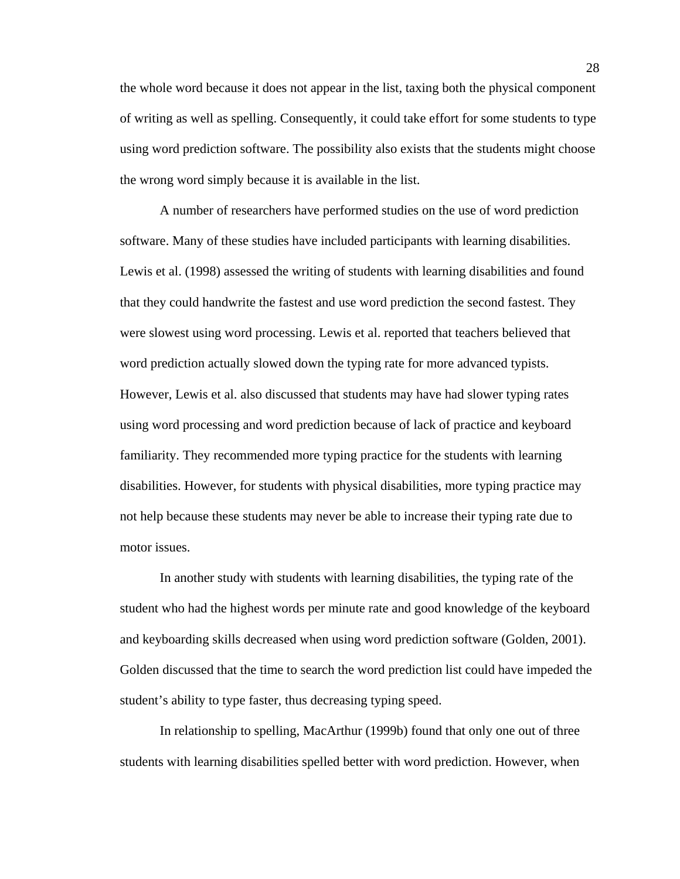the whole word because it does not appear in the list, taxing both the physical component of writing as well as spelling. Consequently, it could take effort for some students to type using word prediction software. The possibility also exists that the students might choose the wrong word simply because it is available in the list.

A number of researchers have performed studies on the use of word prediction software. Many of these studies have included participants with learning disabilities. Lewis et al. (1998) assessed the writing of students with learning disabilities and found that they could handwrite the fastest and use word prediction the second fastest. They were slowest using word processing. Lewis et al. reported that teachers believed that word prediction actually slowed down the typing rate for more advanced typists. However, Lewis et al. also discussed that students may have had slower typing rates using word processing and word prediction because of lack of practice and keyboard familiarity. They recommended more typing practice for the students with learning disabilities. However, for students with physical disabilities, more typing practice may not help because these students may never be able to increase their typing rate due to motor issues.

In another study with students with learning disabilities, the typing rate of the student who had the highest words per minute rate and good knowledge of the keyboard and keyboarding skills decreased when using word prediction software (Golden, 2001). Golden discussed that the time to search the word prediction list could have impeded the student's ability to type faster, thus decreasing typing speed.

In relationship to spelling, MacArthur (1999b) found that only one out of three students with learning disabilities spelled better with word prediction. However, when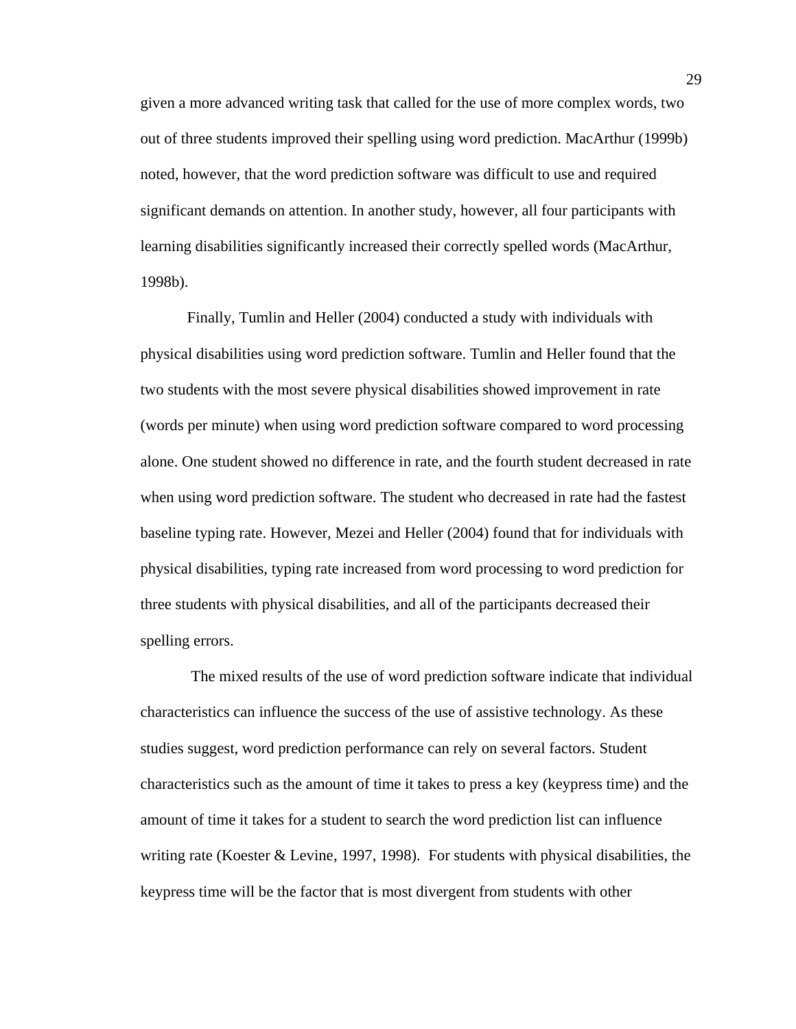given a more advanced writing task that called for the use of more complex words, two out of three students improved their spelling using word prediction. MacArthur (1999b) noted, however, that the word prediction software was difficult to use and required significant demands on attention. In another study, however, all four participants with learning disabilities significantly increased their correctly spelled words (MacArthur, 1998b).

Finally, Tumlin and Heller (2004) conducted a study with individuals with physical disabilities using word prediction software. Tumlin and Heller found that the two students with the most severe physical disabilities showed improvement in rate (words per minute) when using word prediction software compared to word processing alone. One student showed no difference in rate, and the fourth student decreased in rate when using word prediction software. The student who decreased in rate had the fastest baseline typing rate. However, Mezei and Heller (2004) found that for individuals with physical disabilities, typing rate increased from word processing to word prediction for three students with physical disabilities, and all of the participants decreased their spelling errors.

The mixed results of the use of word prediction software indicate that individual characteristics can influence the success of the use of assistive technology. As these studies suggest, word prediction performance can rely on several factors. Student characteristics such as the amount of time it takes to press a key (keypress time) and the amount of time it takes for a student to search the word prediction list can influence writing rate (Koester & Levine, 1997, 1998). For students with physical disabilities, the keypress time will be the factor that is most divergent from students with other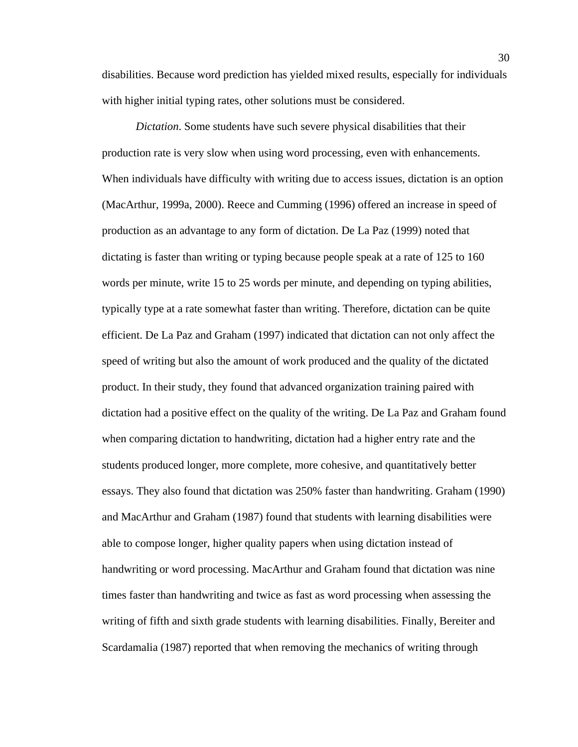disabilities. Because word prediction has yielded mixed results, especially for individuals with higher initial typing rates, other solutions must be considered.

*Dictation*. Some students have such severe physical disabilities that their production rate is very slow when using word processing, even with enhancements. When individuals have difficulty with writing due to access issues, dictation is an option (MacArthur, 1999a, 2000). Reece and Cumming (1996) offered an increase in speed of production as an advantage to any form of dictation. De La Paz (1999) noted that dictating is faster than writing or typing because people speak at a rate of 125 to 160 words per minute, write 15 to 25 words per minute, and depending on typing abilities, typically type at a rate somewhat faster than writing. Therefore, dictation can be quite efficient. De La Paz and Graham (1997) indicated that dictation can not only affect the speed of writing but also the amount of work produced and the quality of the dictated product. In their study, they found that advanced organization training paired with dictation had a positive effect on the quality of the writing. De La Paz and Graham found when comparing dictation to handwriting, dictation had a higher entry rate and the students produced longer, more complete, more cohesive, and quantitatively better essays. They also found that dictation was 250% faster than handwriting. Graham (1990) and MacArthur and Graham (1987) found that students with learning disabilities were able to compose longer, higher quality papers when using dictation instead of handwriting or word processing. MacArthur and Graham found that dictation was nine times faster than handwriting and twice as fast as word processing when assessing the writing of fifth and sixth grade students with learning disabilities. Finally, Bereiter and Scardamalia (1987) reported that when removing the mechanics of writing through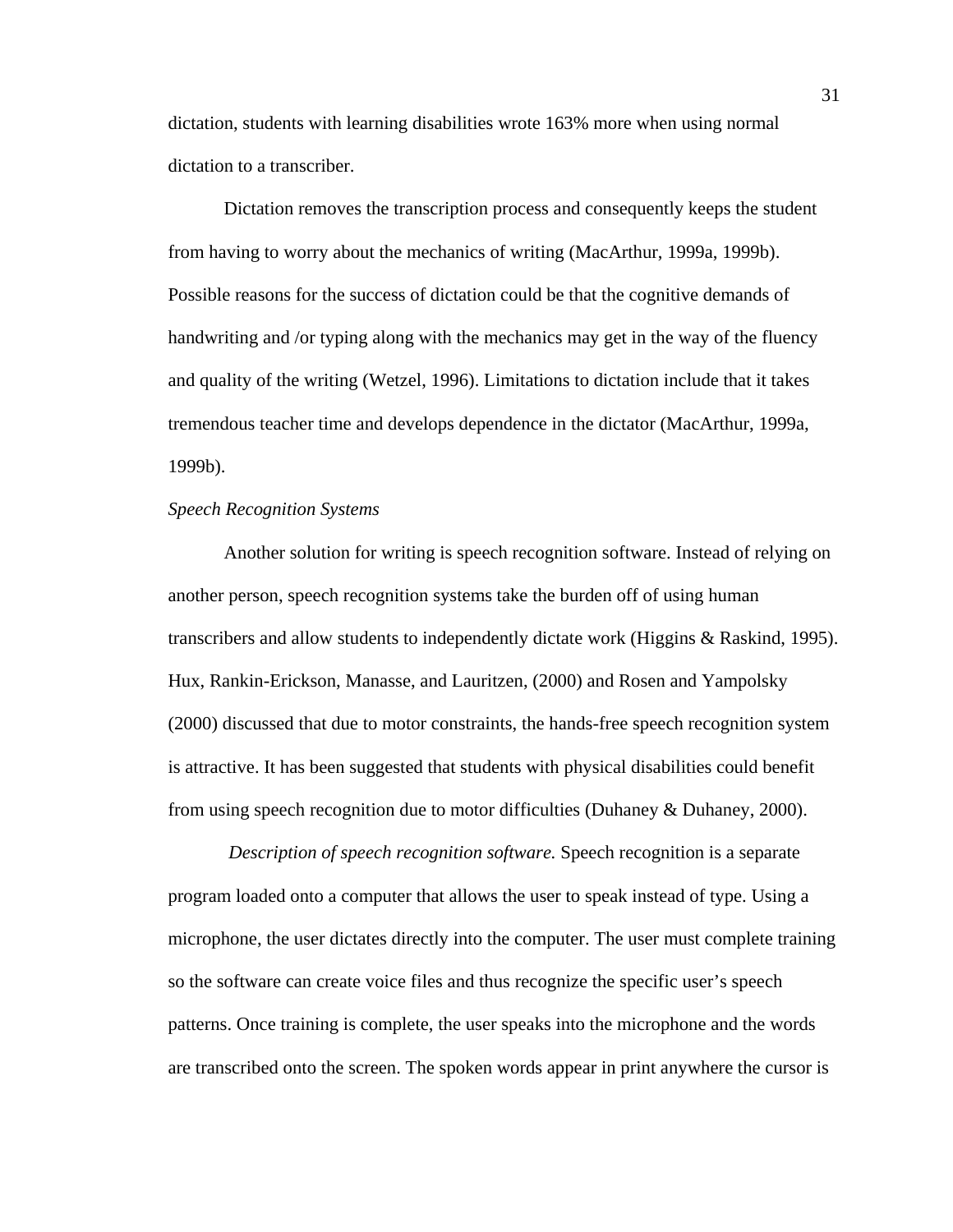dictation, students with learning disabilities wrote 163% more when using normal dictation to a transcriber.

Dictation removes the transcription process and consequently keeps the student from having to worry about the mechanics of writing (MacArthur, 1999a, 1999b). Possible reasons for the success of dictation could be that the cognitive demands of handwriting and /or typing along with the mechanics may get in the way of the fluency and quality of the writing (Wetzel, 1996). Limitations to dictation include that it takes tremendous teacher time and develops dependence in the dictator (MacArthur, 1999a, 1999b).

*Speech Recognition Systems*

Another solution for writing is speech recognition software. Instead of relying on another person, speech recognition systems take the burden off of using human transcribers and allow students to independently dictate work (Higgins & Raskind, 1995). Hux, Rankin-Erickson, Manasse, and Lauritzen, (2000) and Rosen and Yampolsky (2000) discussed that due to motor constraints, the hands-free speech recognition system is attractive. It has been suggested that students with physical disabilities could benefit from using speech recognition due to motor difficulties (Duhaney & Duhaney, 2000).

*Description of speech recognition software.* Speech recognition is a separate program loaded onto a computer that allows the user to speak instead of type. Using a microphone, the user dictates directly into the computer. The user must complete training so the software can create voice files and thus recognize the specific user's speech patterns. Once training is complete, the user speaks into the microphone and the words are transcribed onto the screen. The spoken words appear in print anywhere the cursor is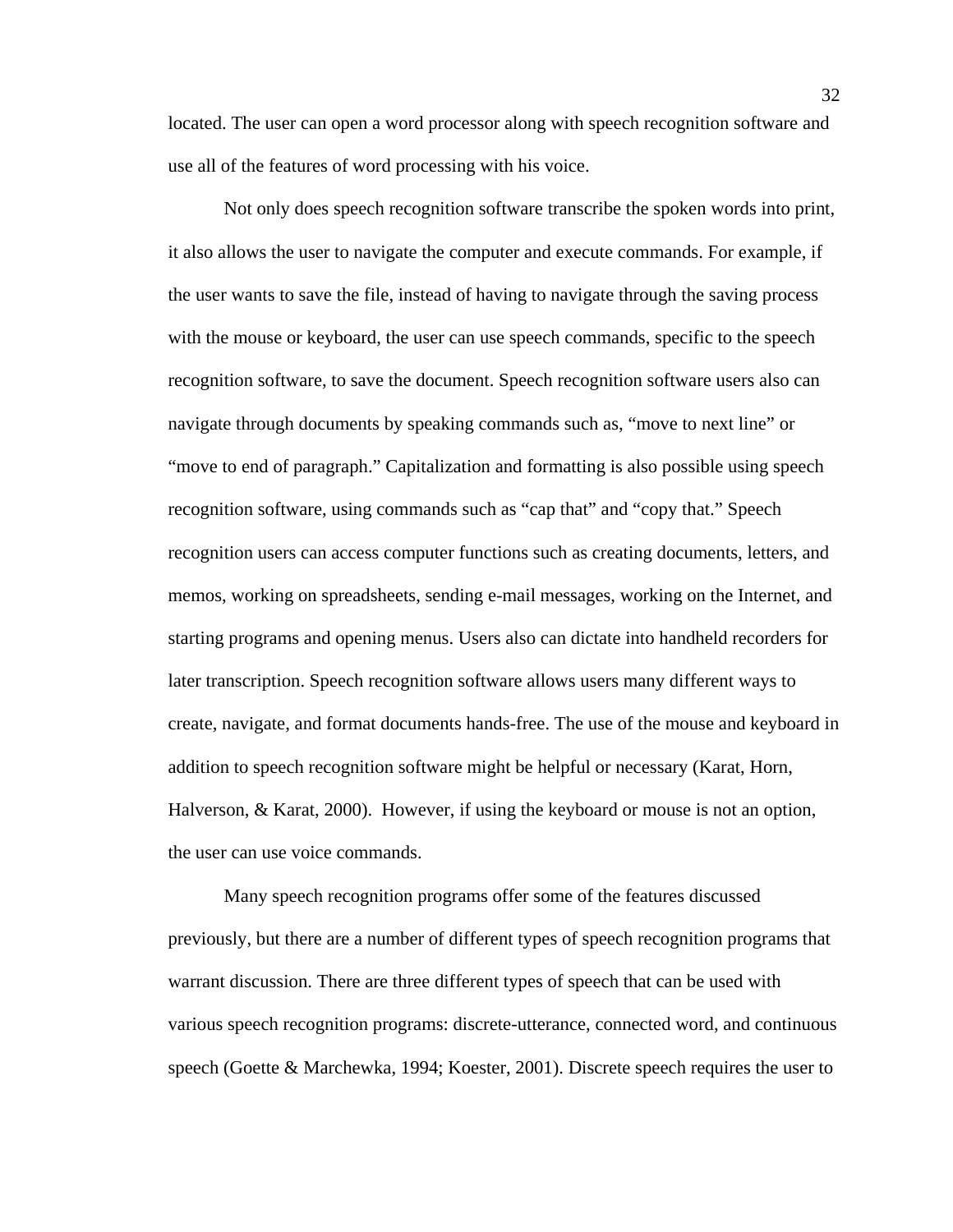located. The user can open a word processor along with speech recognition software and use all of the features of word processing with his voice.

Not only does speech recognition software transcribe the spoken words into print, it also allows the user to navigate the computer and execute commands. For example, if the user wants to save the file, instead of having to navigate through the saving process with the mouse or keyboard, the user can use speech commands, specific to the speech recognition software, to save the document. Speech recognition software users also can navigate through documents by speaking commands such as, "move to next line" or "move to end of paragraph." Capitalization and formatting is also possible using speech recognition software, using commands such as "cap that" and "copy that." Speech recognition users can access computer functions such as creating documents, letters, and memos, working on spreadsheets, sending e-mail messages, working on the Internet, and starting programs and opening menus. Users also can dictate into handheld recorders for later transcription. Speech recognition software allows users many different ways to create, navigate, and format documents hands-free. The use of the mouse and keyboard in addition to speech recognition software might be helpful or necessary (Karat, Horn, Halverson, & Karat, 2000). However, if using the keyboard or mouse is not an option, the user can use voice commands.

Many speech recognition programs offer some of the features discussed previously, but there are a number of different types of speech recognition programs that warrant discussion. There are three different types of speech that can be used with various speech recognition programs: discrete-utterance, connected word, and continuous speech (Goette & Marchewka, 1994; Koester, 2001). Discrete speech requires the user to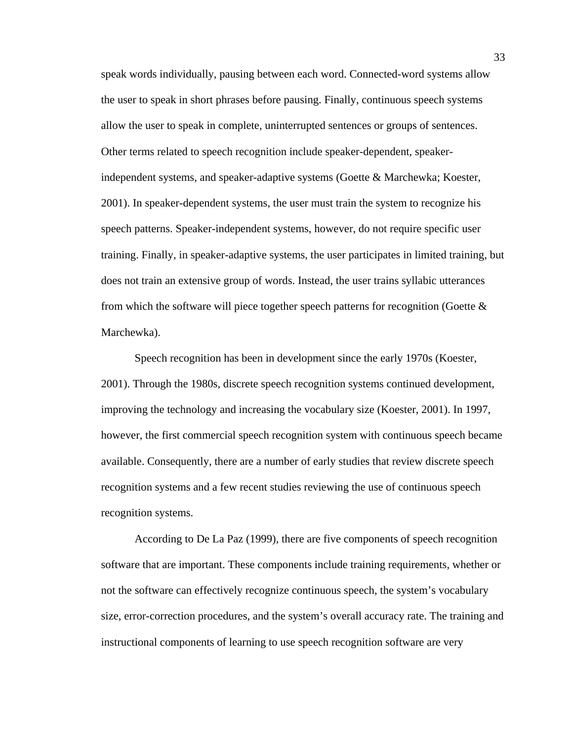speak words individually, pausing between each word. Connected-word systems allow the user to speak in short phrases before pausing. Finally, continuous speech systems allow the user to speak in complete, uninterrupted sentences or groups of sentences. Other terms related to speech recognition include speaker-dependent, speaker-independent systems, and speaker-adaptive systems (Goette & Marchewka; Koester, 2001). In speaker-dependent systems, the user must train the system to recognize his speech patterns. Speaker-independent systems, however, do not require specific user training. Finally, in speaker-adaptive systems, the user participates in limited training, but does not train an extensive group of words. Instead, the user trains syllabic utterances from which the software will piece together speech patterns for recognition (Goette & Marchewka).

Speech recognition has been in development since the early 1970s (Koester, 2001). Through the 1980s, discrete speech recognition systems continued development, improving the technology and increasing the vocabulary size (Koester, 2001). In 1997, however, the first commercial speech recognition system with continuous speech became available. Consequently, there are a number of early studies that review discrete speech recognition systems and a few recent studies reviewing the use of continuous speech recognition systems.

According to De La Paz (1999), there are five components of speech recognition software that are important. These components include training requirements, whether or not the software can effectively recognize continuous speech, the system's vocabulary size, error-correction procedures, and the system's overall accuracy rate. The training and instructional components of learning to use speech recognition software are very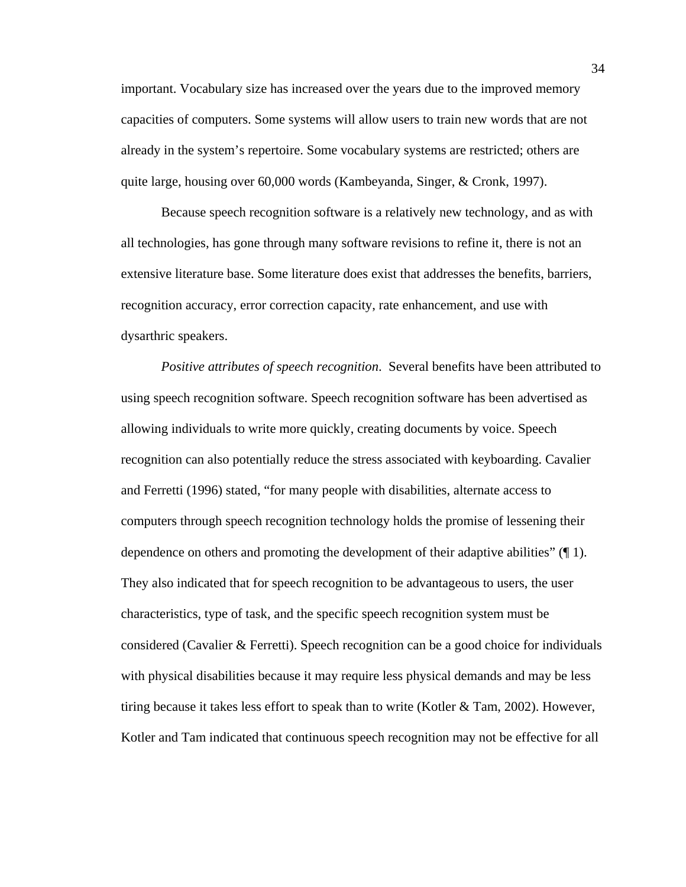important. Vocabulary size has increased over the years due to the improved memory capacities of computers. Some systems will allow users to train new words that are not already in the system's repertoire. Some vocabulary systems are restricted; others are quite large, housing over 60,000 words (Kambeyanda, Singer, & Cronk, 1997).

Because speech recognition software is a relatively new technology, and as with all technologies, has gone through many software revisions to refine it, there is not an extensive literature base. Some literature does exist that addresses the benefits, barriers, recognition accuracy, error correction capacity, rate enhancement, and use with dysarthric speakers.

*Positive attributes of speech recognition*. Several benefits have been attributed to using speech recognition software. Speech recognition software has been advertised as allowing individuals to write more quickly, creating documents by voice. Speech recognition can also potentially reduce the stress associated with keyboarding. Cavalier and Ferretti (1996) stated, "for many people with disabilities, alternate access to computers through speech recognition technology holds the promise of lessening their dependence on others and promoting the development of their adaptive abilities" (¶ 1). They also indicated that for speech recognition to be advantageous to users, the user characteristics, type of task, and the specific speech recognition system must be considered (Cavalier & Ferretti). Speech recognition can be a good choice for individuals with physical disabilities because it may require less physical demands and may be less tiring because it takes less effort to speak than to write (Kotler & Tam, 2002). However, Kotler and Tam indicated that continuous speech recognition may not be effective for all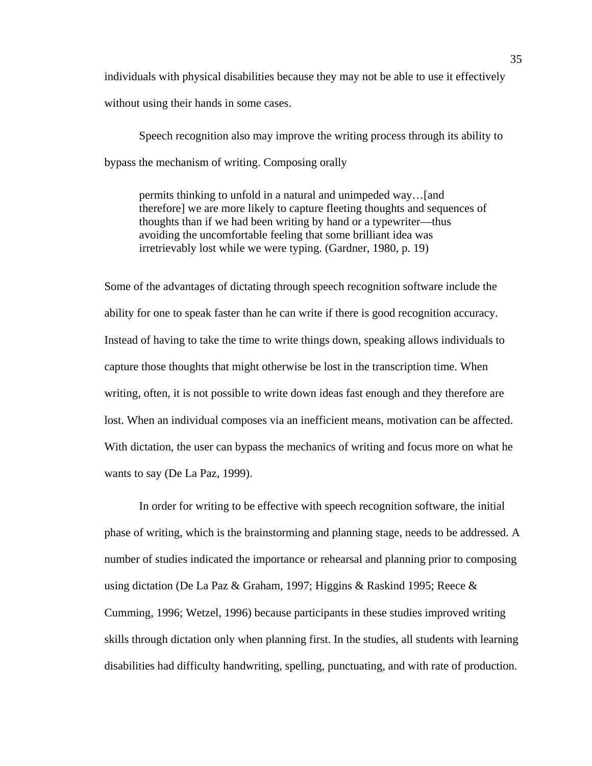individuals with physical disabilities because they may not be able to use it effectively without using their hands in some cases.

Speech recognition also may improve the writing process through its ability to bypass the mechanism of writing. Composing orally

> permits thinking to unfold in a natural and unimpeded way…[and therefore] we are more likely to capture fleeting thoughts and sequences of thoughts than if we had been writing by hand or a typewriter—thus avoiding the uncomfortable feeling that some brilliant idea was irretrievably lost while we were typing. (Gardner, 1980, p. 19)

Some of the advantages of dictating through speech recognition software include the ability for one to speak faster than he can write if there is good recognition accuracy. Instead of having to take the time to write things down, speaking allows individuals to capture those thoughts that might otherwise be lost in the transcription time. When writing, often, it is not possible to write down ideas fast enough and they therefore are lost. When an individual composes via an inefficient means, motivation can be affected. With dictation, the user can bypass the mechanics of writing and focus more on what he wants to say (De La Paz, 1999).

In order for writing to be effective with speech recognition software, the initial phase of writing, which is the brainstorming and planning stage, needs to be addressed. A number of studies indicated the importance or rehearsal and planning prior to composing using dictation (De La Paz & Graham, 1997; Higgins & Raskind 1995; Reece & Cumming, 1996; Wetzel, 1996) because participants in these studies improved writing skills through dictation only when planning first. In the studies, all students with learning disabilities had difficulty handwriting, spelling, punctuating, and with rate of production.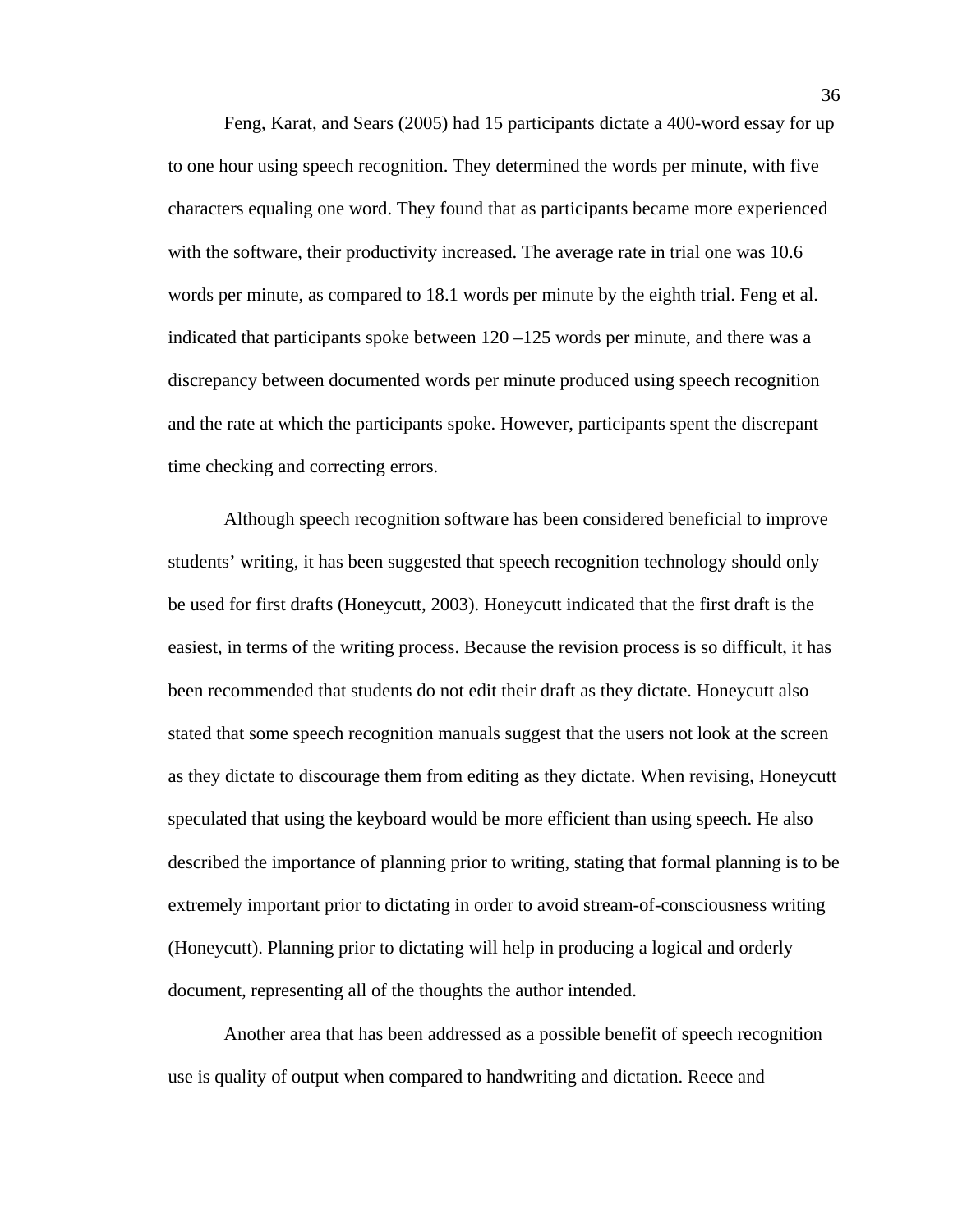Feng, Karat, and Sears (2005) had 15 participants dictate a 400-word essay for up to one hour using speech recognition. They determined the words per minute, with five characters equaling one word. They found that as participants became more experienced with the software, their productivity increased. The average rate in trial one was 10.6 words per minute, as compared to 18.1 words per minute by the eighth trial. Feng et al. indicated that participants spoke between 120 –125 words per minute, and there was a discrepancy between documented words per minute produced using speech recognition and the rate at which the participants spoke. However, participants spent the discrepant time checking and correcting errors.

Although speech recognition software has been considered beneficial to improve students' writing, it has been suggested that speech recognition technology should only be used for first drafts (Honeycutt, 2003). Honeycutt indicated that the first draft is the easiest, in terms of the writing process. Because the revision process is so difficult, it has been recommended that students do not edit their draft as they dictate. Honeycutt also stated that some speech recognition manuals suggest that the users not look at the screen as they dictate to discourage them from editing as they dictate. When revising, Honeycutt speculated that using the keyboard would be more efficient than using speech. He also described the importance of planning prior to writing, stating that formal planning is to be extremely important prior to dictating in order to avoid stream-of-consciousness writing (Honeycutt). Planning prior to dictating will help in producing a logical and orderly document, representing all of the thoughts the author intended.

Another area that has been addressed as a possible benefit of speech recognition use is quality of output when compared to handwriting and dictation. Reece and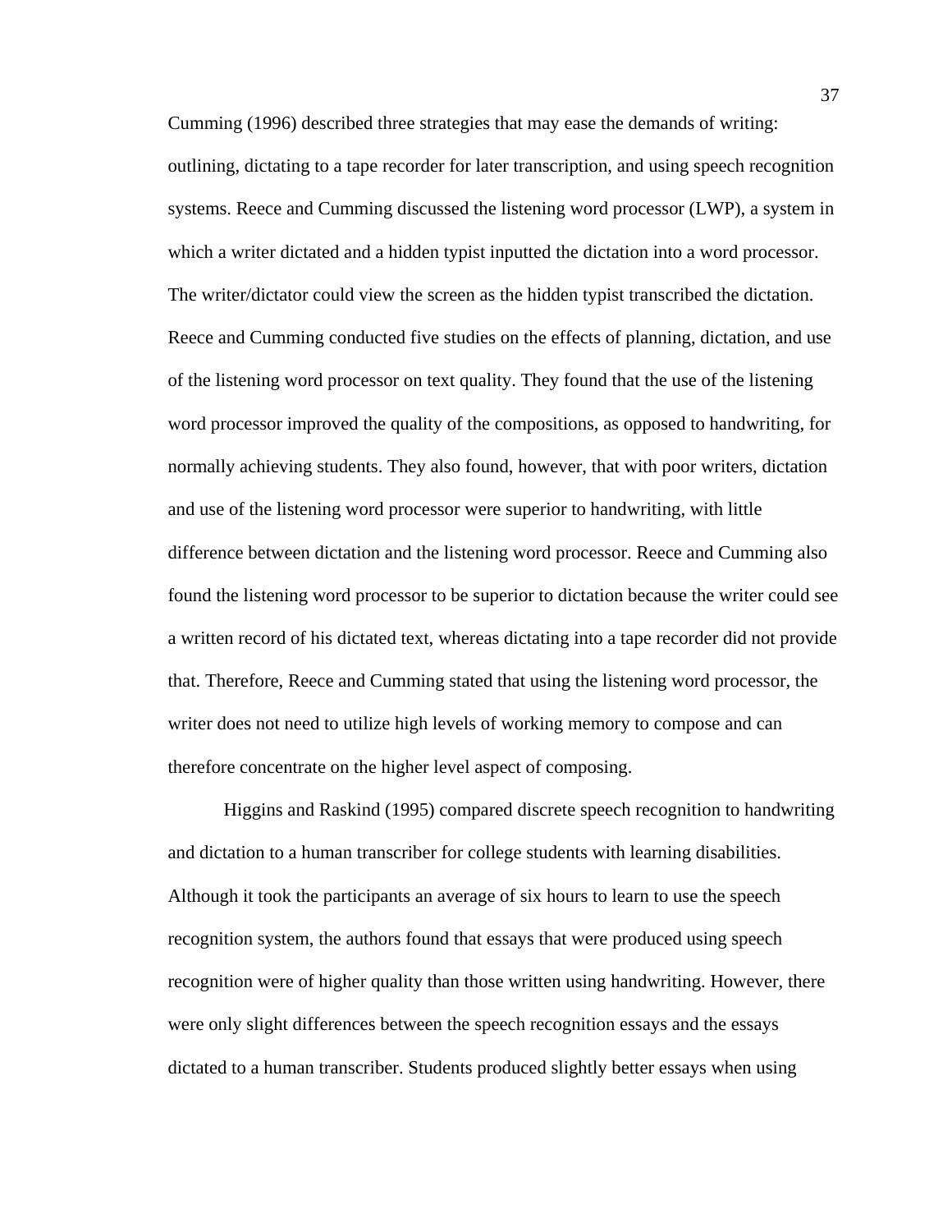Cumming (1996) described three strategies that may ease the demands of writing: outlining, dictating to a tape recorder for later transcription, and using speech recognition systems. Reece and Cumming discussed the listening word processor (LWP), a system in which a writer dictated and a hidden typist inputted the dictation into a word processor. The writer/dictator could view the screen as the hidden typist transcribed the dictation. Reece and Cumming conducted five studies on the effects of planning, dictation, and use of the listening word processor on text quality. They found that the use of the listening word processor improved the quality of the compositions, as opposed to handwriting, for normally achieving students. They also found, however, that with poor writers, dictation and use of the listening word processor were superior to handwriting, with little difference between dictation and the listening word processor. Reece and Cumming also found the listening word processor to be superior to dictation because the writer could see a written record of his dictated text, whereas dictating into a tape recorder did not provide that. Therefore, Reece and Cumming stated that using the listening word processor, the writer does not need to utilize high levels of working memory to compose and can therefore concentrate on the higher level aspect of composing.

Higgins and Raskind (1995) compared discrete speech recognition to handwriting and dictation to a human transcriber for college students with learning disabilities. Although it took the participants an average of six hours to learn to use the speech recognition system, the authors found that essays that were produced using speech recognition were of higher quality than those written using handwriting. However, there were only slight differences between the speech recognition essays and the essays dictated to a human transcriber. Students produced slightly better essays when using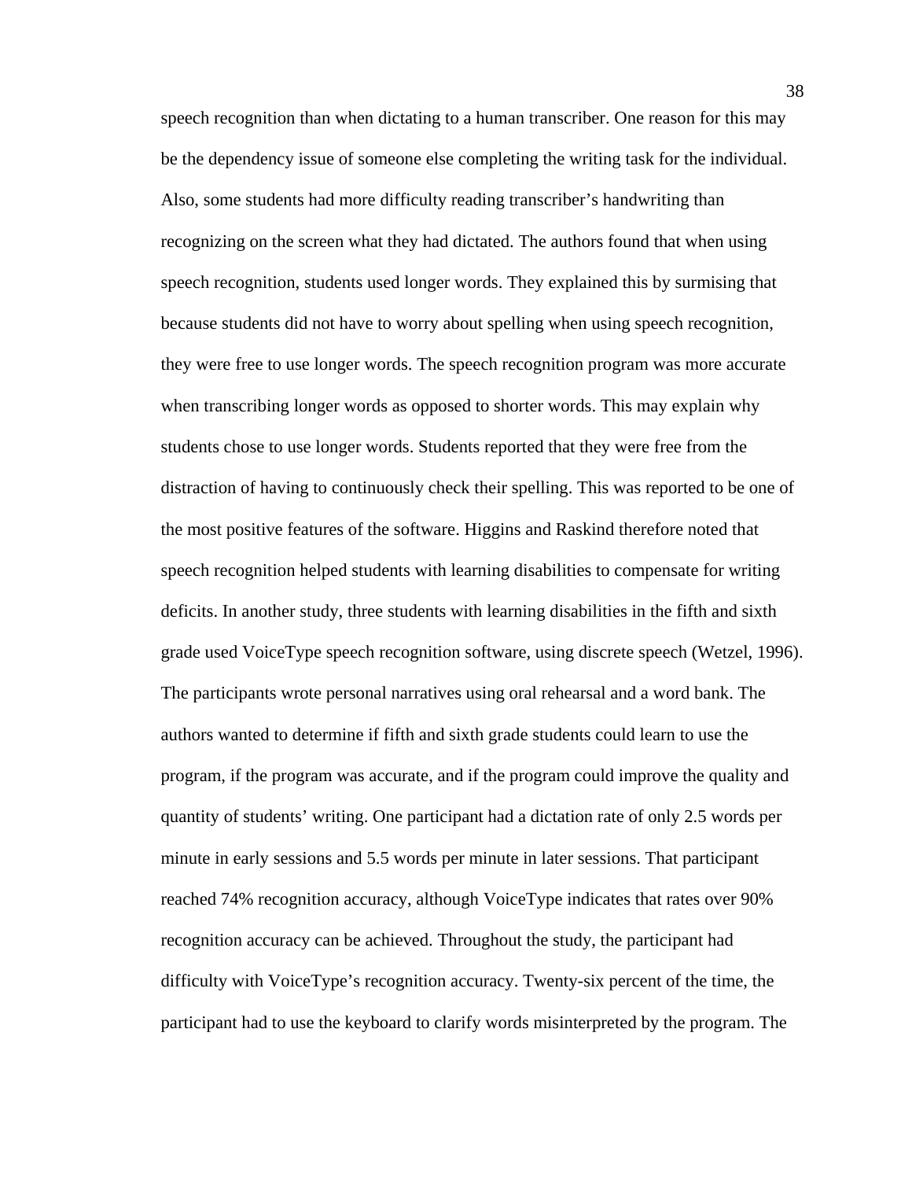speech recognition than when dictating to a human transcriber. One reason for this may be the dependency issue of someone else completing the writing task for the individual. Also, some students had more difficulty reading transcriber's handwriting than recognizing on the screen what they had dictated. The authors found that when using speech recognition, students used longer words. They explained this by surmising that because students did not have to worry about spelling when using speech recognition, they were free to use longer words. The speech recognition program was more accurate when transcribing longer words as opposed to shorter words. This may explain why students chose to use longer words. Students reported that they were free from the distraction of having to continuously check their spelling. This was reported to be one of the most positive features of the software. Higgins and Raskind therefore noted that speech recognition helped students with learning disabilities to compensate for writing deficits. In another study, three students with learning disabilities in the fifth and sixth grade used VoiceType speech recognition software, using discrete speech (Wetzel, 1996). The participants wrote personal narratives using oral rehearsal and a word bank. The authors wanted to determine if fifth and sixth grade students could learn to use the program, if the program was accurate, and if the program could improve the quality and quantity of students' writing. One participant had a dictation rate of only 2.5 words per minute in early sessions and 5.5 words per minute in later sessions. That participant reached 74% recognition accuracy, although VoiceType indicates that rates over 90% recognition accuracy can be achieved. Throughout the study, the participant had difficulty with VoiceType's recognition accuracy. Twenty-six percent of the time, the participant had to use the keyboard to clarify words misinterpreted by the program. The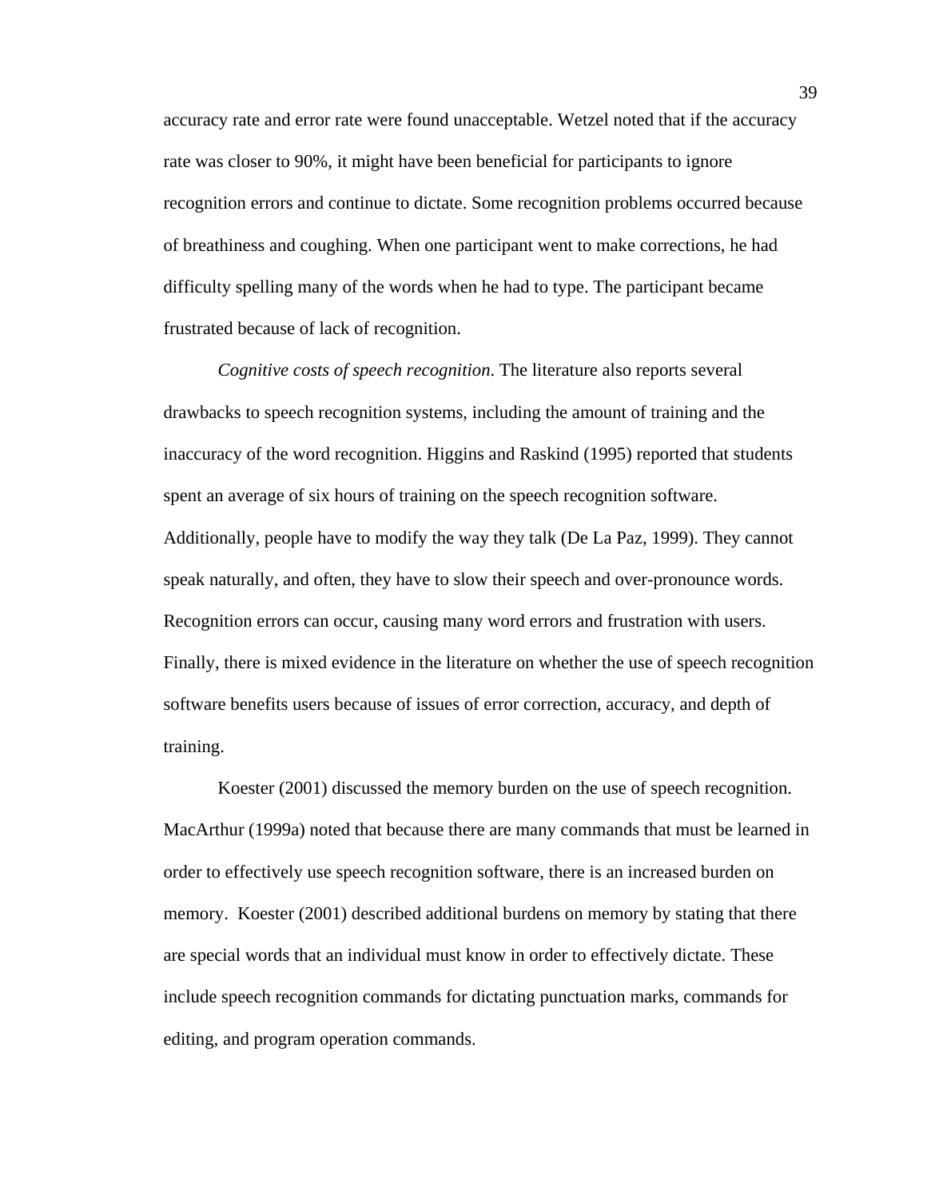accuracy rate and error rate were found unacceptable. Wetzel noted that if the accuracy rate was closer to 90%, it might have been beneficial for participants to ignore recognition errors and continue to dictate. Some recognition problems occurred because of breathiness and coughing. When one participant went to make corrections, he had difficulty spelling many of the words when he had to type. The participant became frustrated because of lack of recognition.

*Cognitive costs of speech recognition.* The literature also reports several drawbacks to speech recognition systems, including the amount of training and the inaccuracy of the word recognition. Higgins and Raskind (1995) reported that students spent an average of six hours of training on the speech recognition software. Additionally, people have to modify the way they talk (De La Paz, 1999). They cannot speak naturally, and often, they have to slow their speech and over-pronounce words. Recognition errors can occur, causing many word errors and frustration with users. Finally, there is mixed evidence in the literature on whether the use of speech recognition software benefits users because of issues of error correction, accuracy, and depth of training.

Koester (2001) discussed the memory burden on the use of speech recognition. MacArthur (1999a) noted that because there are many commands that must be learned in order to effectively use speech recognition software, there is an increased burden on memory. Koester (2001) described additional burdens on memory by stating that there are special words that an individual must know in order to effectively dictate. These include speech recognition commands for dictating punctuation marks, commands for editing, and program operation commands.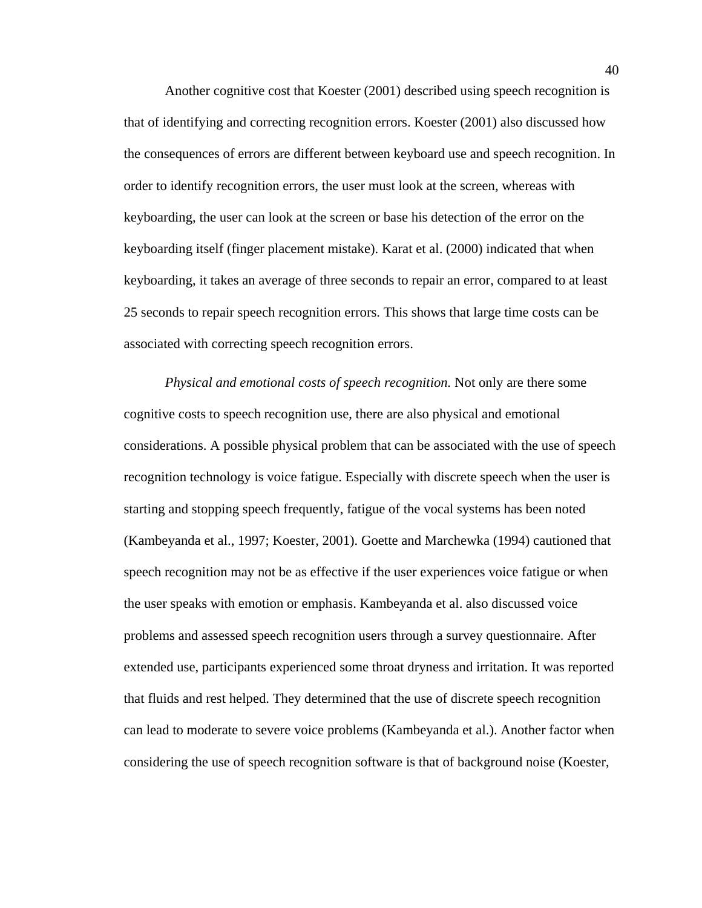Another cognitive cost that Koester (2001) described using speech recognition is that of identifying and correcting recognition errors. Koester (2001) also discussed how the consequences of errors are different between keyboard use and speech recognition. In order to identify recognition errors, the user must look at the screen, whereas with keyboarding, the user can look at the screen or base his detection of the error on the keyboarding itself (finger placement mistake). Karat et al. (2000) indicated that when keyboarding, it takes an average of three seconds to repair an error, compared to at least 25 seconds to repair speech recognition errors. This shows that large time costs can be associated with correcting speech recognition errors.

*Physical and emotional costs of speech recognition.* Not only are there some cognitive costs to speech recognition use, there are also physical and emotional considerations. A possible physical problem that can be associated with the use of speech recognition technology is voice fatigue. Especially with discrete speech when the user is starting and stopping speech frequently, fatigue of the vocal systems has been noted (Kambeyanda et al., 1997; Koester, 2001). Goette and Marchewka (1994) cautioned that speech recognition may not be as effective if the user experiences voice fatigue or when the user speaks with emotion or emphasis. Kambeyanda et al. also discussed voice problems and assessed speech recognition users through a survey questionnaire. After extended use, participants experienced some throat dryness and irritation. It was reported that fluids and rest helped. They determined that the use of discrete speech recognition can lead to moderate to severe voice problems (Kambeyanda et al.). Another factor when considering the use of speech recognition software is that of background noise (Koester,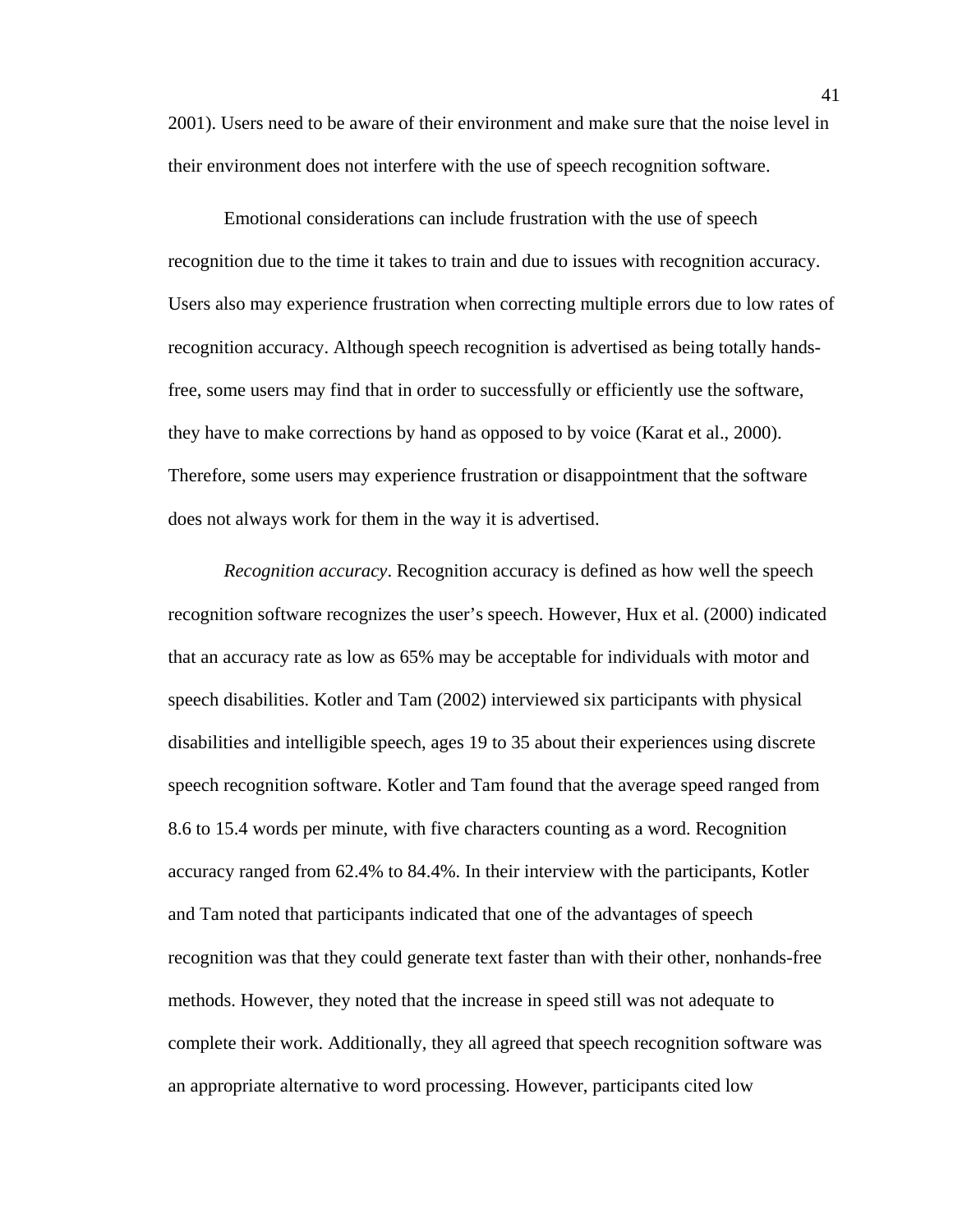2001). Users need to be aware of their environment and make sure that the noise level in their environment does not interfere with the use of speech recognition software.

Emotional considerations can include frustration with the use of speech recognition due to the time it takes to train and due to issues with recognition accuracy. Users also may experience frustration when correcting multiple errors due to low rates of recognition accuracy. Although speech recognition is advertised as being totally hands-free, some users may find that in order to successfully or efficiently use the software, they have to make corrections by hand as opposed to by voice (Karat et al., 2000). Therefore, some users may experience frustration or disappointment that the software does not always work for them in the way it is advertised.

*Recognition accuracy*. Recognition accuracy is defined as how well the speech recognition software recognizes the user's speech. However, Hux et al. (2000) indicated that an accuracy rate as low as 65% may be acceptable for individuals with motor and speech disabilities. Kotler and Tam (2002) interviewed six participants with physical disabilities and intelligible speech, ages 19 to 35 about their experiences using discrete speech recognition software. Kotler and Tam found that the average speed ranged from 8.6 to 15.4 words per minute, with five characters counting as a word. Recognition accuracy ranged from 62.4% to 84.4%. In their interview with the participants, Kotler and Tam noted that participants indicated that one of the advantages of speech recognition was that they could generate text faster than with their other, nonhands-free methods. However, they noted that the increase in speed still was not adequate to complete their work. Additionally, they all agreed that speech recognition software was an appropriate alternative to word processing. However, participants cited low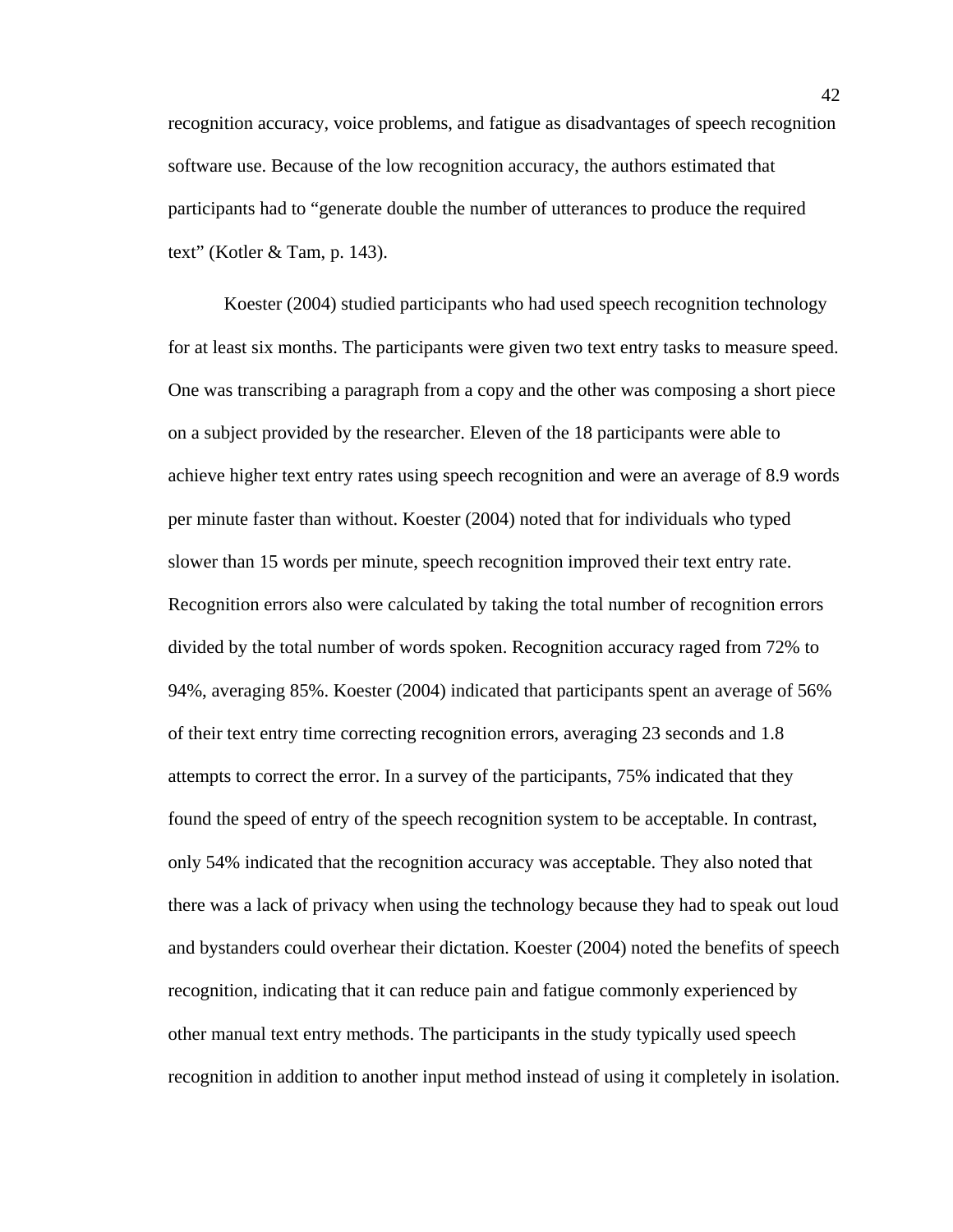recognition accuracy, voice problems, and fatigue as disadvantages of speech recognition software use. Because of the low recognition accuracy, the authors estimated that participants had to "generate double the number of utterances to produce the required text" (Kotler & Tam, p. 143).

Koester (2004) studied participants who had used speech recognition technology for at least six months. The participants were given two text entry tasks to measure speed. One was transcribing a paragraph from a copy and the other was composing a short piece on a subject provided by the researcher. Eleven of the 18 participants were able to achieve higher text entry rates using speech recognition and were an average of 8.9 words per minute faster than without. Koester (2004) noted that for individuals who typed slower than 15 words per minute, speech recognition improved their text entry rate. Recognition errors also were calculated by taking the total number of recognition errors divided by the total number of words spoken. Recognition accuracy raged from 72% to 94%, averaging 85%. Koester (2004) indicated that participants spent an average of 56% of their text entry time correcting recognition errors, averaging 23 seconds and 1.8 attempts to correct the error. In a survey of the participants, 75% indicated that they found the speed of entry of the speech recognition system to be acceptable. In contrast, only 54% indicated that the recognition accuracy was acceptable. They also noted that there was a lack of privacy when using the technology because they had to speak out loud and bystanders could overhear their dictation. Koester (2004) noted the benefits of speech recognition, indicating that it can reduce pain and fatigue commonly experienced by other manual text entry methods. The participants in the study typically used speech recognition in addition to another input method instead of using it completely in isolation.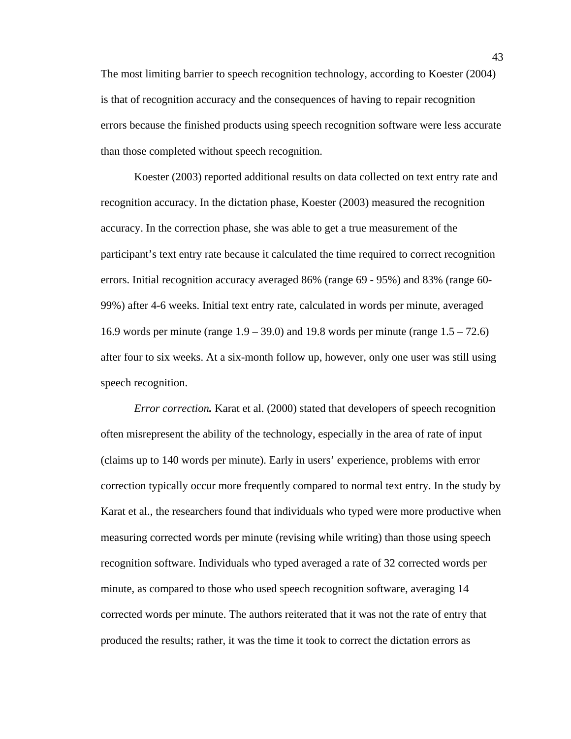The most limiting barrier to speech recognition technology, according to Koester (2004) is that of recognition accuracy and the consequences of having to repair recognition errors because the finished products using speech recognition software were less accurate than those completed without speech recognition.

Koester (2003) reported additional results on data collected on text entry rate and recognition accuracy. In the dictation phase, Koester (2003) measured the recognition accuracy. In the correction phase, she was able to get a true measurement of the participant's text entry rate because it calculated the time required to correct recognition errors. Initial recognition accuracy averaged 86% (range 69 - 95%) and 83% (range 60-99%) after 4-6 weeks. Initial text entry rate, calculated in words per minute, averaged 16.9 words per minute (range 1.9 – 39.0) and 19.8 words per minute (range 1.5 – 72.6) after four to six weeks. At a six-month follow up, however, only one user was still using speech recognition.

*Error correction.* Karat et al. (2000) stated that developers of speech recognition often misrepresent the ability of the technology, especially in the area of rate of input (claims up to 140 words per minute). Early in users' experience, problems with error correction typically occur more frequently compared to normal text entry. In the study by Karat et al., the researchers found that individuals who typed were more productive when measuring corrected words per minute (revising while writing) than those using speech recognition software. Individuals who typed averaged a rate of 32 corrected words per minute, as compared to those who used speech recognition software, averaging 14 corrected words per minute. The authors reiterated that it was not the rate of entry that produced the results; rather, it was the time it took to correct the dictation errors as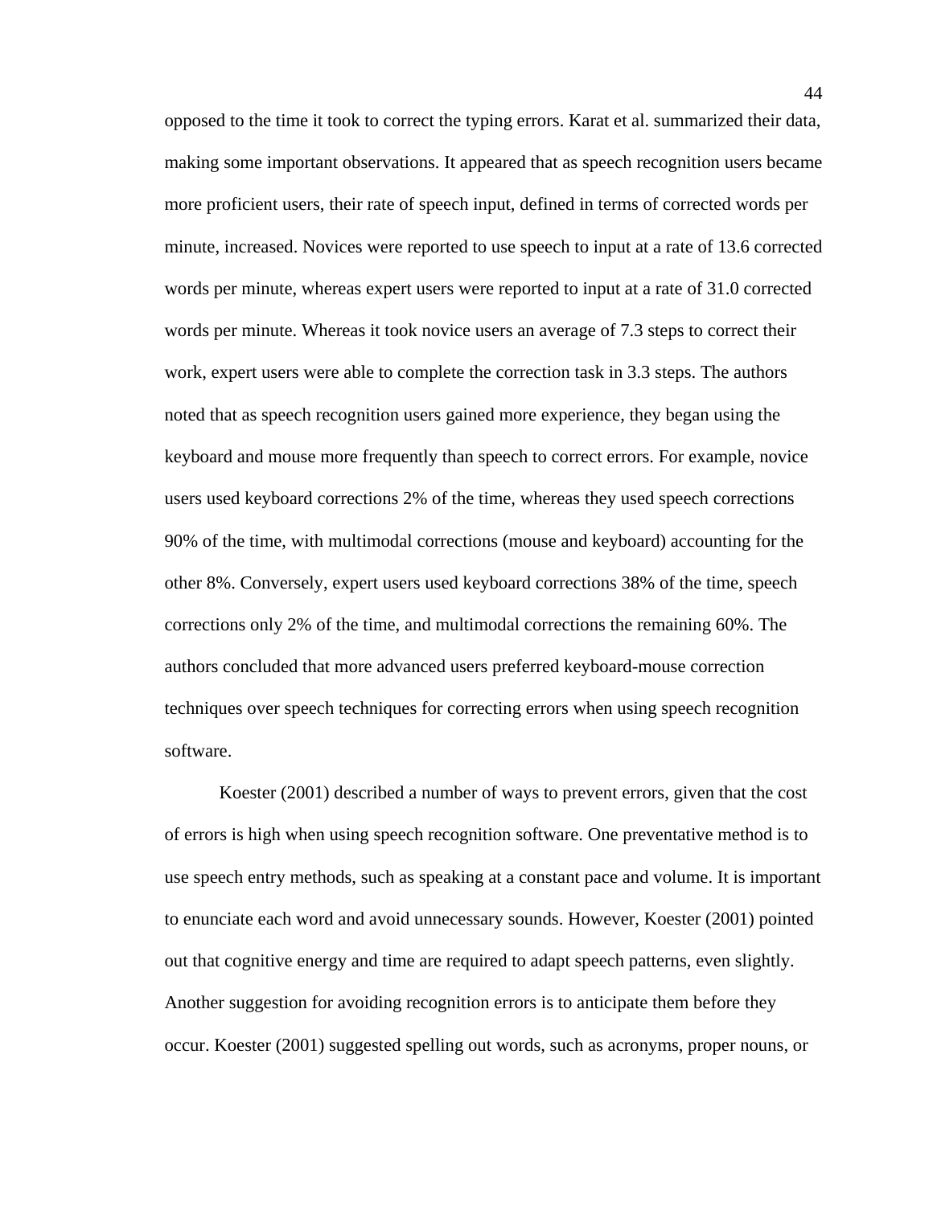opposed to the time it took to correct the typing errors. Karat et al. summarized their data, making some important observations. It appeared that as speech recognition users became more proficient users, their rate of speech input, defined in terms of corrected words per minute, increased. Novices were reported to use speech to input at a rate of 13.6 corrected words per minute, whereas expert users were reported to input at a rate of 31.0 corrected words per minute. Whereas it took novice users an average of 7.3 steps to correct their work, expert users were able to complete the correction task in 3.3 steps. The authors noted that as speech recognition users gained more experience, they began using the keyboard and mouse more frequently than speech to correct errors. For example, novice users used keyboard corrections 2% of the time, whereas they used speech corrections 90% of the time, with multimodal corrections (mouse and keyboard) accounting for the other 8%. Conversely, expert users used keyboard corrections 38% of the time, speech corrections only 2% of the time, and multimodal corrections the remaining 60%. The authors concluded that more advanced users preferred keyboard-mouse correction techniques over speech techniques for correcting errors when using speech recognition software.

Koester (2001) described a number of ways to prevent errors, given that the cost of errors is high when using speech recognition software. One preventative method is to use speech entry methods, such as speaking at a constant pace and volume. It is important to enunciate each word and avoid unnecessary sounds. However, Koester (2001) pointed out that cognitive energy and time are required to adapt speech patterns, even slightly. Another suggestion for avoiding recognition errors is to anticipate them before they occur. Koester (2001) suggested spelling out words, such as acronyms, proper nouns, or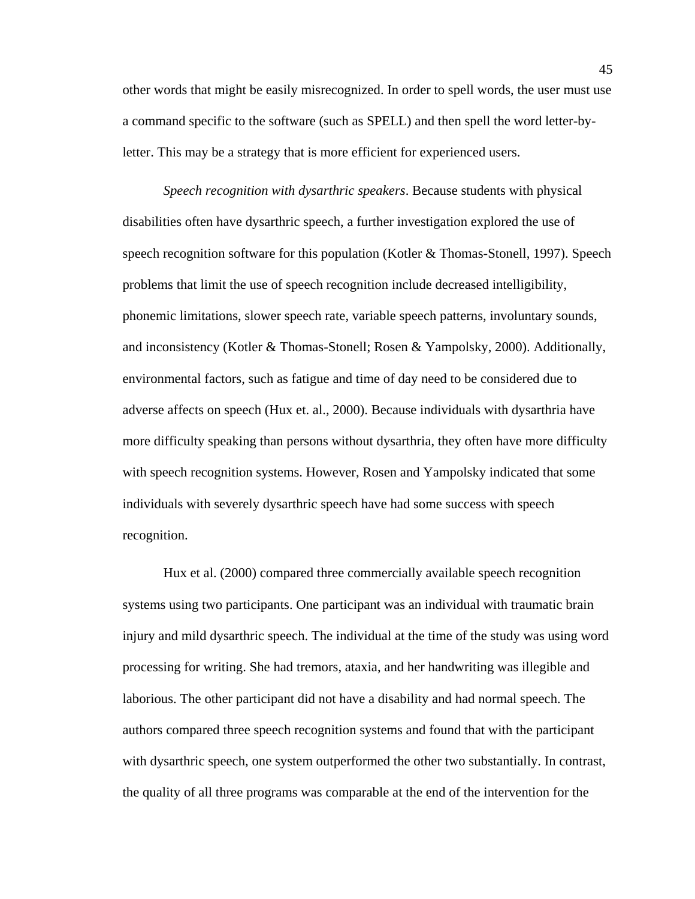other words that might be easily misrecognized. In order to spell words, the user must use a command specific to the software (such as SPELL) and then spell the word letter-by-letter. This may be a strategy that is more efficient for experienced users.

*Speech recognition with dysarthric speakers*. Because students with physical disabilities often have dysarthric speech, a further investigation explored the use of speech recognition software for this population (Kotler & Thomas-Stonell, 1997). Speech problems that limit the use of speech recognition include decreased intelligibility, phonemic limitations, slower speech rate, variable speech patterns, involuntary sounds, and inconsistency (Kotler & Thomas-Stonell; Rosen & Yampolsky, 2000). Additionally, environmental factors, such as fatigue and time of day need to be considered due to adverse affects on speech (Hux et. al., 2000). Because individuals with dysarthria have more difficulty speaking than persons without dysarthria, they often have more difficulty with speech recognition systems. However, Rosen and Yampolsky indicated that some individuals with severely dysarthric speech have had some success with speech recognition.

Hux et al. (2000) compared three commercially available speech recognition systems using two participants. One participant was an individual with traumatic brain injury and mild dysarthric speech. The individual at the time of the study was using word processing for writing. She had tremors, ataxia, and her handwriting was illegible and laborious. The other participant did not have a disability and had normal speech. The authors compared three speech recognition systems and found that with the participant with dysarthric speech, one system outperformed the other two substantially. In contrast, the quality of all three programs was comparable at the end of the intervention for the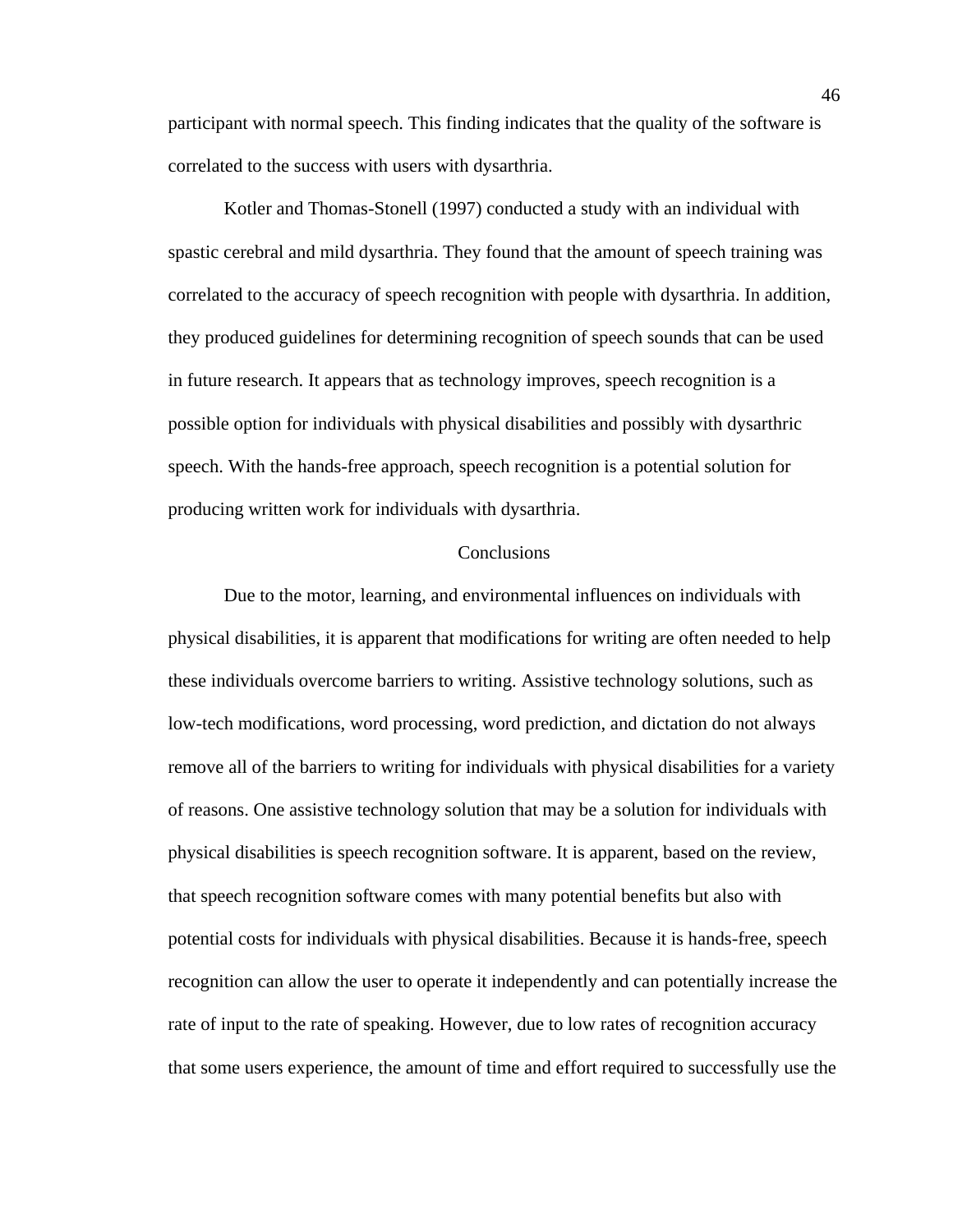participant with normal speech. This finding indicates that the quality of the software is correlated to the success with users with dysarthria.

Kotler and Thomas-Stonell (1997) conducted a study with an individual with spastic cerebral and mild dysarthria. They found that the amount of speech training was correlated to the accuracy of speech recognition with people with dysarthria. In addition, they produced guidelines for determining recognition of speech sounds that can be used in future research. It appears that as technology improves, speech recognition is a possible option for individuals with physical disabilities and possibly with dysarthric speech. With the hands-free approach, speech recognition is a potential solution for producing written work for individuals with dysarthria.

## Conclusions

Due to the motor, learning, and environmental influences on individuals with physical disabilities, it is apparent that modifications for writing are often needed to help these individuals overcome barriers to writing. Assistive technology solutions, such as low-tech modifications, word processing, word prediction, and dictation do not always remove all of the barriers to writing for individuals with physical disabilities for a variety of reasons. One assistive technology solution that may be a solution for individuals with physical disabilities is speech recognition software. It is apparent, based on the review, that speech recognition software comes with many potential benefits but also with potential costs for individuals with physical disabilities. Because it is hands-free, speech recognition can allow the user to operate it independently and can potentially increase the rate of input to the rate of speaking. However, due to low rates of recognition accuracy that some users experience, the amount of time and effort required to successfully use the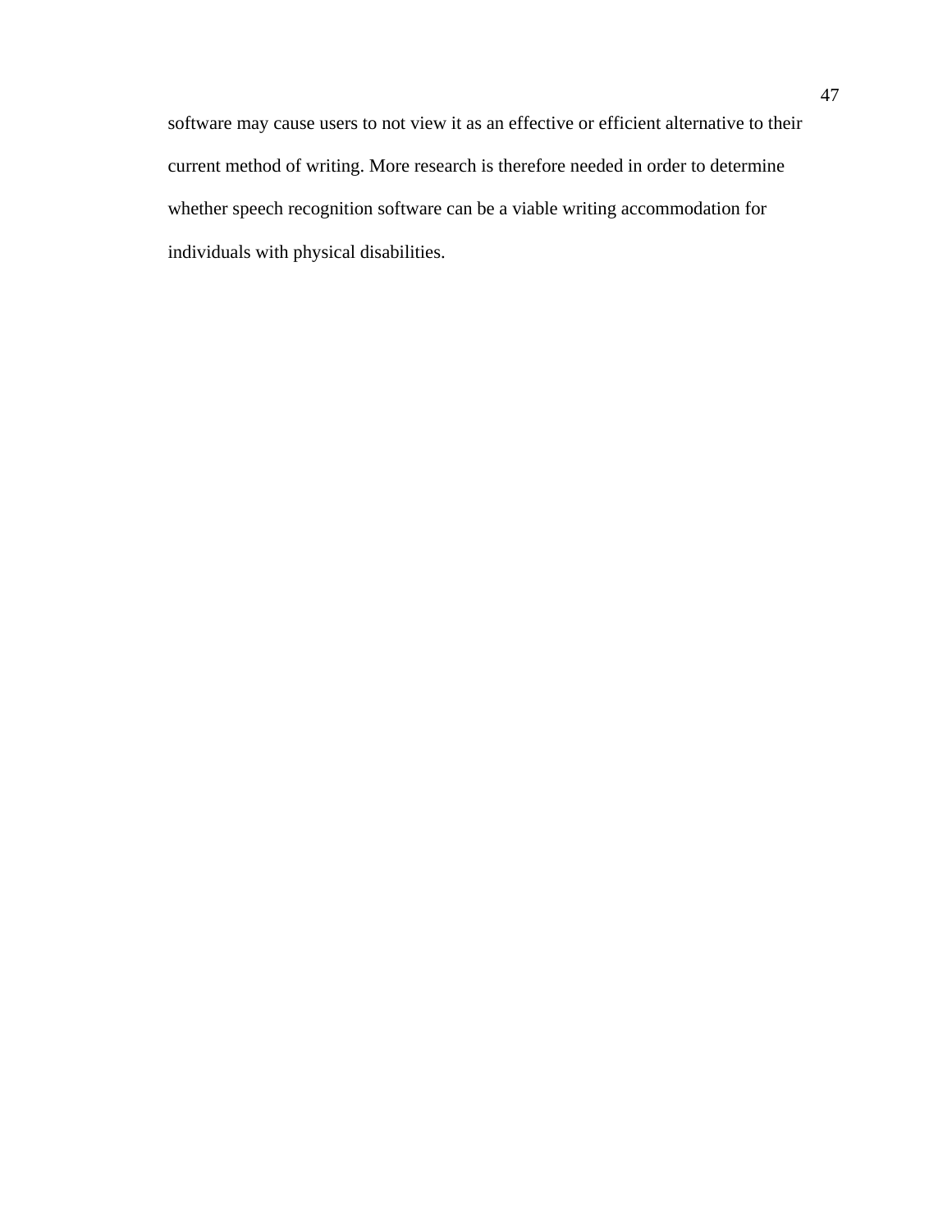software may cause users to not view it as an effective or efficient alternative to their current method of writing. More research is therefore needed in order to determine whether speech recognition software can be a viable writing accommodation for individuals with physical disabilities.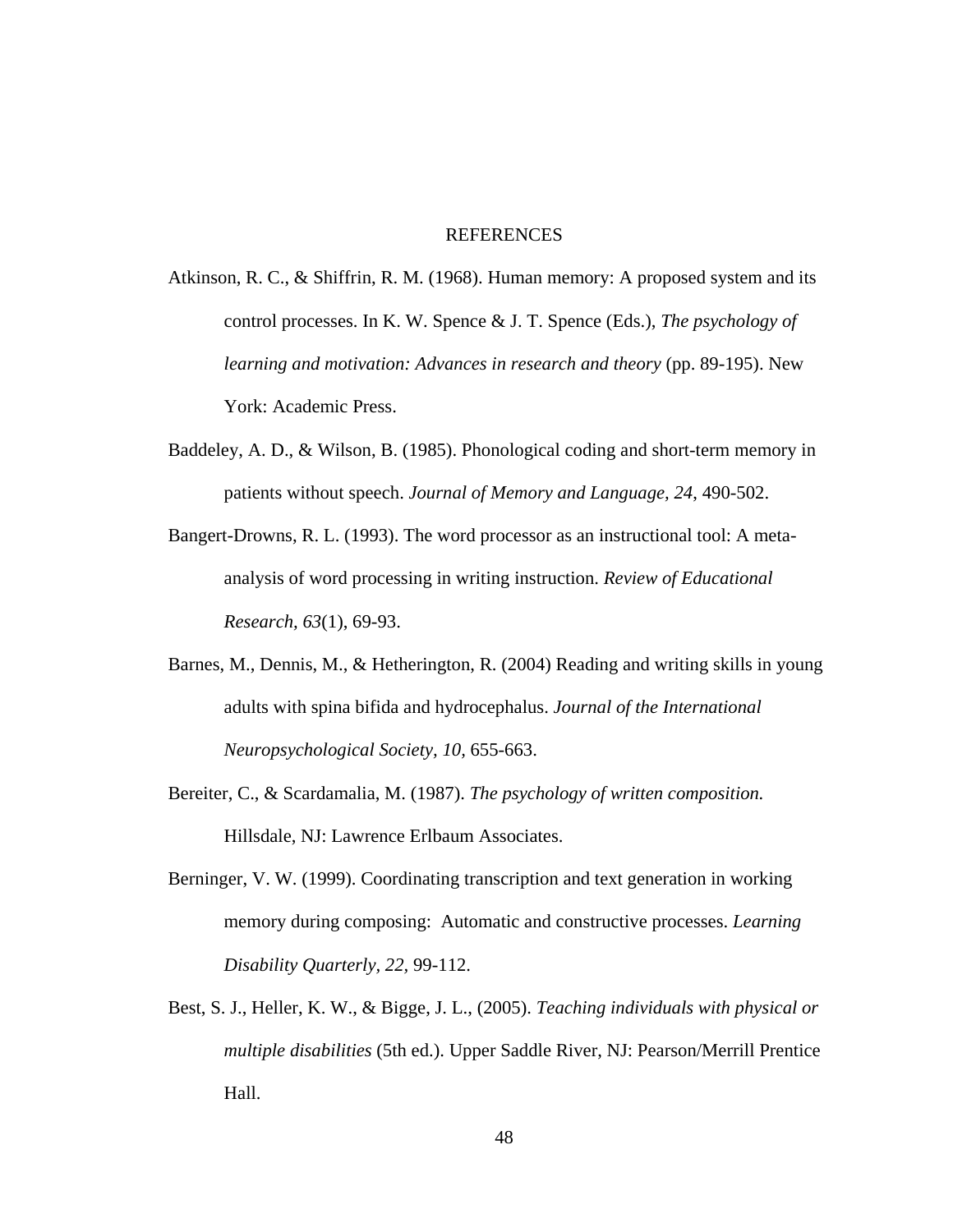# REFERENCES

Atkinson, R. C., & Shiffrin, R. M. (1968). Human memory: A proposed system and its control processes. In K. W. Spence & J. T. Spence (Eds.), *The psychology of learning and motivation: Advances in research and theory* (pp. 89-195). New York: Academic Press.

Baddeley, A. D., & Wilson, B. (1985). Phonological coding and short-term memory in patients without speech. *Journal of Memory and Language, 24,* 490-502.

Bangert-Drowns, R. L. (1993). The word processor as an instructional tool: A meta-analysis of word processing in writing instruction. *Review of Educational Research, 63*(1), 69-93.

Barnes, M., Dennis, M., & Hetherington, R. (2004) Reading and writing skills in young adults with spina bifida and hydrocephalus. *Journal of the International Neuropsychological Society, 10,* 655-663.

Bereiter, C., & Scardamalia, M. (1987). *The psychology of written composition.* Hillsdale, NJ: Lawrence Erlbaum Associates.

Berninger, V. W. (1999). Coordinating transcription and text generation in working memory during composing: Automatic and constructive processes. *Learning Disability Quarterly, 22,* 99-112.

Best, S. J., Heller, K. W., & Bigge, J. L., (2005). *Teaching individuals with physical or multiple disabilities* (5th ed.). Upper Saddle River, NJ: Pearson/Merrill Prentice Hall.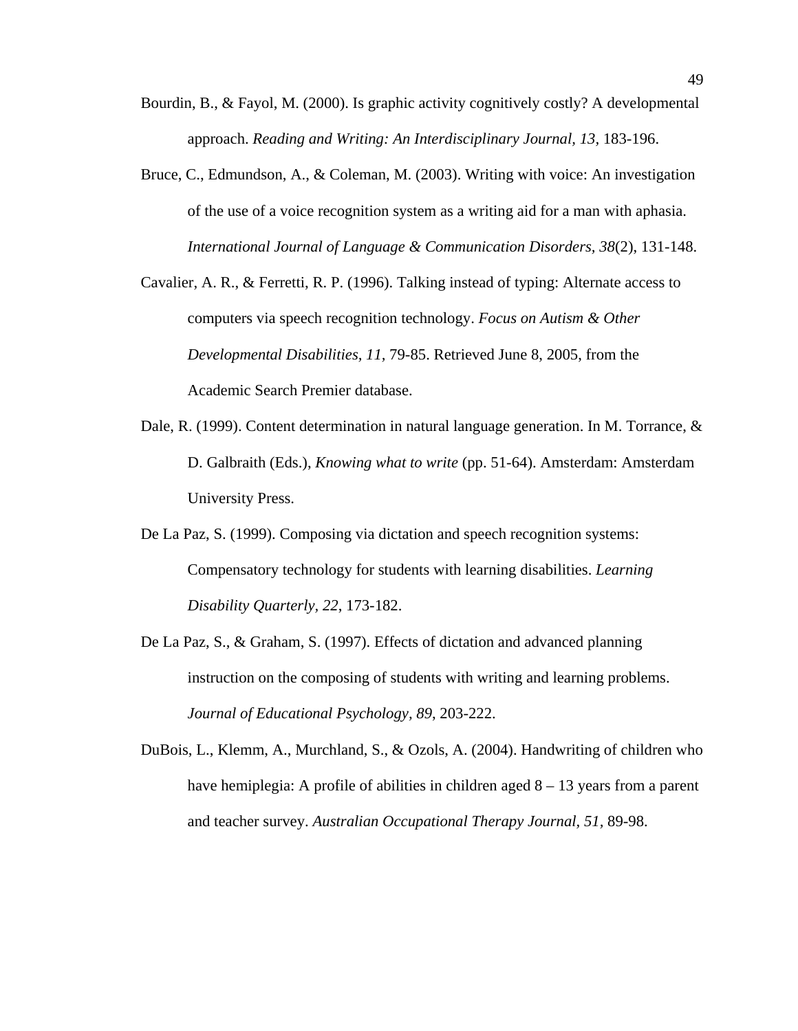Bourdin, B., & Fayol, M. (2000). Is graphic activity cognitively costly? A developmental approach. *Reading and Writing: An Interdisciplinary Journal, 13*, 183-196.

Bruce, C., Edmundson, A., & Coleman, M. (2003). Writing with voice: An investigation of the use of a voice recognition system as a writing aid for a man with aphasia. *International Journal of Language & Communication Disorders, 38*(2), 131-148.

Cavalier, A. R., & Ferretti, R. P. (1996). Talking instead of typing: Alternate access to computers via speech recognition technology. *Focus on Autism & Other Developmental Disabilities, 11,* 79-85. Retrieved June 8, 2005, from the Academic Search Premier database.

Dale, R. (1999). Content determination in natural language generation. In M. Torrance, & D. Galbraith (Eds.), *Knowing what to write* (pp. 51-64). Amsterdam: Amsterdam University Press.

De La Paz, S. (1999). Composing via dictation and speech recognition systems: Compensatory technology for students with learning disabilities. *Learning Disability Quarterly, 22*, 173-182.

De La Paz, S., & Graham, S. (1997). Effects of dictation and advanced planning instruction on the composing of students with writing and learning problems. *Journal of Educational Psychology, 89*, 203-222.

DuBois, L., Klemm, A., Murchland, S., & Ozols, A. (2004). Handwriting of children who have hemiplegia: A profile of abilities in children aged 8 – 13 years from a parent and teacher survey. *Australian Occupational Therapy Journal, 51*, 89-98.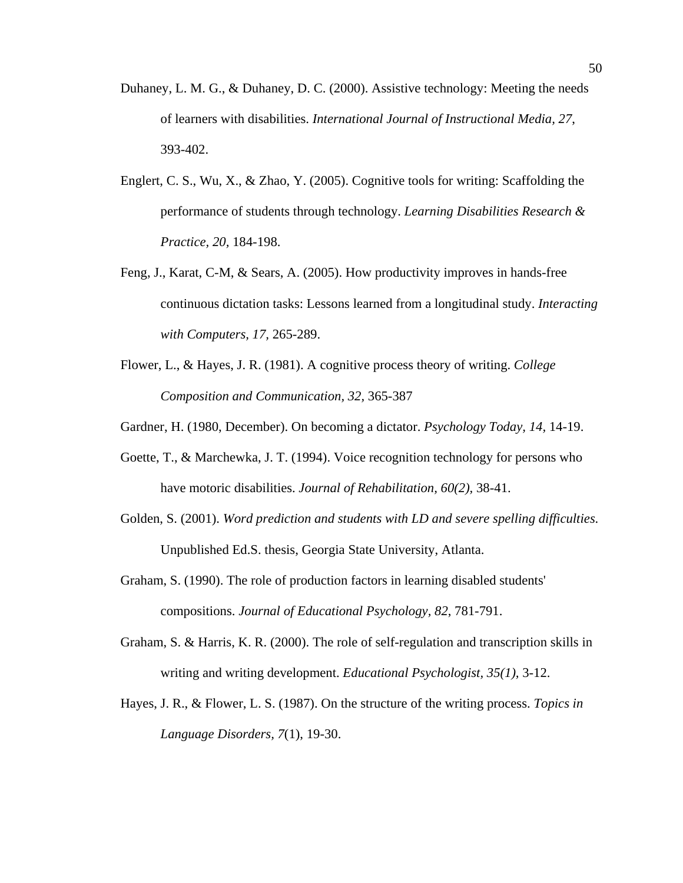Duhaney, L. M. G., & Duhaney, D. C. (2000). Assistive technology: Meeting the needs of learners with disabilities. *International Journal of Instructional Media, 27*, 393-402.

Englert, C. S., Wu, X., & Zhao, Y. (2005). Cognitive tools for writing: Scaffolding the performance of students through technology. *Learning Disabilities Research & Practice, 20,* 184-198.

Feng, J., Karat, C-M, & Sears, A. (2005). How productivity improves in hands-free continuous dictation tasks: Lessons learned from a longitudinal study. *Interacting with Computers, 17,* 265-289.

Flower, L., & Hayes, J. R. (1981). A cognitive process theory of writing. *College Composition and Communication, 32,* 365-387

Gardner, H. (1980, December). On becoming a dictator. *Psychology Today, 14,* 14-19.

Goette, T., & Marchewka, J. T. (1994). Voice recognition technology for persons who have motoric disabilities. *Journal of Rehabilitation, 60(2),* 38-41.

Golden, S. (2001). *Word prediction and students with LD and severe spelling difficulties.* Unpublished Ed.S. thesis, Georgia State University, Atlanta.

Graham, S. (1990). The role of production factors in learning disabled students' compositions. *Journal of Educational Psychology, 82*, 781-791.

Graham, S. & Harris, K. R. (2000). The role of self-regulation and transcription skills in writing and writing development. *Educational Psychologist, 35(1),* 3-12.

Hayes, J. R., & Flower, L. S. (1987). On the structure of the writing process. *Topics in Language Disorders, 7*(1), 19-30.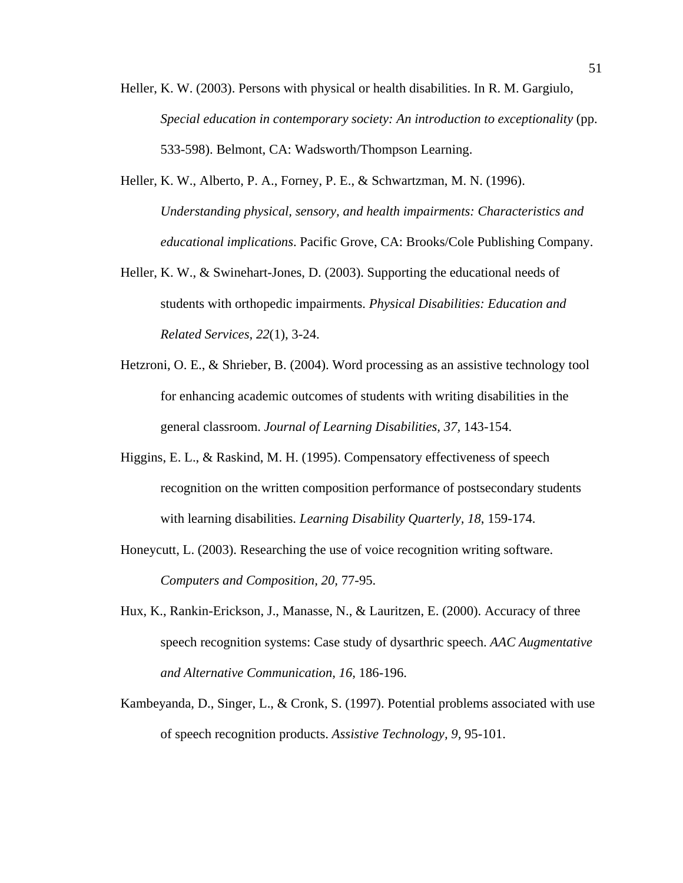Heller, K. W. (2003). Persons with physical or health disabilities. In R. M. Gargiulo, *Special education in contemporary society: An introduction to exceptionality* (pp. 533-598). Belmont, CA: Wadsworth/Thompson Learning.

Heller, K. W., Alberto, P. A., Forney, P. E., & Schwartzman, M. N. (1996). *Understanding physical, sensory, and health impairments: Characteristics and educational implications*. Pacific Grove, CA: Brooks/Cole Publishing Company.

Heller, K. W., & Swinehart-Jones, D. (2003). Supporting the educational needs of students with orthopedic impairments. *Physical Disabilities: Education and Related Services, 22*(1), 3-24.

Hetzroni, O. E., & Shrieber, B. (2004). Word processing as an assistive technology tool for enhancing academic outcomes of students with writing disabilities in the general classroom. *Journal of Learning Disabilities, 37,* 143-154.

Higgins, E. L., & Raskind, M. H. (1995). Compensatory effectiveness of speech recognition on the written composition performance of postsecondary students with learning disabilities. *Learning Disability Quarterly, 18*, 159-174.

Honeycutt, L. (2003). Researching the use of voice recognition writing software. *Computers and Composition, 20,* 77-95.

Hux, K., Rankin-Erickson, J., Manasse, N., & Lauritzen, E. (2000). Accuracy of three speech recognition systems: Case study of dysarthric speech. *AAC Augmentative and Alternative Communication, 16,* 186-196.

Kambeyanda, D., Singer, L., & Cronk, S. (1997). Potential problems associated with use of speech recognition products. *Assistive Technology, 9,* 95-101.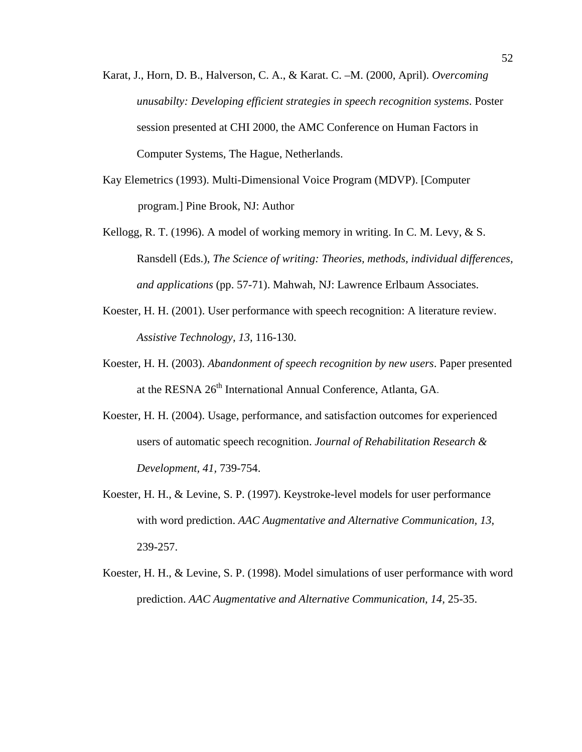Karat, J., Horn, D. B., Halverson, C. A., & Karat. C. –M. (2000, April). *Overcoming unusabilty: Developing efficient strategies in speech recognition systems*. Poster session presented at CHI 2000, the AMC Conference on Human Factors in Computer Systems, The Hague, Netherlands.

Kay Elemetrics (1993). Multi-Dimensional Voice Program (MDVP). [Computer program.] Pine Brook, NJ: Author

Kellogg, R. T. (1996). A model of working memory in writing. In C. M. Levy, & S. Ransdell (Eds.), *The Science of writing: Theories, methods, individual differences, and applications* (pp. 57-71). Mahwah, NJ: Lawrence Erlbaum Associates.

Koester, H. H. (2001). User performance with speech recognition: A literature review. *Assistive Technology, 13,* 116-130.

Koester, H. H. (2003). *Abandonment of speech recognition by new users*. Paper presented at the RESNA 26th International Annual Conference, Atlanta, GA.

Koester, H. H. (2004). Usage, performance, and satisfaction outcomes for experienced users of automatic speech recognition. *Journal of Rehabilitation Research & Development, 41*, 739-754.

Koester, H. H., & Levine, S. P. (1997). Keystroke-level models for user performance with word prediction. *AAC Augmentative and Alternative Communication, 13*, 239-257.

Koester, H. H., & Levine, S. P. (1998). Model simulations of user performance with word prediction. *AAC Augmentative and Alternative Communication, 14,* 25-35.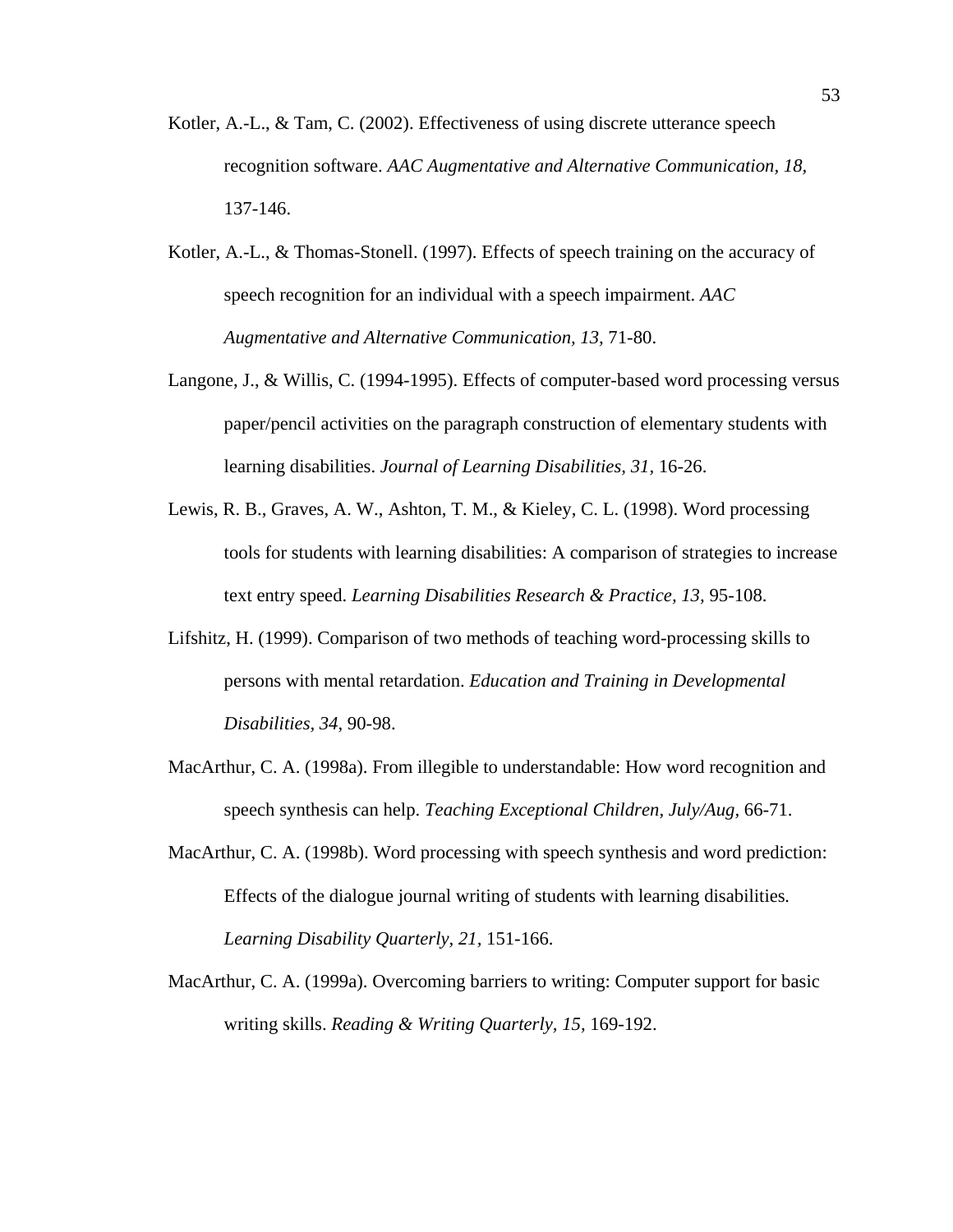Kotler, A.-L., & Tam, C. (2002). Effectiveness of using discrete utterance speech recognition software. *AAC Augmentative and Alternative Communication, 18,* 137-146.

Kotler, A.-L., & Thomas-Stonell. (1997). Effects of speech training on the accuracy of speech recognition for an individual with a speech impairment. *AAC Augmentative and Alternative Communication, 13,* 71-80.

Langone, J., & Willis, C. (1994-1995). Effects of computer-based word processing versus paper/pencil activities on the paragraph construction of elementary students with learning disabilities. *Journal of Learning Disabilities, 31*, 16-26.

Lewis, R. B., Graves, A. W., Ashton, T. M., & Kieley, C. L. (1998). Word processing tools for students with learning disabilities: A comparison of strategies to increase text entry speed. *Learning Disabilities Research & Practice, 13,* 95-108.

Lifshitz, H. (1999). Comparison of two methods of teaching word-processing skills to persons with mental retardation. *Education and Training in Developmental Disabilities, 34*, 90-98.

MacArthur, C. A. (1998a). From illegible to understandable: How word recognition and speech synthesis can help. *Teaching Exceptional Children, July/Aug,* 66-71.

MacArthur, C. A. (1998b). Word processing with speech synthesis and word prediction: Effects of the dialogue journal writing of students with learning disabilities. *Learning Disability Quarterly, 21,* 151-166.

MacArthur, C. A. (1999a). Overcoming barriers to writing: Computer support for basic writing skills. *Reading & Writing Quarterly, 15,* 169-192.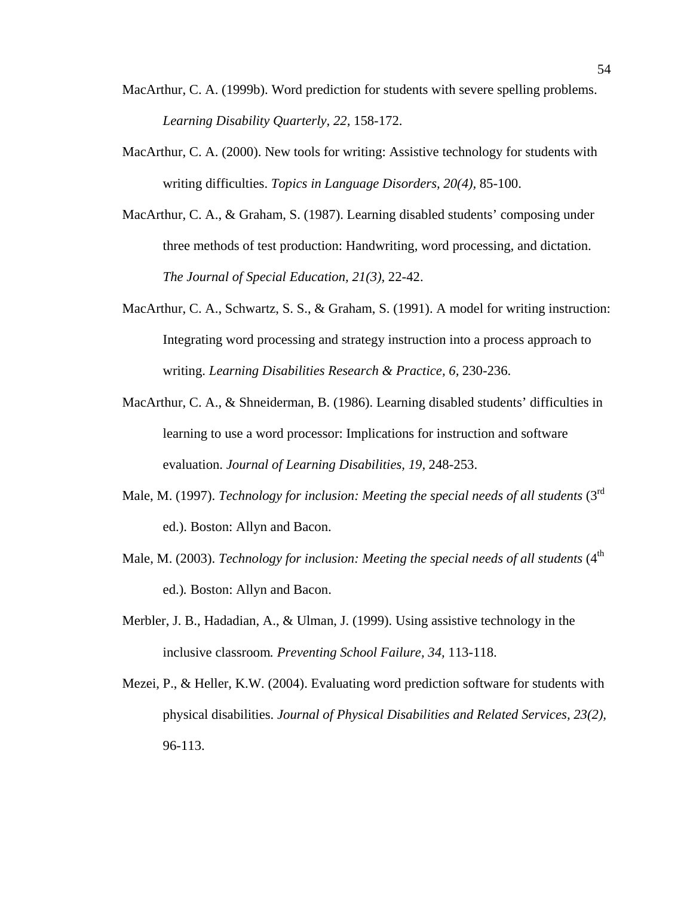MacArthur, C. A. (1999b). Word prediction for students with severe spelling problems. *Learning Disability Quarterly, 22,* 158-172.

MacArthur, C. A. (2000). New tools for writing: Assistive technology for students with writing difficulties. *Topics in Language Disorders, 20(4),* 85-100.

MacArthur, C. A., & Graham, S. (1987). Learning disabled students' composing under three methods of test production: Handwriting, word processing, and dictation. *The Journal of Special Education, 21(3),* 22-42.

MacArthur, C. A., Schwartz, S. S., & Graham, S. (1991). A model for writing instruction: Integrating word processing and strategy instruction into a process approach to writing. *Learning Disabilities Research & Practice, 6,* 230-236.

MacArthur, C. A., & Shneiderman, B. (1986). Learning disabled students' difficulties in learning to use a word processor: Implications for instruction and software evaluation. *Journal of Learning Disabilities, 19,* 248-253.

Male, M. (1997). *Technology for inclusion: Meeting the special needs of all students* (3rd ed.). Boston: Allyn and Bacon.

Male, M. (2003). *Technology for inclusion: Meeting the special needs of all students* (4th ed.). Boston: Allyn and Bacon.

Merbler, J. B., Hadadian, A., & Ulman, J. (1999). Using assistive technology in the inclusive classroom*. Preventing School Failure, 34,* 113-118.

Mezei, P., & Heller, K.W. (2004). Evaluating word prediction software for students with physical disabilities. *Journal of Physical Disabilities and Related Services, 23(2),* 96-113.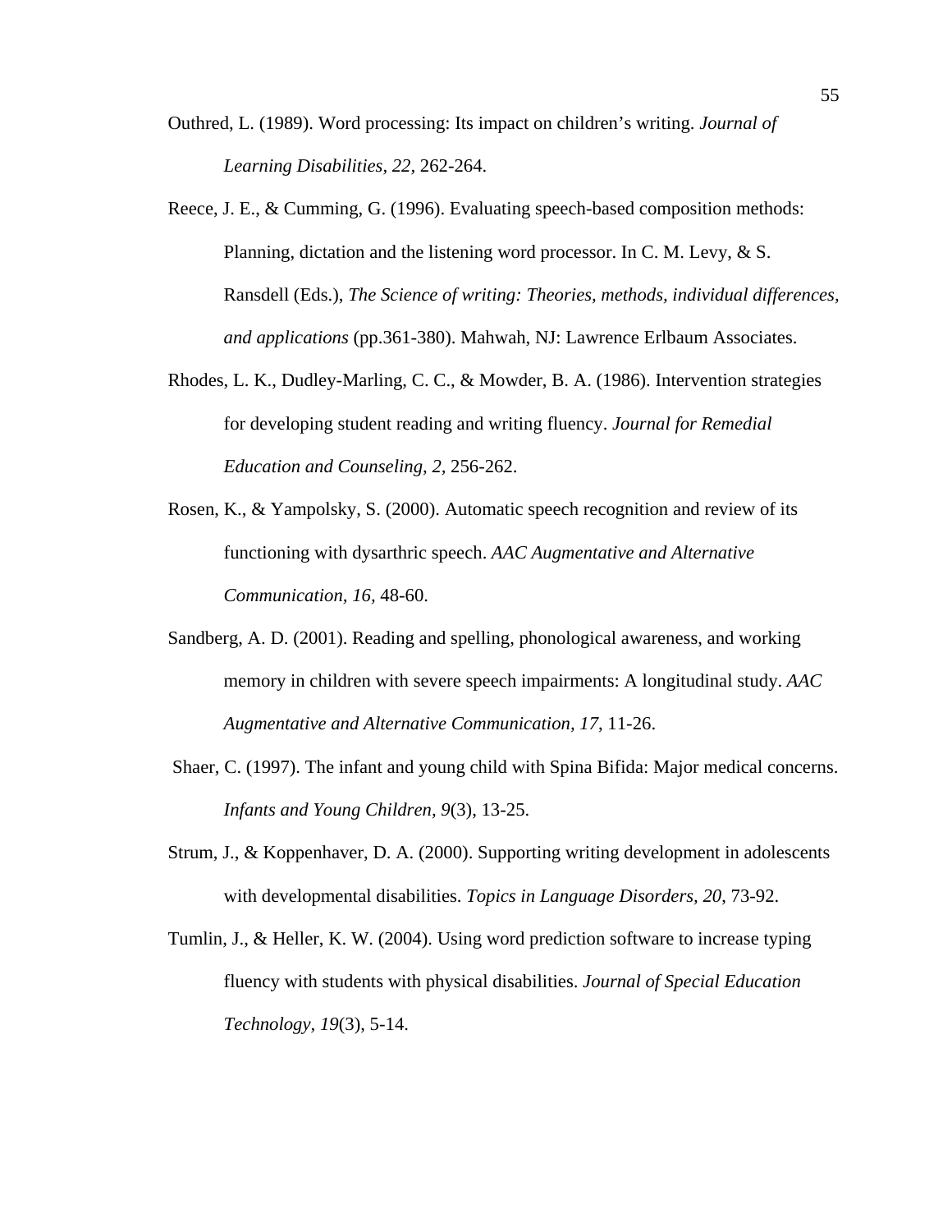Outhred, L. (1989). Word processing: Its impact on children's writing. *Journal of Learning Disabilities, 22,* 262-264.

Reece, J. E., & Cumming, G. (1996). Evaluating speech-based composition methods: Planning, dictation and the listening word processor. In C. M. Levy, & S. Ransdell (Eds.), *The Science of writing: Theories, methods, individual differences, and applications* (pp.361-380). Mahwah, NJ: Lawrence Erlbaum Associates.

Rhodes, L. K., Dudley-Marling, C. C., & Mowder, B. A. (1986). Intervention strategies for developing student reading and writing fluency. *Journal for Remedial Education and Counseling, 2,* 256-262.

Rosen, K., & Yampolsky, S. (2000). Automatic speech recognition and review of its functioning with dysarthric speech. *AAC Augmentative and Alternative Communication, 16,* 48-60.

Sandberg, A. D. (2001). Reading and spelling, phonological awareness, and working memory in children with severe speech impairments: A longitudinal study. *AAC Augmentative and Alternative Communication, 17*, 11-26.

Shaer, C. (1997). The infant and young child with Spina Bifida: Major medical concerns. *Infants and Young Children, 9*(3), 13-25.

Strum, J., & Koppenhaver, D. A. (2000). Supporting writing development in adolescents with developmental disabilities. *Topics in Language Disorders, 20,* 73-92.

Tumlin, J., & Heller, K. W. (2004). Using word prediction software to increase typing fluency with students with physical disabilities. *Journal of Special Education Technology*, *19*(3), 5-14.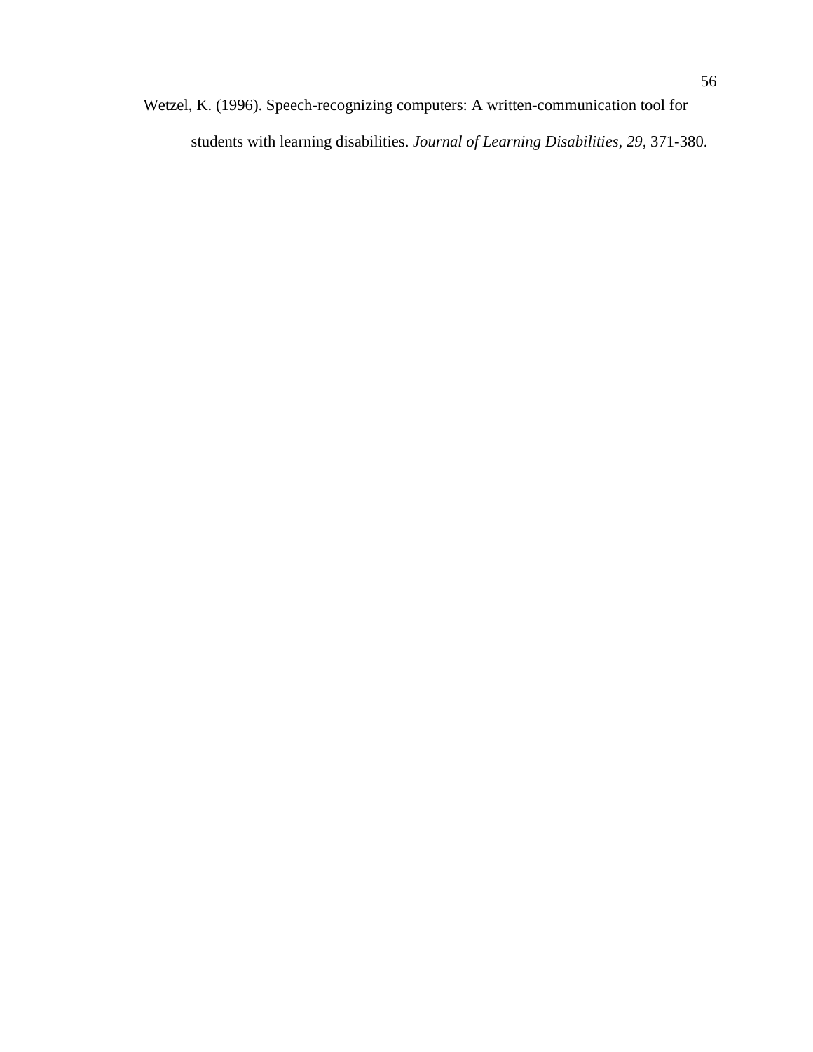Wetzel, K. (1996). Speech-recognizing computers: A written-communication tool for students with learning disabilities. *Journal of Learning Disabilities, 29,* 371-380.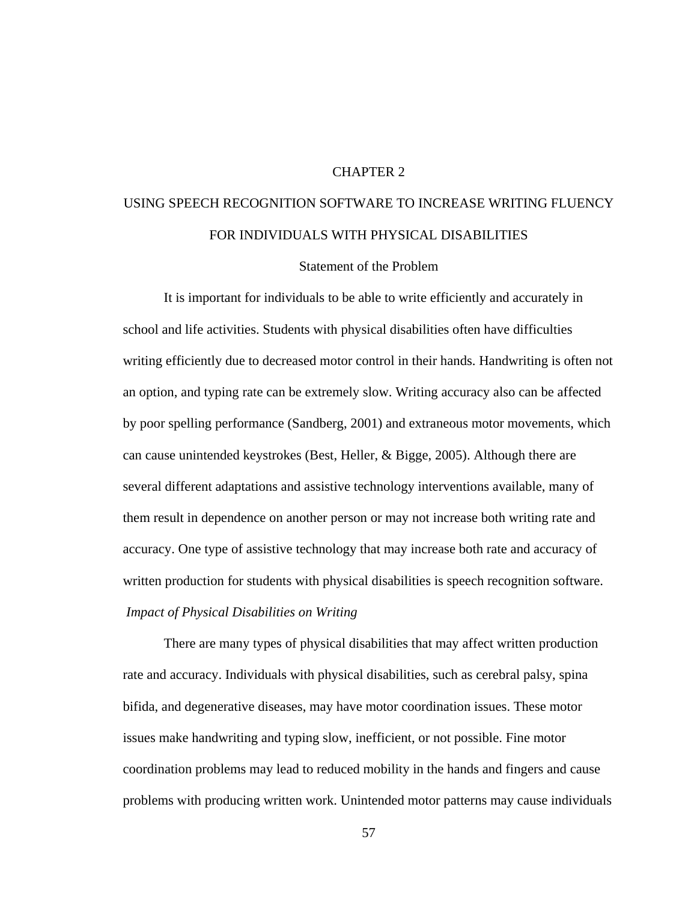# CHAPTER 2

# USING SPEECH RECOGNITION SOFTWARE TO INCREASE WRITING FLUENCY FOR INDIVIDUALS WITH PHYSICAL DISABILITIES

## Statement of the Problem

It is important for individuals to be able to write efficiently and accurately in school and life activities. Students with physical disabilities often have difficulties writing efficiently due to decreased motor control in their hands. Handwriting is often not an option, and typing rate can be extremely slow. Writing accuracy also can be affected by poor spelling performance (Sandberg, 2001) and extraneous motor movements, which can cause unintended keystrokes (Best, Heller, & Bigge, 2005). Although there are several different adaptations and assistive technology interventions available, many of them result in dependence on another person or may not increase both writing rate and accuracy. One type of assistive technology that may increase both rate and accuracy of written production for students with physical disabilities is speech recognition software.

### *Impact of Physical Disabilities on Writing*

There are many types of physical disabilities that may affect written production rate and accuracy. Individuals with physical disabilities, such as cerebral palsy, spina bifida, and degenerative diseases, may have motor coordination issues. These motor issues make handwriting and typing slow, inefficient, or not possible. Fine motor coordination problems may lead to reduced mobility in the hands and fingers and cause problems with producing written work. Unintended motor patterns may cause individuals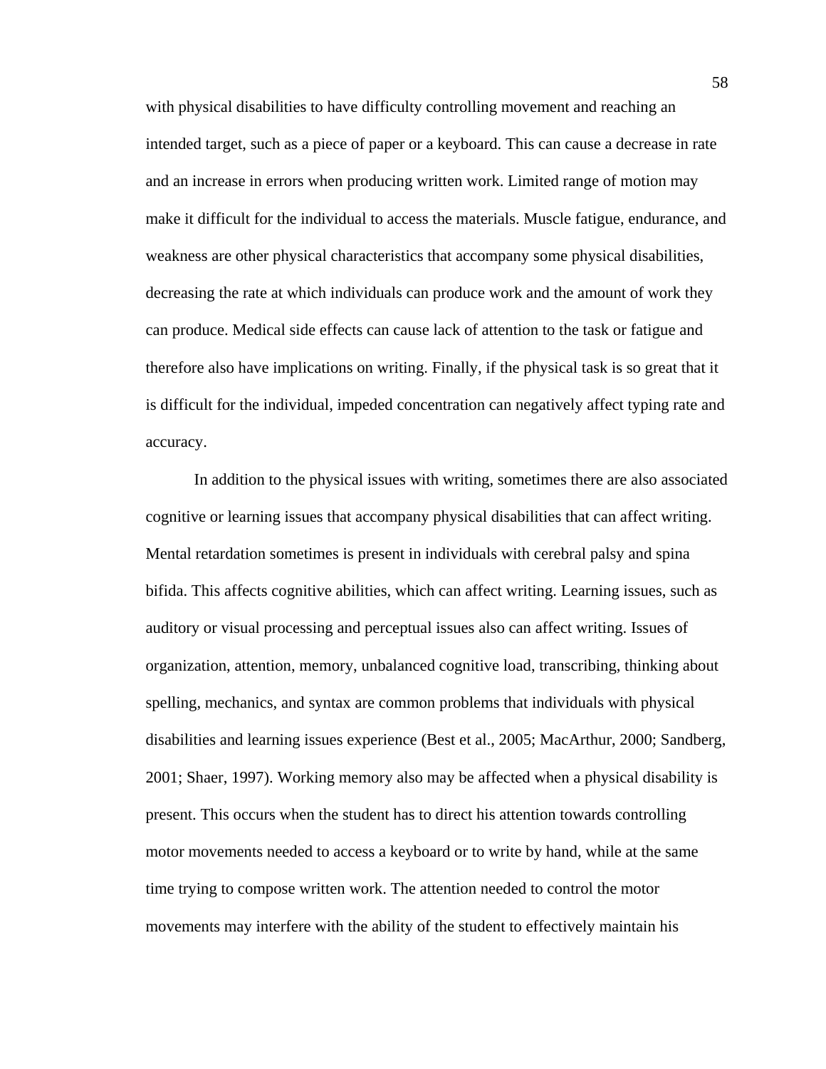with physical disabilities to have difficulty controlling movement and reaching an intended target, such as a piece of paper or a keyboard. This can cause a decrease in rate and an increase in errors when producing written work. Limited range of motion may make it difficult for the individual to access the materials. Muscle fatigue, endurance, and weakness are other physical characteristics that accompany some physical disabilities, decreasing the rate at which individuals can produce work and the amount of work they can produce. Medical side effects can cause lack of attention to the task or fatigue and therefore also have implications on writing. Finally, if the physical task is so great that it is difficult for the individual, impeded concentration can negatively affect typing rate and accuracy.

In addition to the physical issues with writing, sometimes there are also associated cognitive or learning issues that accompany physical disabilities that can affect writing. Mental retardation sometimes is present in individuals with cerebral palsy and spina bifida. This affects cognitive abilities, which can affect writing. Learning issues, such as auditory or visual processing and perceptual issues also can affect writing. Issues of organization, attention, memory, unbalanced cognitive load, transcribing, thinking about spelling, mechanics, and syntax are common problems that individuals with physical disabilities and learning issues experience (Best et al., 2005; MacArthur, 2000; Sandberg, 2001; Shaer, 1997). Working memory also may be affected when a physical disability is present. This occurs when the student has to direct his attention towards controlling motor movements needed to access a keyboard or to write by hand, while at the same time trying to compose written work. The attention needed to control the motor movements may interfere with the ability of the student to effectively maintain his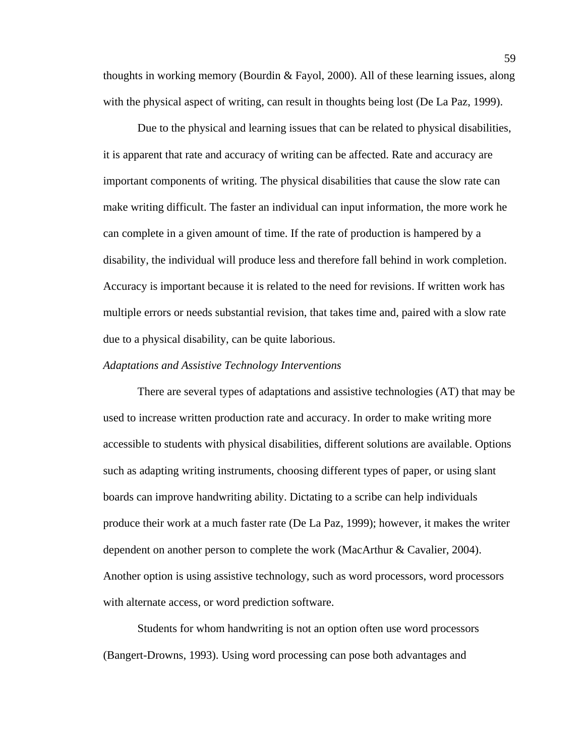thoughts in working memory (Bourdin & Fayol, 2000). All of these learning issues, along with the physical aspect of writing, can result in thoughts being lost (De La Paz, 1999).

Due to the physical and learning issues that can be related to physical disabilities, it is apparent that rate and accuracy of writing can be affected. Rate and accuracy are important components of writing. The physical disabilities that cause the slow rate can make writing difficult. The faster an individual can input information, the more work he can complete in a given amount of time. If the rate of production is hampered by a disability, the individual will produce less and therefore fall behind in work completion. Accuracy is important because it is related to the need for revisions. If written work has multiple errors or needs substantial revision, that takes time and, paired with a slow rate due to a physical disability, can be quite laborious.

### *Adaptations and Assistive Technology Interventions*

There are several types of adaptations and assistive technologies (AT) that may be used to increase written production rate and accuracy. In order to make writing more accessible to students with physical disabilities, different solutions are available. Options such as adapting writing instruments, choosing different types of paper, or using slant boards can improve handwriting ability. Dictating to a scribe can help individuals produce their work at a much faster rate (De La Paz, 1999); however, it makes the writer dependent on another person to complete the work (MacArthur & Cavalier, 2004). Another option is using assistive technology, such as word processors, word processors with alternate access, or word prediction software.

Students for whom handwriting is not an option often use word processors (Bangert-Drowns, 1993). Using word processing can pose both advantages and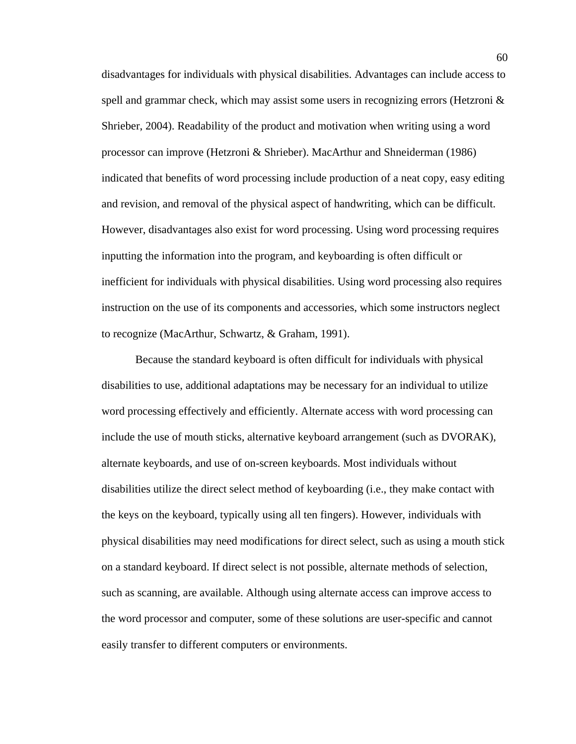disadvantages for individuals with physical disabilities. Advantages can include access to spell and grammar check, which may assist some users in recognizing errors (Hetzroni & Shrieber, 2004). Readability of the product and motivation when writing using a word processor can improve (Hetzroni & Shrieber). MacArthur and Shneiderman (1986) indicated that benefits of word processing include production of a neat copy, easy editing and revision, and removal of the physical aspect of handwriting, which can be difficult. However, disadvantages also exist for word processing. Using word processing requires inputting the information into the program, and keyboarding is often difficult or inefficient for individuals with physical disabilities. Using word processing also requires instruction on the use of its components and accessories, which some instructors neglect to recognize (MacArthur, Schwartz, & Graham, 1991).

Because the standard keyboard is often difficult for individuals with physical disabilities to use, additional adaptations may be necessary for an individual to utilize word processing effectively and efficiently. Alternate access with word processing can include the use of mouth sticks, alternative keyboard arrangement (such as DVORAK), alternate keyboards, and use of on-screen keyboards. Most individuals without disabilities utilize the direct select method of keyboarding (i.e., they make contact with the keys on the keyboard, typically using all ten fingers). However, individuals with physical disabilities may need modifications for direct select, such as using a mouth stick on a standard keyboard. If direct select is not possible, alternate methods of selection, such as scanning, are available. Although using alternate access can improve access to the word processor and computer, some of these solutions are user-specific and cannot easily transfer to different computers or environments.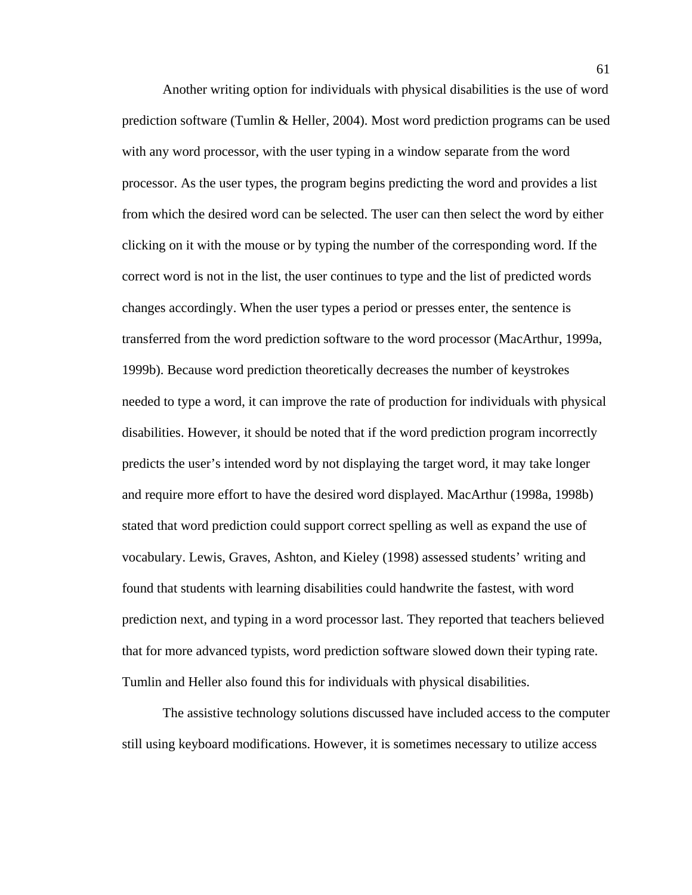Another writing option for individuals with physical disabilities is the use of word prediction software (Tumlin & Heller, 2004). Most word prediction programs can be used with any word processor, with the user typing in a window separate from the word processor. As the user types, the program begins predicting the word and provides a list from which the desired word can be selected. The user can then select the word by either clicking on it with the mouse or by typing the number of the corresponding word. If the correct word is not in the list, the user continues to type and the list of predicted words changes accordingly. When the user types a period or presses enter, the sentence is transferred from the word prediction software to the word processor (MacArthur, 1999a, 1999b). Because word prediction theoretically decreases the number of keystrokes needed to type a word, it can improve the rate of production for individuals with physical disabilities. However, it should be noted that if the word prediction program incorrectly predicts the user's intended word by not displaying the target word, it may take longer and require more effort to have the desired word displayed. MacArthur (1998a, 1998b) stated that word prediction could support correct spelling as well as expand the use of vocabulary. Lewis, Graves, Ashton, and Kieley (1998) assessed students' writing and found that students with learning disabilities could handwrite the fastest, with word prediction next, and typing in a word processor last. They reported that teachers believed that for more advanced typists, word prediction software slowed down their typing rate. Tumlin and Heller also found this for individuals with physical disabilities.

The assistive technology solutions discussed have included access to the computer still using keyboard modifications. However, it is sometimes necessary to utilize access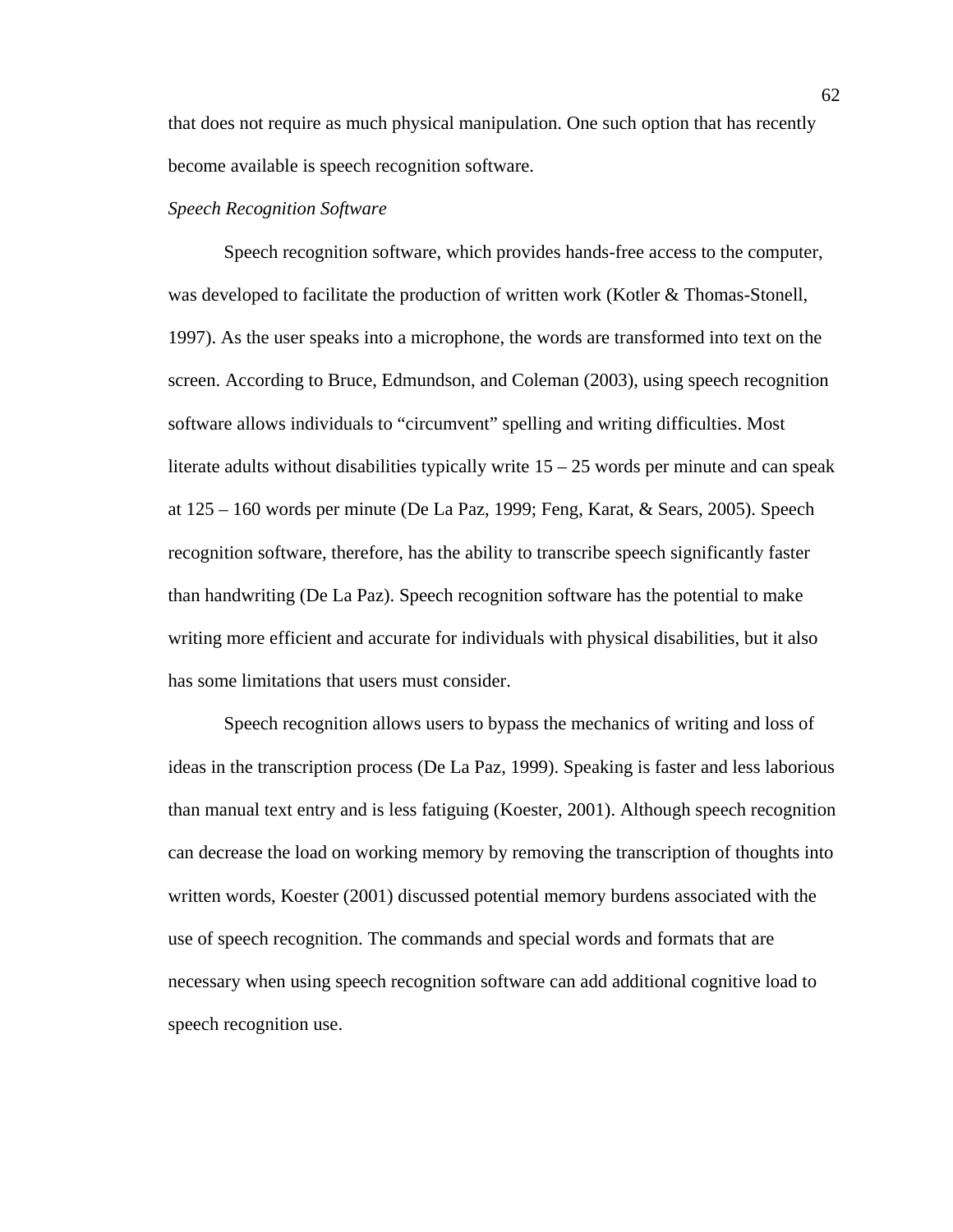that does not require as much physical manipulation. One such option that has recently become available is speech recognition software.

*Speech Recognition Software*

Speech recognition software, which provides hands-free access to the computer, was developed to facilitate the production of written work (Kotler & Thomas-Stonell, 1997). As the user speaks into a microphone, the words are transformed into text on the screen. According to Bruce, Edmundson, and Coleman (2003), using speech recognition software allows individuals to “circumvent” spelling and writing difficulties. Most literate adults without disabilities typically write 15 – 25 words per minute and can speak at 125 – 160 words per minute (De La Paz, 1999; Feng, Karat, & Sears, 2005). Speech recognition software, therefore, has the ability to transcribe speech significantly faster than handwriting (De La Paz). Speech recognition software has the potential to make writing more efficient and accurate for individuals with physical disabilities, but it also has some limitations that users must consider.

Speech recognition allows users to bypass the mechanics of writing and loss of ideas in the transcription process (De La Paz, 1999). Speaking is faster and less laborious than manual text entry and is less fatiguing (Koester, 2001). Although speech recognition can decrease the load on working memory by removing the transcription of thoughts into written words, Koester (2001) discussed potential memory burdens associated with the use of speech recognition. The commands and special words and formats that are necessary when using speech recognition software can add additional cognitive load to speech recognition use.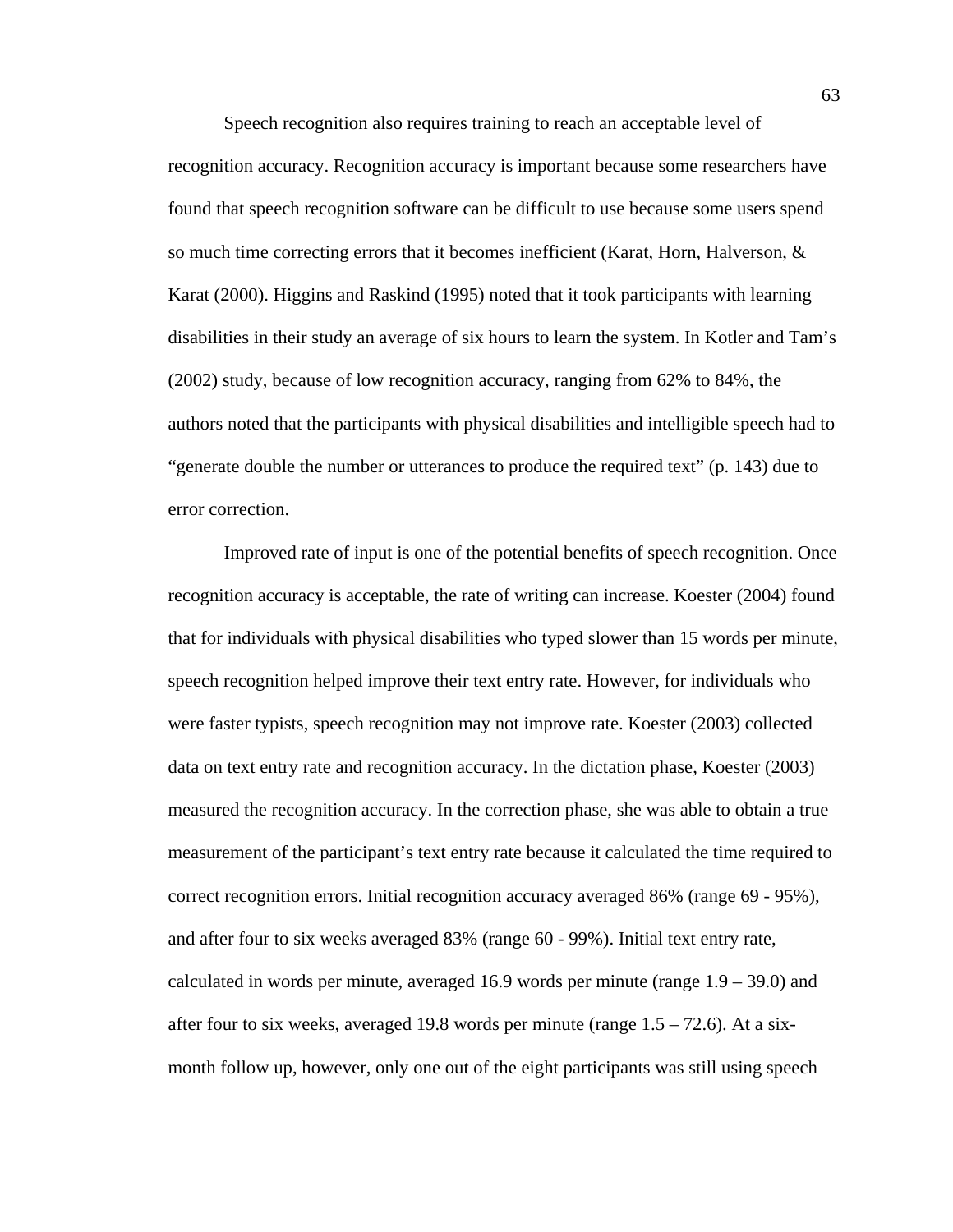Speech recognition also requires training to reach an acceptable level of recognition accuracy. Recognition accuracy is important because some researchers have found that speech recognition software can be difficult to use because some users spend so much time correcting errors that it becomes inefficient (Karat, Horn, Halverson, & Karat (2000). Higgins and Raskind (1995) noted that it took participants with learning disabilities in their study an average of six hours to learn the system. In Kotler and Tam's (2002) study, because of low recognition accuracy, ranging from 62% to 84%, the authors noted that the participants with physical disabilities and intelligible speech had to "generate double the number or utterances to produce the required text" (p. 143) due to error correction.

Improved rate of input is one of the potential benefits of speech recognition. Once recognition accuracy is acceptable, the rate of writing can increase. Koester (2004) found that for individuals with physical disabilities who typed slower than 15 words per minute, speech recognition helped improve their text entry rate. However, for individuals who were faster typists, speech recognition may not improve rate. Koester (2003) collected data on text entry rate and recognition accuracy. In the dictation phase, Koester (2003) measured the recognition accuracy. In the correction phase, she was able to obtain a true measurement of the participant's text entry rate because it calculated the time required to correct recognition errors. Initial recognition accuracy averaged 86% (range 69 - 95%), and after four to six weeks averaged 83% (range 60 - 99%). Initial text entry rate, calculated in words per minute, averaged 16.9 words per minute (range 1.9 – 39.0) and after four to six weeks, averaged 19.8 words per minute (range 1.5 – 72.6). At a six-month follow up, however, only one out of the eight participants was still using speech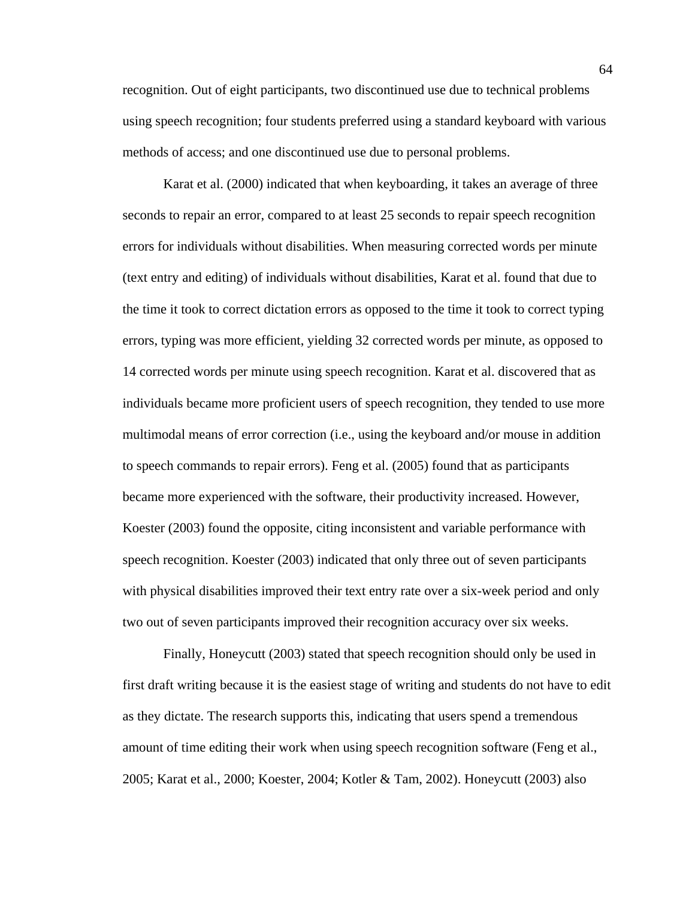recognition. Out of eight participants, two discontinued use due to technical problems using speech recognition; four students preferred using a standard keyboard with various methods of access; and one discontinued use due to personal problems.

Karat et al. (2000) indicated that when keyboarding, it takes an average of three seconds to repair an error, compared to at least 25 seconds to repair speech recognition errors for individuals without disabilities. When measuring corrected words per minute (text entry and editing) of individuals without disabilities, Karat et al. found that due to the time it took to correct dictation errors as opposed to the time it took to correct typing errors, typing was more efficient, yielding 32 corrected words per minute, as opposed to 14 corrected words per minute using speech recognition. Karat et al. discovered that as individuals became more proficient users of speech recognition, they tended to use more multimodal means of error correction (i.e., using the keyboard and/or mouse in addition to speech commands to repair errors). Feng et al. (2005) found that as participants became more experienced with the software, their productivity increased. However, Koester (2003) found the opposite, citing inconsistent and variable performance with speech recognition. Koester (2003) indicated that only three out of seven participants with physical disabilities improved their text entry rate over a six-week period and only two out of seven participants improved their recognition accuracy over six weeks.

Finally, Honeycutt (2003) stated that speech recognition should only be used in first draft writing because it is the easiest stage of writing and students do not have to edit as they dictate. The research supports this, indicating that users spend a tremendous amount of time editing their work when using speech recognition software (Feng et al., 2005; Karat et al., 2000; Koester, 2004; Kotler & Tam, 2002). Honeycutt (2003) also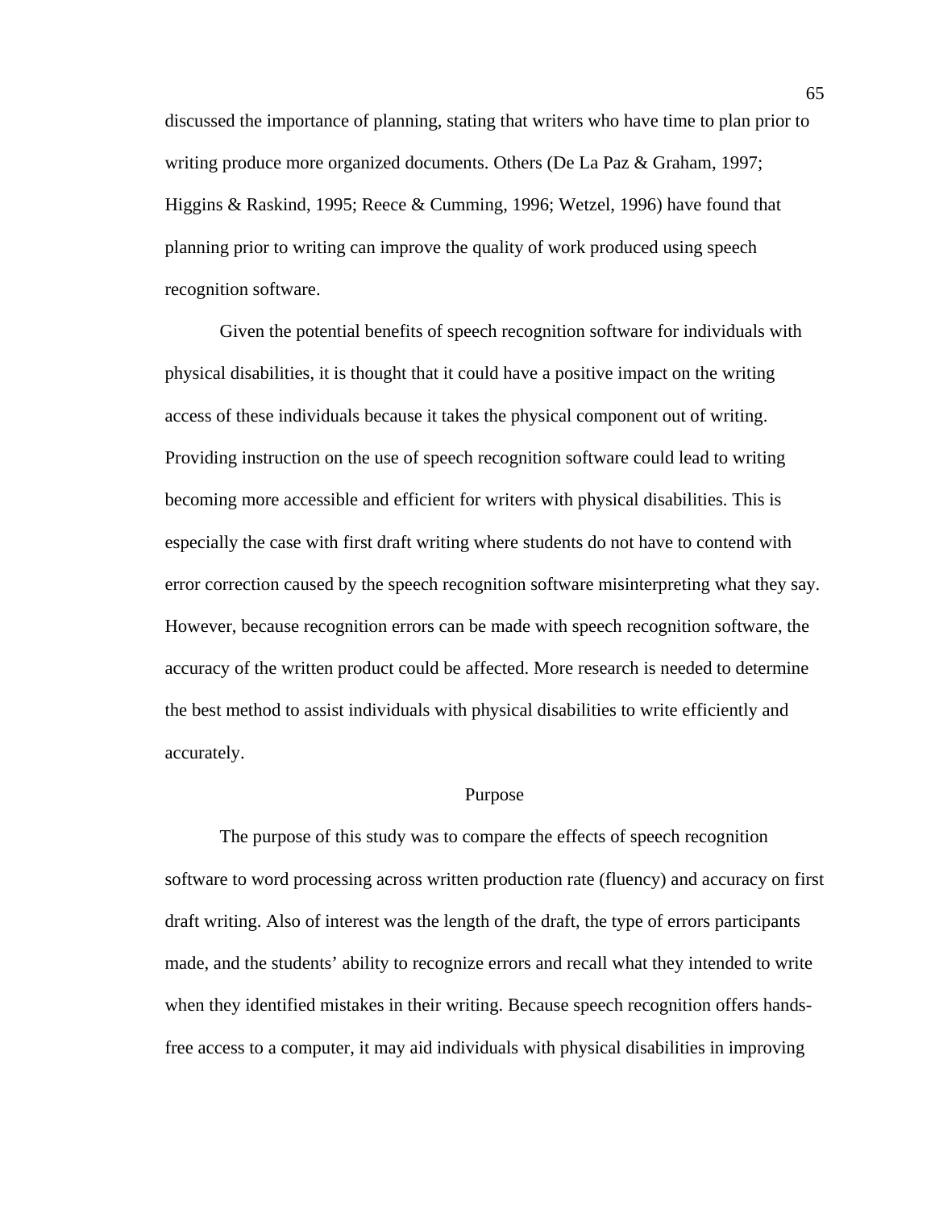discussed the importance of planning, stating that writers who have time to plan prior to writing produce more organized documents. Others (De La Paz & Graham, 1997; Higgins & Raskind, 1995; Reece & Cumming, 1996; Wetzel, 1996) have found that planning prior to writing can improve the quality of work produced using speech recognition software.

Given the potential benefits of speech recognition software for individuals with physical disabilities, it is thought that it could have a positive impact on the writing access of these individuals because it takes the physical component out of writing. Providing instruction on the use of speech recognition software could lead to writing becoming more accessible and efficient for writers with physical disabilities. This is especially the case with first draft writing where students do not have to contend with error correction caused by the speech recognition software misinterpreting what they say. However, because recognition errors can be made with speech recognition software, the accuracy of the written product could be affected. More research is needed to determine the best method to assist individuals with physical disabilities to write efficiently and accurately.

## Purpose

The purpose of this study was to compare the effects of speech recognition software to word processing across written production rate (fluency) and accuracy on first draft writing. Also of interest was the length of the draft, the type of errors participants made, and the students' ability to recognize errors and recall what they intended to write when they identified mistakes in their writing. Because speech recognition offers hands-free access to a computer, it may aid individuals with physical disabilities in improving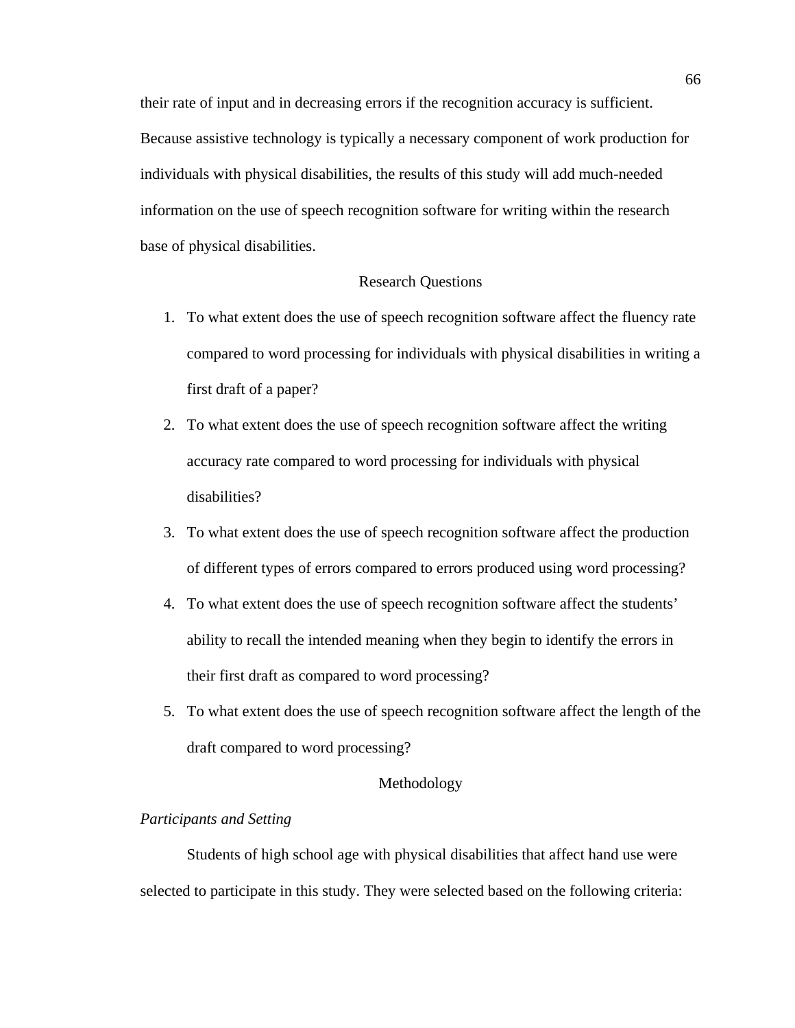their rate of input and in decreasing errors if the recognition accuracy is sufficient. Because assistive technology is typically a necessary component of work production for individuals with physical disabilities, the results of this study will add much-needed information on the use of speech recognition software for writing within the research base of physical disabilities.

## Research Questions

1. To what extent does the use of speech recognition software affect the fluency rate compared to word processing for individuals with physical disabilities in writing a first draft of a paper?
2. To what extent does the use of speech recognition software affect the writing accuracy rate compared to word processing for individuals with physical disabilities?
3. To what extent does the use of speech recognition software affect the production of different types of errors compared to errors produced using word processing?
4. To what extent does the use of speech recognition software affect the students' ability to recall the intended meaning when they begin to identify the errors in their first draft as compared to word processing?
5. To what extent does the use of speech recognition software affect the length of the draft compared to word processing?

## Methodology

### *Participants and Setting*

Students of high school age with physical disabilities that affect hand use were selected to participate in this study. They were selected based on the following criteria: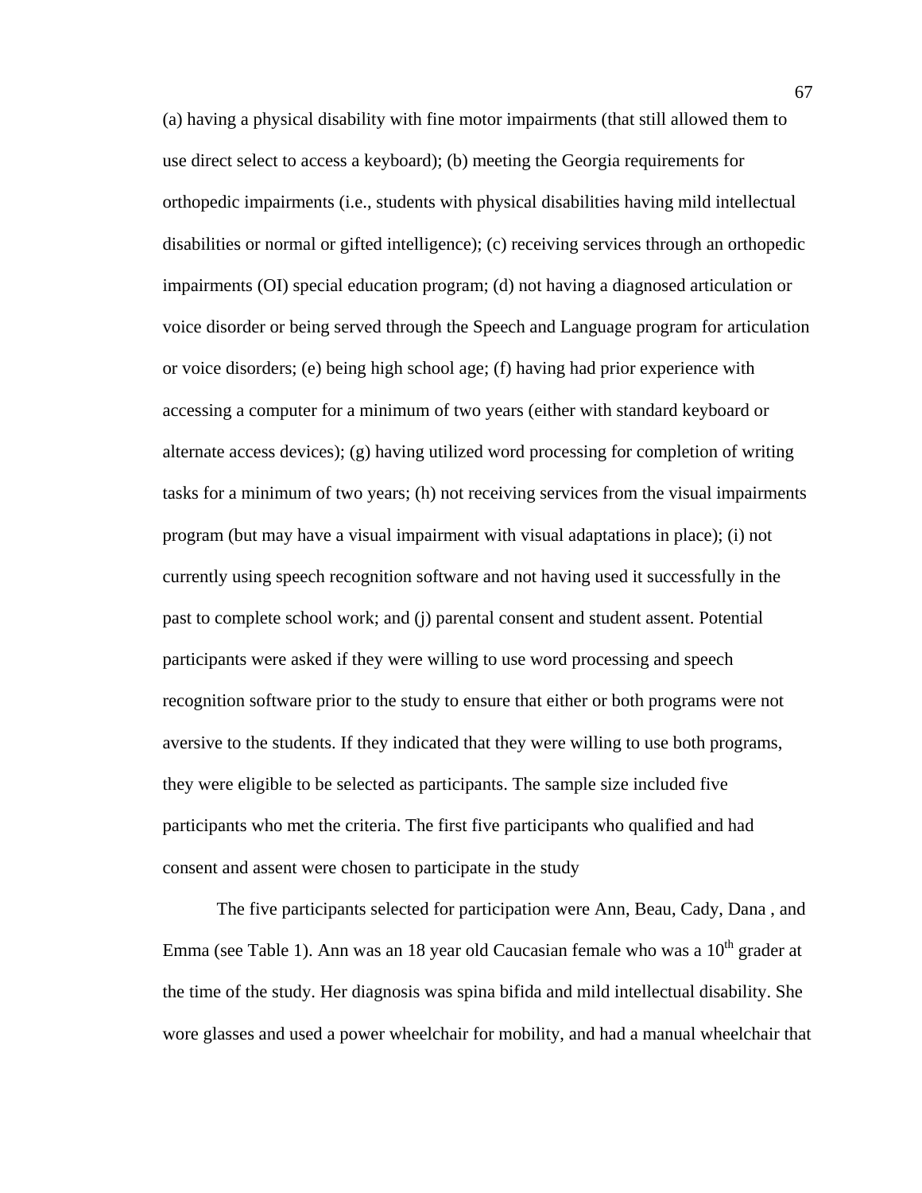(a) having a physical disability with fine motor impairments (that still allowed them to use direct select to access a keyboard); (b) meeting the Georgia requirements for orthopedic impairments (i.e., students with physical disabilities having mild intellectual disabilities or normal or gifted intelligence); (c) receiving services through an orthopedic impairments (OI) special education program; (d) not having a diagnosed articulation or voice disorder or being served through the Speech and Language program for articulation or voice disorders; (e) being high school age; (f) having had prior experience with accessing a computer for a minimum of two years (either with standard keyboard or alternate access devices); (g) having utilized word processing for completion of writing tasks for a minimum of two years; (h) not receiving services from the visual impairments program (but may have a visual impairment with visual adaptations in place); (i) not currently using speech recognition software and not having used it successfully in the past to complete school work; and (j) parental consent and student assent. Potential participants were asked if they were willing to use word processing and speech recognition software prior to the study to ensure that either or both programs were not aversive to the students. If they indicated that they were willing to use both programs, they were eligible to be selected as participants. The sample size included five participants who met the criteria. The first five participants who qualified and had consent and assent were chosen to participate in the study

The five participants selected for participation were Ann, Beau, Cady, Dana , and Emma (see Table 1). Ann was an 18 year old Caucasian female who was a 10th grader at the time of the study. Her diagnosis was spina bifida and mild intellectual disability. She wore glasses and used a power wheelchair for mobility, and had a manual wheelchair that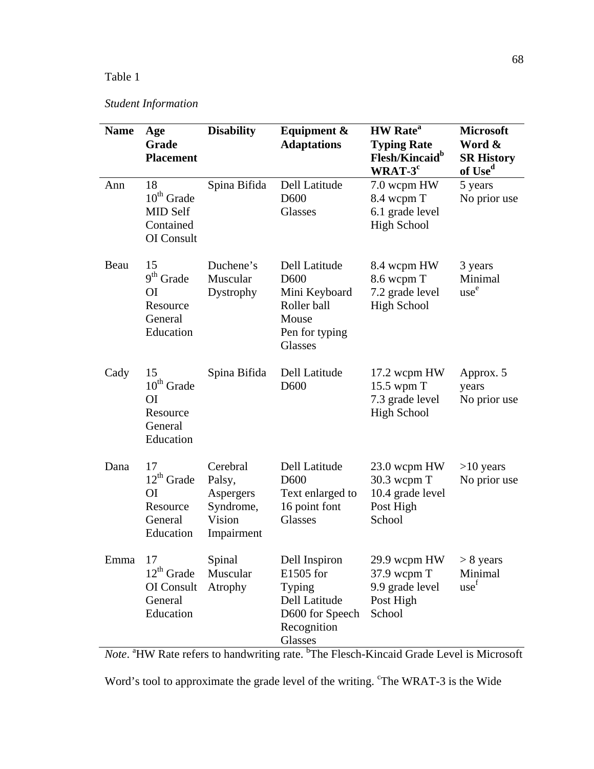Table 1

*Student Information*

| Name | Age Grade Placement | Disability | Equipment & Adaptations | HW Rate[a] Typing Rate Flesh/Kincaid[b] WRAT-3[c] | Microsoft Word & SR History of Use[d] |
|---|---|---|---|---|---|
| Ann | 18 10th Grade MID Self Contained OI Consult | Spina Bifida | Dell Latitude D600 Glasses | 7.0 wcpm HW 8.4 wcpm T 6.1 grade level High School | 5 years No prior use |
| Beau | 15 9th Grade OI Resource General Education | Duchene's Muscular Dystrophy | Dell Latitude D600 Mini Keyboard Roller ball Mouse Pen for typing Glasses | 8.4 wcpm HW 8.6 wcpm T 7.2 grade level High School | 3 years Minimal use[e] |
| Cady | 15 10th Grade OI Resource General Education | Spina Bifida | Dell Latitude D600 | 17.2 wcpm HW 15.5 wpm T 7.3 grade level High School | Approx. 5 years No prior use |
| Dana | 17 12th Grade OI Resource General Education | Cerebral Palsy, Aspergers Syndrome, Vision Impairment | Dell Latitude D600 Text enlarged to 16 point font Glasses | 23.0 wcpm HW 30.3 wcpm T 10.4 grade level Post High School | >10 years No prior use |
| Emma | 17 12th Grade OI Consult General Education | Spinal Muscular Atrophy | Dell Inspiron E1505 for Typing Dell Latitude D600 for Speech Recognition Glasses | 29.9 wcpm HW 37.9 wcpm T 9.9 grade level Post High School | > 8 years Minimal use[f] |

*Note*. [a]HW Rate refers to handwriting rate. [b]The Flesch-Kincaid Grade Level is Microsoft Word's tool to approximate the grade level of the writing. [c]The WRAT-3 is the Wide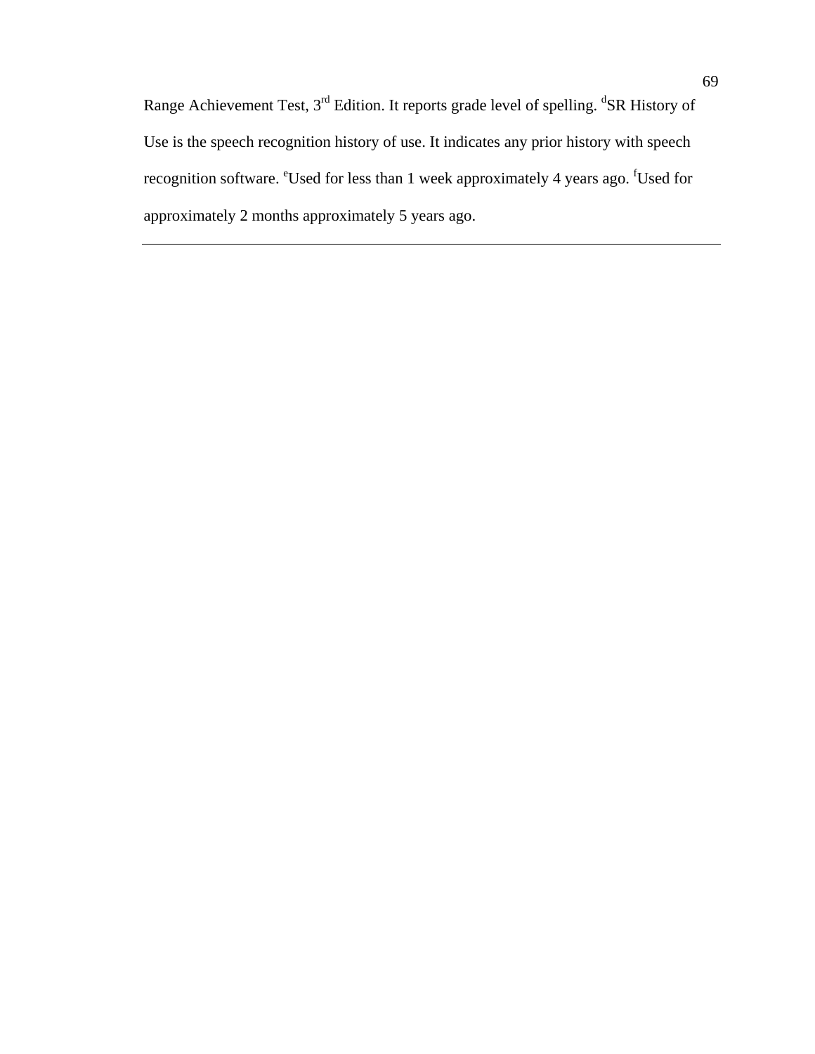Range Achievement Test, 3rd Edition. It reports grade level of spelling. [d]SR History of Use is the speech recognition history of use. It indicates any prior history with speech recognition software. [e]Used for less than 1 week approximately 4 years ago. [f]Used for approximately 2 months approximately 5 years ago.

---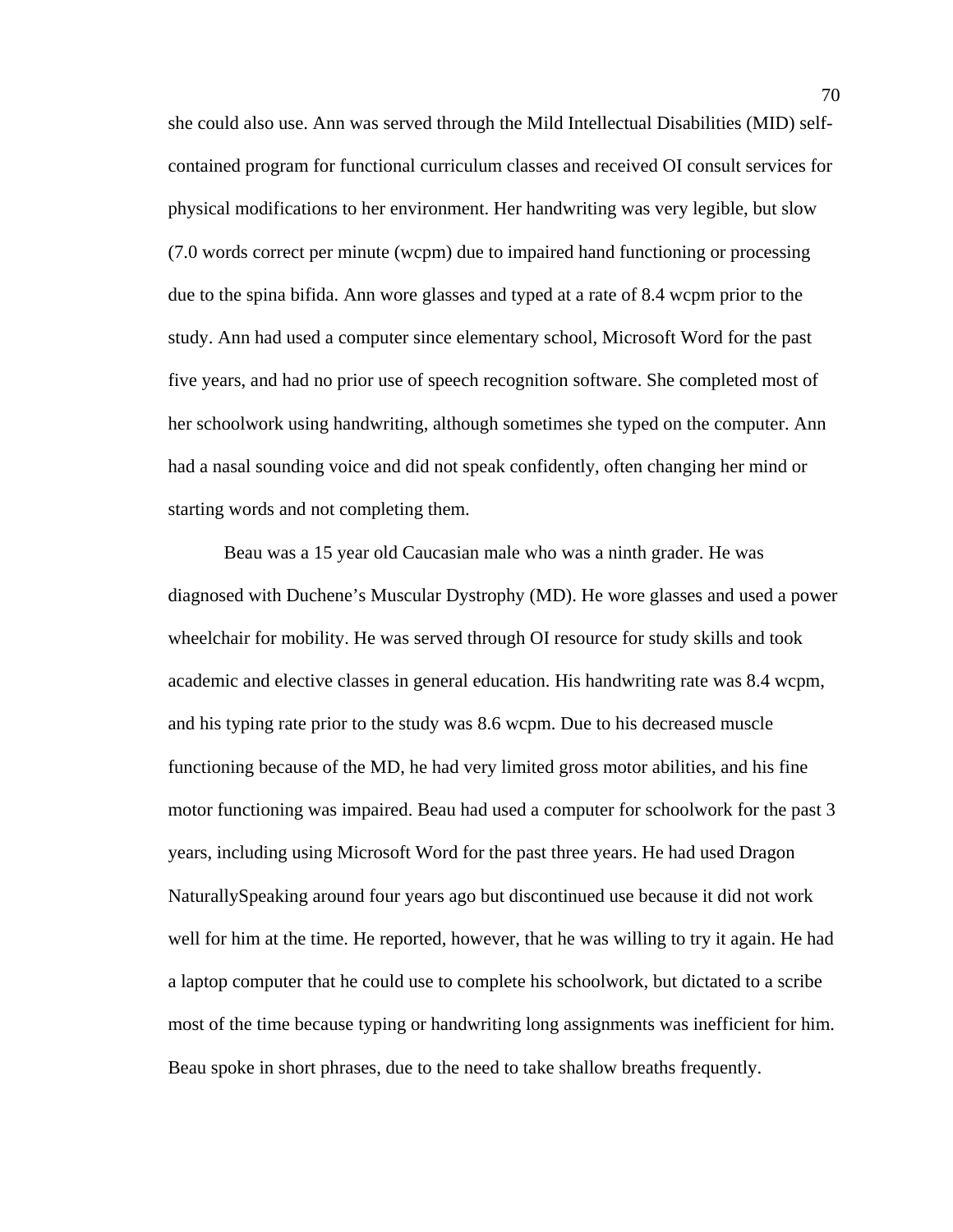she could also use. Ann was served through the Mild Intellectual Disabilities (MID) self-contained program for functional curriculum classes and received OI consult services for physical modifications to her environment. Her handwriting was very legible, but slow (7.0 words correct per minute (wcpm) due to impaired hand functioning or processing due to the spina bifida. Ann wore glasses and typed at a rate of 8.4 wcpm prior to the study. Ann had used a computer since elementary school, Microsoft Word for the past five years, and had no prior use of speech recognition software. She completed most of her schoolwork using handwriting, although sometimes she typed on the computer. Ann had a nasal sounding voice and did not speak confidently, often changing her mind or starting words and not completing them.

Beau was a 15 year old Caucasian male who was a ninth grader. He was diagnosed with Duchene's Muscular Dystrophy (MD). He wore glasses and used a power wheelchair for mobility. He was served through OI resource for study skills and took academic and elective classes in general education. His handwriting rate was 8.4 wcpm, and his typing rate prior to the study was 8.6 wcpm. Due to his decreased muscle functioning because of the MD, he had very limited gross motor abilities, and his fine motor functioning was impaired. Beau had used a computer for schoolwork for the past 3 years, including using Microsoft Word for the past three years. He had used Dragon NaturallySpeaking around four years ago but discontinued use because it did not work well for him at the time. He reported, however, that he was willing to try it again. He had a laptop computer that he could use to complete his schoolwork, but dictated to a scribe most of the time because typing or handwriting long assignments was inefficient for him. Beau spoke in short phrases, due to the need to take shallow breaths frequently.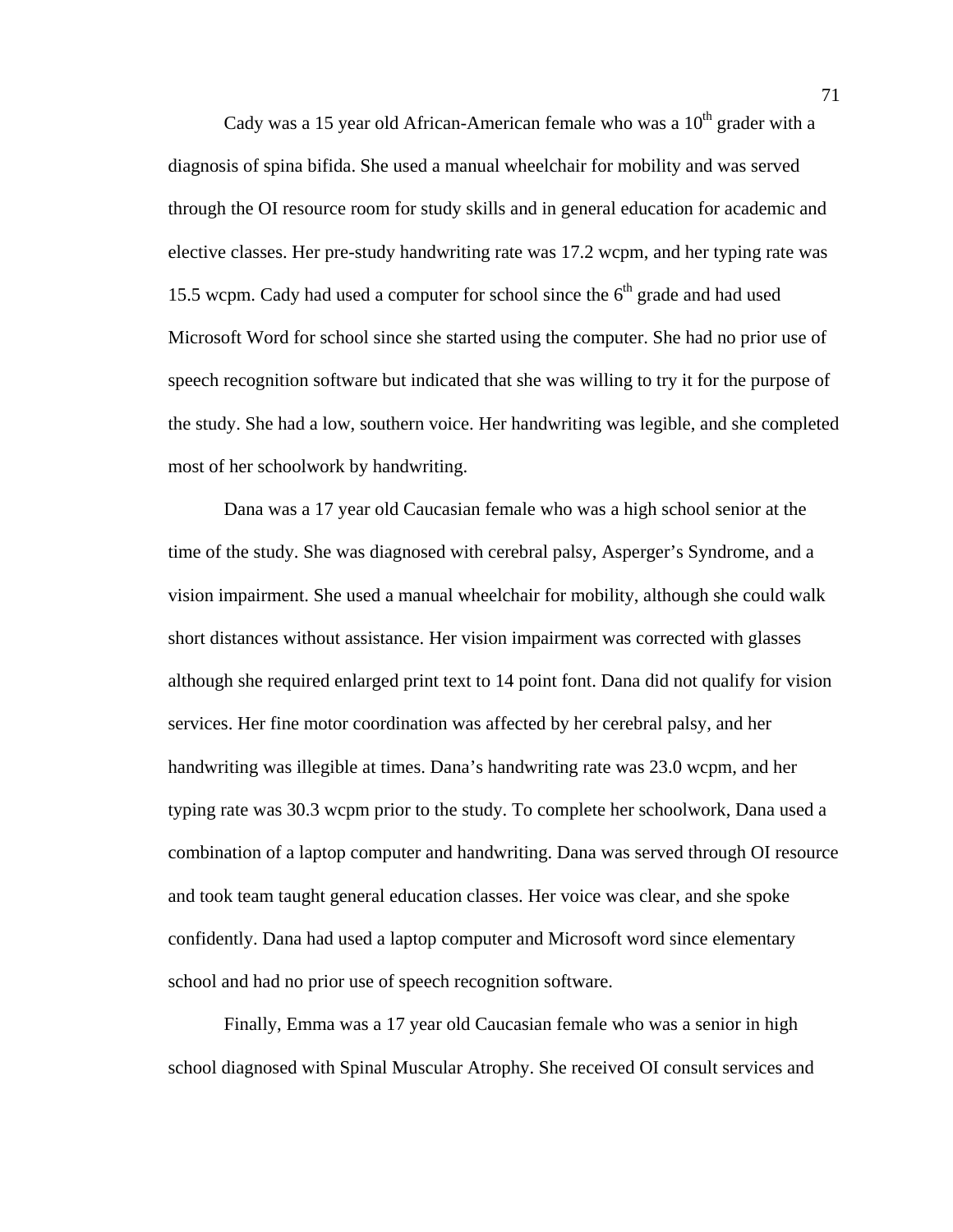Cady was a 15 year old African-American female who was a 10th grader with a diagnosis of spina bifida. She used a manual wheelchair for mobility and was served through the OI resource room for study skills and in general education for academic and elective classes. Her pre-study handwriting rate was 17.2 wcpm, and her typing rate was 15.5 wcpm. Cady had used a computer for school since the 6th grade and had used Microsoft Word for school since she started using the computer. She had no prior use of speech recognition software but indicated that she was willing to try it for the purpose of the study. She had a low, southern voice. Her handwriting was legible, and she completed most of her schoolwork by handwriting.

Dana was a 17 year old Caucasian female who was a high school senior at the time of the study. She was diagnosed with cerebral palsy, Asperger's Syndrome, and a vision impairment. She used a manual wheelchair for mobility, although she could walk short distances without assistance. Her vision impairment was corrected with glasses although she required enlarged print text to 14 point font. Dana did not qualify for vision services. Her fine motor coordination was affected by her cerebral palsy, and her handwriting was illegible at times. Dana's handwriting rate was 23.0 wcpm, and her typing rate was 30.3 wcpm prior to the study. To complete her schoolwork, Dana used a combination of a laptop computer and handwriting. Dana was served through OI resource and took team taught general education classes. Her voice was clear, and she spoke confidently. Dana had used a laptop computer and Microsoft word since elementary school and had no prior use of speech recognition software.

Finally, Emma was a 17 year old Caucasian female who was a senior in high school diagnosed with Spinal Muscular Atrophy. She received OI consult services and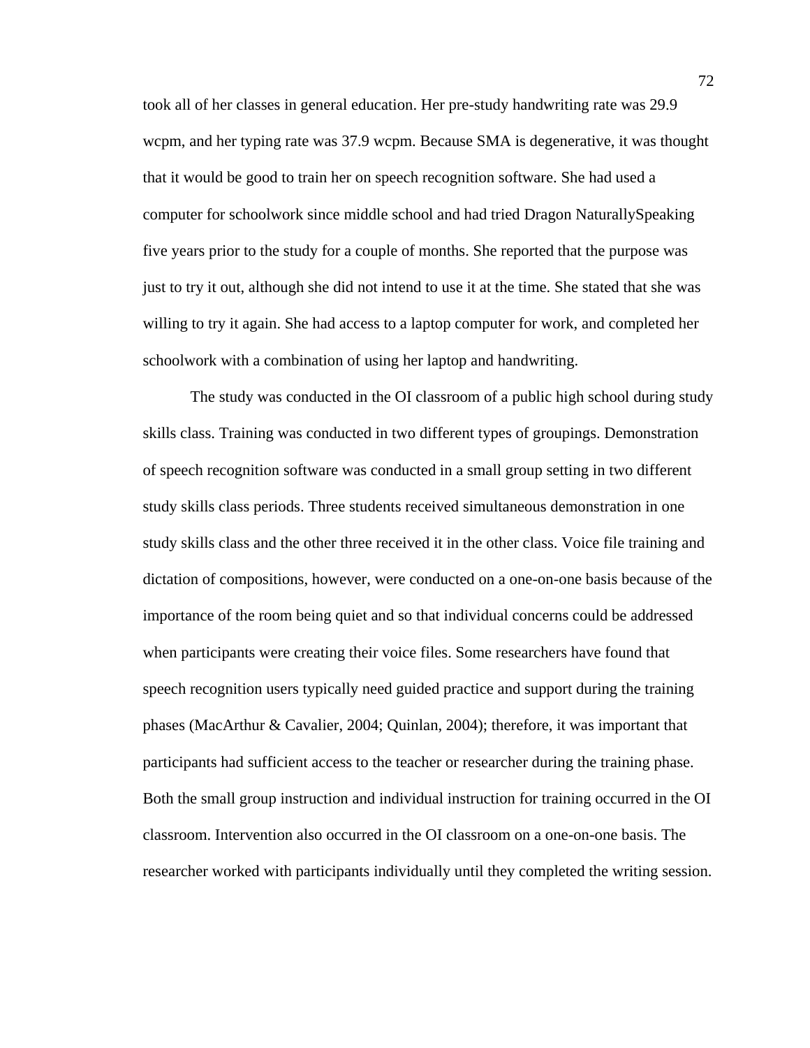took all of her classes in general education. Her pre-study handwriting rate was 29.9 wcpm, and her typing rate was 37.9 wcpm. Because SMA is degenerative, it was thought that it would be good to train her on speech recognition software. She had used a computer for schoolwork since middle school and had tried Dragon NaturallySpeaking five years prior to the study for a couple of months. She reported that the purpose was just to try it out, although she did not intend to use it at the time. She stated that she was willing to try it again. She had access to a laptop computer for work, and completed her schoolwork with a combination of using her laptop and handwriting.

The study was conducted in the OI classroom of a public high school during study skills class. Training was conducted in two different types of groupings. Demonstration of speech recognition software was conducted in a small group setting in two different study skills class periods. Three students received simultaneous demonstration in one study skills class and the other three received it in the other class. Voice file training and dictation of compositions, however, were conducted on a one-on-one basis because of the importance of the room being quiet and so that individual concerns could be addressed when participants were creating their voice files. Some researchers have found that speech recognition users typically need guided practice and support during the training phases (MacArthur & Cavalier, 2004; Quinlan, 2004); therefore, it was important that participants had sufficient access to the teacher or researcher during the training phase. Both the small group instruction and individual instruction for training occurred in the OI classroom. Intervention also occurred in the OI classroom on a one-on-one basis. The researcher worked with participants individually until they completed the writing session.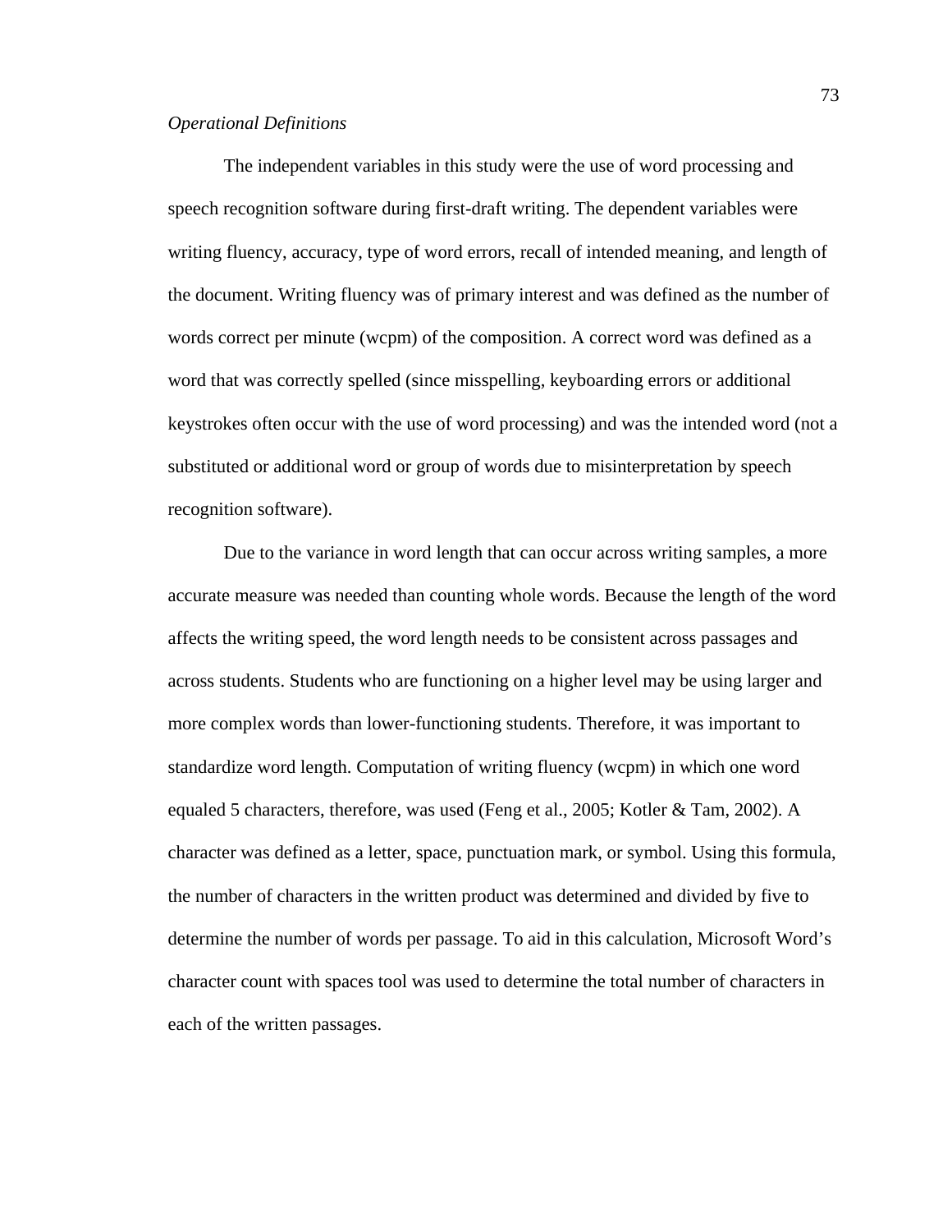*Operational Definitions*

The independent variables in this study were the use of word processing and speech recognition software during first-draft writing. The dependent variables were writing fluency, accuracy, type of word errors, recall of intended meaning, and length of the document. Writing fluency was of primary interest and was defined as the number of words correct per minute (wcpm) of the composition. A correct word was defined as a word that was correctly spelled (since misspelling, keyboarding errors or additional keystrokes often occur with the use of word processing) and was the intended word (not a substituted or additional word or group of words due to misinterpretation by speech recognition software).

Due to the variance in word length that can occur across writing samples, a more accurate measure was needed than counting whole words. Because the length of the word affects the writing speed, the word length needs to be consistent across passages and across students. Students who are functioning on a higher level may be using larger and more complex words than lower-functioning students. Therefore, it was important to standardize word length. Computation of writing fluency (wcpm) in which one word equaled 5 characters, therefore, was used (Feng et al., 2005; Kotler & Tam, 2002). A character was defined as a letter, space, punctuation mark, or symbol. Using this formula, the number of characters in the written product was determined and divided by five to determine the number of words per passage. To aid in this calculation, Microsoft Word's character count with spaces tool was used to determine the total number of characters in each of the written passages.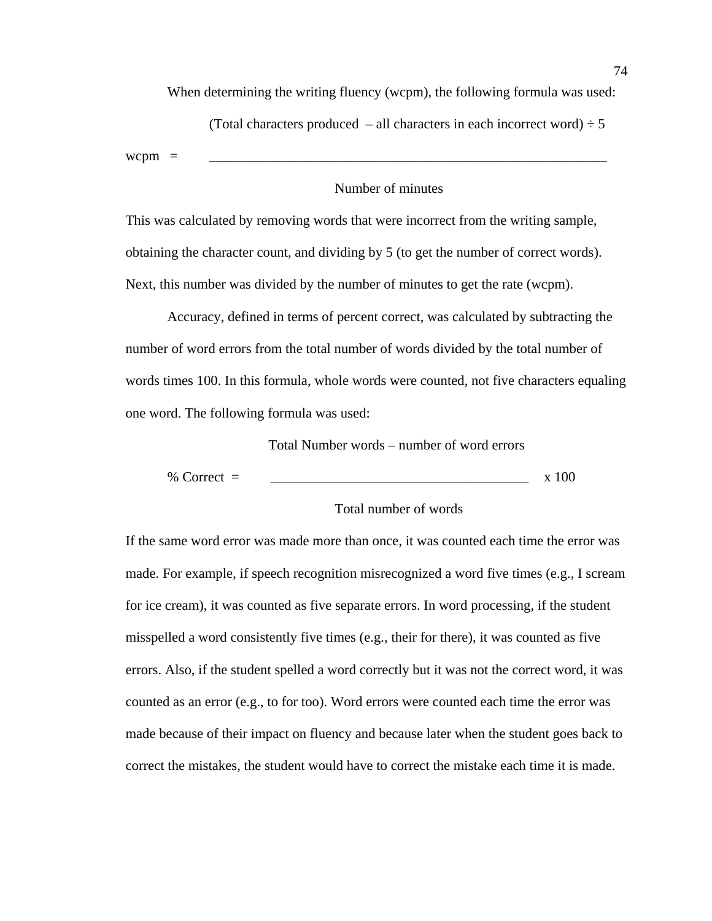When determining the writing fluency (wcpm), the following formula was used:

$$\text{wcpm} = \frac{(\text{Total characters produced} - \text{all characters in each incorrect word}) \div 5}{\text{Number of minutes}}$$

This was calculated by removing words that were incorrect from the writing sample, obtaining the character count, and dividing by 5 (to get the number of correct words). Next, this number was divided by the number of minutes to get the rate (wcpm).

Accuracy, defined in terms of percent correct, was calculated by subtracting the number of word errors from the total number of words divided by the total number of words times 100. In this formula, whole words were counted, not five characters equaling one word. The following formula was used:

$$\%\ \text{Correct} = \frac{\text{Total Number words} - \text{number of word errors}}{\text{Total number of words}} \times 100$$

If the same word error was made more than once, it was counted each time the error was made. For example, if speech recognition misrecognized a word five times (e.g., I scream for ice cream), it was counted as five separate errors. In word processing, if the student misspelled a word consistently five times (e.g., their for there), it was counted as five errors. Also, if the student spelled a word correctly but it was not the correct word, it was counted as an error (e.g., to for too). Word errors were counted each time the error was made because of their impact on fluency and because later when the student goes back to correct the mistakes, the student would have to correct the mistake each time it is made.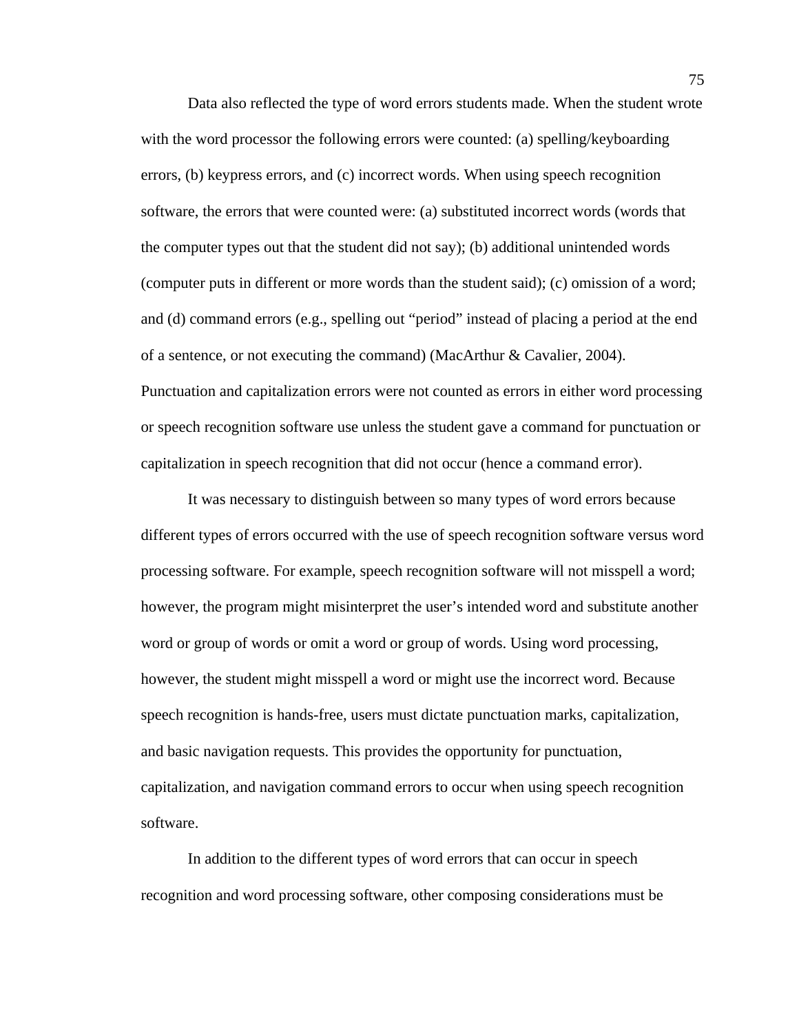Data also reflected the type of word errors students made. When the student wrote with the word processor the following errors were counted: (a) spelling/keyboarding errors, (b) keypress errors, and (c) incorrect words. When using speech recognition software, the errors that were counted were: (a) substituted incorrect words (words that the computer types out that the student did not say); (b) additional unintended words (computer puts in different or more words than the student said); (c) omission of a word; and (d) command errors (e.g., spelling out "period" instead of placing a period at the end of a sentence, or not executing the command) (MacArthur & Cavalier, 2004). Punctuation and capitalization errors were not counted as errors in either word processing or speech recognition software use unless the student gave a command for punctuation or capitalization in speech recognition that did not occur (hence a command error).

It was necessary to distinguish between so many types of word errors because different types of errors occurred with the use of speech recognition software versus word processing software. For example, speech recognition software will not misspell a word; however, the program might misinterpret the user's intended word and substitute another word or group of words or omit a word or group of words. Using word processing, however, the student might misspell a word or might use the incorrect word. Because speech recognition is hands-free, users must dictate punctuation marks, capitalization, and basic navigation requests. This provides the opportunity for punctuation, capitalization, and navigation command errors to occur when using speech recognition software.

In addition to the different types of word errors that can occur in speech recognition and word processing software, other composing considerations must be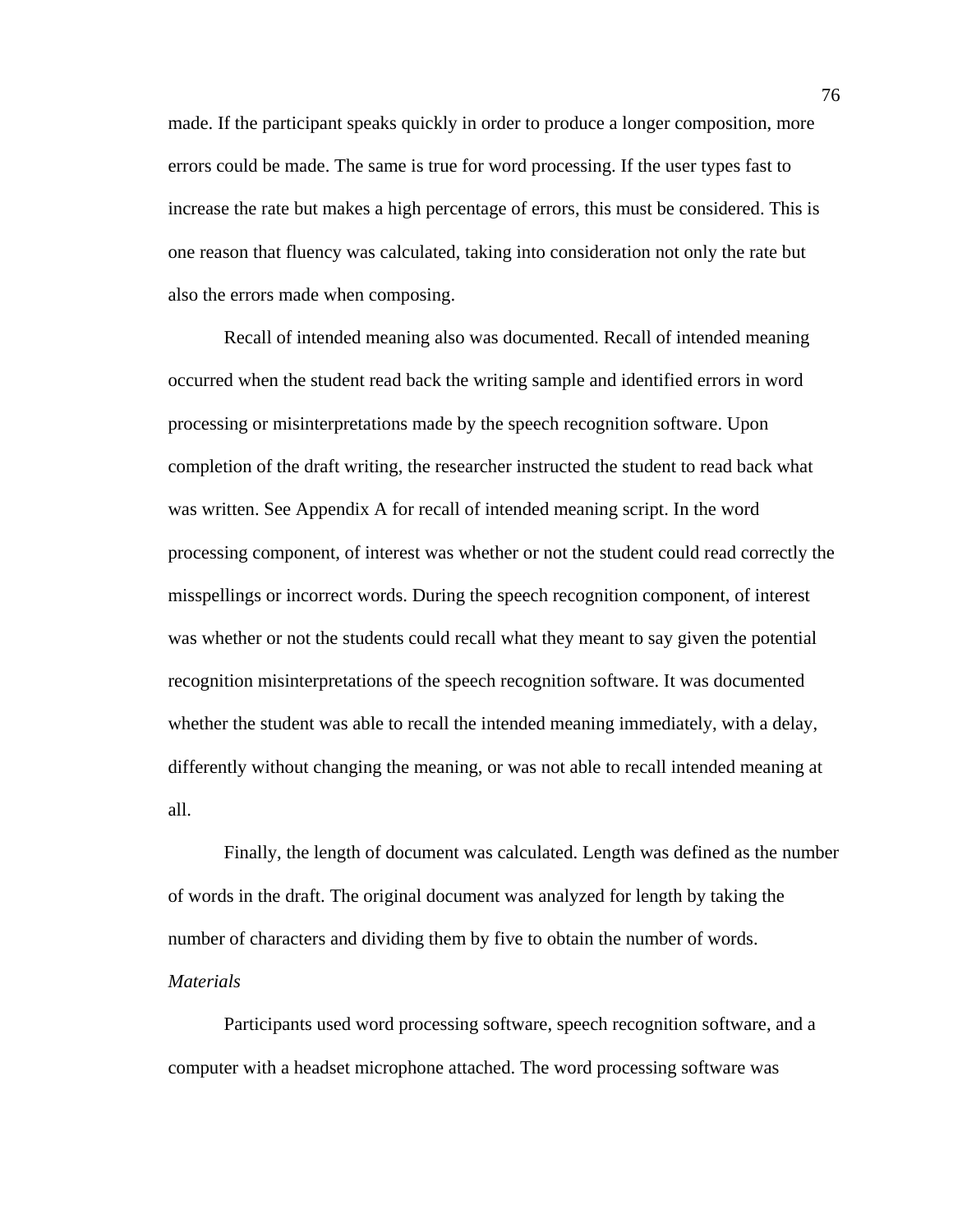made. If the participant speaks quickly in order to produce a longer composition, more errors could be made. The same is true for word processing. If the user types fast to increase the rate but makes a high percentage of errors, this must be considered. This is one reason that fluency was calculated, taking into consideration not only the rate but also the errors made when composing.

Recall of intended meaning also was documented. Recall of intended meaning occurred when the student read back the writing sample and identified errors in word processing or misinterpretations made by the speech recognition software. Upon completion of the draft writing, the researcher instructed the student to read back what was written. See Appendix A for recall of intended meaning script. In the word processing component, of interest was whether or not the student could read correctly the misspellings or incorrect words. During the speech recognition component, of interest was whether or not the students could recall what they meant to say given the potential recognition misinterpretations of the speech recognition software. It was documented whether the student was able to recall the intended meaning immediately, with a delay, differently without changing the meaning, or was not able to recall intended meaning at all.

Finally, the length of document was calculated. Length was defined as the number of words in the draft. The original document was analyzed for length by taking the number of characters and dividing them by five to obtain the number of words.

*Materials*

Participants used word processing software, speech recognition software, and a computer with a headset microphone attached. The word processing software was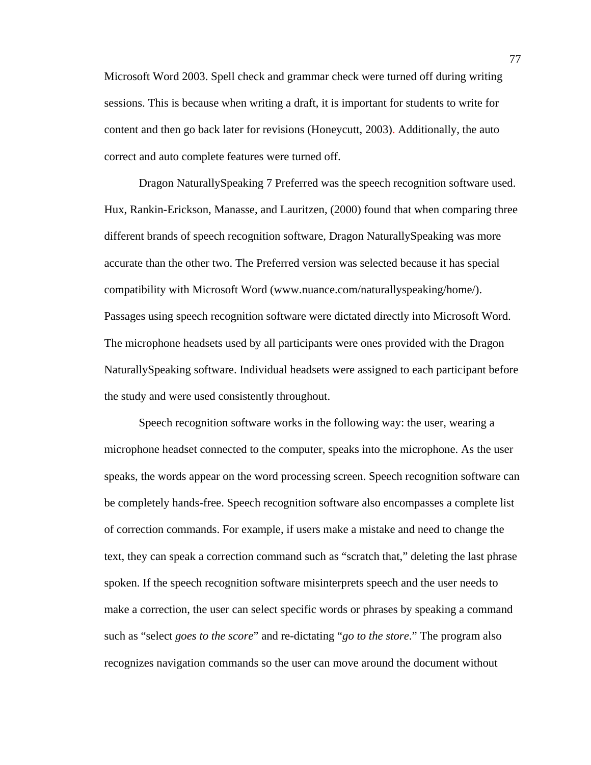Microsoft Word 2003. Spell check and grammar check were turned off during writing sessions. This is because when writing a draft, it is important for students to write for content and then go back later for revisions (Honeycutt, 2003). Additionally, the auto correct and auto complete features were turned off.

Dragon NaturallySpeaking 7 Preferred was the speech recognition software used. Hux, Rankin-Erickson, Manasse, and Lauritzen, (2000) found that when comparing three different brands of speech recognition software, Dragon NaturallySpeaking was more accurate than the other two. The Preferred version was selected because it has special compatibility with Microsoft Word (www.nuance.com/naturallyspeaking/home/). Passages using speech recognition software were dictated directly into Microsoft Word. The microphone headsets used by all participants were ones provided with the Dragon NaturallySpeaking software. Individual headsets were assigned to each participant before the study and were used consistently throughout.

Speech recognition software works in the following way: the user, wearing a microphone headset connected to the computer, speaks into the microphone. As the user speaks, the words appear on the word processing screen. Speech recognition software can be completely hands-free. Speech recognition software also encompasses a complete list of correction commands. For example, if users make a mistake and need to change the text, they can speak a correction command such as "scratch that," deleting the last phrase spoken. If the speech recognition software misinterprets speech and the user needs to make a correction, the user can select specific words or phrases by speaking a command such as "select *goes to the score*" and re-dictating "*go to the store*." The program also recognizes navigation commands so the user can move around the document without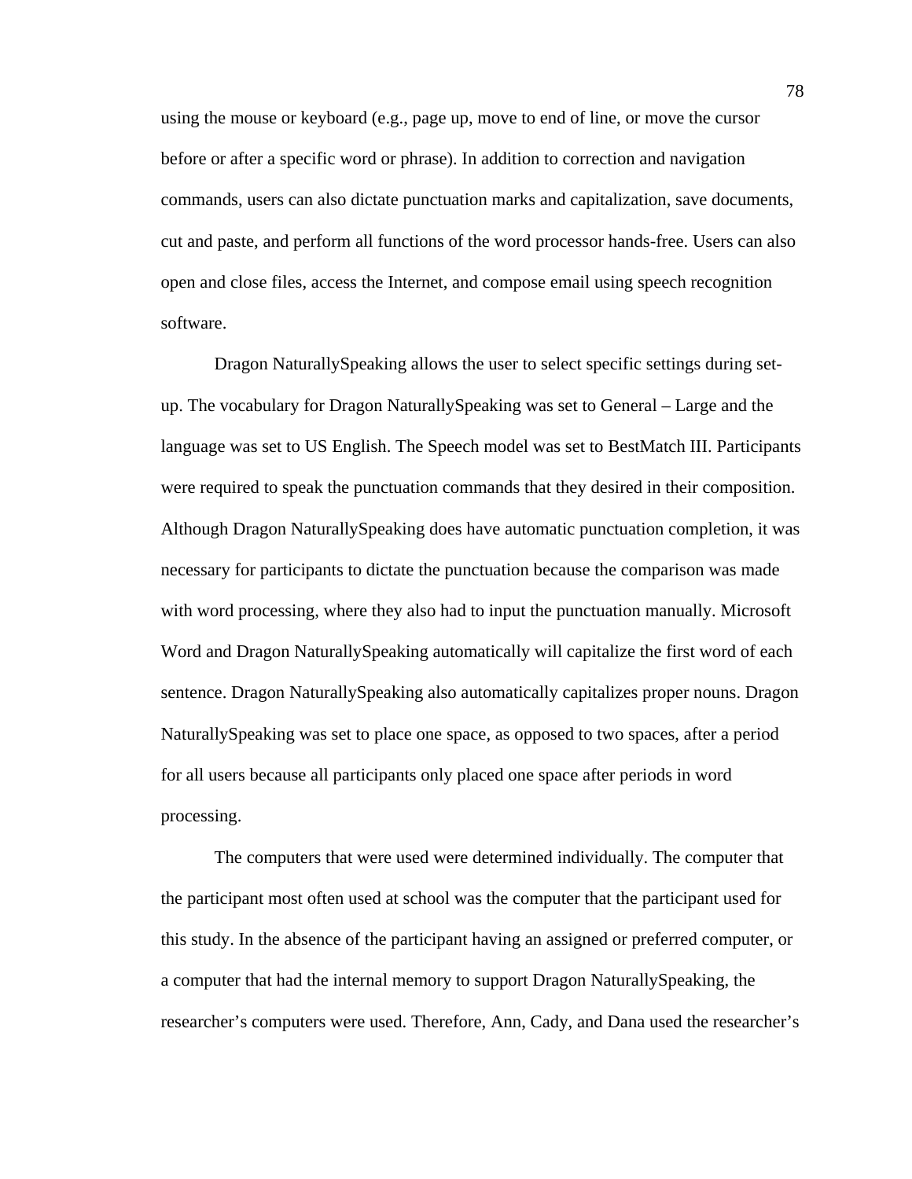using the mouse or keyboard (e.g., page up, move to end of line, or move the cursor before or after a specific word or phrase). In addition to correction and navigation commands, users can also dictate punctuation marks and capitalization, save documents, cut and paste, and perform all functions of the word processor hands-free. Users can also open and close files, access the Internet, and compose email using speech recognition software.

Dragon NaturallySpeaking allows the user to select specific settings during set-up. The vocabulary for Dragon NaturallySpeaking was set to General – Large and the language was set to US English. The Speech model was set to BestMatch III. Participants were required to speak the punctuation commands that they desired in their composition. Although Dragon NaturallySpeaking does have automatic punctuation completion, it was necessary for participants to dictate the punctuation because the comparison was made with word processing, where they also had to input the punctuation manually. Microsoft Word and Dragon NaturallySpeaking automatically will capitalize the first word of each sentence. Dragon NaturallySpeaking also automatically capitalizes proper nouns. Dragon NaturallySpeaking was set to place one space, as opposed to two spaces, after a period for all users because all participants only placed one space after periods in word processing.

The computers that were used were determined individually. The computer that the participant most often used at school was the computer that the participant used for this study. In the absence of the participant having an assigned or preferred computer, or a computer that had the internal memory to support Dragon NaturallySpeaking, the researcher's computers were used. Therefore, Ann, Cady, and Dana used the researcher's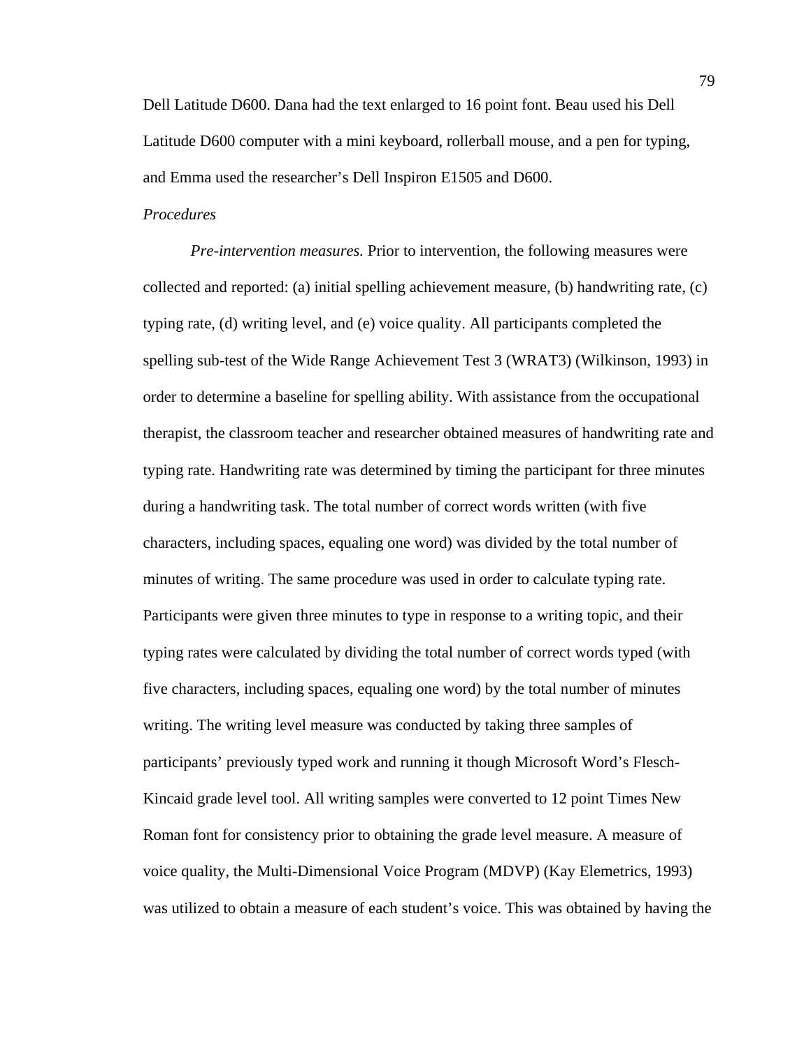Dell Latitude D600. Dana had the text enlarged to 16 point font. Beau used his Dell Latitude D600 computer with a mini keyboard, rollerball mouse, and a pen for typing, and Emma used the researcher's Dell Inspiron E1505 and D600.

*Procedures*

*Pre-intervention measures.* Prior to intervention, the following measures were collected and reported: (a) initial spelling achievement measure, (b) handwriting rate, (c) typing rate, (d) writing level, and (e) voice quality. All participants completed the spelling sub-test of the Wide Range Achievement Test 3 (WRAT3) (Wilkinson, 1993) in order to determine a baseline for spelling ability. With assistance from the occupational therapist, the classroom teacher and researcher obtained measures of handwriting rate and typing rate. Handwriting rate was determined by timing the participant for three minutes during a handwriting task. The total number of correct words written (with five characters, including spaces, equaling one word) was divided by the total number of minutes of writing. The same procedure was used in order to calculate typing rate. Participants were given three minutes to type in response to a writing topic, and their typing rates were calculated by dividing the total number of correct words typed (with five characters, including spaces, equaling one word) by the total number of minutes writing. The writing level measure was conducted by taking three samples of participants' previously typed work and running it though Microsoft Word's Flesch-Kincaid grade level tool. All writing samples were converted to 12 point Times New Roman font for consistency prior to obtaining the grade level measure. A measure of voice quality, the Multi-Dimensional Voice Program (MDVP) (Kay Elemetrics, 1993) was utilized to obtain a measure of each student's voice. This was obtained by having the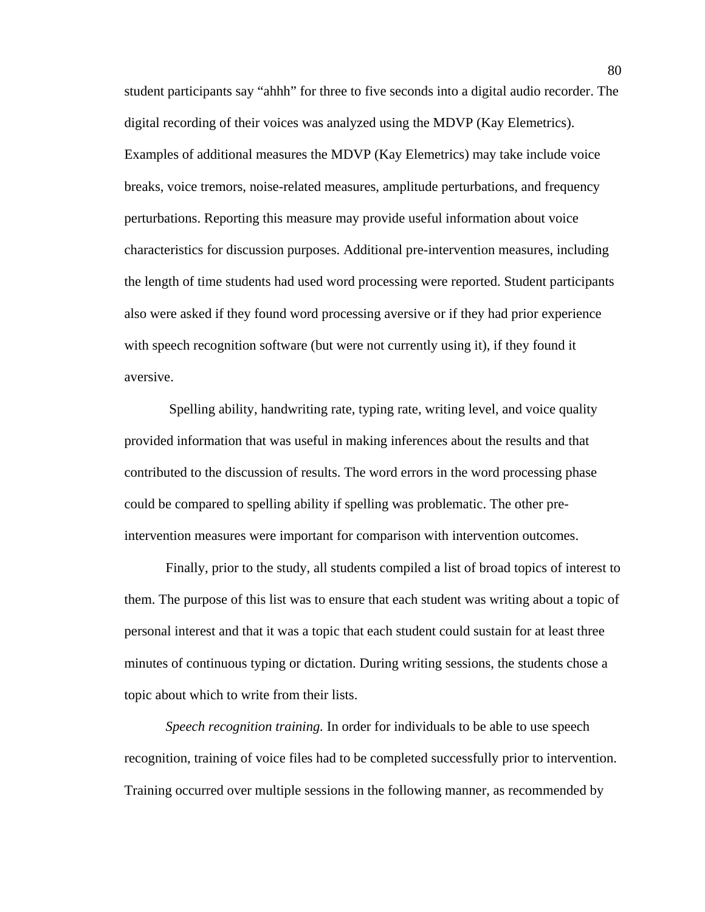student participants say "ahhh" for three to five seconds into a digital audio recorder. The digital recording of their voices was analyzed using the MDVP (Kay Elemetrics). Examples of additional measures the MDVP (Kay Elemetrics) may take include voice breaks, voice tremors, noise-related measures, amplitude perturbations, and frequency perturbations. Reporting this measure may provide useful information about voice characteristics for discussion purposes. Additional pre-intervention measures, including the length of time students had used word processing were reported. Student participants also were asked if they found word processing aversive or if they had prior experience with speech recognition software (but were not currently using it), if they found it aversive.

Spelling ability, handwriting rate, typing rate, writing level, and voice quality provided information that was useful in making inferences about the results and that contributed to the discussion of results. The word errors in the word processing phase could be compared to spelling ability if spelling was problematic. The other pre-intervention measures were important for comparison with intervention outcomes.

Finally, prior to the study, all students compiled a list of broad topics of interest to them. The purpose of this list was to ensure that each student was writing about a topic of personal interest and that it was a topic that each student could sustain for at least three minutes of continuous typing or dictation. During writing sessions, the students chose a topic about which to write from their lists.

*Speech recognition training.* In order for individuals to be able to use speech recognition, training of voice files had to be completed successfully prior to intervention. Training occurred over multiple sessions in the following manner, as recommended by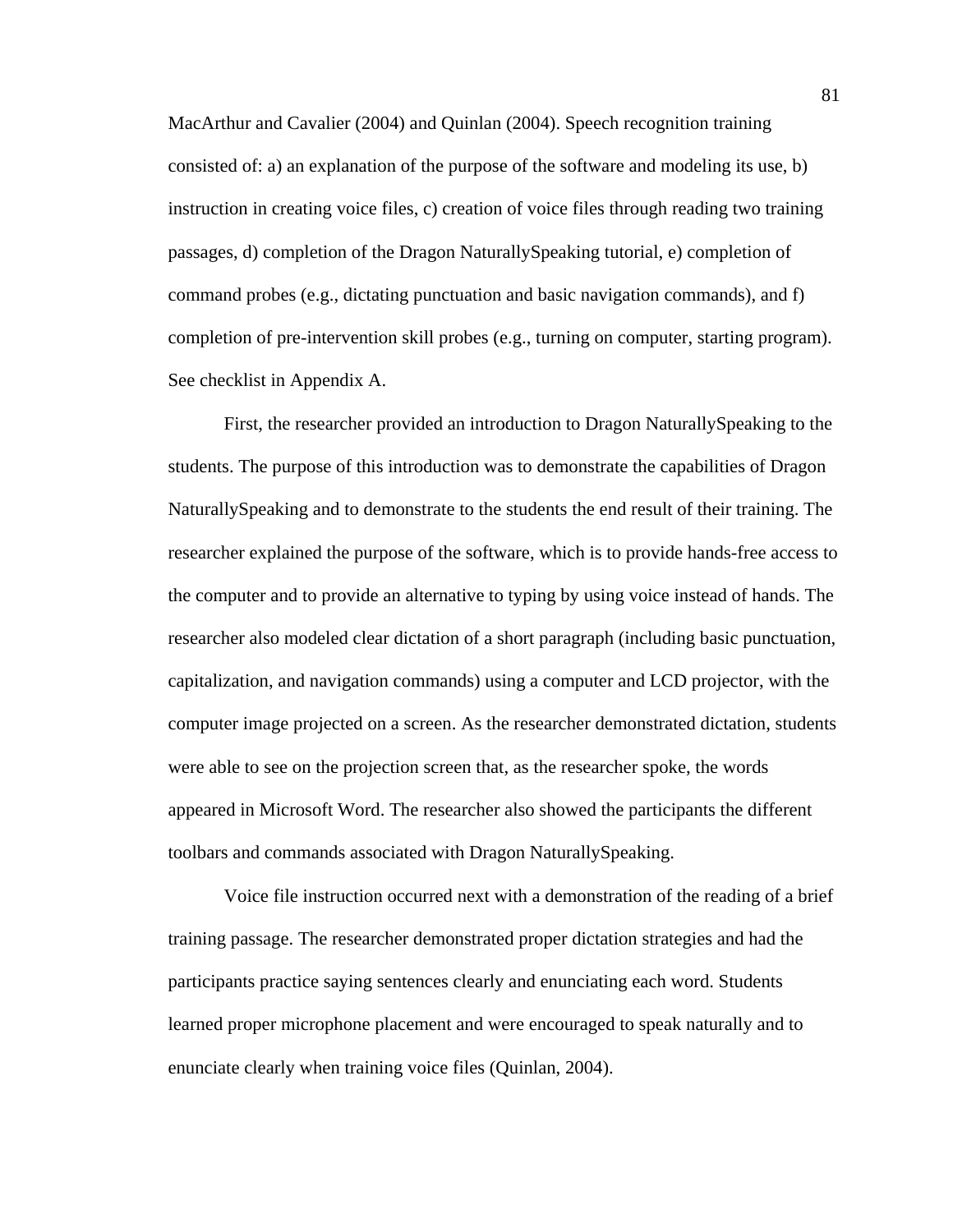MacArthur and Cavalier (2004) and Quinlan (2004). Speech recognition training consisted of: a) an explanation of the purpose of the software and modeling its use, b) instruction in creating voice files, c) creation of voice files through reading two training passages, d) completion of the Dragon NaturallySpeaking tutorial, e) completion of command probes (e.g., dictating punctuation and basic navigation commands), and f) completion of pre-intervention skill probes (e.g., turning on computer, starting program). See checklist in Appendix A.

First, the researcher provided an introduction to Dragon NaturallySpeaking to the students. The purpose of this introduction was to demonstrate the capabilities of Dragon NaturallySpeaking and to demonstrate to the students the end result of their training. The researcher explained the purpose of the software, which is to provide hands-free access to the computer and to provide an alternative to typing by using voice instead of hands. The researcher also modeled clear dictation of a short paragraph (including basic punctuation, capitalization, and navigation commands) using a computer and LCD projector, with the computer image projected on a screen. As the researcher demonstrated dictation, students were able to see on the projection screen that, as the researcher spoke, the words appeared in Microsoft Word. The researcher also showed the participants the different toolbars and commands associated with Dragon NaturallySpeaking.

Voice file instruction occurred next with a demonstration of the reading of a brief training passage. The researcher demonstrated proper dictation strategies and had the participants practice saying sentences clearly and enunciating each word. Students learned proper microphone placement and were encouraged to speak naturally and to enunciate clearly when training voice files (Quinlan, 2004).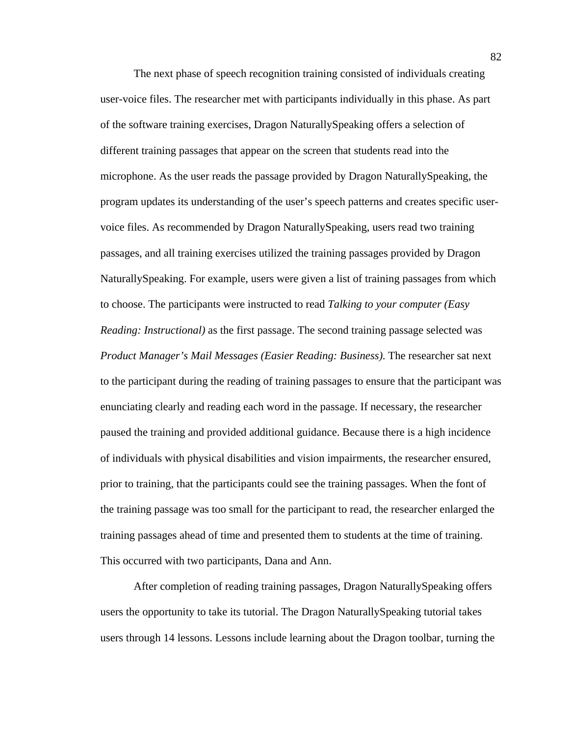The next phase of speech recognition training consisted of individuals creating user-voice files. The researcher met with participants individually in this phase. As part of the software training exercises, Dragon NaturallySpeaking offers a selection of different training passages that appear on the screen that students read into the microphone. As the user reads the passage provided by Dragon NaturallySpeaking, the program updates its understanding of the user's speech patterns and creates specific user-voice files. As recommended by Dragon NaturallySpeaking, users read two training passages, and all training exercises utilized the training passages provided by Dragon NaturallySpeaking. For example, users were given a list of training passages from which to choose. The participants were instructed to read *Talking to your computer (Easy Reading: Instructional)* as the first passage. The second training passage selected was *Product Manager's Mail Messages (Easier Reading: Business).* The researcher sat next to the participant during the reading of training passages to ensure that the participant was enunciating clearly and reading each word in the passage. If necessary, the researcher paused the training and provided additional guidance. Because there is a high incidence of individuals with physical disabilities and vision impairments, the researcher ensured, prior to training, that the participants could see the training passages. When the font of the training passage was too small for the participant to read, the researcher enlarged the training passages ahead of time and presented them to students at the time of training. This occurred with two participants, Dana and Ann.

After completion of reading training passages, Dragon NaturallySpeaking offers users the opportunity to take its tutorial. The Dragon NaturallySpeaking tutorial takes users through 14 lessons. Lessons include learning about the Dragon toolbar, turning the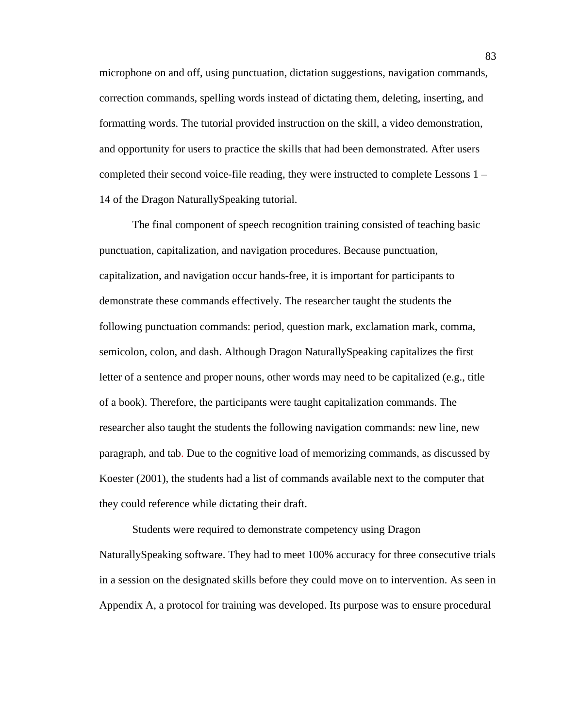microphone on and off, using punctuation, dictation suggestions, navigation commands, correction commands, spelling words instead of dictating them, deleting, inserting, and formatting words. The tutorial provided instruction on the skill, a video demonstration, and opportunity for users to practice the skills that had been demonstrated. After users completed their second voice-file reading, they were instructed to complete Lessons 1 – 14 of the Dragon NaturallySpeaking tutorial.

The final component of speech recognition training consisted of teaching basic punctuation, capitalization, and navigation procedures. Because punctuation, capitalization, and navigation occur hands-free, it is important for participants to demonstrate these commands effectively. The researcher taught the students the following punctuation commands: period, question mark, exclamation mark, comma, semicolon, colon, and dash. Although Dragon NaturallySpeaking capitalizes the first letter of a sentence and proper nouns, other words may need to be capitalized (e.g., title of a book). Therefore, the participants were taught capitalization commands. The researcher also taught the students the following navigation commands: new line, new paragraph, and tab. Due to the cognitive load of memorizing commands, as discussed by Koester (2001), the students had a list of commands available next to the computer that they could reference while dictating their draft.

Students were required to demonstrate competency using Dragon NaturallySpeaking software. They had to meet 100% accuracy for three consecutive trials in a session on the designated skills before they could move on to intervention. As seen in Appendix A, a protocol for training was developed. Its purpose was to ensure procedural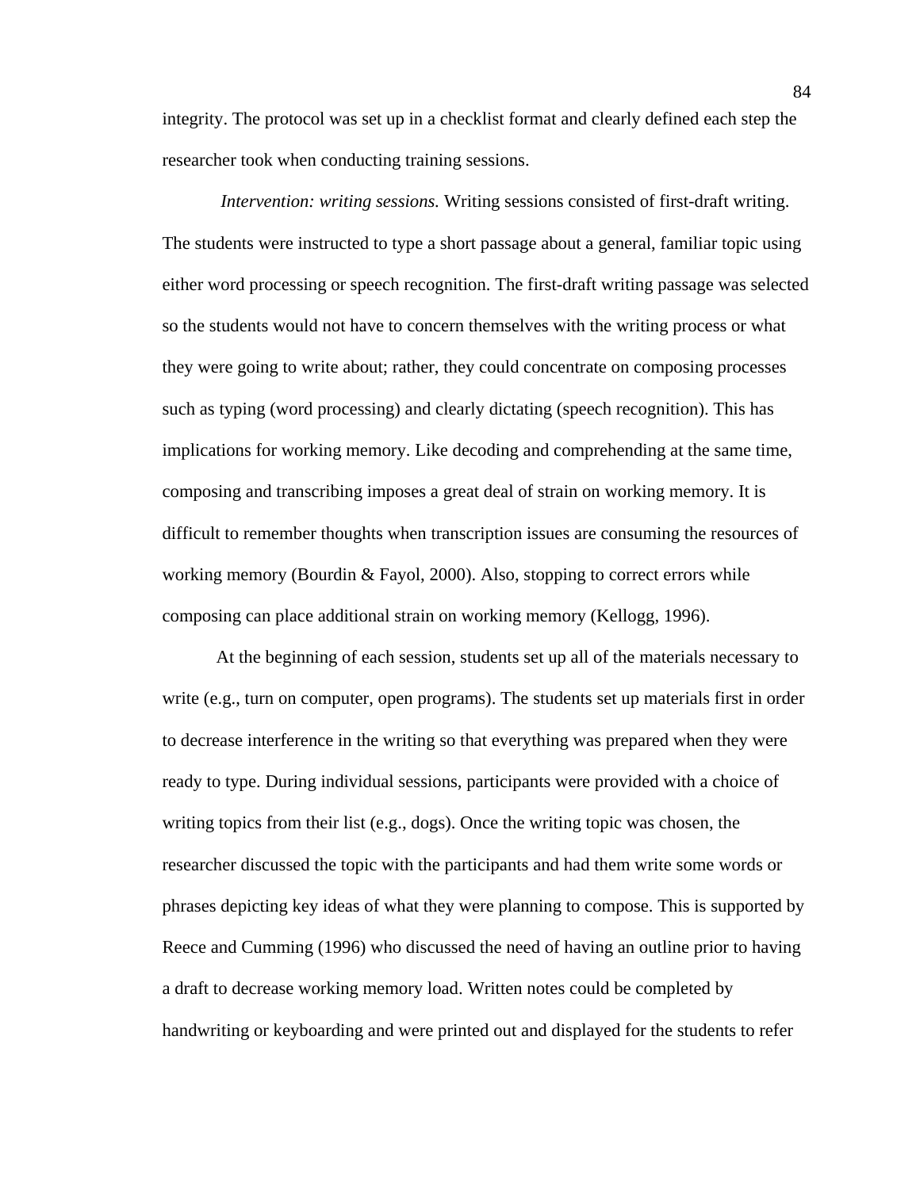integrity. The protocol was set up in a checklist format and clearly defined each step the researcher took when conducting training sessions.

*Intervention: writing sessions.* Writing sessions consisted of first-draft writing. The students were instructed to type a short passage about a general, familiar topic using either word processing or speech recognition. The first-draft writing passage was selected so the students would not have to concern themselves with the writing process or what they were going to write about; rather, they could concentrate on composing processes such as typing (word processing) and clearly dictating (speech recognition). This has implications for working memory. Like decoding and comprehending at the same time, composing and transcribing imposes a great deal of strain on working memory. It is difficult to remember thoughts when transcription issues are consuming the resources of working memory (Bourdin & Fayol, 2000). Also, stopping to correct errors while composing can place additional strain on working memory (Kellogg, 1996).

At the beginning of each session, students set up all of the materials necessary to write (e.g., turn on computer, open programs). The students set up materials first in order to decrease interference in the writing so that everything was prepared when they were ready to type. During individual sessions, participants were provided with a choice of writing topics from their list (e.g., dogs). Once the writing topic was chosen, the researcher discussed the topic with the participants and had them write some words or phrases depicting key ideas of what they were planning to compose. This is supported by Reece and Cumming (1996) who discussed the need of having an outline prior to having a draft to decrease working memory load. Written notes could be completed by handwriting or keyboarding and were printed out and displayed for the students to refer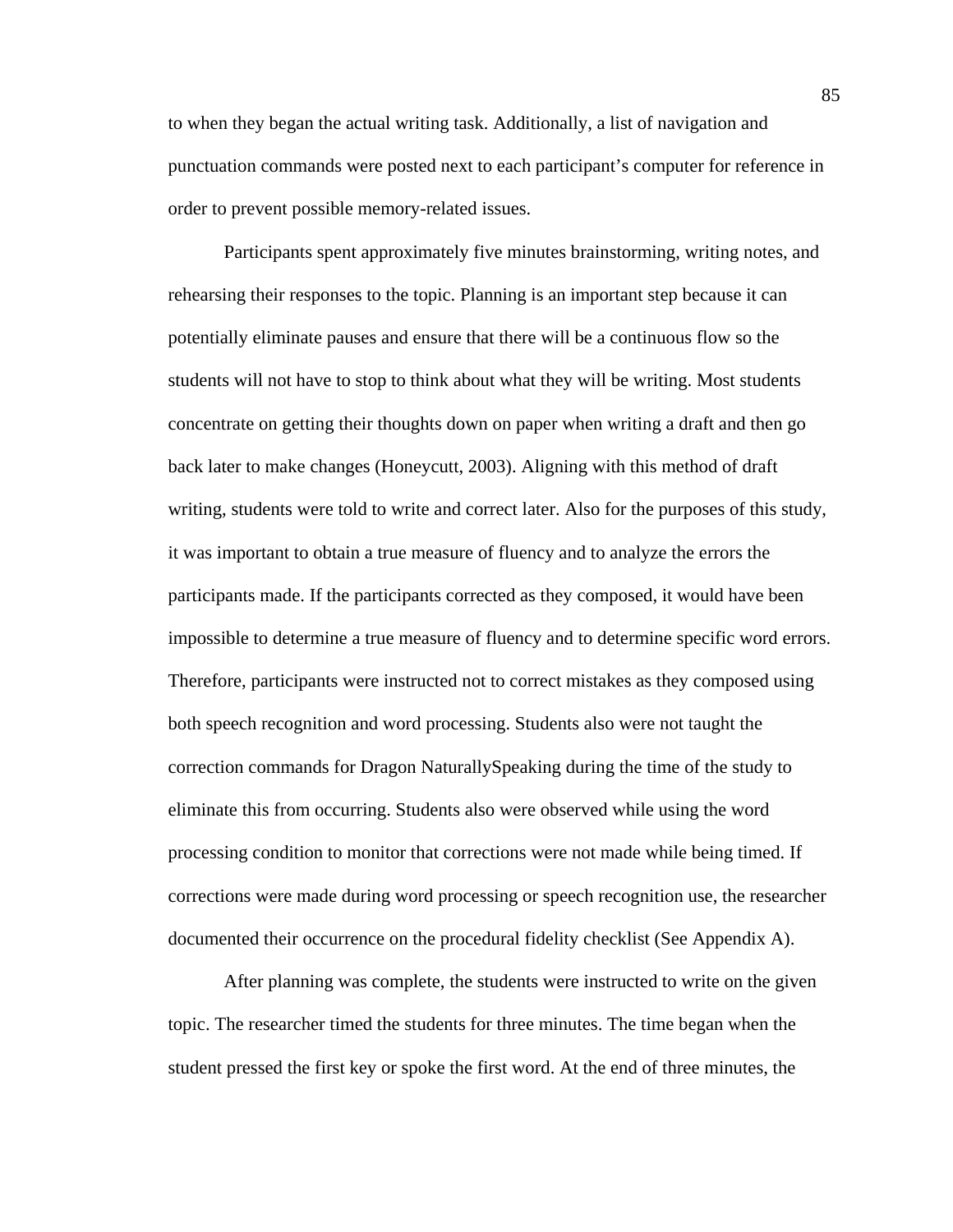to when they began the actual writing task. Additionally, a list of navigation and punctuation commands were posted next to each participant's computer for reference in order to prevent possible memory-related issues.

Participants spent approximately five minutes brainstorming, writing notes, and rehearsing their responses to the topic. Planning is an important step because it can potentially eliminate pauses and ensure that there will be a continuous flow so the students will not have to stop to think about what they will be writing. Most students concentrate on getting their thoughts down on paper when writing a draft and then go back later to make changes (Honeycutt, 2003). Aligning with this method of draft writing, students were told to write and correct later. Also for the purposes of this study, it was important to obtain a true measure of fluency and to analyze the errors the participants made. If the participants corrected as they composed, it would have been impossible to determine a true measure of fluency and to determine specific word errors. Therefore, participants were instructed not to correct mistakes as they composed using both speech recognition and word processing. Students also were not taught the correction commands for Dragon NaturallySpeaking during the time of the study to eliminate this from occurring. Students also were observed while using the word processing condition to monitor that corrections were not made while being timed. If corrections were made during word processing or speech recognition use, the researcher documented their occurrence on the procedural fidelity checklist (See Appendix A).

After planning was complete, the students were instructed to write on the given topic. The researcher timed the students for three minutes. The time began when the student pressed the first key or spoke the first word. At the end of three minutes, the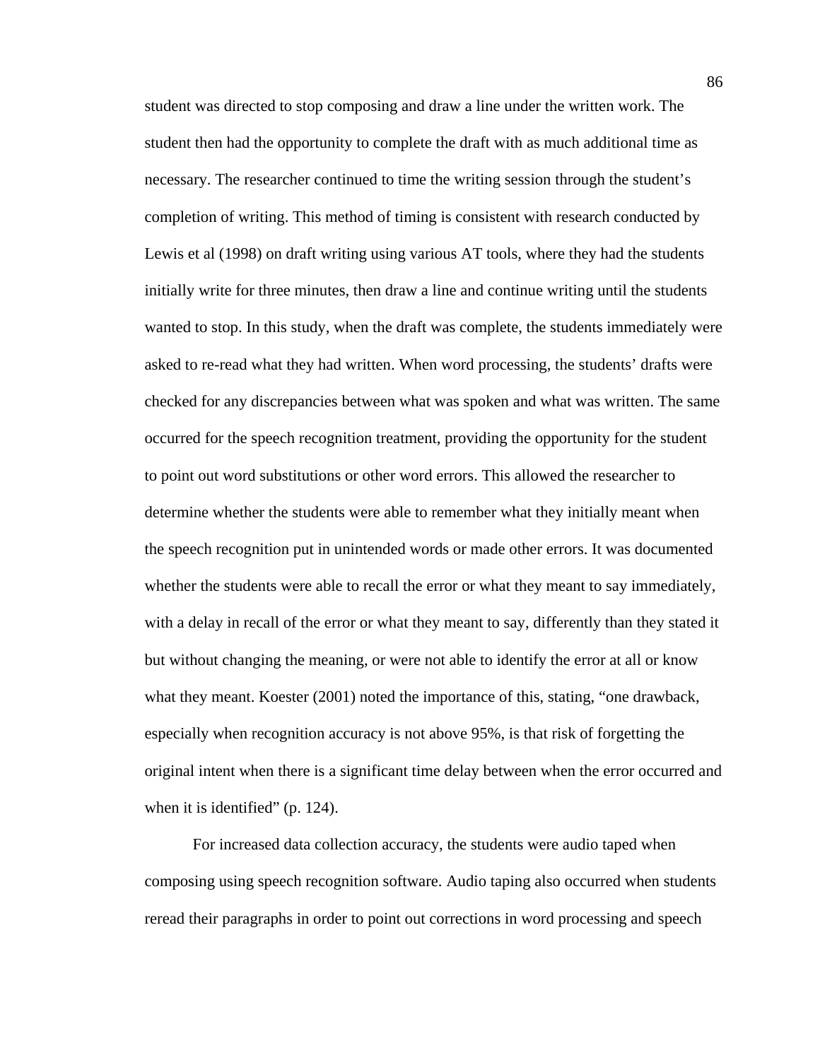student was directed to stop composing and draw a line under the written work. The student then had the opportunity to complete the draft with as much additional time as necessary. The researcher continued to time the writing session through the student's completion of writing. This method of timing is consistent with research conducted by Lewis et al (1998) on draft writing using various AT tools, where they had the students initially write for three minutes, then draw a line and continue writing until the students wanted to stop. In this study, when the draft was complete, the students immediately were asked to re-read what they had written. When word processing, the students' drafts were checked for any discrepancies between what was spoken and what was written. The same occurred for the speech recognition treatment, providing the opportunity for the student to point out word substitutions or other word errors. This allowed the researcher to determine whether the students were able to remember what they initially meant when the speech recognition put in unintended words or made other errors. It was documented whether the students were able to recall the error or what they meant to say immediately, with a delay in recall of the error or what they meant to say, differently than they stated it but without changing the meaning, or were not able to identify the error at all or know what they meant. Koester (2001) noted the importance of this, stating, "one drawback, especially when recognition accuracy is not above 95%, is that risk of forgetting the original intent when there is a significant time delay between when the error occurred and when it is identified" (p. 124).

For increased data collection accuracy, the students were audio taped when composing using speech recognition software. Audio taping also occurred when students reread their paragraphs in order to point out corrections in word processing and speech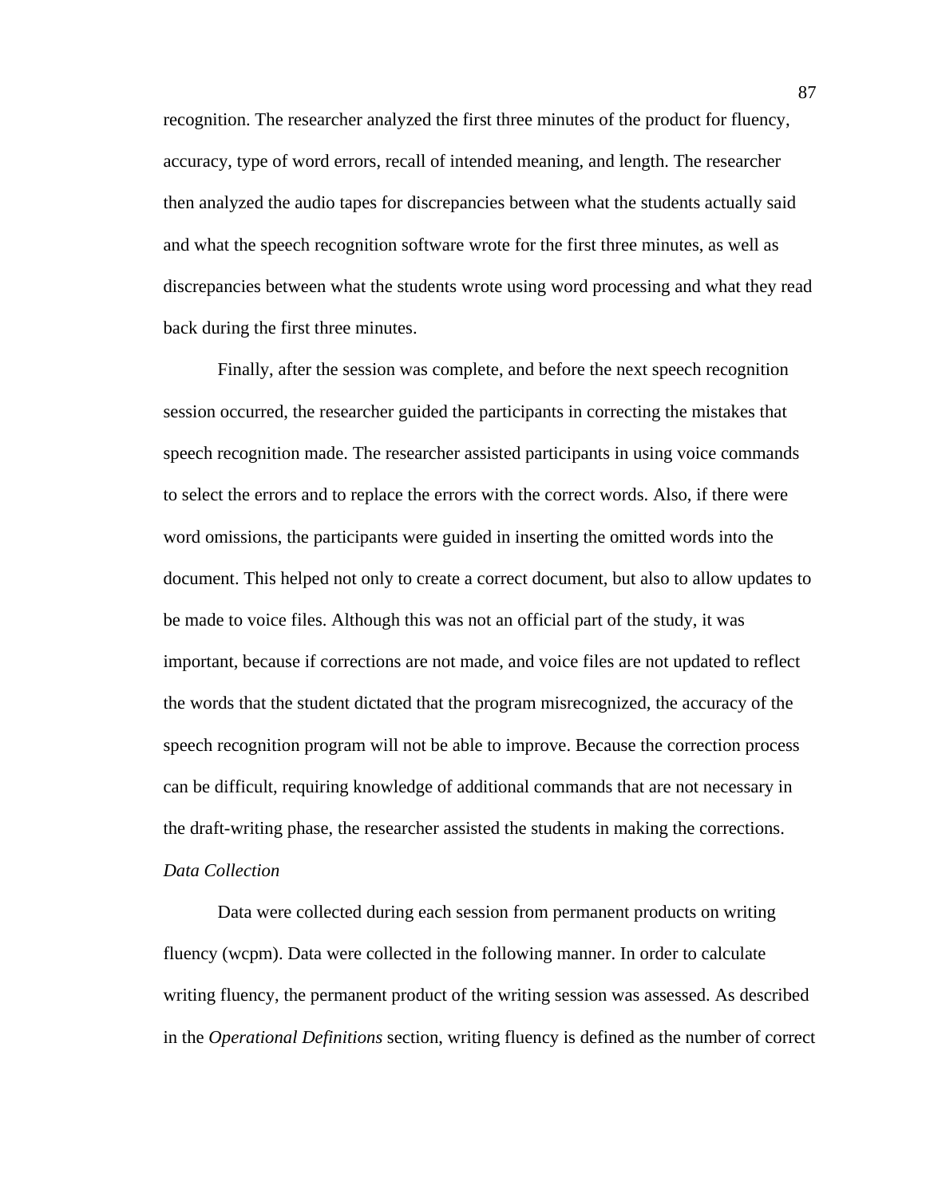recognition. The researcher analyzed the first three minutes of the product for fluency, accuracy, type of word errors, recall of intended meaning, and length. The researcher then analyzed the audio tapes for discrepancies between what the students actually said and what the speech recognition software wrote for the first three minutes, as well as discrepancies between what the students wrote using word processing and what they read back during the first three minutes.

Finally, after the session was complete, and before the next speech recognition session occurred, the researcher guided the participants in correcting the mistakes that speech recognition made. The researcher assisted participants in using voice commands to select the errors and to replace the errors with the correct words. Also, if there were word omissions, the participants were guided in inserting the omitted words into the document. This helped not only to create a correct document, but also to allow updates to be made to voice files. Although this was not an official part of the study, it was important, because if corrections are not made, and voice files are not updated to reflect the words that the student dictated that the program misrecognized, the accuracy of the speech recognition program will not be able to improve. Because the correction process can be difficult, requiring knowledge of additional commands that are not necessary in the draft-writing phase, the researcher assisted the students in making the corrections.

*Data Collection*

Data were collected during each session from permanent products on writing fluency (wcpm). Data were collected in the following manner. In order to calculate writing fluency, the permanent product of the writing session was assessed. As described in the *Operational Definitions* section, writing fluency is defined as the number of correct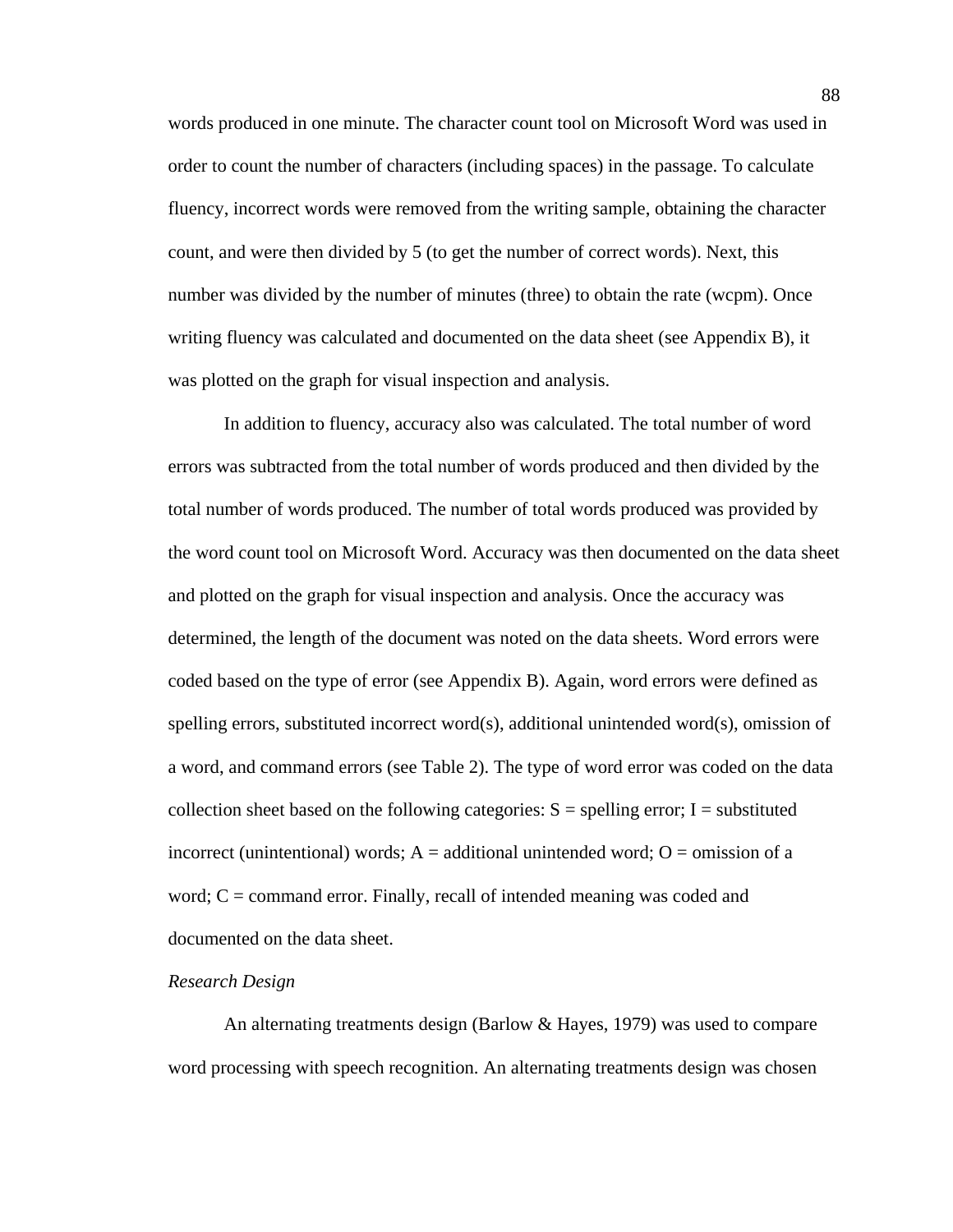words produced in one minute. The character count tool on Microsoft Word was used in order to count the number of characters (including spaces) in the passage. To calculate fluency, incorrect words were removed from the writing sample, obtaining the character count, and were then divided by 5 (to get the number of correct words). Next, this number was divided by the number of minutes (three) to obtain the rate (wcpm). Once writing fluency was calculated and documented on the data sheet (see Appendix B), it was plotted on the graph for visual inspection and analysis.

In addition to fluency, accuracy also was calculated. The total number of word errors was subtracted from the total number of words produced and then divided by the total number of words produced. The number of total words produced was provided by the word count tool on Microsoft Word. Accuracy was then documented on the data sheet and plotted on the graph for visual inspection and analysis. Once the accuracy was determined, the length of the document was noted on the data sheets. Word errors were coded based on the type of error (see Appendix B). Again, word errors were defined as spelling errors, substituted incorrect word(s), additional unintended word(s), omission of a word, and command errors (see Table 2). The type of word error was coded on the data collection sheet based on the following categories: S = spelling error; I = substituted incorrect (unintentional) words; A = additional unintended word; O = omission of a word; C = command error. Finally, recall of intended meaning was coded and documented on the data sheet.

*Research Design*

An alternating treatments design (Barlow & Hayes, 1979) was used to compare word processing with speech recognition. An alternating treatments design was chosen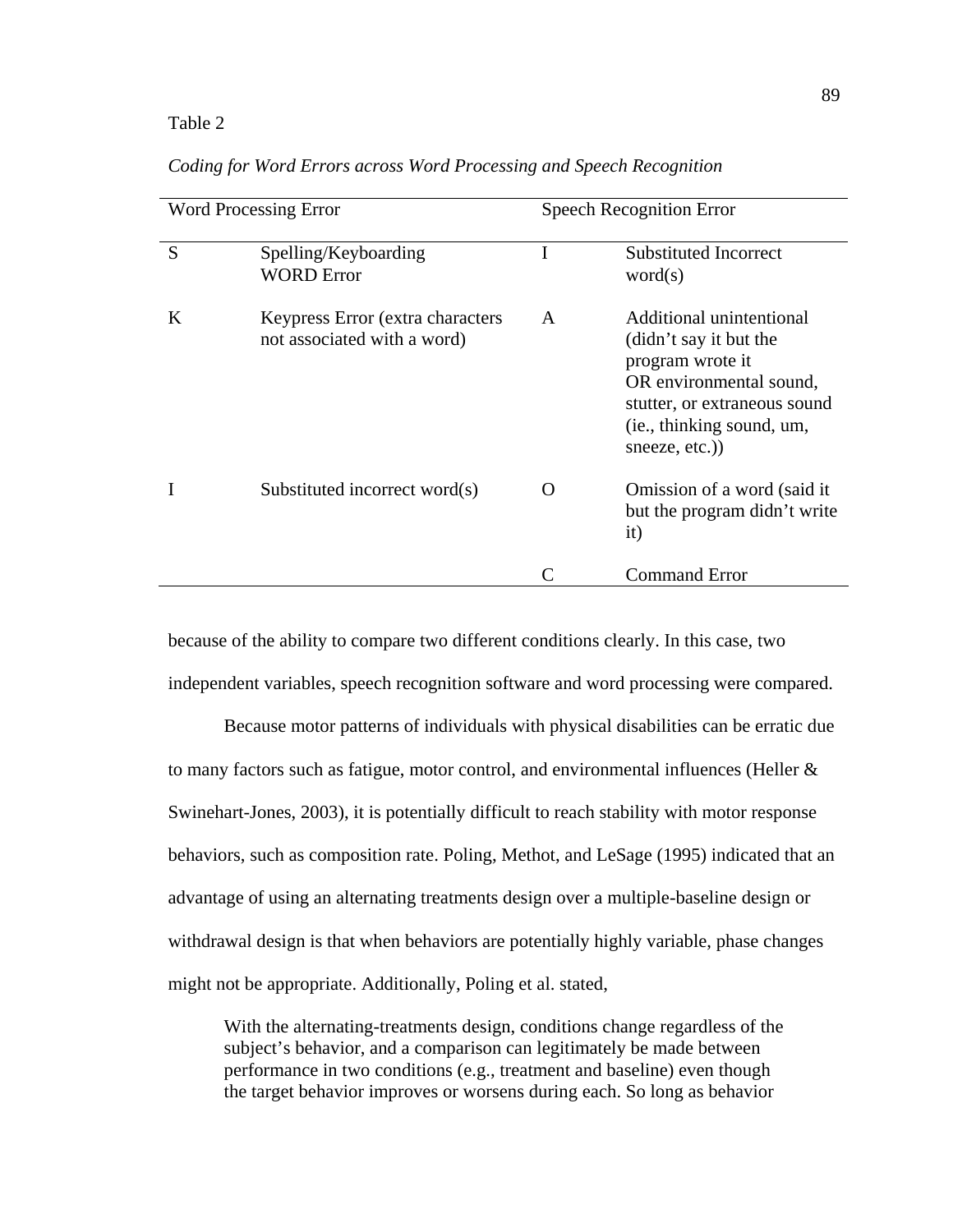Table 2

*Coding for Word Errors across Word Processing and Speech Recognition*

| Word Processing Error | | Speech Recognition Error | |
|---|---|---|---|
| S | Spelling/Keyboarding WORD Error | I | Substituted Incorrect word(s) |
| K | Keypress Error (extra characters not associated with a word) | A | Additional unintentional (didn't say it but the program wrote it OR environmental sound, stutter, or extraneous sound (ie., thinking sound, um, sneeze, etc.)) |
| I | Substituted incorrect word(s) | O | Omission of a word (said it but the program didn't write it) |
| | | C | Command Error |

because of the ability to compare two different conditions clearly. In this case, two independent variables, speech recognition software and word processing were compared.

Because motor patterns of individuals with physical disabilities can be erratic due to many factors such as fatigue, motor control, and environmental influences (Heller & Swinehart-Jones, 2003), it is potentially difficult to reach stability with motor response behaviors, such as composition rate. Poling, Methot, and LeSage (1995) indicated that an advantage of using an alternating treatments design over a multiple-baseline design or withdrawal design is that when behaviors are potentially highly variable, phase changes might not be appropriate. Additionally, Poling et al. stated,

> With the alternating-treatments design, conditions change regardless of the subject's behavior, and a comparison can legitimately be made between performance in two conditions (e.g., treatment and baseline) even though the target behavior improves or worsens during each. So long as behavior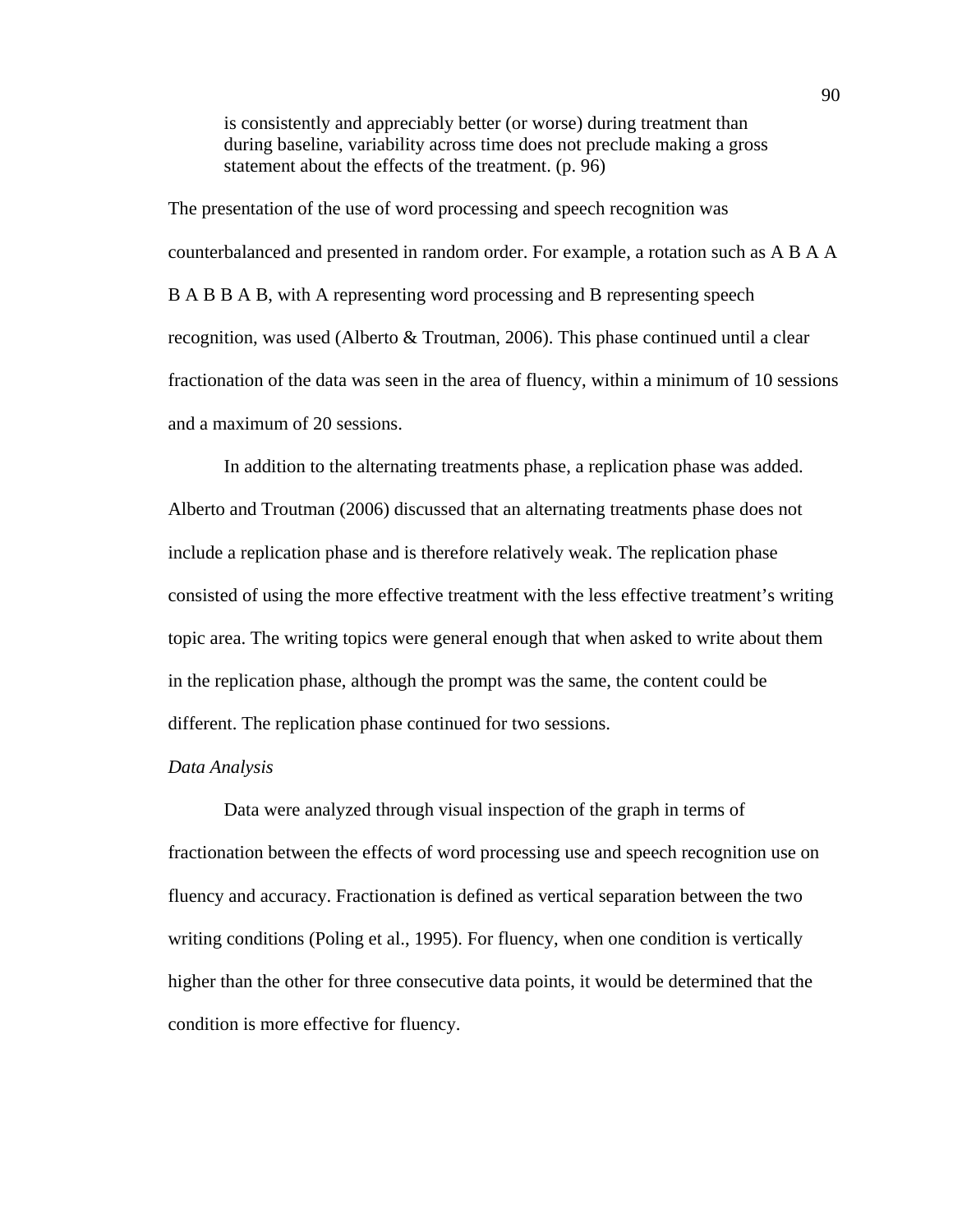> is consistently and appreciably better (or worse) during treatment than during baseline, variability across time does not preclude making a gross statement about the effects of the treatment. (p. 96)

The presentation of the use of word processing and speech recognition was counterbalanced and presented in random order. For example, a rotation such as A B A A B A B B A B, with A representing word processing and B representing speech recognition, was used (Alberto & Troutman, 2006). This phase continued until a clear fractionation of the data was seen in the area of fluency, within a minimum of 10 sessions and a maximum of 20 sessions.

In addition to the alternating treatments phase, a replication phase was added. Alberto and Troutman (2006) discussed that an alternating treatments phase does not include a replication phase and is therefore relatively weak. The replication phase consisted of using the more effective treatment with the less effective treatment's writing topic area. The writing topics were general enough that when asked to write about them in the replication phase, although the prompt was the same, the content could be different. The replication phase continued for two sessions.

*Data Analysis*

Data were analyzed through visual inspection of the graph in terms of fractionation between the effects of word processing use and speech recognition use on fluency and accuracy. Fractionation is defined as vertical separation between the two writing conditions (Poling et al., 1995). For fluency, when one condition is vertically higher than the other for three consecutive data points, it would be determined that the condition is more effective for fluency.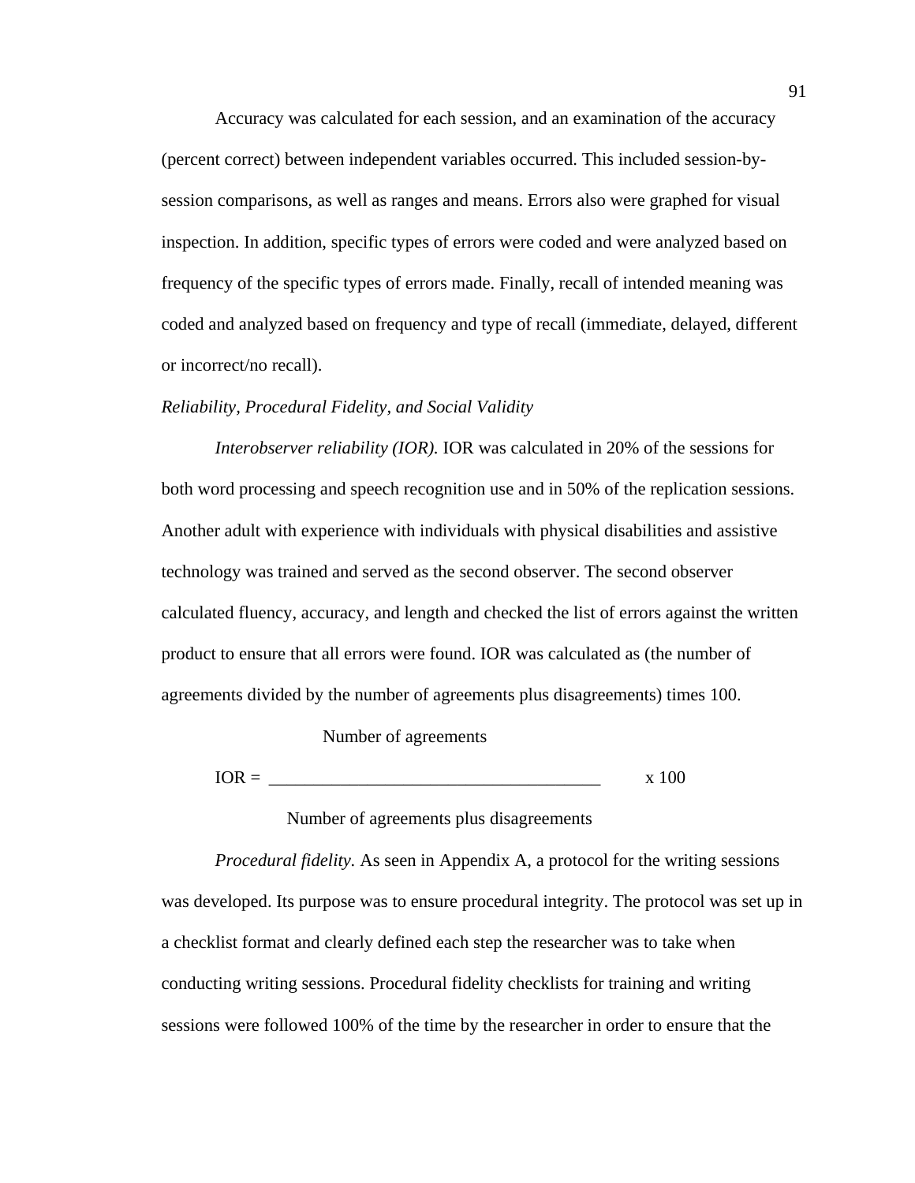Accuracy was calculated for each session, and an examination of the accuracy (percent correct) between independent variables occurred. This included session-by-session comparisons, as well as ranges and means. Errors also were graphed for visual inspection. In addition, specific types of errors were coded and were analyzed based on frequency of the specific types of errors made. Finally, recall of intended meaning was coded and analyzed based on frequency and type of recall (immediate, delayed, different or incorrect/no recall).

*Reliability, Procedural Fidelity, and Social Validity*

*Interobserver reliability (IOR).* IOR was calculated in 20% of the sessions for both word processing and speech recognition use and in 50% of the replication sessions. Another adult with experience with individuals with physical disabilities and assistive technology was trained and served as the second observer. The second observer calculated fluency, accuracy, and length and checked the list of errors against the written product to ensure that all errors were found. IOR was calculated as (the number of agreements divided by the number of agreements plus disagreements) times 100.

$$\text{IOR} = \frac{\text{Number of agreements}}{\text{Number of agreements plus disagreements}} \times 100$$

*Procedural fidelity.* As seen in Appendix A, a protocol for the writing sessions was developed. Its purpose was to ensure procedural integrity. The protocol was set up in a checklist format and clearly defined each step the researcher was to take when conducting writing sessions. Procedural fidelity checklists for training and writing sessions were followed 100% of the time by the researcher in order to ensure that the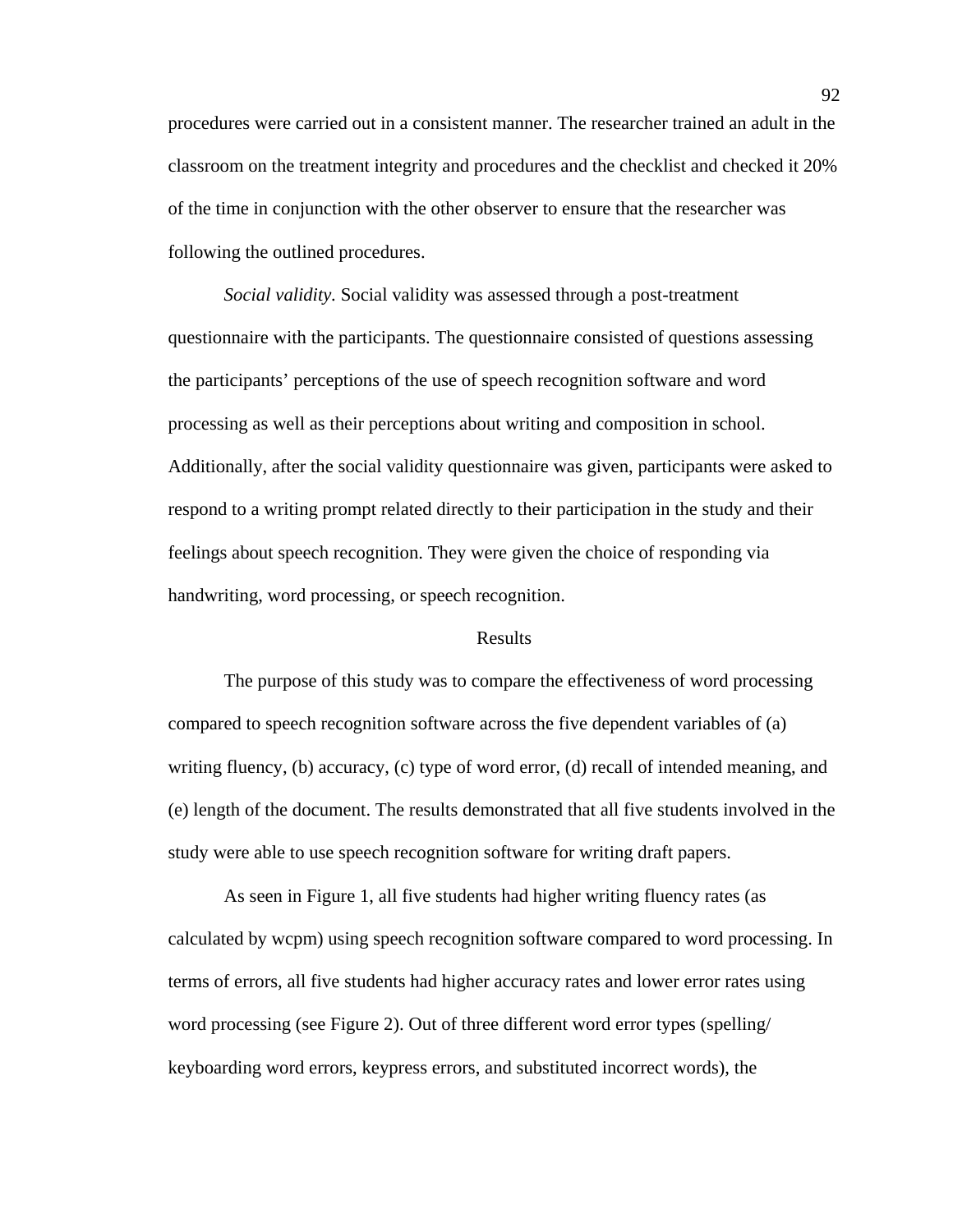procedures were carried out in a consistent manner. The researcher trained an adult in the classroom on the treatment integrity and procedures and the checklist and checked it 20% of the time in conjunction with the other observer to ensure that the researcher was following the outlined procedures.

*Social validity.* Social validity was assessed through a post-treatment questionnaire with the participants. The questionnaire consisted of questions assessing the participants' perceptions of the use of speech recognition software and word processing as well as their perceptions about writing and composition in school. Additionally, after the social validity questionnaire was given, participants were asked to respond to a writing prompt related directly to their participation in the study and their feelings about speech recognition. They were given the choice of responding via handwriting, word processing, or speech recognition.

## Results

The purpose of this study was to compare the effectiveness of word processing compared to speech recognition software across the five dependent variables of (a) writing fluency, (b) accuracy, (c) type of word error, (d) recall of intended meaning, and (e) length of the document. The results demonstrated that all five students involved in the study were able to use speech recognition software for writing draft papers.

As seen in Figure 1, all five students had higher writing fluency rates (as calculated by wcpm) using speech recognition software compared to word processing. In terms of errors, all five students had higher accuracy rates and lower error rates using word processing (see Figure 2). Out of three different word error types (spelling/keyboarding word errors, keypress errors, and substituted incorrect words), the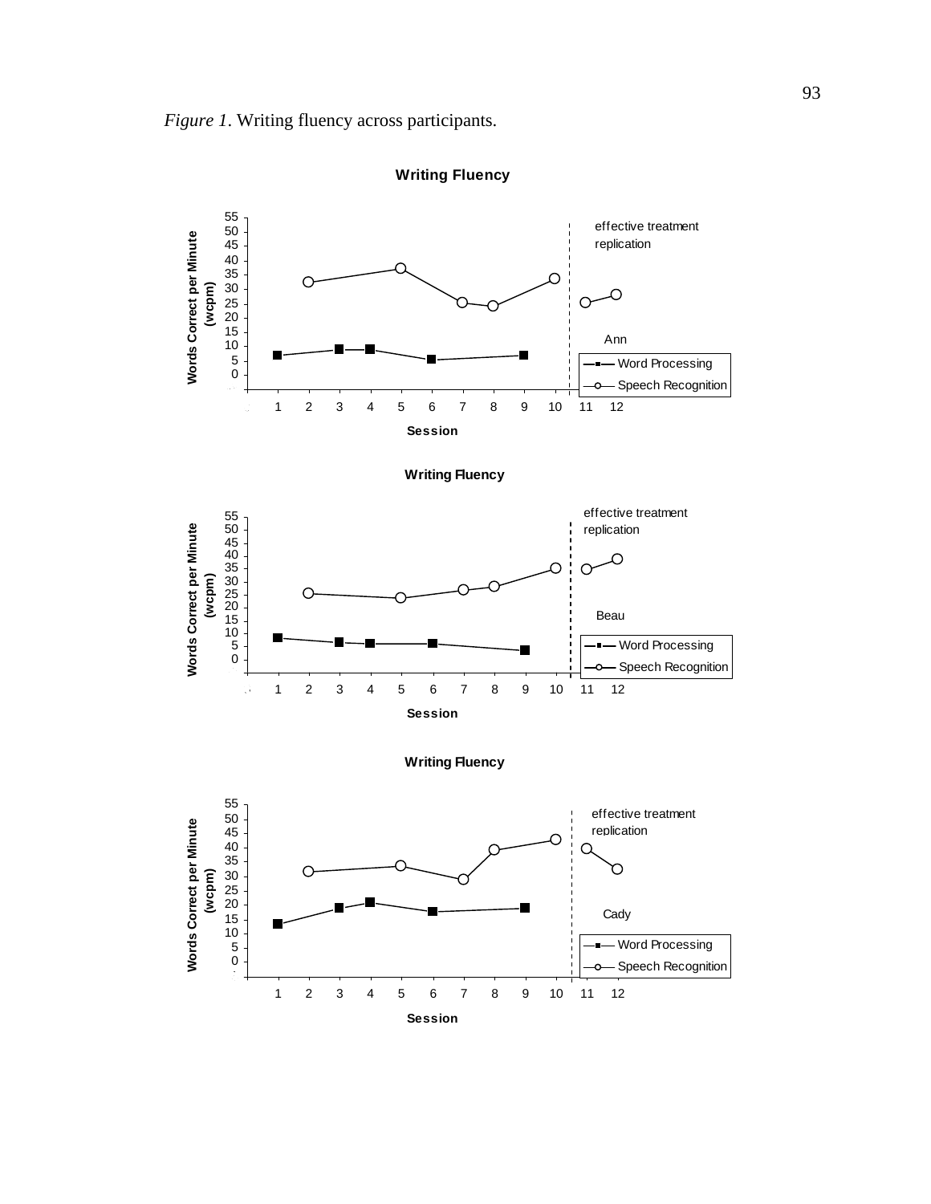*Figure 1*. Writing fluency across participants.

**Writing Fluency**

Words Correct per Minute (wcpm)

effective treatment replication

Ann

Word Processing

Speech Recognition

Session

**Writing Fluency**

Words Correct per Minute (wcpm)

effective treatment replication

Beau

Word Processing

Speech Recognition

Session

**Writing Fluency**

Words Correct per Minute (wcpm)

effective treatment replication

Cady

Word Processing

Speech Recognition

Session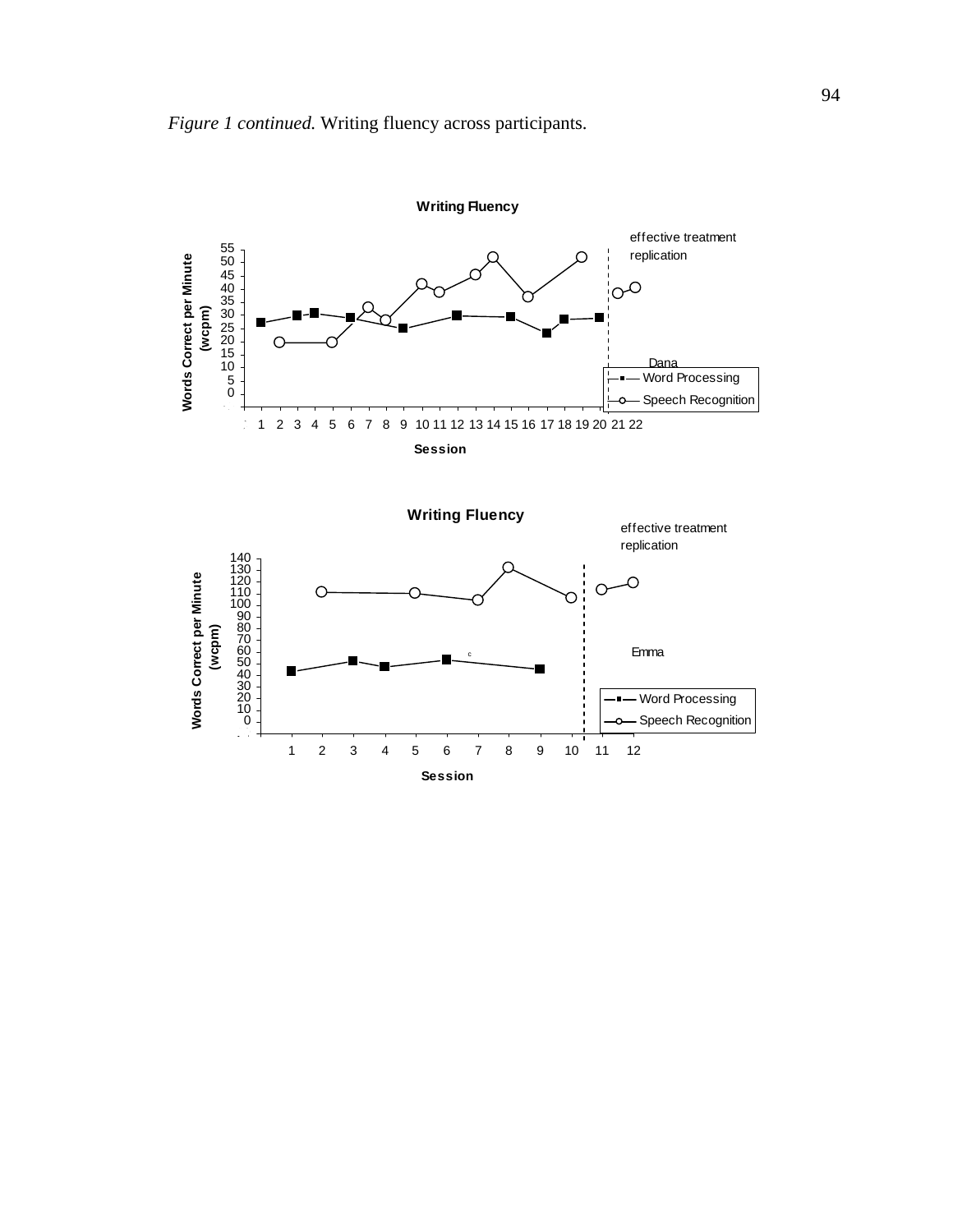*Figure 1 continued.* Writing fluency across participants.

**Writing Fluency**

effective treatment replication

Words Correct per Minute (wcpm)

Dana

Word Processing

Speech Recognition

Session

**Writing Fluency**

effective treatment replication

Words Correct per Minute (wcpm)

Emma

Word Processing

Speech Recognition

Session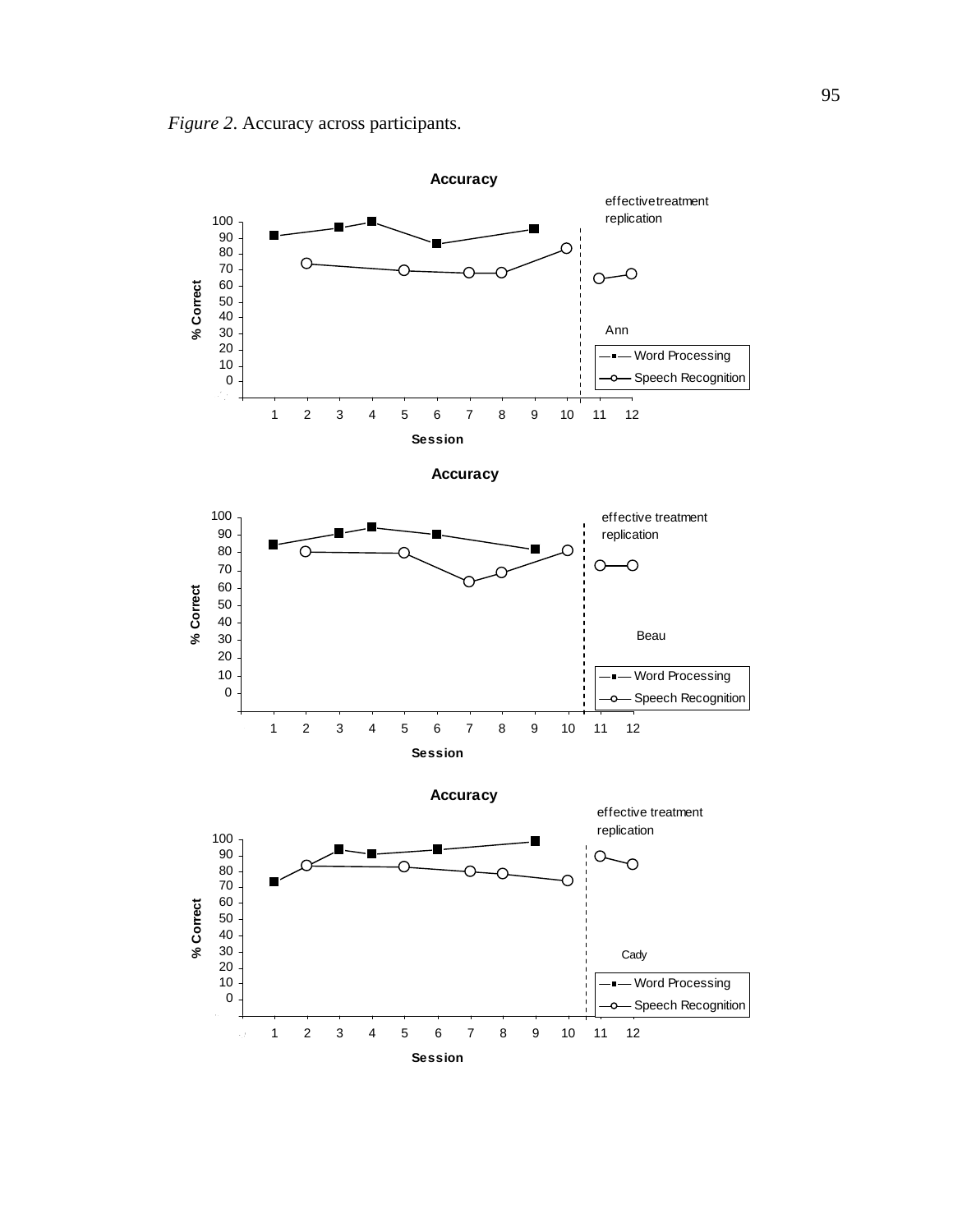*Figure 2*. Accuracy across participants.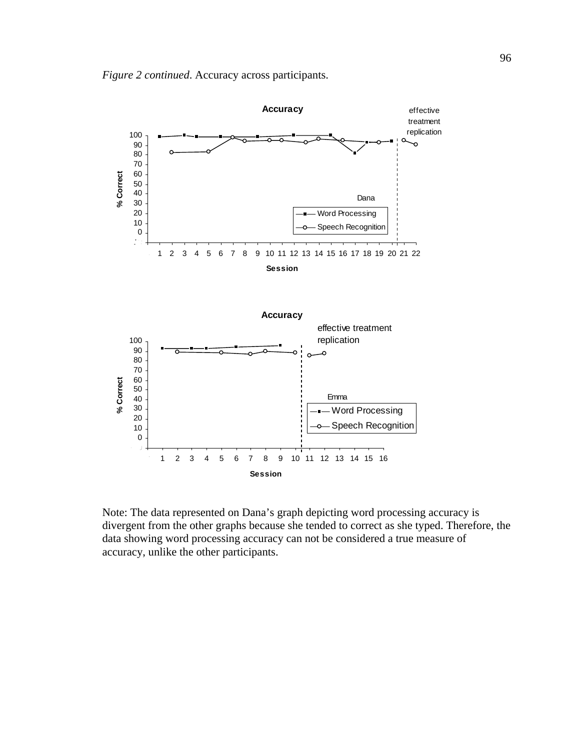*Figure 2 continued*. Accuracy across participants.

Note: The data represented on Dana's graph depicting word processing accuracy is divergent from the other graphs because she tended to correct as she typed. Therefore, the data showing word processing accuracy can not be considered a true measure of accuracy, unlike the other participants.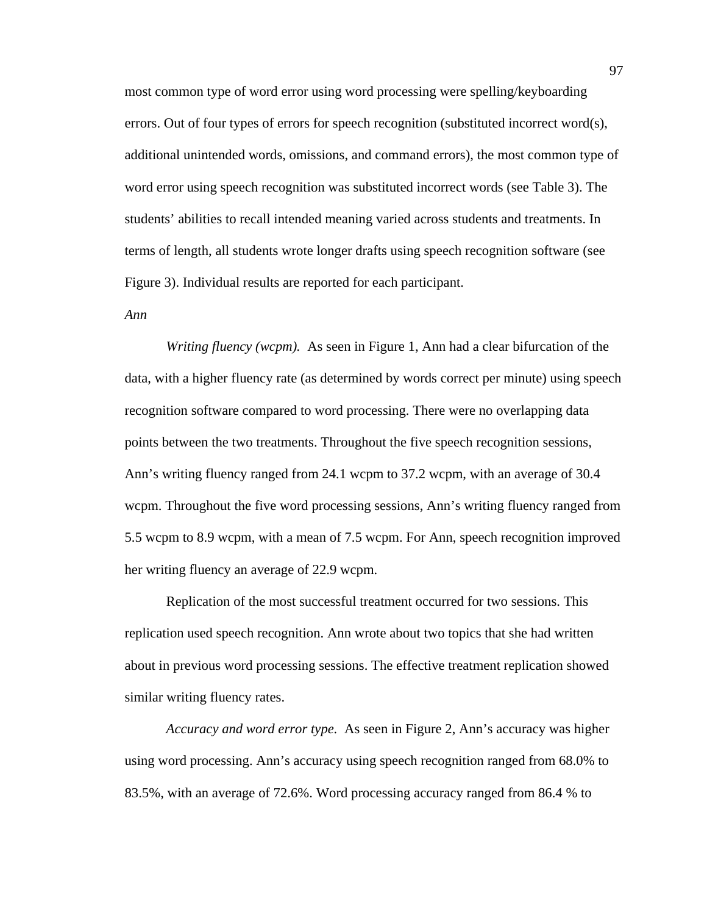most common type of word error using word processing were spelling/keyboarding errors. Out of four types of errors for speech recognition (substituted incorrect word(s), additional unintended words, omissions, and command errors), the most common type of word error using speech recognition was substituted incorrect words (see Table 3). The students' abilities to recall intended meaning varied across students and treatments. In terms of length, all students wrote longer drafts using speech recognition software (see Figure 3). Individual results are reported for each participant.

*Ann*

*Writing fluency (wcpm).* As seen in Figure 1, Ann had a clear bifurcation of the data, with a higher fluency rate (as determined by words correct per minute) using speech recognition software compared to word processing. There were no overlapping data points between the two treatments. Throughout the five speech recognition sessions, Ann's writing fluency ranged from 24.1 wcpm to 37.2 wcpm, with an average of 30.4 wcpm. Throughout the five word processing sessions, Ann's writing fluency ranged from 5.5 wcpm to 8.9 wcpm, with a mean of 7.5 wcpm. For Ann, speech recognition improved her writing fluency an average of 22.9 wcpm.

Replication of the most successful treatment occurred for two sessions. This replication used speech recognition. Ann wrote about two topics that she had written about in previous word processing sessions. The effective treatment replication showed similar writing fluency rates.

*Accuracy and word error type.* As seen in Figure 2, Ann's accuracy was higher using word processing. Ann's accuracy using speech recognition ranged from 68.0% to 83.5%, with an average of 72.6%. Word processing accuracy ranged from 86.4 % to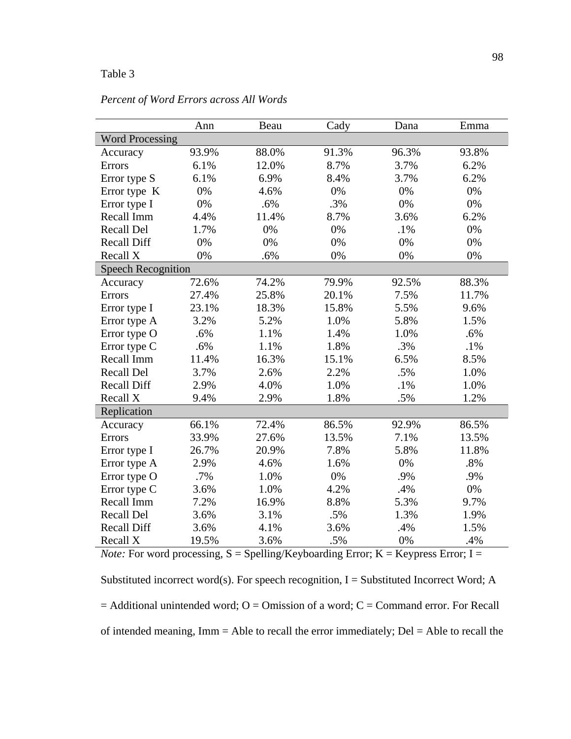Table 3

*Percent of Word Errors across All Words*

| | Ann | Beau | Cady | Dana | Emma |
|---|---|---|---|---|---|
| Word Processing | | | | | |
| Accuracy | 93.9% | 88.0% | 91.3% | 96.3% | 93.8% |
| Errors | 6.1% | 12.0% | 8.7% | 3.7% | 6.2% |
| Error type S | 6.1% | 6.9% | 8.4% | 3.7% | 6.2% |
| Error type K | 0% | 4.6% | 0% | 0% | 0% |
| Error type I | 0% | .6% | .3% | 0% | 0% |
| Recall Imm | 4.4% | 11.4% | 8.7% | 3.6% | 6.2% |
| Recall Del | 1.7% | 0% | 0% | .1% | 0% |
| Recall Diff | 0% | 0% | 0% | 0% | 0% |
| Recall X | 0% | .6% | 0% | 0% | 0% |
| Speech Recognition | | | | | |
| Accuracy | 72.6% | 74.2% | 79.9% | 92.5% | 88.3% |
| Errors | 27.4% | 25.8% | 20.1% | 7.5% | 11.7% |
| Error type I | 23.1% | 18.3% | 15.8% | 5.5% | 9.6% |
| Error type A | 3.2% | 5.2% | 1.0% | 5.8% | 1.5% |
| Error type O | .6% | 1.1% | 1.4% | 1.0% | .6% |
| Error type C | .6% | 1.1% | 1.8% | .3% | .1% |
| Recall Imm | 11.4% | 16.3% | 15.1% | 6.5% | 8.5% |
| Recall Del | 3.7% | 2.6% | 2.2% | .5% | 1.0% |
| Recall Diff | 2.9% | 4.0% | 1.0% | .1% | 1.0% |
| Recall X | 9.4% | 2.9% | 1.8% | .5% | 1.2% |
| Replication | | | | | |
| Accuracy | 66.1% | 72.4% | 86.5% | 92.9% | 86.5% |
| Errors | 33.9% | 27.6% | 13.5% | 7.1% | 13.5% |
| Error type I | 26.7% | 20.9% | 7.8% | 5.8% | 11.8% |
| Error type A | 2.9% | 4.6% | 1.6% | 0% | .8% |
| Error type O | .7% | 1.0% | 0% | .9% | .9% |
| Error type C | 3.6% | 1.0% | 4.2% | .4% | 0% |
| Recall Imm | 7.2% | 16.9% | 8.8% | 5.3% | 9.7% |
| Recall Del | 3.6% | 3.1% | .5% | 1.3% | 1.9% |
| Recall Diff | 3.6% | 4.1% | 3.6% | .4% | 1.5% |
| Recall X | 19.5% | 3.6% | .5% | 0% | .4% |

*Note:* For word processing, S = Spelling/Keyboarding Error; K = Keypress Error; I = Substituted incorrect word(s). For speech recognition, I = Substituted Incorrect Word; A = Additional unintended word; O = Omission of a word; C = Command error. For Recall of intended meaning, Imm = Able to recall the error immediately; Del = Able to recall the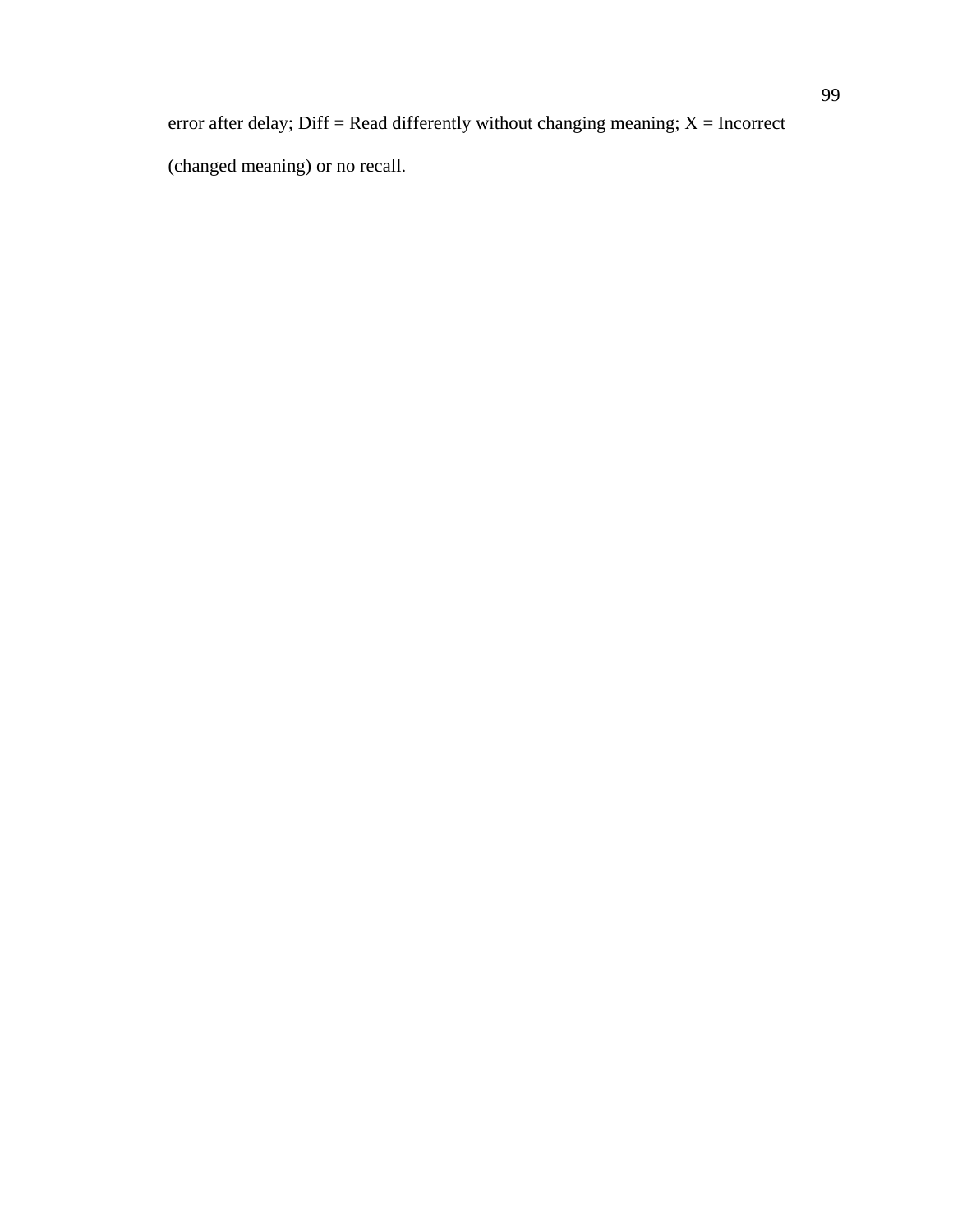error after delay; Diff = Read differently without changing meaning; X = Incorrect (changed meaning) or no recall.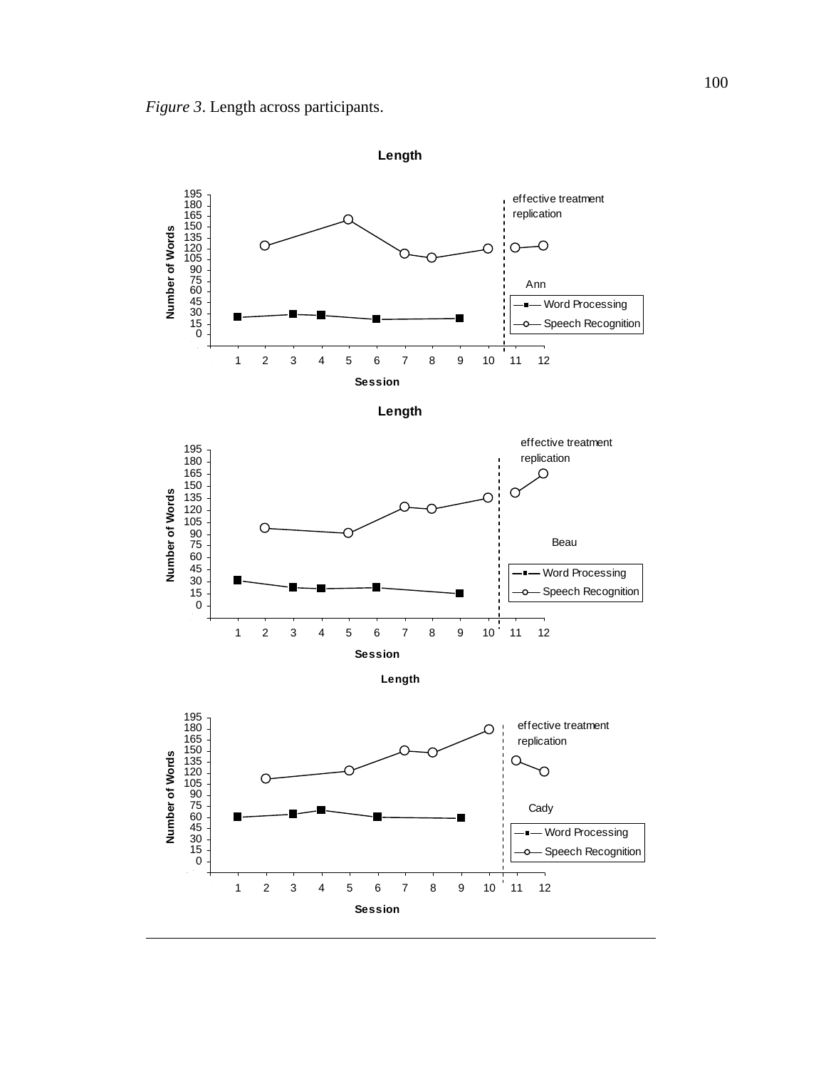*Figure 3*. Length across participants.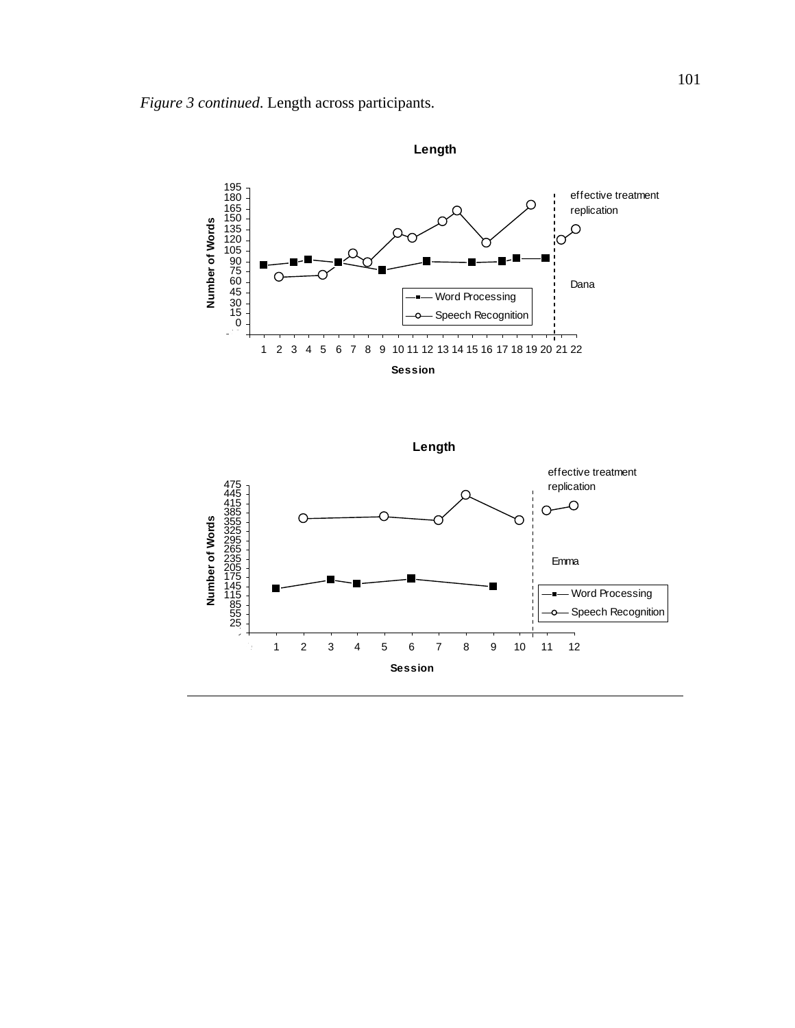*Figure 3 continued*. Length across participants.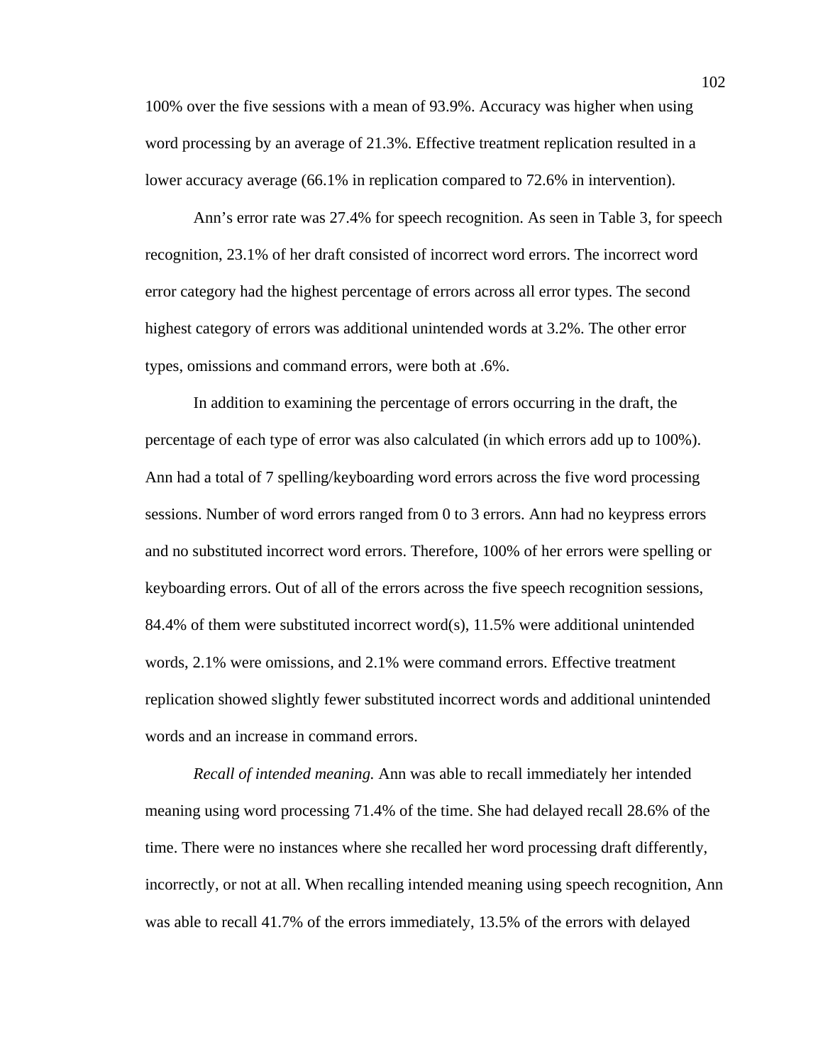100% over the five sessions with a mean of 93.9%. Accuracy was higher when using word processing by an average of 21.3%. Effective treatment replication resulted in a lower accuracy average (66.1% in replication compared to 72.6% in intervention).

Ann's error rate was 27.4% for speech recognition. As seen in Table 3, for speech recognition, 23.1% of her draft consisted of incorrect word errors. The incorrect word error category had the highest percentage of errors across all error types. The second highest category of errors was additional unintended words at 3.2%. The other error types, omissions and command errors, were both at .6%.

In addition to examining the percentage of errors occurring in the draft, the percentage of each type of error was also calculated (in which errors add up to 100%). Ann had a total of 7 spelling/keyboarding word errors across the five word processing sessions. Number of word errors ranged from 0 to 3 errors. Ann had no keypress errors and no substituted incorrect word errors. Therefore, 100% of her errors were spelling or keyboarding errors. Out of all of the errors across the five speech recognition sessions, 84.4% of them were substituted incorrect word(s), 11.5% were additional unintended words, 2.1% were omissions, and 2.1% were command errors. Effective treatment replication showed slightly fewer substituted incorrect words and additional unintended words and an increase in command errors.

*Recall of intended meaning.* Ann was able to recall immediately her intended meaning using word processing 71.4% of the time. She had delayed recall 28.6% of the time. There were no instances where she recalled her word processing draft differently, incorrectly, or not at all. When recalling intended meaning using speech recognition, Ann was able to recall 41.7% of the errors immediately, 13.5% of the errors with delayed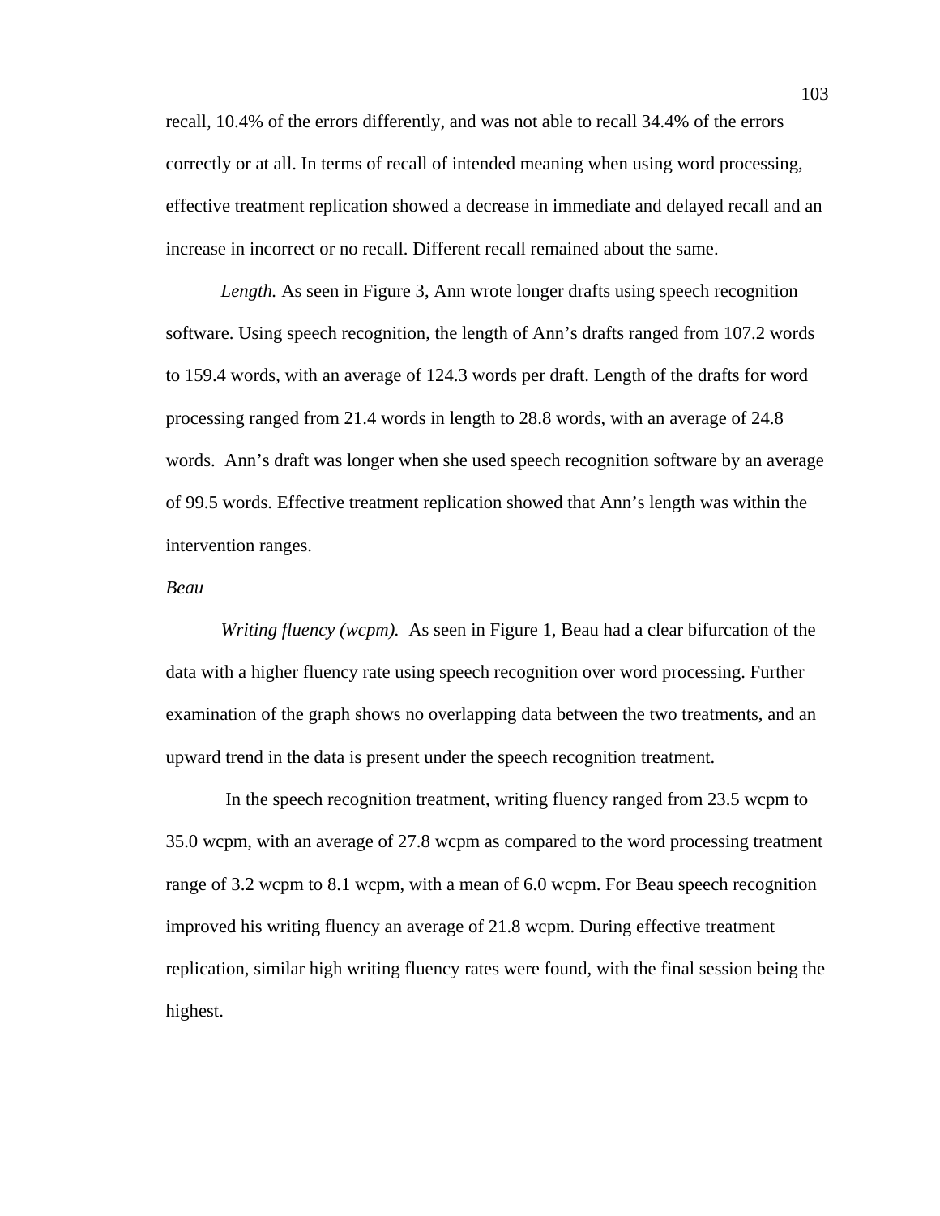recall, 10.4% of the errors differently, and was not able to recall 34.4% of the errors correctly or at all. In terms of recall of intended meaning when using word processing, effective treatment replication showed a decrease in immediate and delayed recall and an increase in incorrect or no recall. Different recall remained about the same.

*Length.* As seen in Figure 3, Ann wrote longer drafts using speech recognition software. Using speech recognition, the length of Ann's drafts ranged from 107.2 words to 159.4 words, with an average of 124.3 words per draft. Length of the drafts for word processing ranged from 21.4 words in length to 28.8 words, with an average of 24.8 words. Ann's draft was longer when she used speech recognition software by an average of 99.5 words. Effective treatment replication showed that Ann's length was within the intervention ranges.

*Beau*

*Writing fluency (wcpm).* As seen in Figure 1, Beau had a clear bifurcation of the data with a higher fluency rate using speech recognition over word processing. Further examination of the graph shows no overlapping data between the two treatments, and an upward trend in the data is present under the speech recognition treatment.

In the speech recognition treatment, writing fluency ranged from 23.5 wcpm to 35.0 wcpm, with an average of 27.8 wcpm as compared to the word processing treatment range of 3.2 wcpm to 8.1 wcpm, with a mean of 6.0 wcpm. For Beau speech recognition improved his writing fluency an average of 21.8 wcpm. During effective treatment replication, similar high writing fluency rates were found, with the final session being the highest.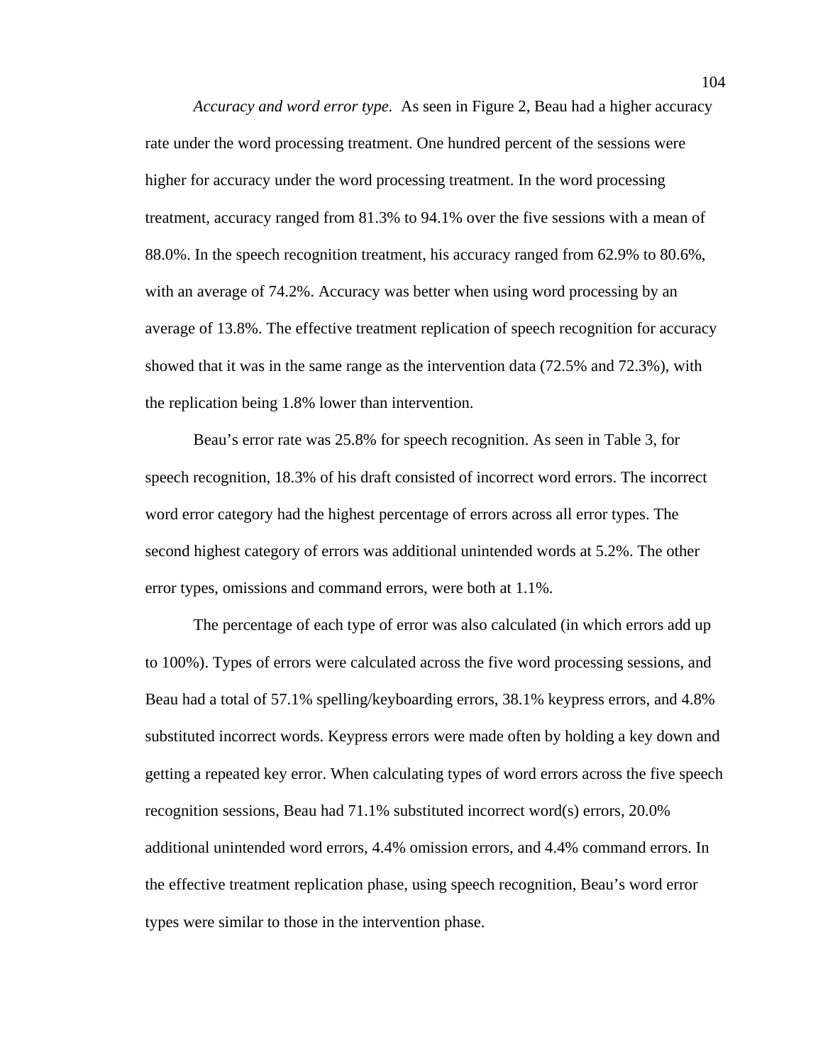*Accuracy and word error type.* As seen in Figure 2, Beau had a higher accuracy rate under the word processing treatment. One hundred percent of the sessions were higher for accuracy under the word processing treatment. In the word processing treatment, accuracy ranged from 81.3% to 94.1% over the five sessions with a mean of 88.0%. In the speech recognition treatment, his accuracy ranged from 62.9% to 80.6%, with an average of 74.2%. Accuracy was better when using word processing by an average of 13.8%. The effective treatment replication of speech recognition for accuracy showed that it was in the same range as the intervention data (72.5% and 72.3%), with the replication being 1.8% lower than intervention.

Beau's error rate was 25.8% for speech recognition. As seen in Table 3, for speech recognition, 18.3% of his draft consisted of incorrect word errors. The incorrect word error category had the highest percentage of errors across all error types. The second highest category of errors was additional unintended words at 5.2%. The other error types, omissions and command errors, were both at 1.1%.

The percentage of each type of error was also calculated (in which errors add up to 100%). Types of errors were calculated across the five word processing sessions, and Beau had a total of 57.1% spelling/keyboarding errors, 38.1% keypress errors, and 4.8% substituted incorrect words. Keypress errors were made often by holding a key down and getting a repeated key error. When calculating types of word errors across the five speech recognition sessions, Beau had 71.1% substituted incorrect word(s) errors, 20.0% additional unintended word errors, 4.4% omission errors, and 4.4% command errors. In the effective treatment replication phase, using speech recognition, Beau's word error types were similar to those in the intervention phase.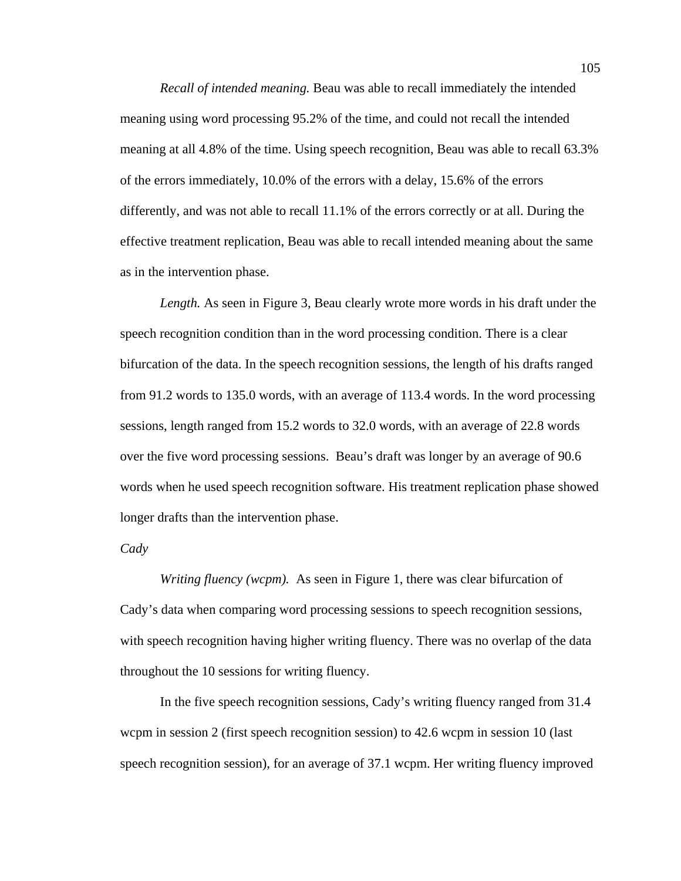*Recall of intended meaning.* Beau was able to recall immediately the intended meaning using word processing 95.2% of the time, and could not recall the intended meaning at all 4.8% of the time. Using speech recognition, Beau was able to recall 63.3% of the errors immediately, 10.0% of the errors with a delay, 15.6% of the errors differently, and was not able to recall 11.1% of the errors correctly or at all. During the effective treatment replication, Beau was able to recall intended meaning about the same as in the intervention phase.

*Length.* As seen in Figure 3, Beau clearly wrote more words in his draft under the speech recognition condition than in the word processing condition. There is a clear bifurcation of the data. In the speech recognition sessions, the length of his drafts ranged from 91.2 words to 135.0 words, with an average of 113.4 words. In the word processing sessions, length ranged from 15.2 words to 32.0 words, with an average of 22.8 words over the five word processing sessions. Beau's draft was longer by an average of 90.6 words when he used speech recognition software. His treatment replication phase showed longer drafts than the intervention phase.

*Cady*

*Writing fluency (wcpm).* As seen in Figure 1, there was clear bifurcation of Cady's data when comparing word processing sessions to speech recognition sessions, with speech recognition having higher writing fluency. There was no overlap of the data throughout the 10 sessions for writing fluency.

In the five speech recognition sessions, Cady's writing fluency ranged from 31.4 wcpm in session 2 (first speech recognition session) to 42.6 wcpm in session 10 (last speech recognition session), for an average of 37.1 wcpm. Her writing fluency improved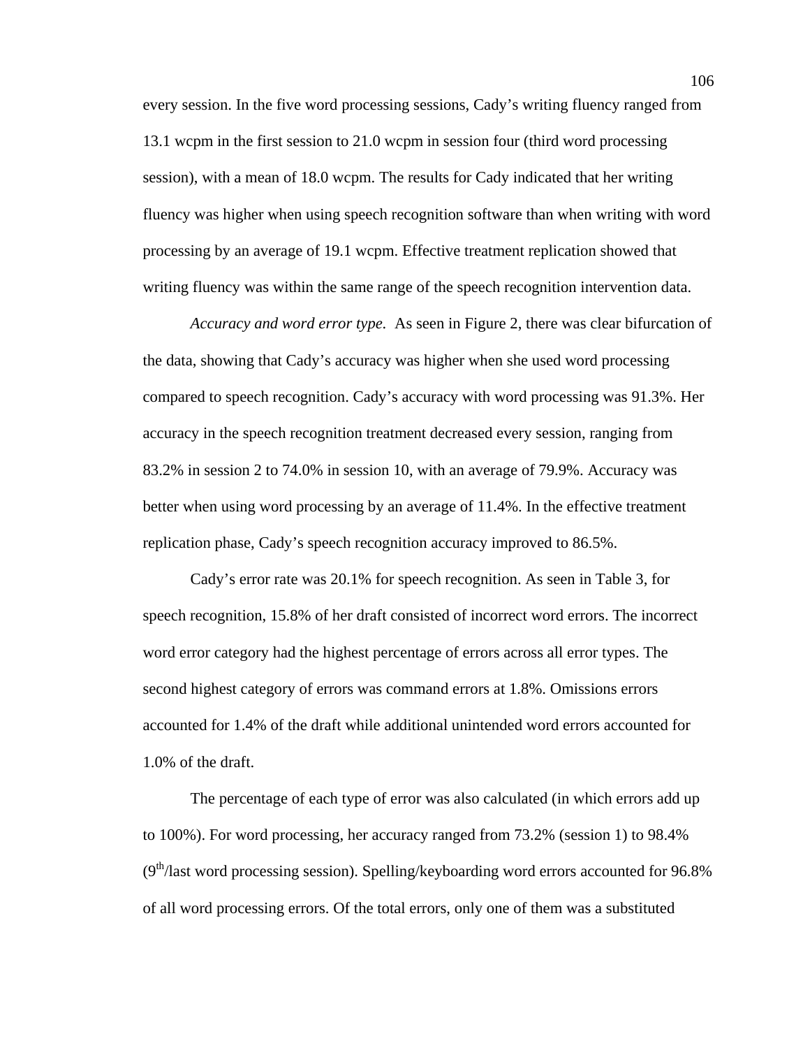every session. In the five word processing sessions, Cady's writing fluency ranged from 13.1 wcpm in the first session to 21.0 wcpm in session four (third word processing session), with a mean of 18.0 wcpm. The results for Cady indicated that her writing fluency was higher when using speech recognition software than when writing with word processing by an average of 19.1 wcpm. Effective treatment replication showed that writing fluency was within the same range of the speech recognition intervention data.

*Accuracy and word error type.* As seen in Figure 2, there was clear bifurcation of the data, showing that Cady's accuracy was higher when she used word processing compared to speech recognition. Cady's accuracy with word processing was 91.3%. Her accuracy in the speech recognition treatment decreased every session, ranging from 83.2% in session 2 to 74.0% in session 10, with an average of 79.9%. Accuracy was better when using word processing by an average of 11.4%. In the effective treatment replication phase, Cady's speech recognition accuracy improved to 86.5%.

Cady's error rate was 20.1% for speech recognition. As seen in Table 3, for speech recognition, 15.8% of her draft consisted of incorrect word errors. The incorrect word error category had the highest percentage of errors across all error types. The second highest category of errors was command errors at 1.8%. Omissions errors accounted for 1.4% of the draft while additional unintended word errors accounted for 1.0% of the draft.

The percentage of each type of error was also calculated (in which errors add up to 100%). For word processing, her accuracy ranged from 73.2% (session 1) to 98.4% ($9^{th}$/last word processing session). Spelling/keyboarding word errors accounted for 96.8% of all word processing errors. Of the total errors, only one of them was a substituted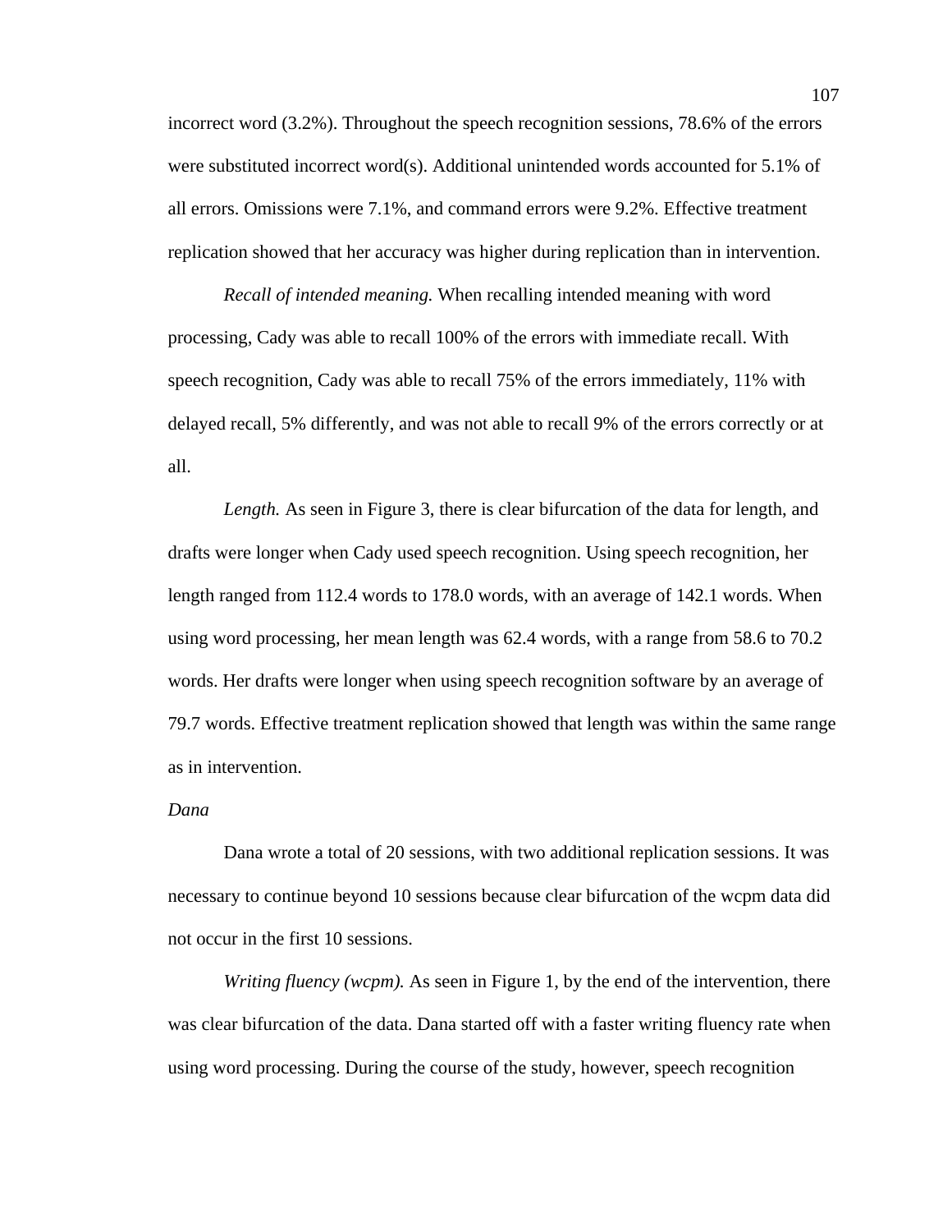incorrect word (3.2%). Throughout the speech recognition sessions, 78.6% of the errors were substituted incorrect word(s). Additional unintended words accounted for 5.1% of all errors. Omissions were 7.1%, and command errors were 9.2%. Effective treatment replication showed that her accuracy was higher during replication than in intervention.

*Recall of intended meaning.* When recalling intended meaning with word processing, Cady was able to recall 100% of the errors with immediate recall. With speech recognition, Cady was able to recall 75% of the errors immediately, 11% with delayed recall, 5% differently, and was not able to recall 9% of the errors correctly or at all.

*Length.* As seen in Figure 3, there is clear bifurcation of the data for length, and drafts were longer when Cady used speech recognition. Using speech recognition, her length ranged from 112.4 words to 178.0 words, with an average of 142.1 words. When using word processing, her mean length was 62.4 words, with a range from 58.6 to 70.2 words. Her drafts were longer when using speech recognition software by an average of 79.7 words. Effective treatment replication showed that length was within the same range as in intervention.

*Dana*

Dana wrote a total of 20 sessions, with two additional replication sessions. It was necessary to continue beyond 10 sessions because clear bifurcation of the wcpm data did not occur in the first 10 sessions.

*Writing fluency (wcpm).* As seen in Figure 1, by the end of the intervention, there was clear bifurcation of the data. Dana started off with a faster writing fluency rate when using word processing. During the course of the study, however, speech recognition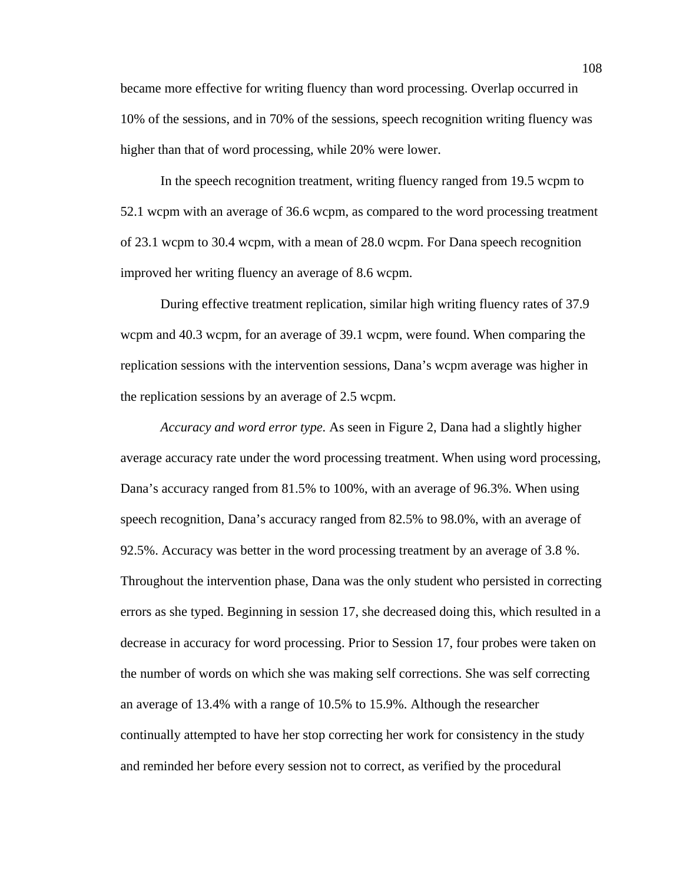became more effective for writing fluency than word processing. Overlap occurred in 10% of the sessions, and in 70% of the sessions, speech recognition writing fluency was higher than that of word processing, while 20% were lower.

In the speech recognition treatment, writing fluency ranged from 19.5 wcpm to 52.1 wcpm with an average of 36.6 wcpm, as compared to the word processing treatment of 23.1 wcpm to 30.4 wcpm, with a mean of 28.0 wcpm. For Dana speech recognition improved her writing fluency an average of 8.6 wcpm.

During effective treatment replication, similar high writing fluency rates of 37.9 wcpm and 40.3 wcpm, for an average of 39.1 wcpm, were found. When comparing the replication sessions with the intervention sessions, Dana's wcpm average was higher in the replication sessions by an average of 2.5 wcpm.

*Accuracy and word error type.* As seen in Figure 2, Dana had a slightly higher average accuracy rate under the word processing treatment. When using word processing, Dana's accuracy ranged from 81.5% to 100%, with an average of 96.3%. When using speech recognition, Dana's accuracy ranged from 82.5% to 98.0%, with an average of 92.5%. Accuracy was better in the word processing treatment by an average of 3.8 %. Throughout the intervention phase, Dana was the only student who persisted in correcting errors as she typed. Beginning in session 17, she decreased doing this, which resulted in a decrease in accuracy for word processing. Prior to Session 17, four probes were taken on the number of words on which she was making self corrections. She was self correcting an average of 13.4% with a range of 10.5% to 15.9%. Although the researcher continually attempted to have her stop correcting her work for consistency in the study and reminded her before every session not to correct, as verified by the procedural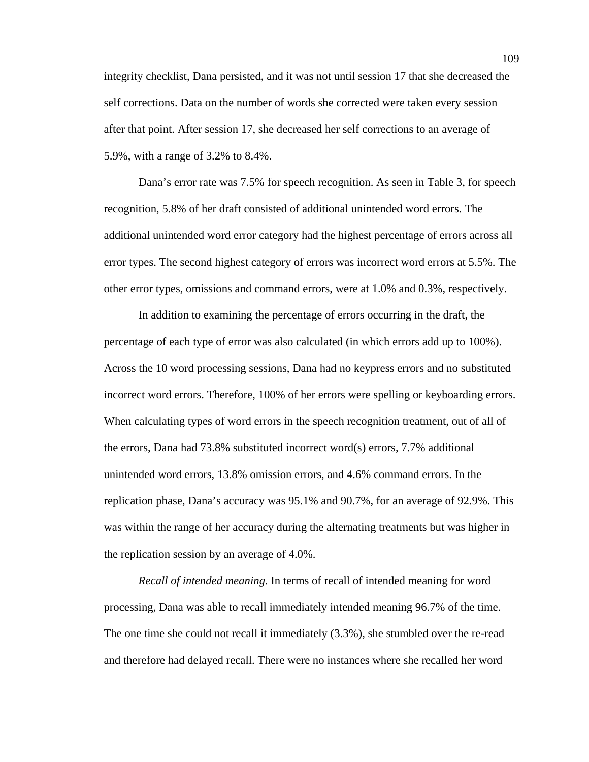integrity checklist, Dana persisted, and it was not until session 17 that she decreased the self corrections. Data on the number of words she corrected were taken every session after that point. After session 17, she decreased her self corrections to an average of 5.9%, with a range of 3.2% to 8.4%.

Dana's error rate was 7.5% for speech recognition. As seen in Table 3, for speech recognition, 5.8% of her draft consisted of additional unintended word errors. The additional unintended word error category had the highest percentage of errors across all error types. The second highest category of errors was incorrect word errors at 5.5%. The other error types, omissions and command errors, were at 1.0% and 0.3%, respectively.

In addition to examining the percentage of errors occurring in the draft, the percentage of each type of error was also calculated (in which errors add up to 100%). Across the 10 word processing sessions, Dana had no keypress errors and no substituted incorrect word errors. Therefore, 100% of her errors were spelling or keyboarding errors. When calculating types of word errors in the speech recognition treatment, out of all of the errors, Dana had 73.8% substituted incorrect word(s) errors, 7.7% additional unintended word errors, 13.8% omission errors, and 4.6% command errors. In the replication phase, Dana's accuracy was 95.1% and 90.7%, for an average of 92.9%. This was within the range of her accuracy during the alternating treatments but was higher in the replication session by an average of 4.0%.

*Recall of intended meaning.* In terms of recall of intended meaning for word processing, Dana was able to recall immediately intended meaning 96.7% of the time. The one time she could not recall it immediately (3.3%), she stumbled over the re-read and therefore had delayed recall. There were no instances where she recalled her word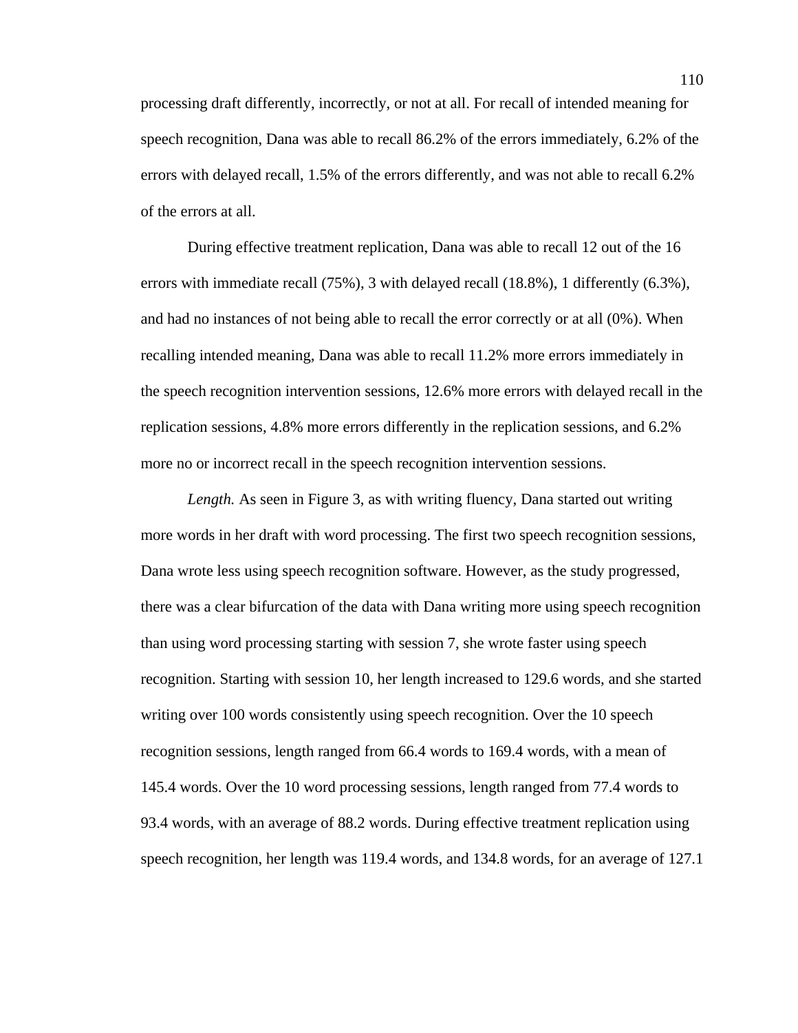processing draft differently, incorrectly, or not at all. For recall of intended meaning for speech recognition, Dana was able to recall 86.2% of the errors immediately, 6.2% of the errors with delayed recall, 1.5% of the errors differently, and was not able to recall 6.2% of the errors at all.

During effective treatment replication, Dana was able to recall 12 out of the 16 errors with immediate recall (75%), 3 with delayed recall (18.8%), 1 differently (6.3%), and had no instances of not being able to recall the error correctly or at all (0%). When recalling intended meaning, Dana was able to recall 11.2% more errors immediately in the speech recognition intervention sessions, 12.6% more errors with delayed recall in the replication sessions, 4.8% more errors differently in the replication sessions, and 6.2% more no or incorrect recall in the speech recognition intervention sessions.

*Length.* As seen in Figure 3, as with writing fluency, Dana started out writing more words in her draft with word processing. The first two speech recognition sessions, Dana wrote less using speech recognition software. However, as the study progressed, there was a clear bifurcation of the data with Dana writing more using speech recognition than using word processing starting with session 7, she wrote faster using speech recognition. Starting with session 10, her length increased to 129.6 words, and she started writing over 100 words consistently using speech recognition. Over the 10 speech recognition sessions, length ranged from 66.4 words to 169.4 words, with a mean of 145.4 words. Over the 10 word processing sessions, length ranged from 77.4 words to 93.4 words, with an average of 88.2 words. During effective treatment replication using speech recognition, her length was 119.4 words, and 134.8 words, for an average of 127.1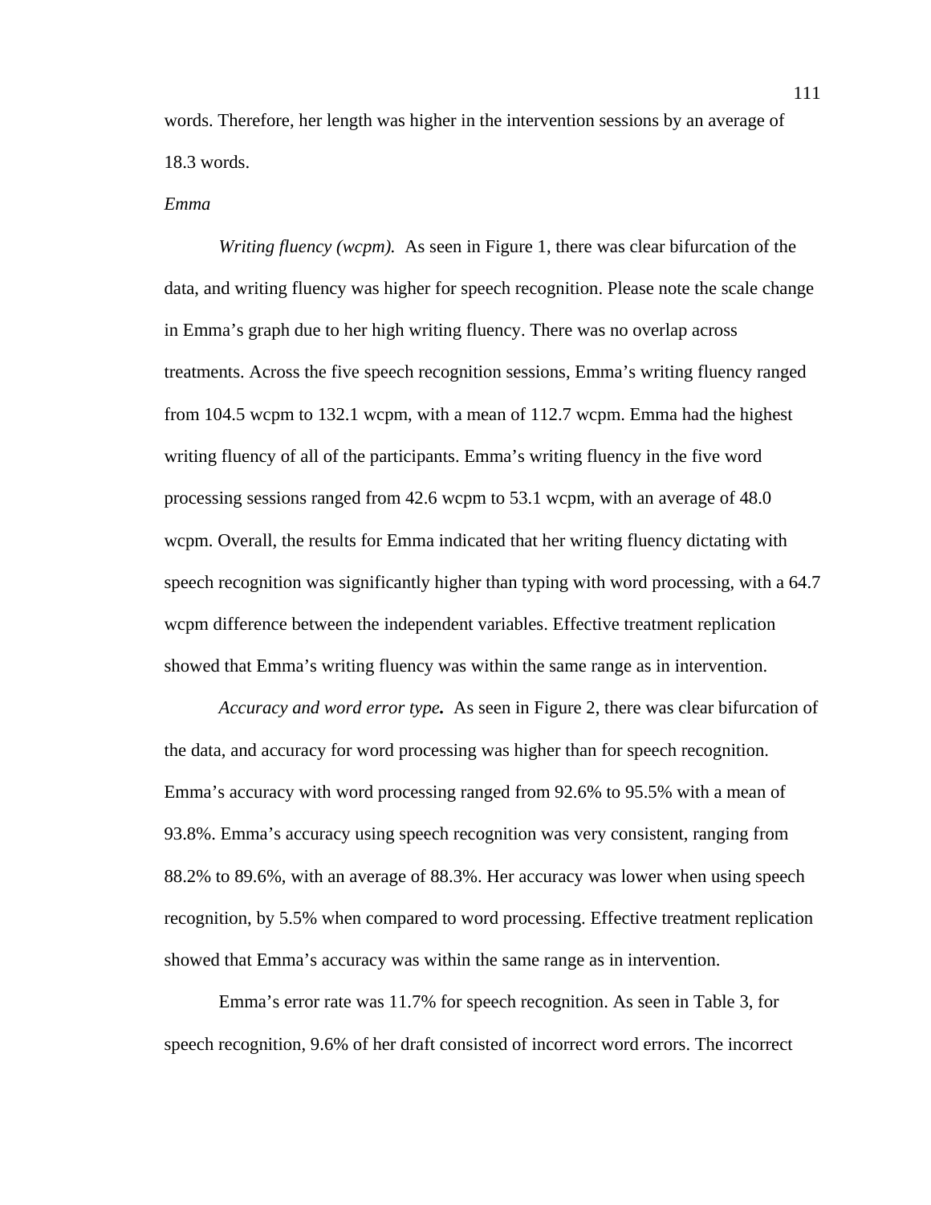words. Therefore, her length was higher in the intervention sessions by an average of 18.3 words.

*Emma*

*Writing fluency (wcpm).* As seen in Figure 1, there was clear bifurcation of the data, and writing fluency was higher for speech recognition. Please note the scale change in Emma's graph due to her high writing fluency. There was no overlap across treatments. Across the five speech recognition sessions, Emma's writing fluency ranged from 104.5 wcpm to 132.1 wcpm, with a mean of 112.7 wcpm. Emma had the highest writing fluency of all of the participants. Emma's writing fluency in the five word processing sessions ranged from 42.6 wcpm to 53.1 wcpm, with an average of 48.0 wcpm. Overall, the results for Emma indicated that her writing fluency dictating with speech recognition was significantly higher than typing with word processing, with a 64.7 wcpm difference between the independent variables. Effective treatment replication showed that Emma's writing fluency was within the same range as in intervention.

*Accuracy and word error type.* As seen in Figure 2, there was clear bifurcation of the data, and accuracy for word processing was higher than for speech recognition. Emma's accuracy with word processing ranged from 92.6% to 95.5% with a mean of 93.8%. Emma's accuracy using speech recognition was very consistent, ranging from 88.2% to 89.6%, with an average of 88.3%. Her accuracy was lower when using speech recognition, by 5.5% when compared to word processing. Effective treatment replication showed that Emma's accuracy was within the same range as in intervention.

Emma's error rate was 11.7% for speech recognition. As seen in Table 3, for speech recognition, 9.6% of her draft consisted of incorrect word errors. The incorrect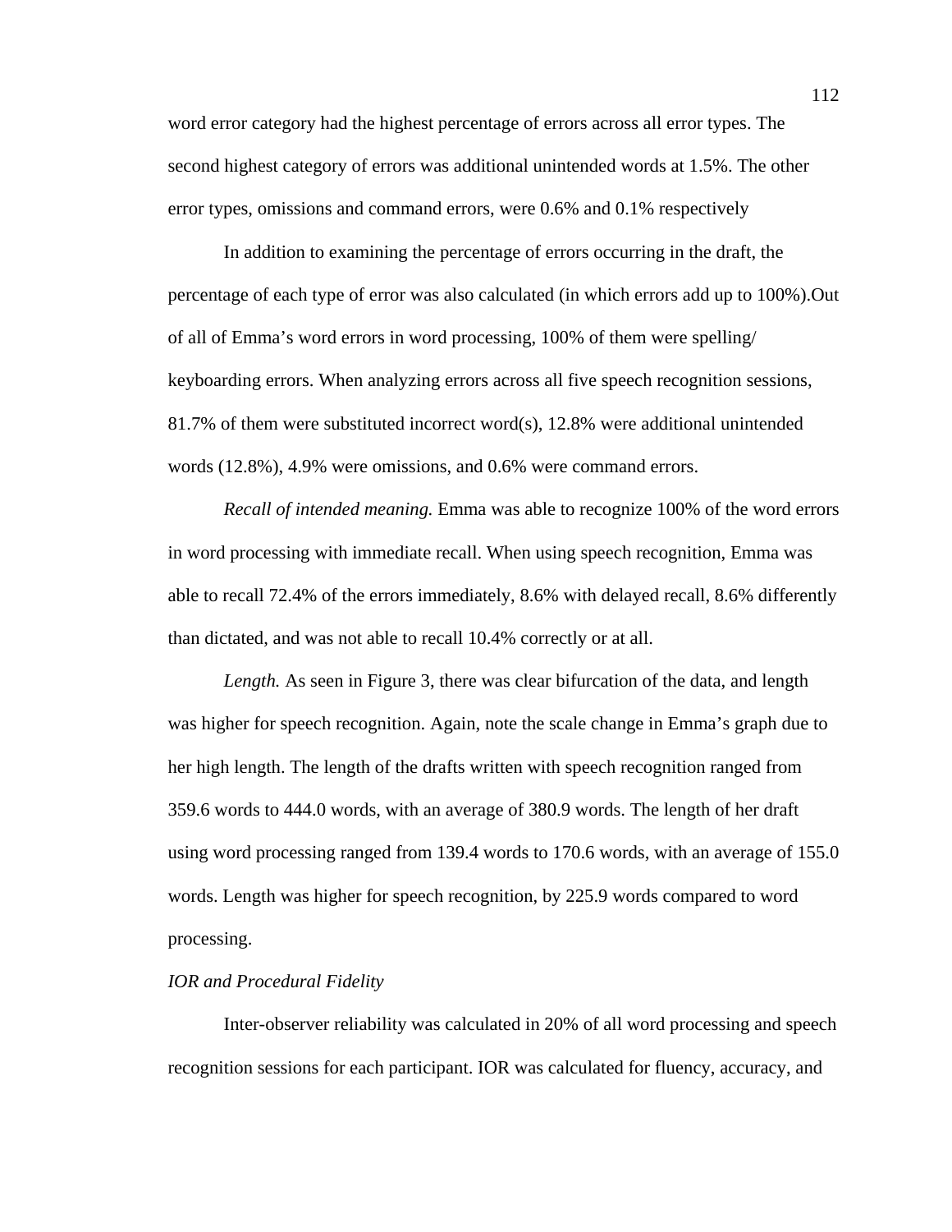word error category had the highest percentage of errors across all error types. The second highest category of errors was additional unintended words at 1.5%. The other error types, omissions and command errors, were 0.6% and 0.1% respectively

In addition to examining the percentage of errors occurring in the draft, the percentage of each type of error was also calculated (in which errors add up to 100%).Out of all of Emma's word errors in word processing, 100% of them were spelling/ keyboarding errors. When analyzing errors across all five speech recognition sessions, 81.7% of them were substituted incorrect word(s), 12.8% were additional unintended words (12.8%), 4.9% were omissions, and 0.6% were command errors.

*Recall of intended meaning.* Emma was able to recognize 100% of the word errors in word processing with immediate recall. When using speech recognition, Emma was able to recall 72.4% of the errors immediately, 8.6% with delayed recall, 8.6% differently than dictated, and was not able to recall 10.4% correctly or at all.

*Length.* As seen in Figure 3, there was clear bifurcation of the data, and length was higher for speech recognition. Again, note the scale change in Emma's graph due to her high length. The length of the drafts written with speech recognition ranged from 359.6 words to 444.0 words, with an average of 380.9 words. The length of her draft using word processing ranged from 139.4 words to 170.6 words, with an average of 155.0 words. Length was higher for speech recognition, by 225.9 words compared to word processing.

*IOR and Procedural Fidelity*

Inter-observer reliability was calculated in 20% of all word processing and speech recognition sessions for each participant. IOR was calculated for fluency, accuracy, and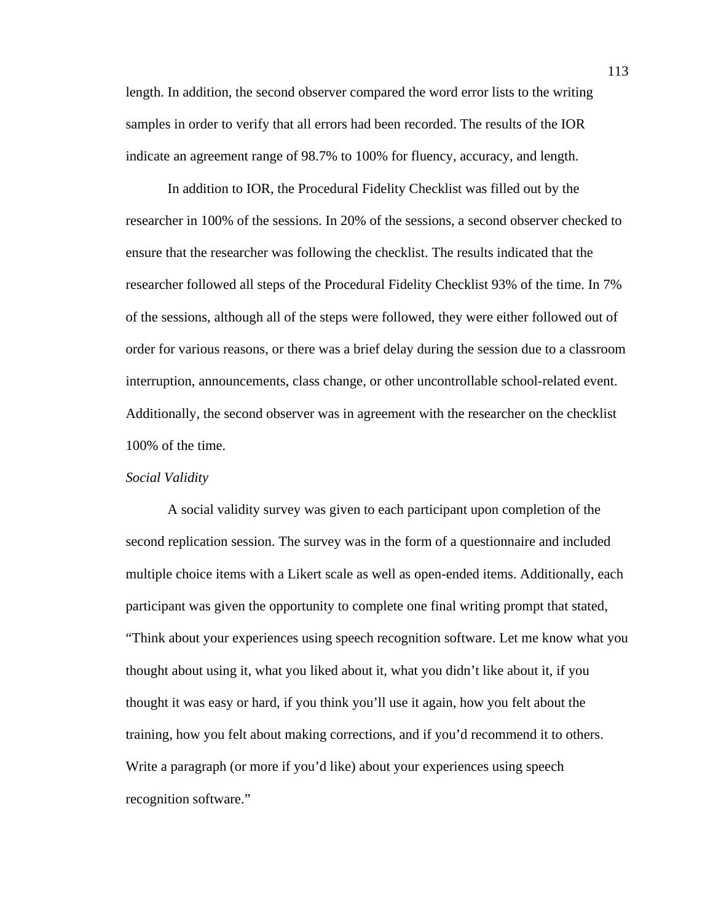length. In addition, the second observer compared the word error lists to the writing samples in order to verify that all errors had been recorded. The results of the IOR indicate an agreement range of 98.7% to 100% for fluency, accuracy, and length.

In addition to IOR, the Procedural Fidelity Checklist was filled out by the researcher in 100% of the sessions. In 20% of the sessions, a second observer checked to ensure that the researcher was following the checklist. The results indicated that the researcher followed all steps of the Procedural Fidelity Checklist 93% of the time. In 7% of the sessions, although all of the steps were followed, they were either followed out of order for various reasons, or there was a brief delay during the session due to a classroom interruption, announcements, class change, or other uncontrollable school-related event. Additionally, the second observer was in agreement with the researcher on the checklist 100% of the time.

*Social Validity*

A social validity survey was given to each participant upon completion of the second replication session. The survey was in the form of a questionnaire and included multiple choice items with a Likert scale as well as open-ended items. Additionally, each participant was given the opportunity to complete one final writing prompt that stated, "Think about your experiences using speech recognition software. Let me know what you thought about using it, what you liked about it, what you didn't like about it, if you thought it was easy or hard, if you think you'll use it again, how you felt about the training, how you felt about making corrections, and if you'd recommend it to others. Write a paragraph (or more if you'd like) about your experiences using speech recognition software."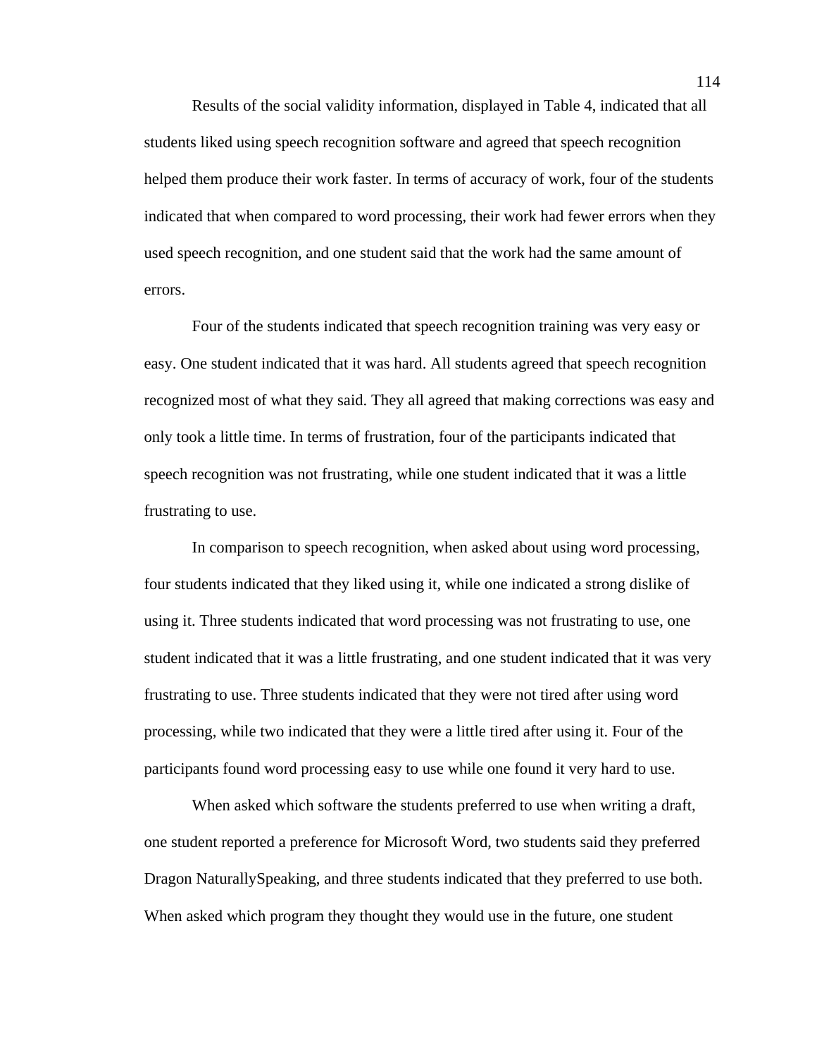Results of the social validity information, displayed in Table 4, indicated that all students liked using speech recognition software and agreed that speech recognition helped them produce their work faster. In terms of accuracy of work, four of the students indicated that when compared to word processing, their work had fewer errors when they used speech recognition, and one student said that the work had the same amount of errors.

Four of the students indicated that speech recognition training was very easy or easy. One student indicated that it was hard. All students agreed that speech recognition recognized most of what they said. They all agreed that making corrections was easy and only took a little time. In terms of frustration, four of the participants indicated that speech recognition was not frustrating, while one student indicated that it was a little frustrating to use.

In comparison to speech recognition, when asked about using word processing, four students indicated that they liked using it, while one indicated a strong dislike of using it. Three students indicated that word processing was not frustrating to use, one student indicated that it was a little frustrating, and one student indicated that it was very frustrating to use. Three students indicated that they were not tired after using word processing, while two indicated that they were a little tired after using it. Four of the participants found word processing easy to use while one found it very hard to use.

When asked which software the students preferred to use when writing a draft, one student reported a preference for Microsoft Word, two students said they preferred Dragon NaturallySpeaking, and three students indicated that they preferred to use both. When asked which program they thought they would use in the future, one student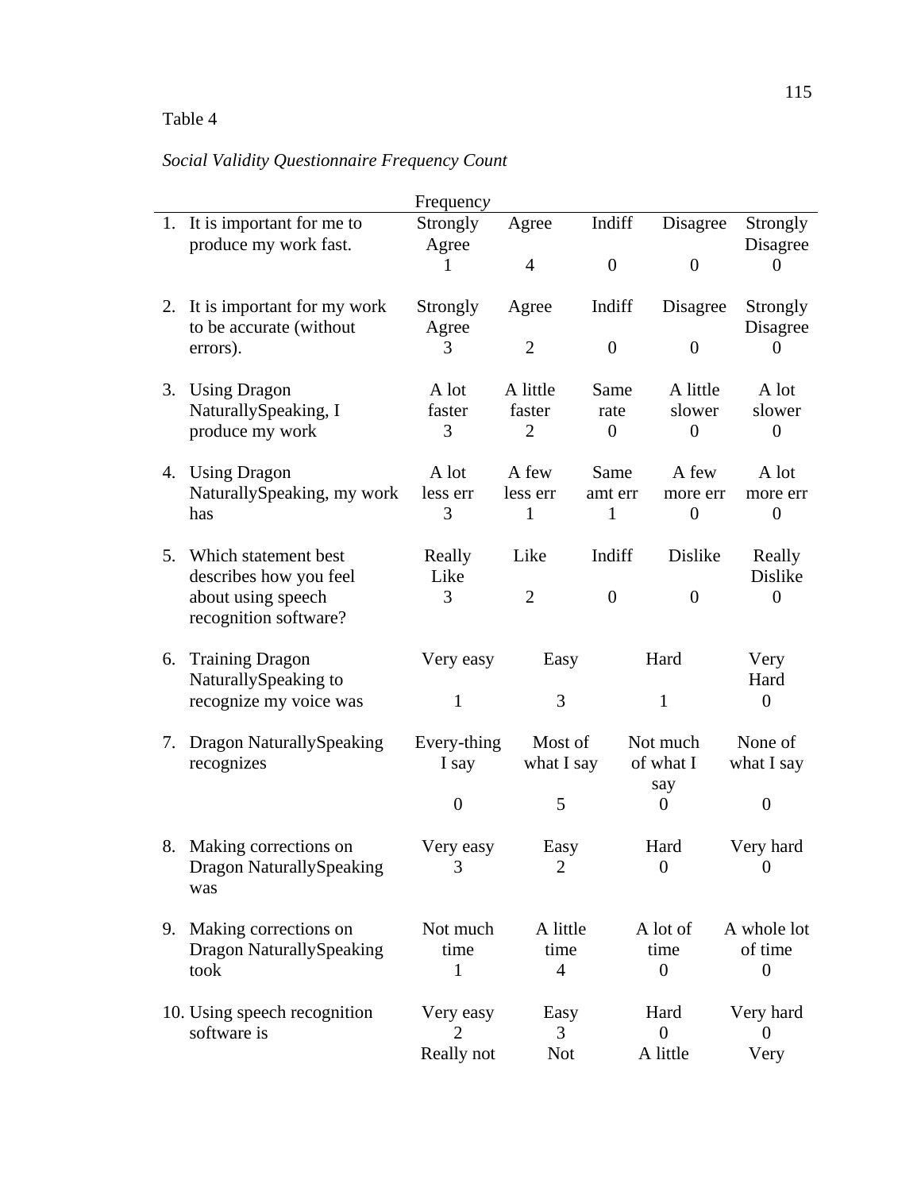Table 4

*Social Validity Questionnaire Frequency Count*

| | Frequency | | | | |
|---|---|---|---|---|---|
| 1. It is important for me to produce my work fast. | Strongly Agree<br>1 | Agree<br>4 | Indiff<br>0 | Disagree<br>0 | Strongly Disagree<br>0 |
| 2. It is important for my work to be accurate (without errors). | Strongly Agree<br>3 | Agree<br>2 | Indiff<br>0 | Disagree<br>0 | Strongly Disagree<br>0 |
| 3. Using Dragon NaturallySpeaking, I produce my work | A lot faster<br>3 | A little faster<br>2 | Same rate<br>0 | A little slower<br>0 | A lot slower<br>0 |
| 4. Using Dragon NaturallySpeaking, my work has | A lot less err<br>3 | A few less err<br>1 | Same amt err<br>1 | A few more err<br>0 | A lot more err<br>0 |
| 5. Which statement best describes how you feel about using speech recognition software? | Really Like<br>3 | Like<br>2 | Indiff<br>0 | Dislike<br>0 | Really Dislike<br>0 |
| 6. Training Dragon NaturallySpeaking to recognize my voice was | Very easy<br>1 | Easy<br>3 | Hard<br>1 | Very Hard<br>0 | |
| 7. Dragon NaturallySpeaking recognizes | Every-thing I say<br>0 | Most of what I say<br>5 | Not much of what I say<br>0 | None of what I say<br>0 | |
| 8. Making corrections on Dragon NaturallySpeaking was | Very easy<br>3 | Easy<br>2 | Hard<br>0 | Very hard<br>0 | |
| 9. Making corrections on Dragon NaturallySpeaking took | Not much time<br>1 | A little time<br>4 | A lot of time<br>0 | A whole lot of time<br>0 | |
| 10. Using speech recognition software is | Very easy<br>2 | Easy<br>3 | Hard<br>0 | Very hard<br>0 | |
| | Really not | Not | A little | Very | |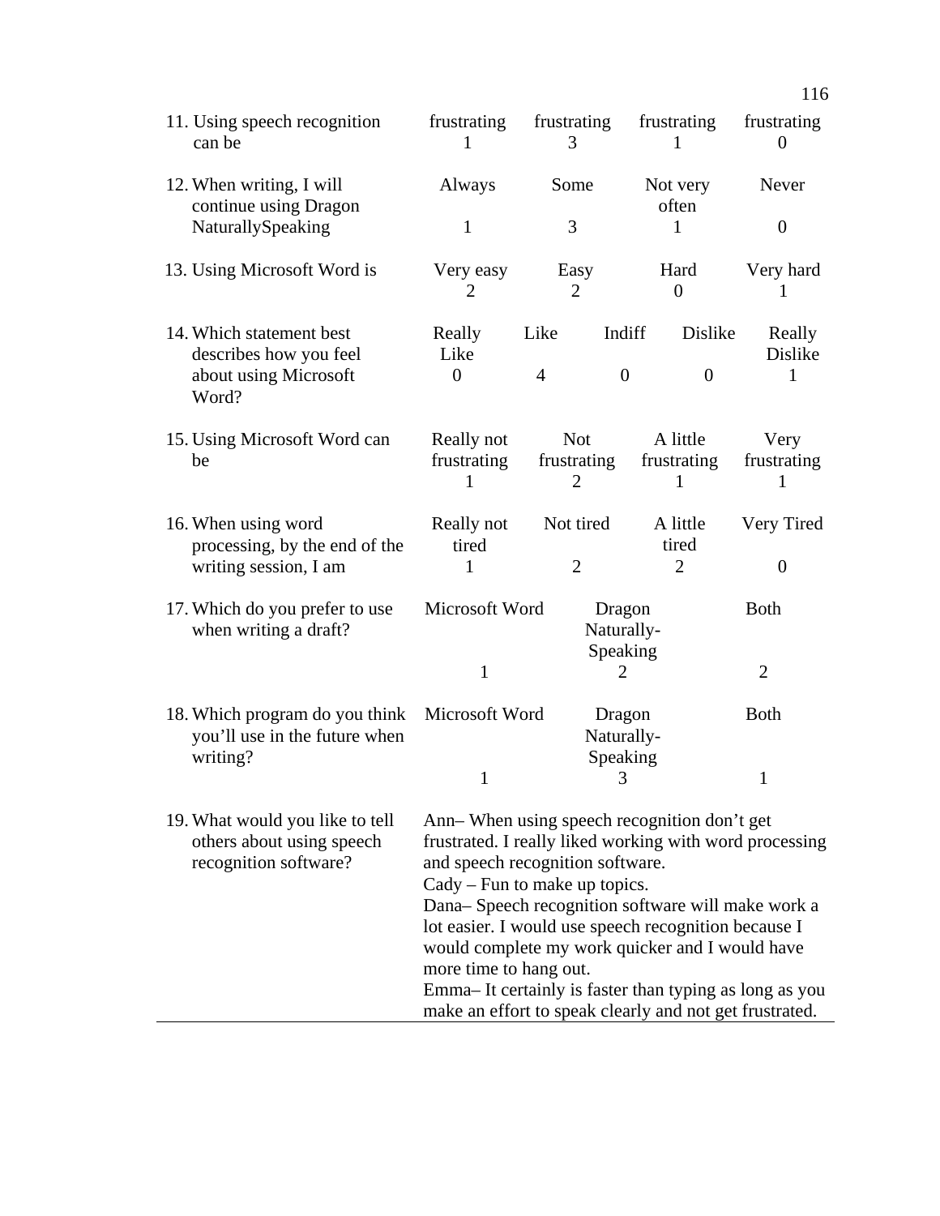| | | | | | |
|---|---|---|---|---|---|
| 11. Using speech recognition can be | frustrating<br>1 | frustrating<br>3 | frustrating<br>1 | frustrating<br>0 | |
| 12. When writing, I will continue using Dragon NaturallySpeaking | Always<br>1 | Some<br>3 | Not very often<br>1 | Never<br>0 | |
| 13. Using Microsoft Word is | Very easy<br>2 | Easy<br>2 | Hard<br>0 | Very hard<br>1 | |
| 14. Which statement best describes how you feel about using Microsoft Word? | Really Like<br>0 | Like<br>4 | Indiff<br>0 | Dislike<br>0 | Really Dislike<br>1 |
| 15. Using Microsoft Word can be | Really not frustrating<br>1 | Not frustrating<br>2 | A little frustrating<br>1 | Very frustrating<br>1 | |
| 16. When using word processing, by the end of the writing session, I am | Really not tired<br>1 | Not tired<br>2 | A little tired<br>2 | Very Tired<br>0 | |
| 17. Which do you prefer to use when writing a draft? | Microsoft Word<br>1 | Dragon Naturally-Speaking<br>2 | Both<br>2 | | |
| 18. Which program do you think you'll use in the future when writing? | Microsoft Word<br>1 | Dragon Naturally-Speaking<br>3 | Both<br>1 | | |
| 19. What would you like to tell others about using speech recognition software? | Ann– When using speech recognition don't get frustrated. I really liked working with word processing and speech recognition software.<br>Cady – Fun to make up topics.<br>Dana– Speech recognition software will make work a lot easier. I would use speech recognition because I would complete my work quicker and I would have more time to hang out.<br>Emma– It certainly is faster than typing as long as you make an effort to speak clearly and not get frustrated. | | | | |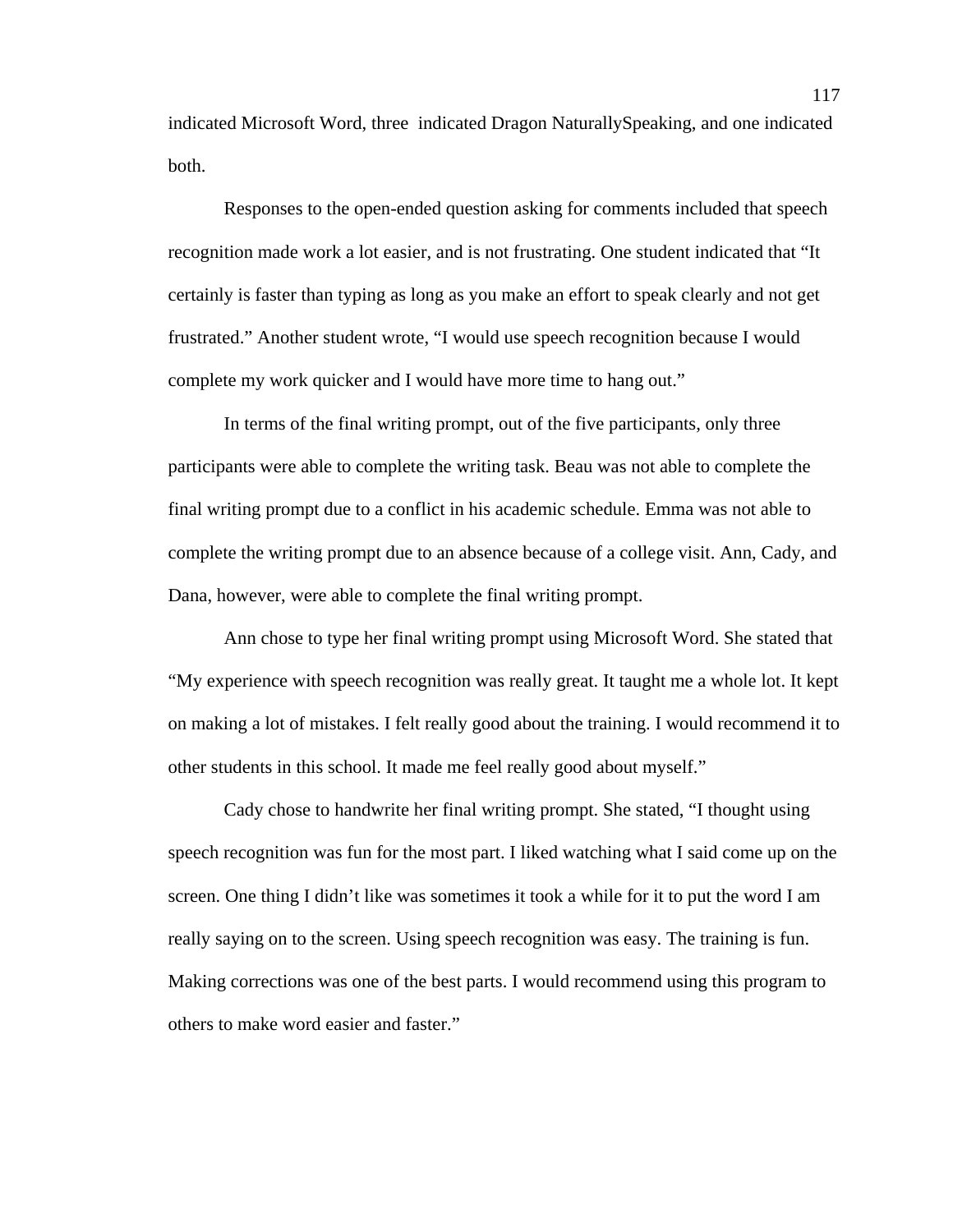indicated Microsoft Word, three indicated Dragon NaturallySpeaking, and one indicated both.

Responses to the open-ended question asking for comments included that speech recognition made work a lot easier, and is not frustrating. One student indicated that "It certainly is faster than typing as long as you make an effort to speak clearly and not get frustrated." Another student wrote, "I would use speech recognition because I would complete my work quicker and I would have more time to hang out."

In terms of the final writing prompt, out of the five participants, only three participants were able to complete the writing task. Beau was not able to complete the final writing prompt due to a conflict in his academic schedule. Emma was not able to complete the writing prompt due to an absence because of a college visit. Ann, Cady, and Dana, however, were able to complete the final writing prompt.

Ann chose to type her final writing prompt using Microsoft Word. She stated that "My experience with speech recognition was really great. It taught me a whole lot. It kept on making a lot of mistakes. I felt really good about the training. I would recommend it to other students in this school. It made me feel really good about myself."

Cady chose to handwrite her final writing prompt. She stated, "I thought using speech recognition was fun for the most part. I liked watching what I said come up on the screen. One thing I didn't like was sometimes it took a while for it to put the word I am really saying on to the screen. Using speech recognition was easy. The training is fun. Making corrections was one of the best parts. I would recommend using this program to others to make word easier and faster."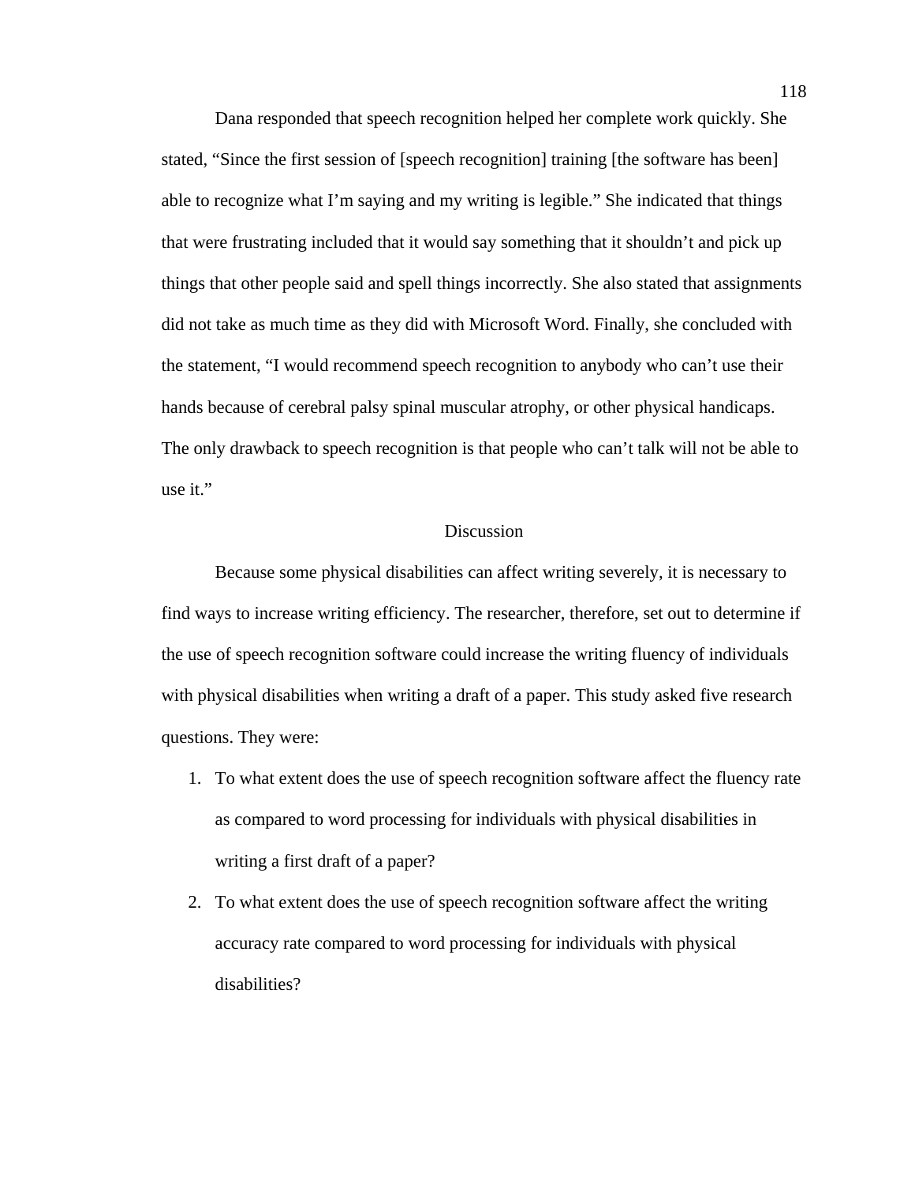Dana responded that speech recognition helped her complete work quickly. She stated, "Since the first session of [speech recognition] training [the software has been] able to recognize what I'm saying and my writing is legible." She indicated that things that were frustrating included that it would say something that it shouldn't and pick up things that other people said and spell things incorrectly. She also stated that assignments did not take as much time as they did with Microsoft Word. Finally, she concluded with the statement, "I would recommend speech recognition to anybody who can't use their hands because of cerebral palsy spinal muscular atrophy, or other physical handicaps. The only drawback to speech recognition is that people who can't talk will not be able to use it."

## Discussion

Because some physical disabilities can affect writing severely, it is necessary to find ways to increase writing efficiency. The researcher, therefore, set out to determine if the use of speech recognition software could increase the writing fluency of individuals with physical disabilities when writing a draft of a paper. This study asked five research questions. They were:

1. To what extent does the use of speech recognition software affect the fluency rate as compared to word processing for individuals with physical disabilities in writing a first draft of a paper?
2. To what extent does the use of speech recognition software affect the writing accuracy rate compared to word processing for individuals with physical disabilities?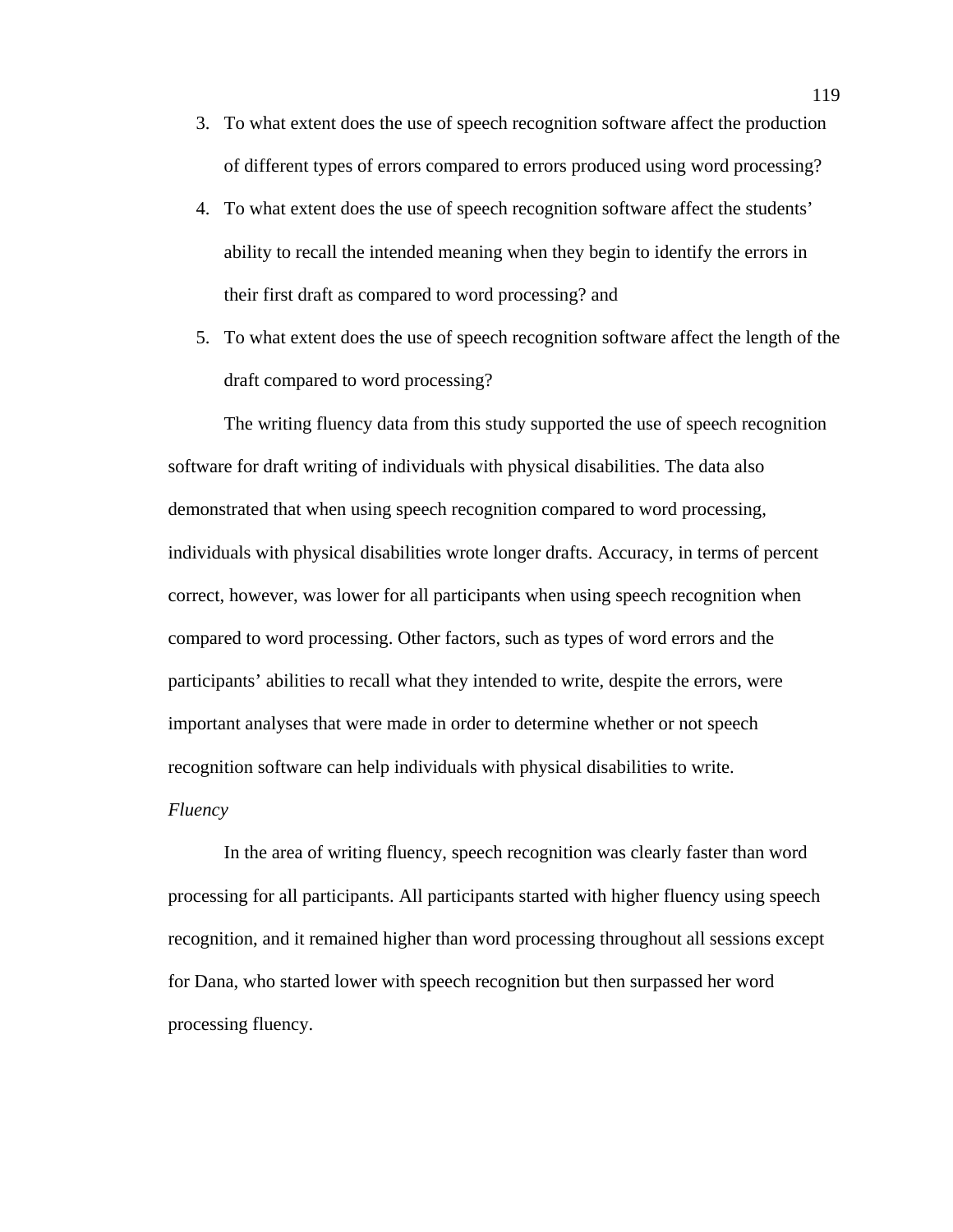3. To what extent does the use of speech recognition software affect the production of different types of errors compared to errors produced using word processing?
4. To what extent does the use of speech recognition software affect the students' ability to recall the intended meaning when they begin to identify the errors in their first draft as compared to word processing? and
5. To what extent does the use of speech recognition software affect the length of the draft compared to word processing?

The writing fluency data from this study supported the use of speech recognition software for draft writing of individuals with physical disabilities. The data also demonstrated that when using speech recognition compared to word processing, individuals with physical disabilities wrote longer drafts. Accuracy, in terms of percent correct, however, was lower for all participants when using speech recognition when compared to word processing. Other factors, such as types of word errors and the participants' abilities to recall what they intended to write, despite the errors, were important analyses that were made in order to determine whether or not speech recognition software can help individuals with physical disabilities to write.

*Fluency*

In the area of writing fluency, speech recognition was clearly faster than word processing for all participants. All participants started with higher fluency using speech recognition, and it remained higher than word processing throughout all sessions except for Dana, who started lower with speech recognition but then surpassed her word processing fluency.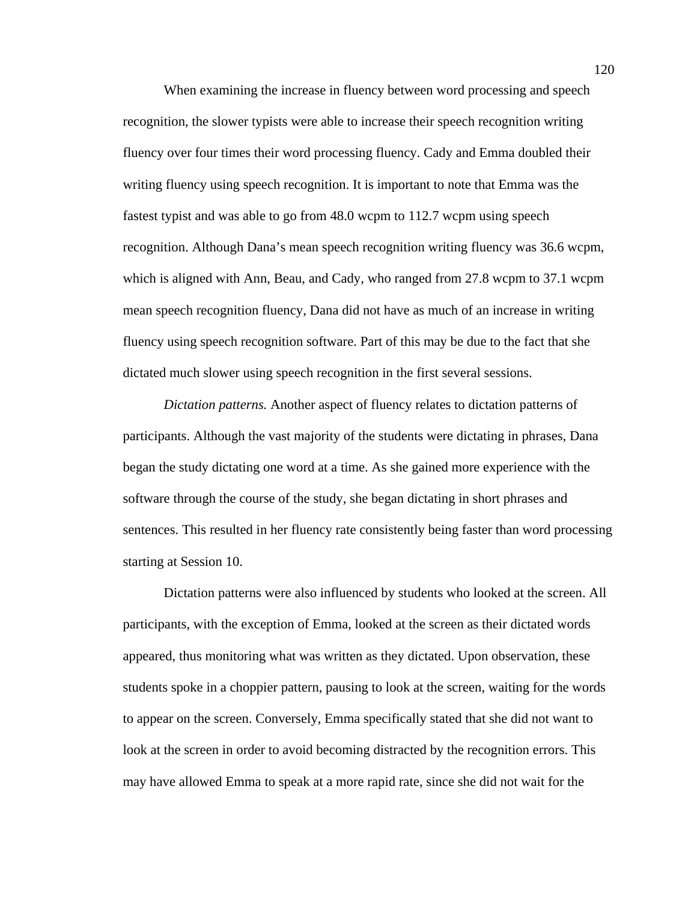When examining the increase in fluency between word processing and speech recognition, the slower typists were able to increase their speech recognition writing fluency over four times their word processing fluency. Cady and Emma doubled their writing fluency using speech recognition. It is important to note that Emma was the fastest typist and was able to go from 48.0 wcpm to 112.7 wcpm using speech recognition. Although Dana's mean speech recognition writing fluency was 36.6 wcpm, which is aligned with Ann, Beau, and Cady, who ranged from 27.8 wcpm to 37.1 wcpm mean speech recognition fluency, Dana did not have as much of an increase in writing fluency using speech recognition software. Part of this may be due to the fact that she dictated much slower using speech recognition in the first several sessions.

*Dictation patterns.* Another aspect of fluency relates to dictation patterns of participants. Although the vast majority of the students were dictating in phrases, Dana began the study dictating one word at a time. As she gained more experience with the software through the course of the study, she began dictating in short phrases and sentences. This resulted in her fluency rate consistently being faster than word processing starting at Session 10.

Dictation patterns were also influenced by students who looked at the screen. All participants, with the exception of Emma, looked at the screen as their dictated words appeared, thus monitoring what was written as they dictated. Upon observation, these students spoke in a choppier pattern, pausing to look at the screen, waiting for the words to appear on the screen. Conversely, Emma specifically stated that she did not want to look at the screen in order to avoid becoming distracted by the recognition errors. This may have allowed Emma to speak at a more rapid rate, since she did not wait for the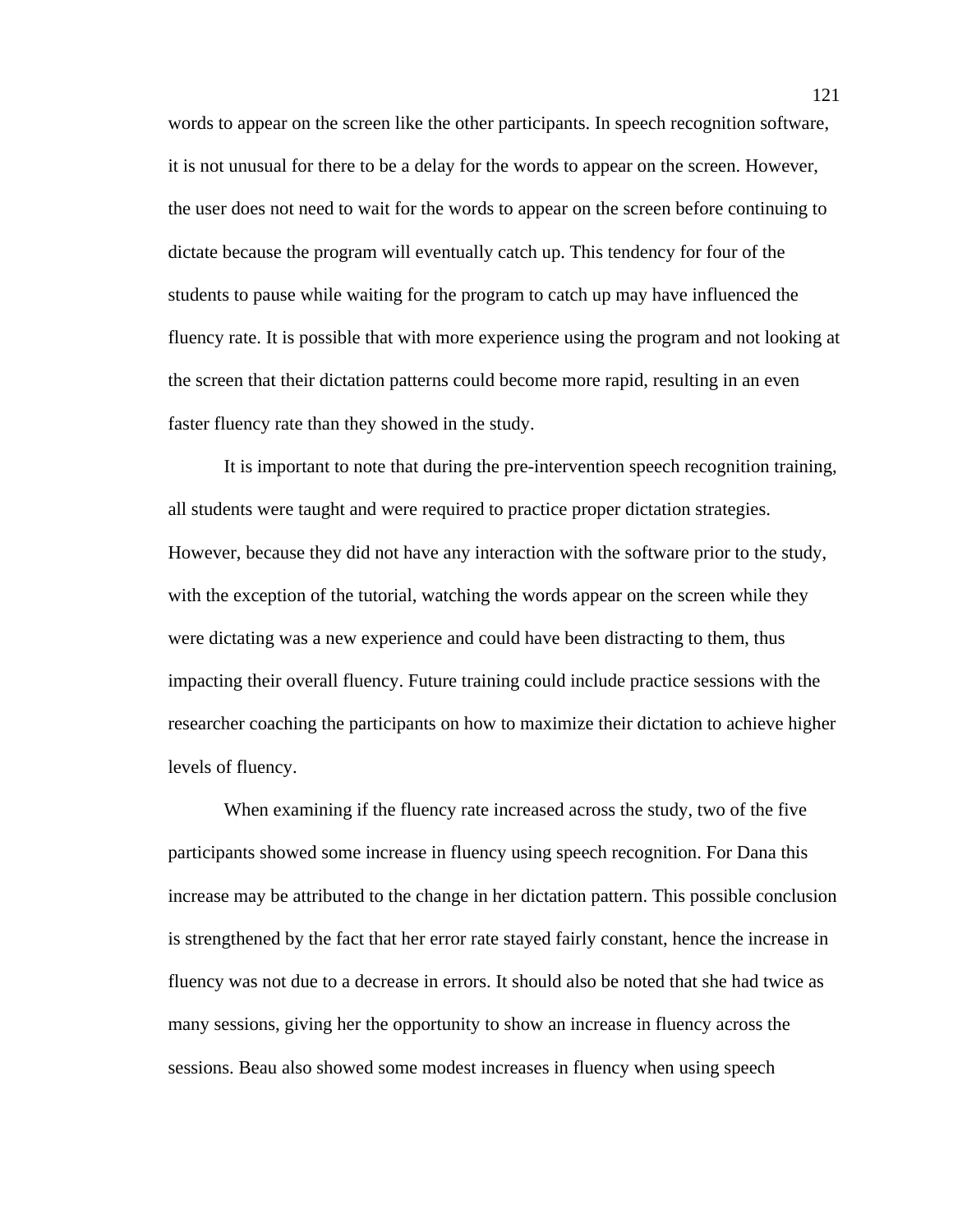words to appear on the screen like the other participants. In speech recognition software, it is not unusual for there to be a delay for the words to appear on the screen. However, the user does not need to wait for the words to appear on the screen before continuing to dictate because the program will eventually catch up. This tendency for four of the students to pause while waiting for the program to catch up may have influenced the fluency rate. It is possible that with more experience using the program and not looking at the screen that their dictation patterns could become more rapid, resulting in an even faster fluency rate than they showed in the study.

It is important to note that during the pre-intervention speech recognition training, all students were taught and were required to practice proper dictation strategies. However, because they did not have any interaction with the software prior to the study, with the exception of the tutorial, watching the words appear on the screen while they were dictating was a new experience and could have been distracting to them, thus impacting their overall fluency. Future training could include practice sessions with the researcher coaching the participants on how to maximize their dictation to achieve higher levels of fluency.

When examining if the fluency rate increased across the study, two of the five participants showed some increase in fluency using speech recognition. For Dana this increase may be attributed to the change in her dictation pattern. This possible conclusion is strengthened by the fact that her error rate stayed fairly constant, hence the increase in fluency was not due to a decrease in errors. It should also be noted that she had twice as many sessions, giving her the opportunity to show an increase in fluency across the sessions. Beau also showed some modest increases in fluency when using speech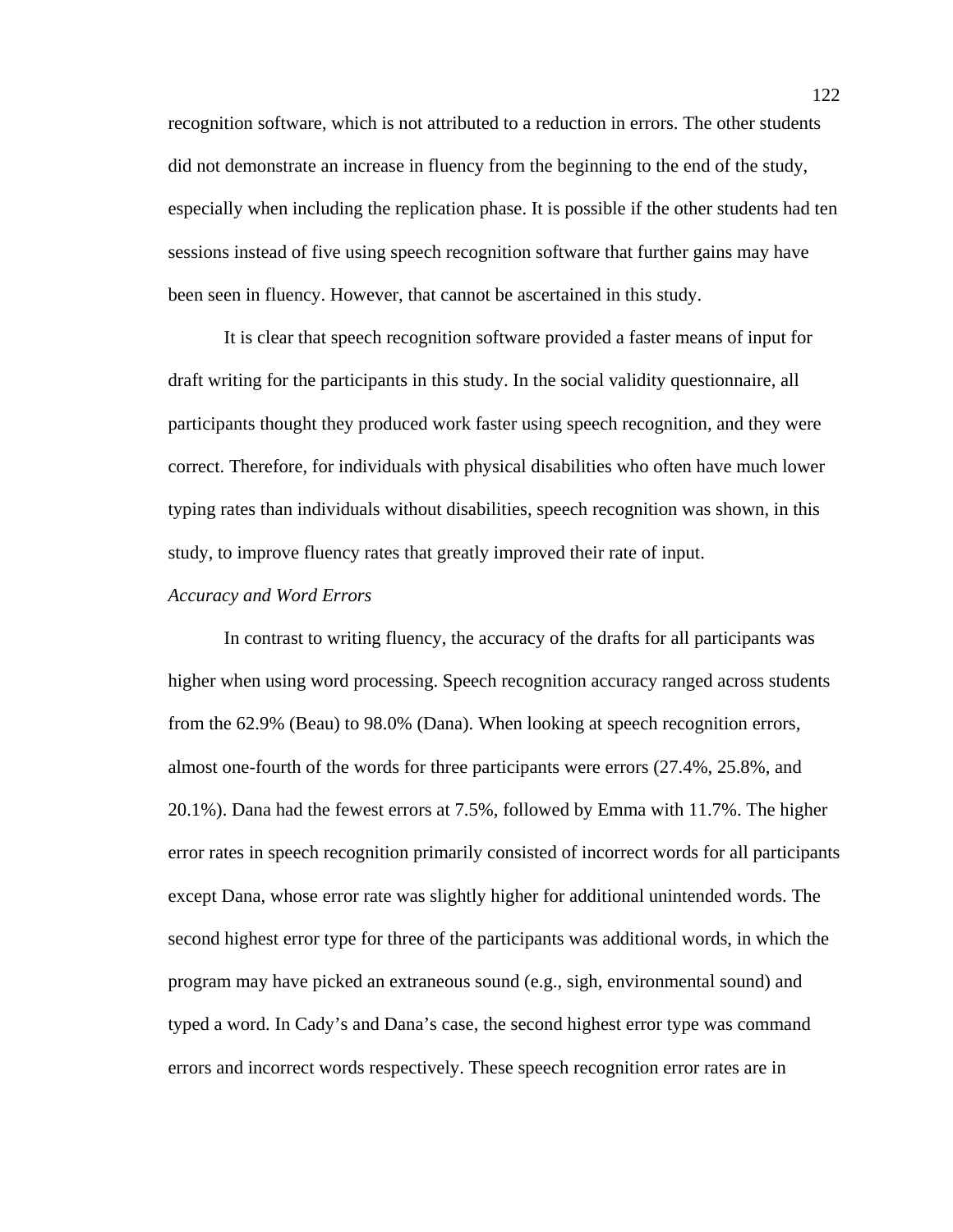recognition software, which is not attributed to a reduction in errors. The other students did not demonstrate an increase in fluency from the beginning to the end of the study, especially when including the replication phase. It is possible if the other students had ten sessions instead of five using speech recognition software that further gains may have been seen in fluency. However, that cannot be ascertained in this study.

It is clear that speech recognition software provided a faster means of input for draft writing for the participants in this study. In the social validity questionnaire, all participants thought they produced work faster using speech recognition, and they were correct. Therefore, for individuals with physical disabilities who often have much lower typing rates than individuals without disabilities, speech recognition was shown, in this study, to improve fluency rates that greatly improved their rate of input.

*Accuracy and Word Errors*

In contrast to writing fluency, the accuracy of the drafts for all participants was higher when using word processing. Speech recognition accuracy ranged across students from the 62.9% (Beau) to 98.0% (Dana). When looking at speech recognition errors, almost one-fourth of the words for three participants were errors (27.4%, 25.8%, and 20.1%). Dana had the fewest errors at 7.5%, followed by Emma with 11.7%. The higher error rates in speech recognition primarily consisted of incorrect words for all participants except Dana, whose error rate was slightly higher for additional unintended words. The second highest error type for three of the participants was additional words, in which the program may have picked an extraneous sound (e.g., sigh, environmental sound) and typed a word. In Cady's and Dana's case, the second highest error type was command errors and incorrect words respectively. These speech recognition error rates are in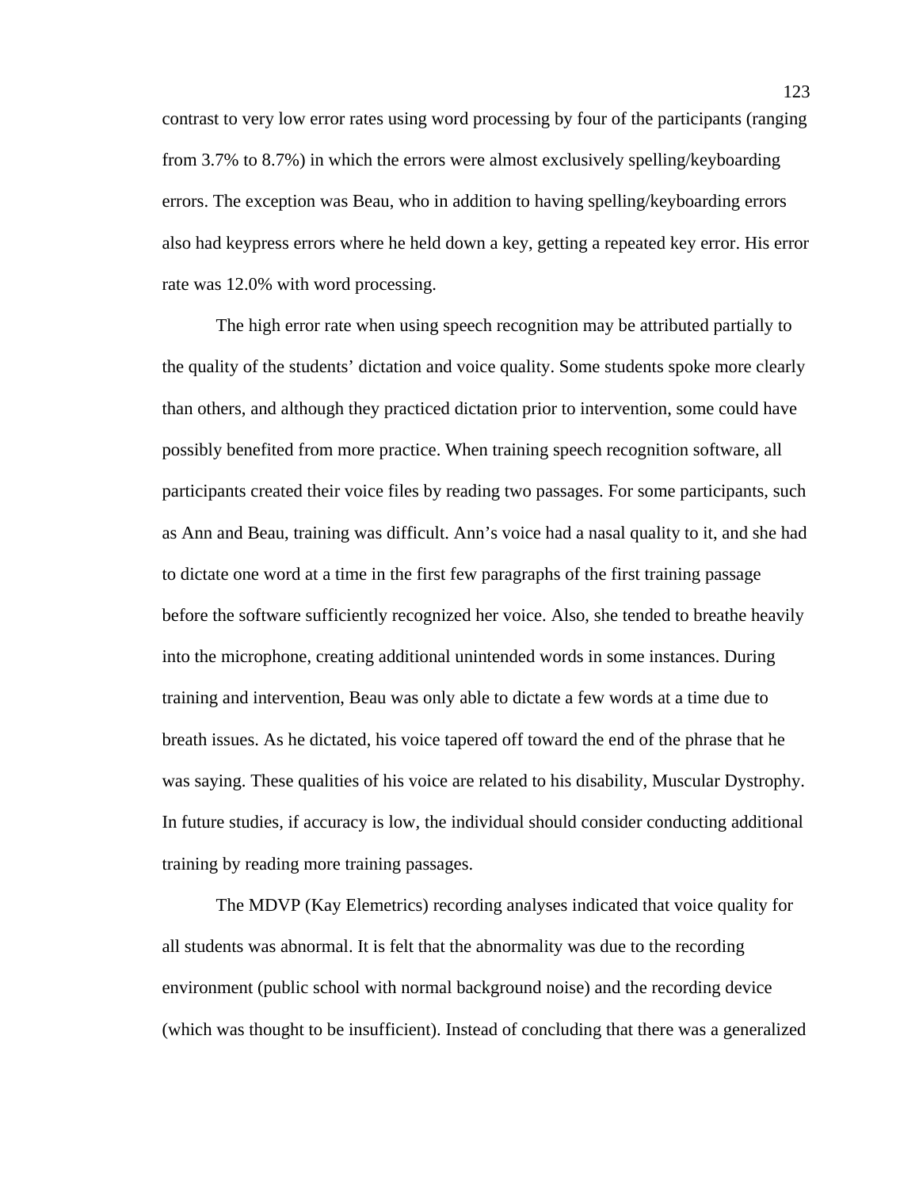contrast to very low error rates using word processing by four of the participants (ranging from 3.7% to 8.7%) in which the errors were almost exclusively spelling/keyboarding errors. The exception was Beau, who in addition to having spelling/keyboarding errors also had keypress errors where he held down a key, getting a repeated key error. His error rate was 12.0% with word processing.

The high error rate when using speech recognition may be attributed partially to the quality of the students' dictation and voice quality. Some students spoke more clearly than others, and although they practiced dictation prior to intervention, some could have possibly benefited from more practice. When training speech recognition software, all participants created their voice files by reading two passages. For some participants, such as Ann and Beau, training was difficult. Ann's voice had a nasal quality to it, and she had to dictate one word at a time in the first few paragraphs of the first training passage before the software sufficiently recognized her voice. Also, she tended to breathe heavily into the microphone, creating additional unintended words in some instances. During training and intervention, Beau was only able to dictate a few words at a time due to breath issues. As he dictated, his voice tapered off toward the end of the phrase that he was saying. These qualities of his voice are related to his disability, Muscular Dystrophy. In future studies, if accuracy is low, the individual should consider conducting additional training by reading more training passages.

The MDVP (Kay Elemetrics) recording analyses indicated that voice quality for all students was abnormal. It is felt that the abnormality was due to the recording environment (public school with normal background noise) and the recording device (which was thought to be insufficient). Instead of concluding that there was a generalized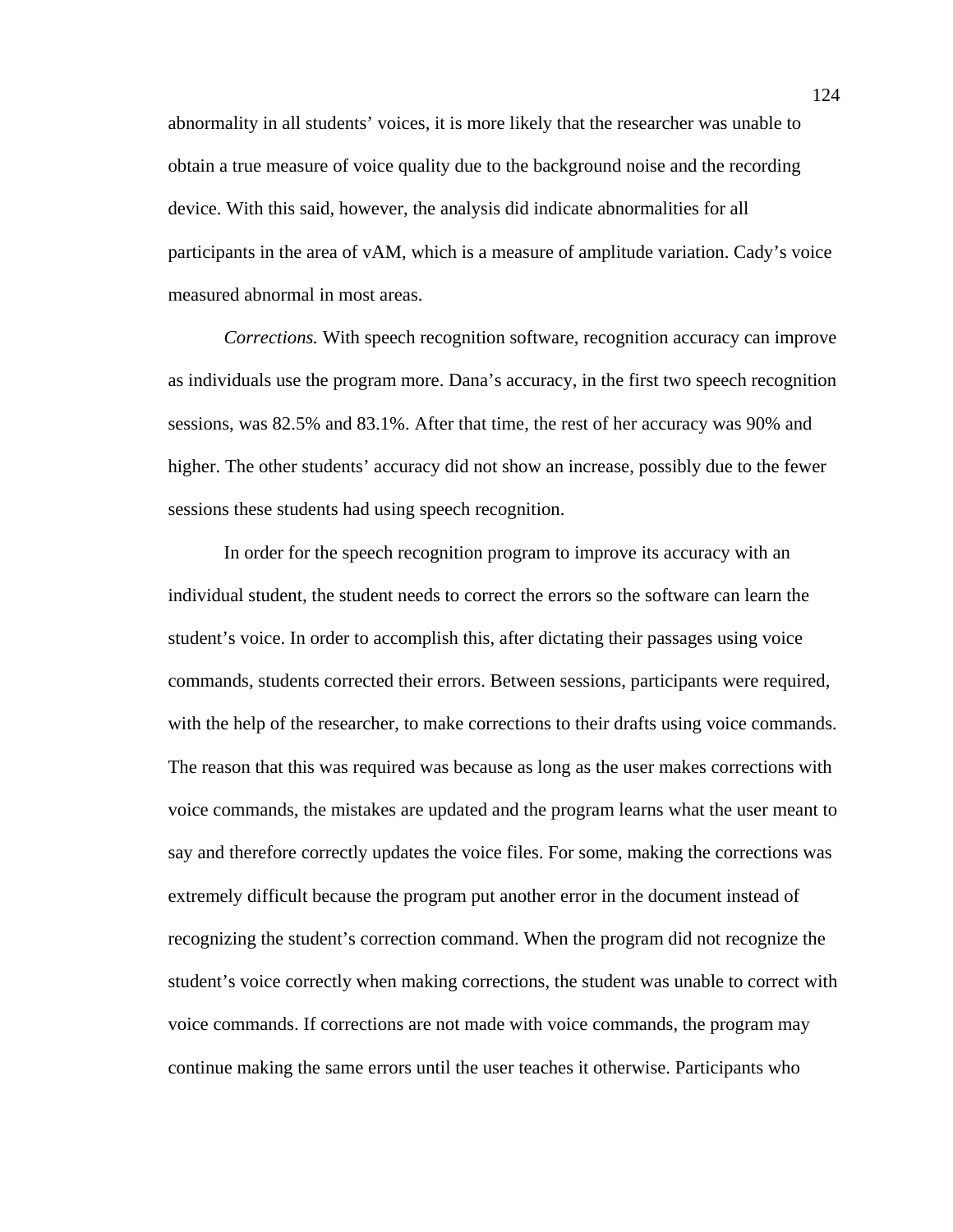abnormality in all students' voices, it is more likely that the researcher was unable to obtain a true measure of voice quality due to the background noise and the recording device. With this said, however, the analysis did indicate abnormalities for all participants in the area of vAM, which is a measure of amplitude variation. Cady's voice measured abnormal in most areas.

*Corrections.* With speech recognition software, recognition accuracy can improve as individuals use the program more. Dana's accuracy, in the first two speech recognition sessions, was 82.5% and 83.1%. After that time, the rest of her accuracy was 90% and higher. The other students' accuracy did not show an increase, possibly due to the fewer sessions these students had using speech recognition.

In order for the speech recognition program to improve its accuracy with an individual student, the student needs to correct the errors so the software can learn the student's voice. In order to accomplish this, after dictating their passages using voice commands, students corrected their errors. Between sessions, participants were required, with the help of the researcher, to make corrections to their drafts using voice commands. The reason that this was required was because as long as the user makes corrections with voice commands, the mistakes are updated and the program learns what the user meant to say and therefore correctly updates the voice files. For some, making the corrections was extremely difficult because the program put another error in the document instead of recognizing the student's correction command. When the program did not recognize the student's voice correctly when making corrections, the student was unable to correct with voice commands. If corrections are not made with voice commands, the program may continue making the same errors until the user teaches it otherwise. Participants who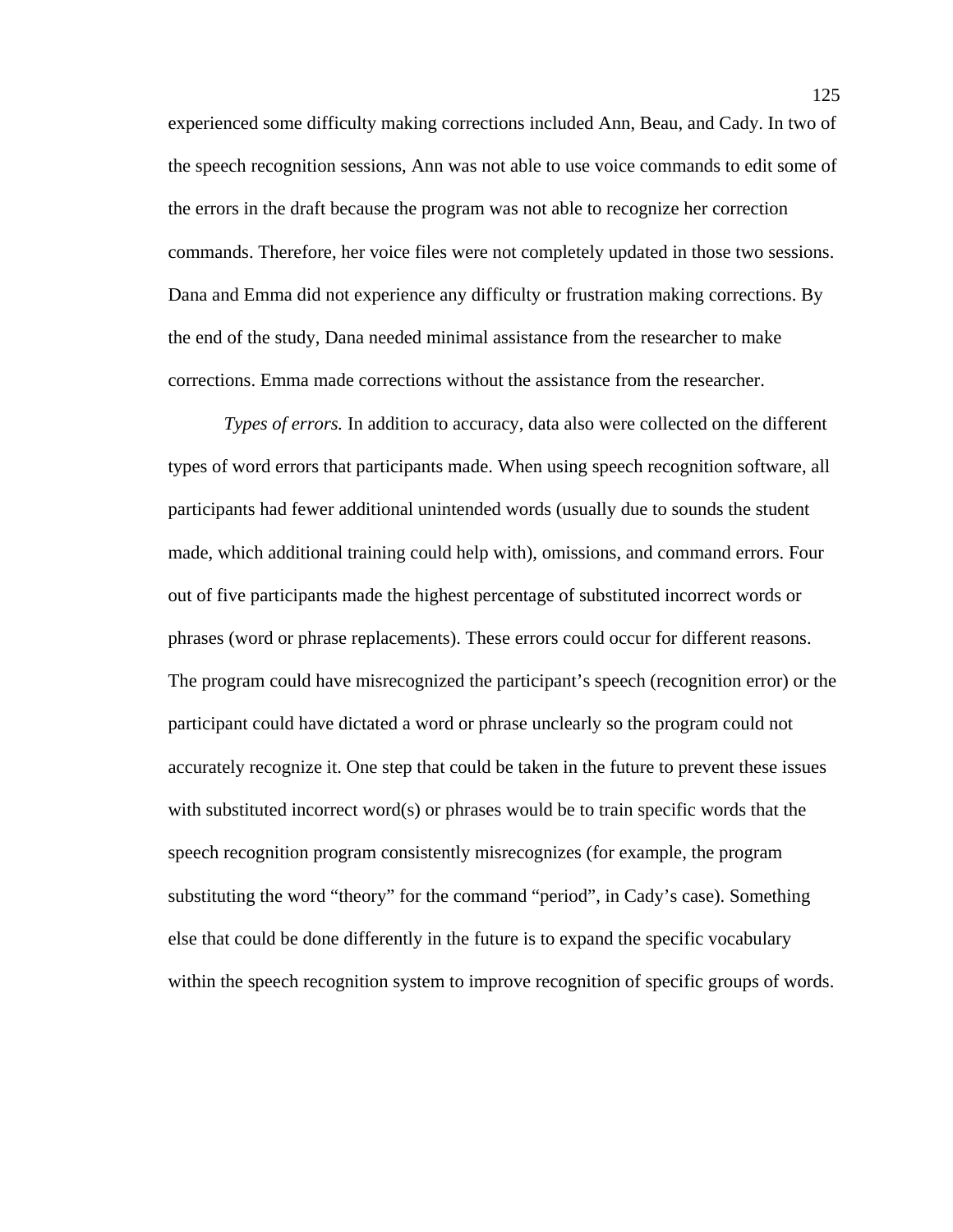experienced some difficulty making corrections included Ann, Beau, and Cady. In two of the speech recognition sessions, Ann was not able to use voice commands to edit some of the errors in the draft because the program was not able to recognize her correction commands. Therefore, her voice files were not completely updated in those two sessions. Dana and Emma did not experience any difficulty or frustration making corrections. By the end of the study, Dana needed minimal assistance from the researcher to make corrections. Emma made corrections without the assistance from the researcher.

*Types of errors.* In addition to accuracy, data also were collected on the different types of word errors that participants made. When using speech recognition software, all participants had fewer additional unintended words (usually due to sounds the student made, which additional training could help with), omissions, and command errors. Four out of five participants made the highest percentage of substituted incorrect words or phrases (word or phrase replacements). These errors could occur for different reasons. The program could have misrecognized the participant's speech (recognition error) or the participant could have dictated a word or phrase unclearly so the program could not accurately recognize it. One step that could be taken in the future to prevent these issues with substituted incorrect word(s) or phrases would be to train specific words that the speech recognition program consistently misrecognizes (for example, the program substituting the word "theory" for the command "period", in Cady's case). Something else that could be done differently in the future is to expand the specific vocabulary within the speech recognition system to improve recognition of specific groups of words.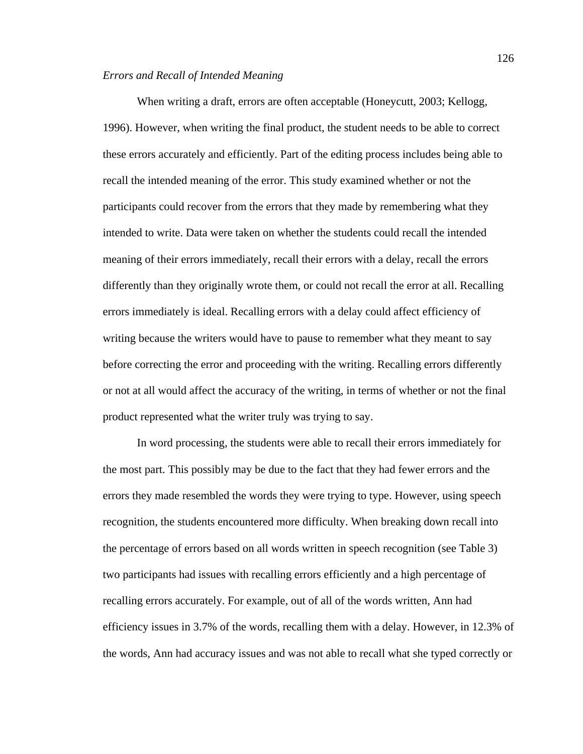*Errors and Recall of Intended Meaning*

When writing a draft, errors are often acceptable (Honeycutt, 2003; Kellogg, 1996). However, when writing the final product, the student needs to be able to correct these errors accurately and efficiently. Part of the editing process includes being able to recall the intended meaning of the error. This study examined whether or not the participants could recover from the errors that they made by remembering what they intended to write. Data were taken on whether the students could recall the intended meaning of their errors immediately, recall their errors with a delay, recall the errors differently than they originally wrote them, or could not recall the error at all. Recalling errors immediately is ideal. Recalling errors with a delay could affect efficiency of writing because the writers would have to pause to remember what they meant to say before correcting the error and proceeding with the writing. Recalling errors differently or not at all would affect the accuracy of the writing, in terms of whether or not the final product represented what the writer truly was trying to say.

In word processing, the students were able to recall their errors immediately for the most part. This possibly may be due to the fact that they had fewer errors and the errors they made resembled the words they were trying to type. However, using speech recognition, the students encountered more difficulty. When breaking down recall into the percentage of errors based on all words written in speech recognition (see Table 3) two participants had issues with recalling errors efficiently and a high percentage of recalling errors accurately. For example, out of all of the words written, Ann had efficiency issues in 3.7% of the words, recalling them with a delay. However, in 12.3% of the words, Ann had accuracy issues and was not able to recall what she typed correctly or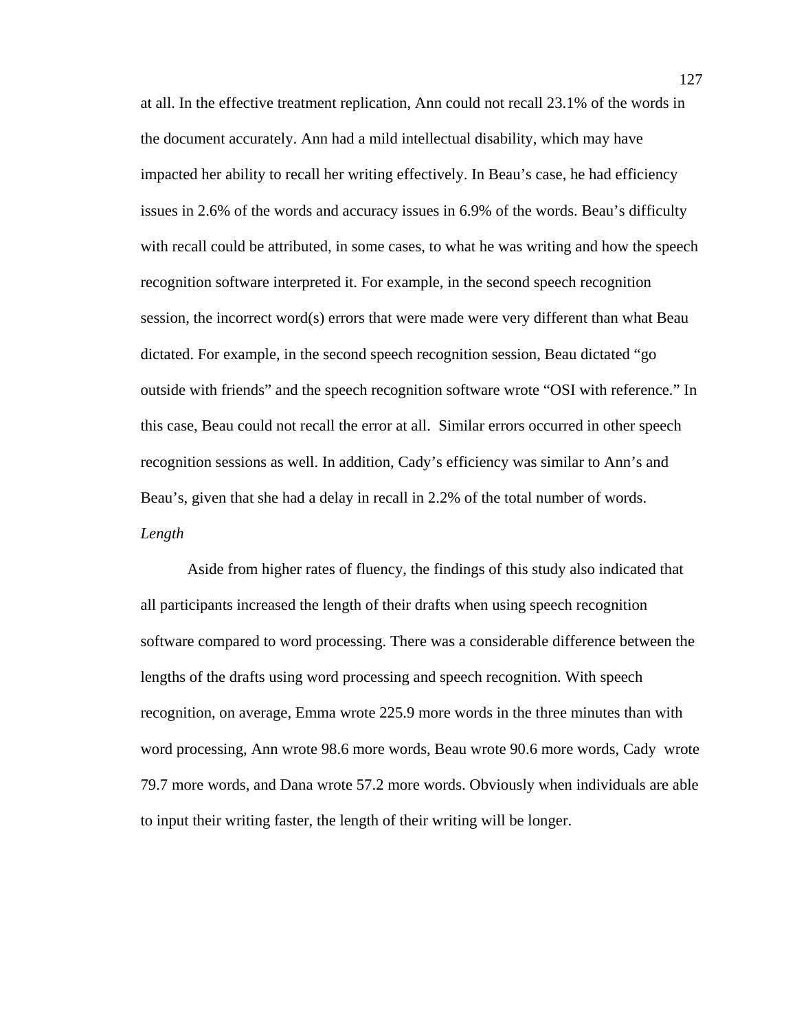at all. In the effective treatment replication, Ann could not recall 23.1% of the words in the document accurately. Ann had a mild intellectual disability, which may have impacted her ability to recall her writing effectively. In Beau's case, he had efficiency issues in 2.6% of the words and accuracy issues in 6.9% of the words. Beau's difficulty with recall could be attributed, in some cases, to what he was writing and how the speech recognition software interpreted it. For example, in the second speech recognition session, the incorrect word(s) errors that were made were very different than what Beau dictated. For example, in the second speech recognition session, Beau dictated "go outside with friends" and the speech recognition software wrote "OSI with reference." In this case, Beau could not recall the error at all. Similar errors occurred in other speech recognition sessions as well. In addition, Cady's efficiency was similar to Ann's and Beau's, given that she had a delay in recall in 2.2% of the total number of words.

*Length*

Aside from higher rates of fluency, the findings of this study also indicated that all participants increased the length of their drafts when using speech recognition software compared to word processing. There was a considerable difference between the lengths of the drafts using word processing and speech recognition. With speech recognition, on average, Emma wrote 225.9 more words in the three minutes than with word processing, Ann wrote 98.6 more words, Beau wrote 90.6 more words, Cady wrote 79.7 more words, and Dana wrote 57.2 more words. Obviously when individuals are able to input their writing faster, the length of their writing will be longer.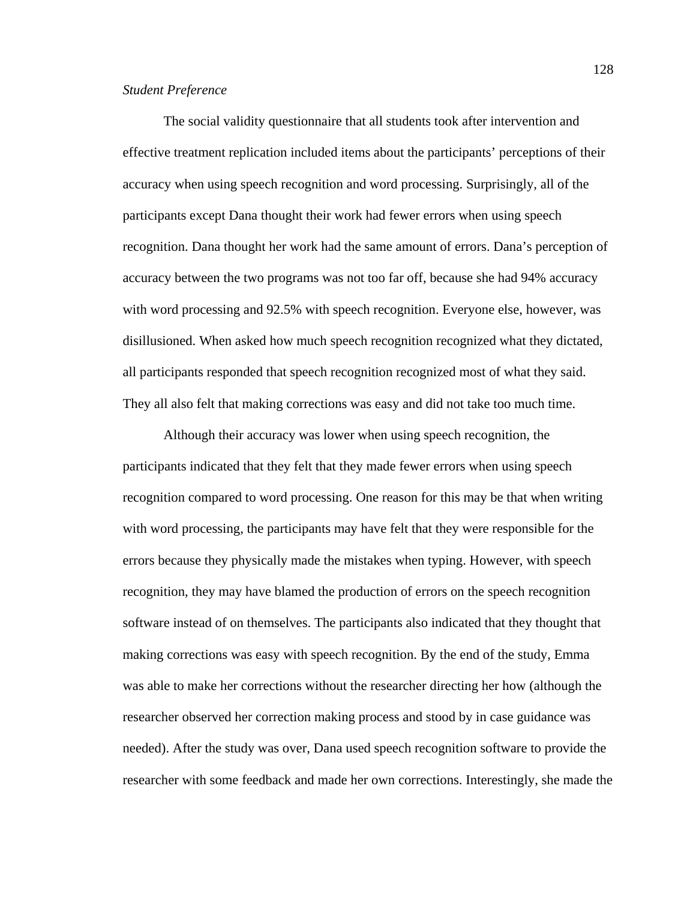*Student Preference*

The social validity questionnaire that all students took after intervention and effective treatment replication included items about the participants' perceptions of their accuracy when using speech recognition and word processing. Surprisingly, all of the participants except Dana thought their work had fewer errors when using speech recognition. Dana thought her work had the same amount of errors. Dana's perception of accuracy between the two programs was not too far off, because she had 94% accuracy with word processing and 92.5% with speech recognition. Everyone else, however, was disillusioned. When asked how much speech recognition recognized what they dictated, all participants responded that speech recognition recognized most of what they said. They all also felt that making corrections was easy and did not take too much time.

Although their accuracy was lower when using speech recognition, the participants indicated that they felt that they made fewer errors when using speech recognition compared to word processing. One reason for this may be that when writing with word processing, the participants may have felt that they were responsible for the errors because they physically made the mistakes when typing. However, with speech recognition, they may have blamed the production of errors on the speech recognition software instead of on themselves. The participants also indicated that they thought that making corrections was easy with speech recognition. By the end of the study, Emma was able to make her corrections without the researcher directing her how (although the researcher observed her correction making process and stood by in case guidance was needed). After the study was over, Dana used speech recognition software to provide the researcher with some feedback and made her own corrections. Interestingly, she made the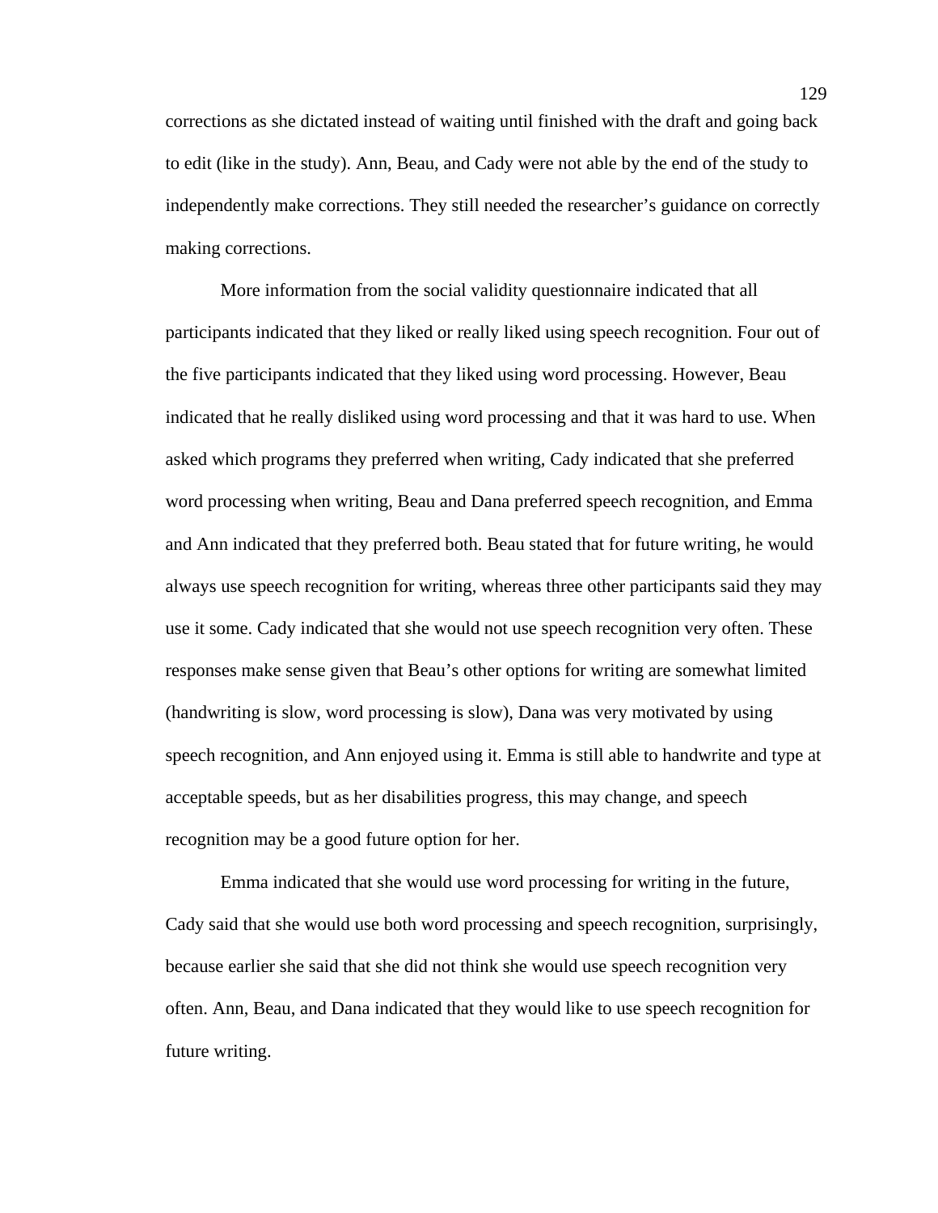corrections as she dictated instead of waiting until finished with the draft and going back to edit (like in the study). Ann, Beau, and Cady were not able by the end of the study to independently make corrections. They still needed the researcher's guidance on correctly making corrections.

More information from the social validity questionnaire indicated that all participants indicated that they liked or really liked using speech recognition. Four out of the five participants indicated that they liked using word processing. However, Beau indicated that he really disliked using word processing and that it was hard to use. When asked which programs they preferred when writing, Cady indicated that she preferred word processing when writing, Beau and Dana preferred speech recognition, and Emma and Ann indicated that they preferred both. Beau stated that for future writing, he would always use speech recognition for writing, whereas three other participants said they may use it some. Cady indicated that she would not use speech recognition very often. These responses make sense given that Beau's other options for writing are somewhat limited (handwriting is slow, word processing is slow), Dana was very motivated by using speech recognition, and Ann enjoyed using it. Emma is still able to handwrite and type at acceptable speeds, but as her disabilities progress, this may change, and speech recognition may be a good future option for her.

Emma indicated that she would use word processing for writing in the future, Cady said that she would use both word processing and speech recognition, surprisingly, because earlier she said that she did not think she would use speech recognition very often. Ann, Beau, and Dana indicated that they would like to use speech recognition for future writing.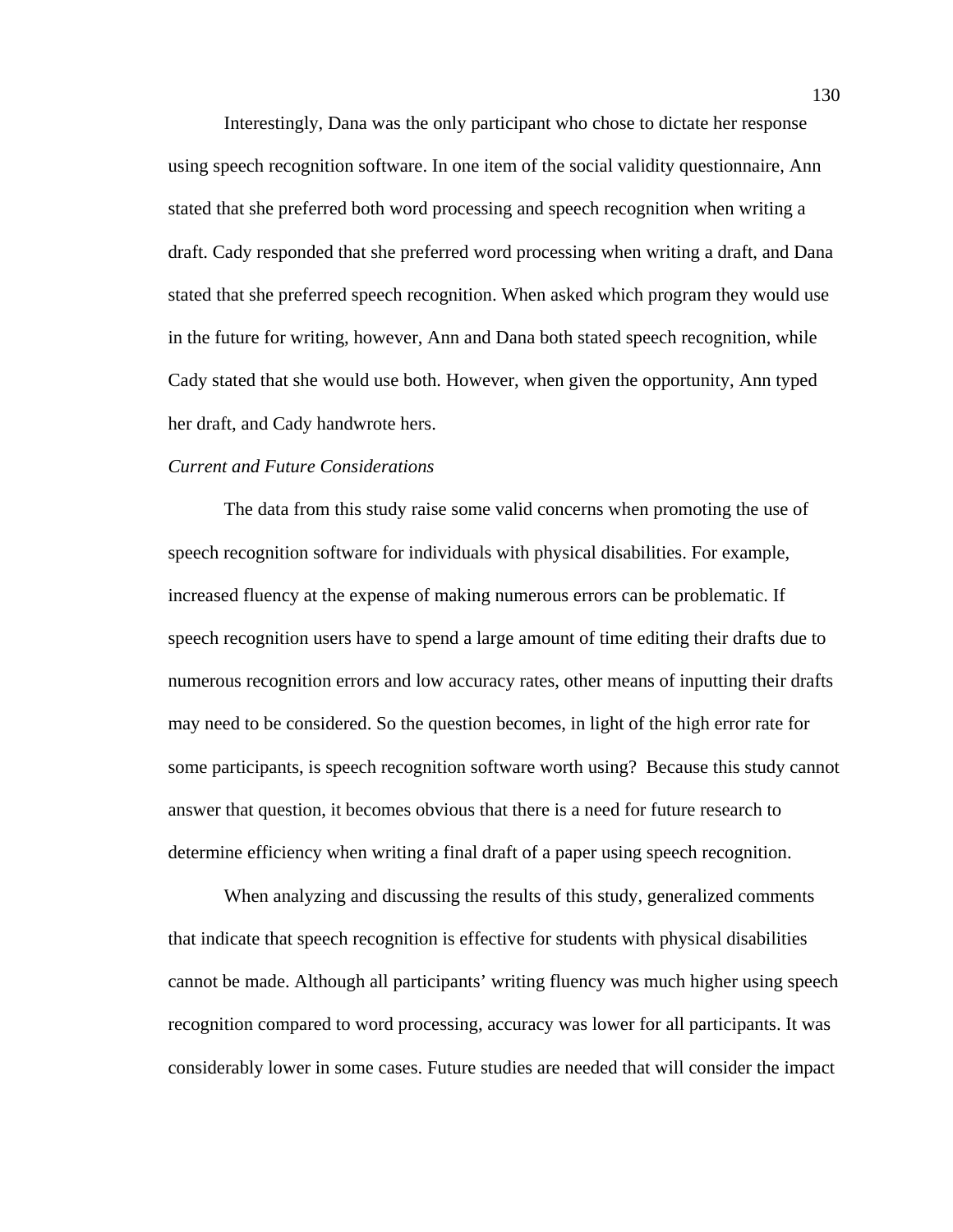Interestingly, Dana was the only participant who chose to dictate her response using speech recognition software. In one item of the social validity questionnaire, Ann stated that she preferred both word processing and speech recognition when writing a draft. Cady responded that she preferred word processing when writing a draft, and Dana stated that she preferred speech recognition. When asked which program they would use in the future for writing, however, Ann and Dana both stated speech recognition, while Cady stated that she would use both. However, when given the opportunity, Ann typed her draft, and Cady handwrote hers.

*Current and Future Considerations*

The data from this study raise some valid concerns when promoting the use of speech recognition software for individuals with physical disabilities. For example, increased fluency at the expense of making numerous errors can be problematic. If speech recognition users have to spend a large amount of time editing their drafts due to numerous recognition errors and low accuracy rates, other means of inputting their drafts may need to be considered. So the question becomes, in light of the high error rate for some participants, is speech recognition software worth using? Because this study cannot answer that question, it becomes obvious that there is a need for future research to determine efficiency when writing a final draft of a paper using speech recognition.

When analyzing and discussing the results of this study, generalized comments that indicate that speech recognition is effective for students with physical disabilities cannot be made. Although all participants' writing fluency was much higher using speech recognition compared to word processing, accuracy was lower for all participants. It was considerably lower in some cases. Future studies are needed that will consider the impact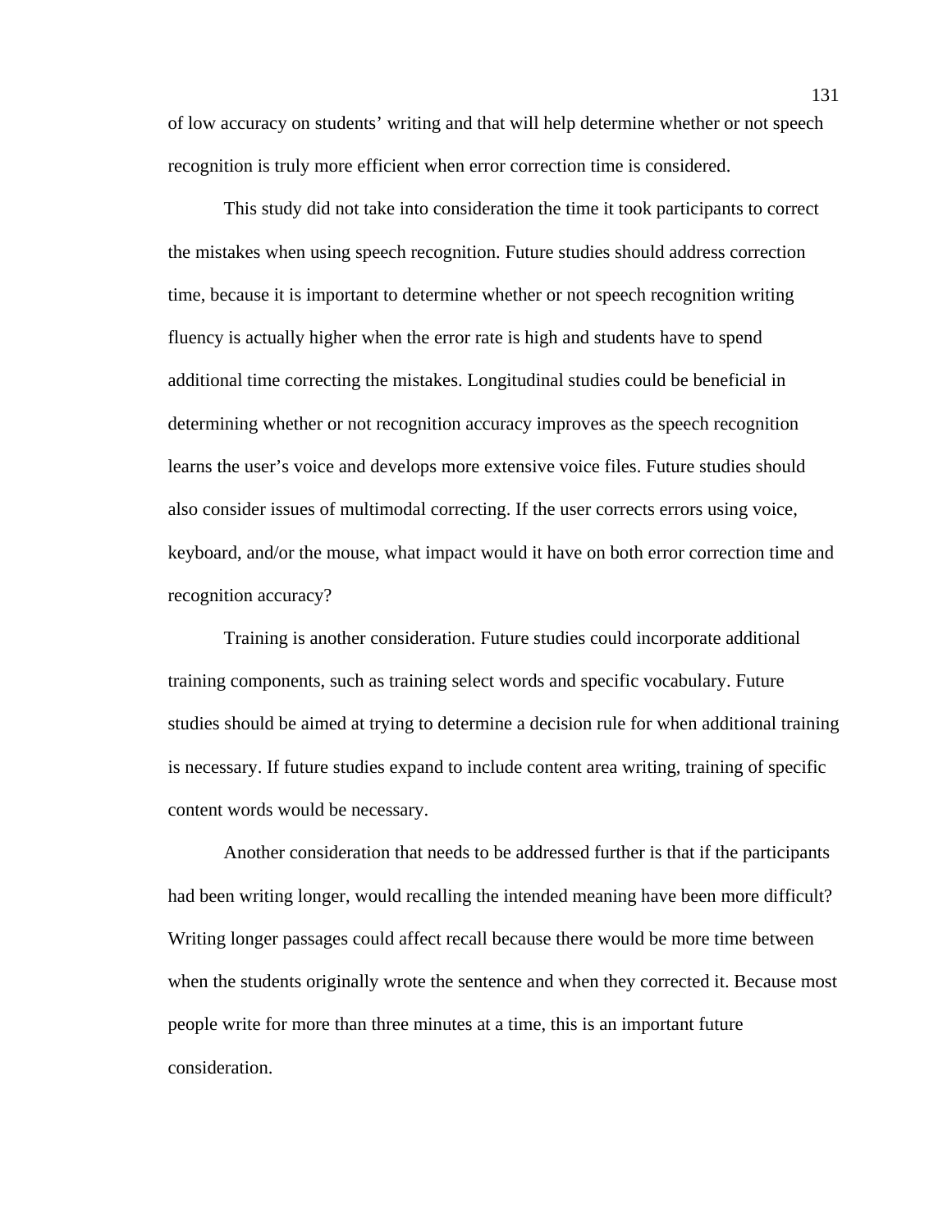of low accuracy on students' writing and that will help determine whether or not speech recognition is truly more efficient when error correction time is considered.

This study did not take into consideration the time it took participants to correct the mistakes when using speech recognition. Future studies should address correction time, because it is important to determine whether or not speech recognition writing fluency is actually higher when the error rate is high and students have to spend additional time correcting the mistakes. Longitudinal studies could be beneficial in determining whether or not recognition accuracy improves as the speech recognition learns the user's voice and develops more extensive voice files. Future studies should also consider issues of multimodal correcting. If the user corrects errors using voice, keyboard, and/or the mouse, what impact would it have on both error correction time and recognition accuracy?

Training is another consideration. Future studies could incorporate additional training components, such as training select words and specific vocabulary. Future studies should be aimed at trying to determine a decision rule for when additional training is necessary. If future studies expand to include content area writing, training of specific content words would be necessary.

Another consideration that needs to be addressed further is that if the participants had been writing longer, would recalling the intended meaning have been more difficult? Writing longer passages could affect recall because there would be more time between when the students originally wrote the sentence and when they corrected it. Because most people write for more than three minutes at a time, this is an important future consideration.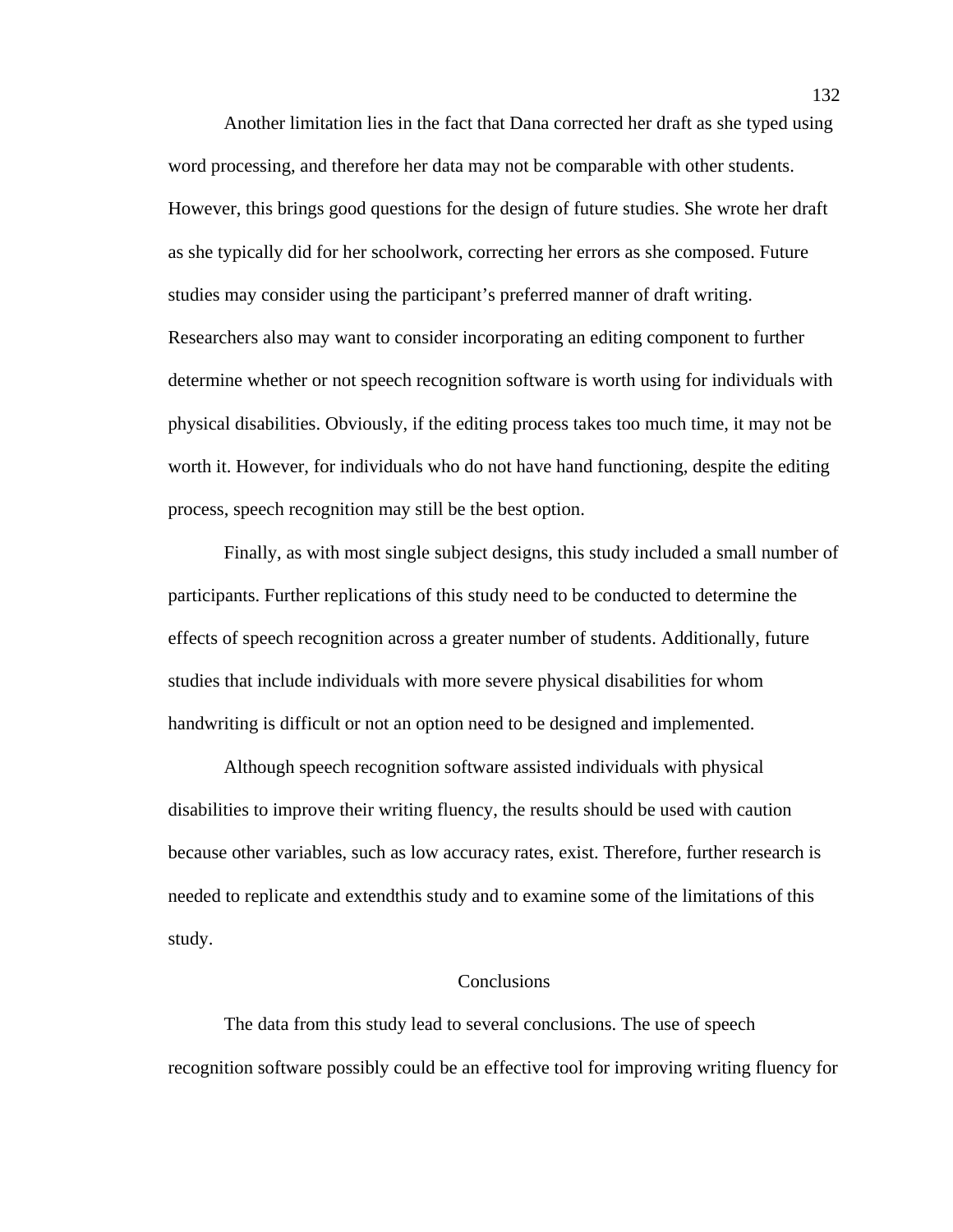Another limitation lies in the fact that Dana corrected her draft as she typed using word processing, and therefore her data may not be comparable with other students. However, this brings good questions for the design of future studies. She wrote her draft as she typically did for her schoolwork, correcting her errors as she composed. Future studies may consider using the participant's preferred manner of draft writing. Researchers also may want to consider incorporating an editing component to further determine whether or not speech recognition software is worth using for individuals with physical disabilities. Obviously, if the editing process takes too much time, it may not be worth it. However, for individuals who do not have hand functioning, despite the editing process, speech recognition may still be the best option.

Finally, as with most single subject designs, this study included a small number of participants. Further replications of this study need to be conducted to determine the effects of speech recognition across a greater number of students. Additionally, future studies that include individuals with more severe physical disabilities for whom handwriting is difficult or not an option need to be designed and implemented.

Although speech recognition software assisted individuals with physical disabilities to improve their writing fluency, the results should be used with caution because other variables, such as low accuracy rates, exist. Therefore, further research is needed to replicate and extendthis study and to examine some of the limitations of this study.

## Conclusions

The data from this study lead to several conclusions. The use of speech recognition software possibly could be an effective tool for improving writing fluency for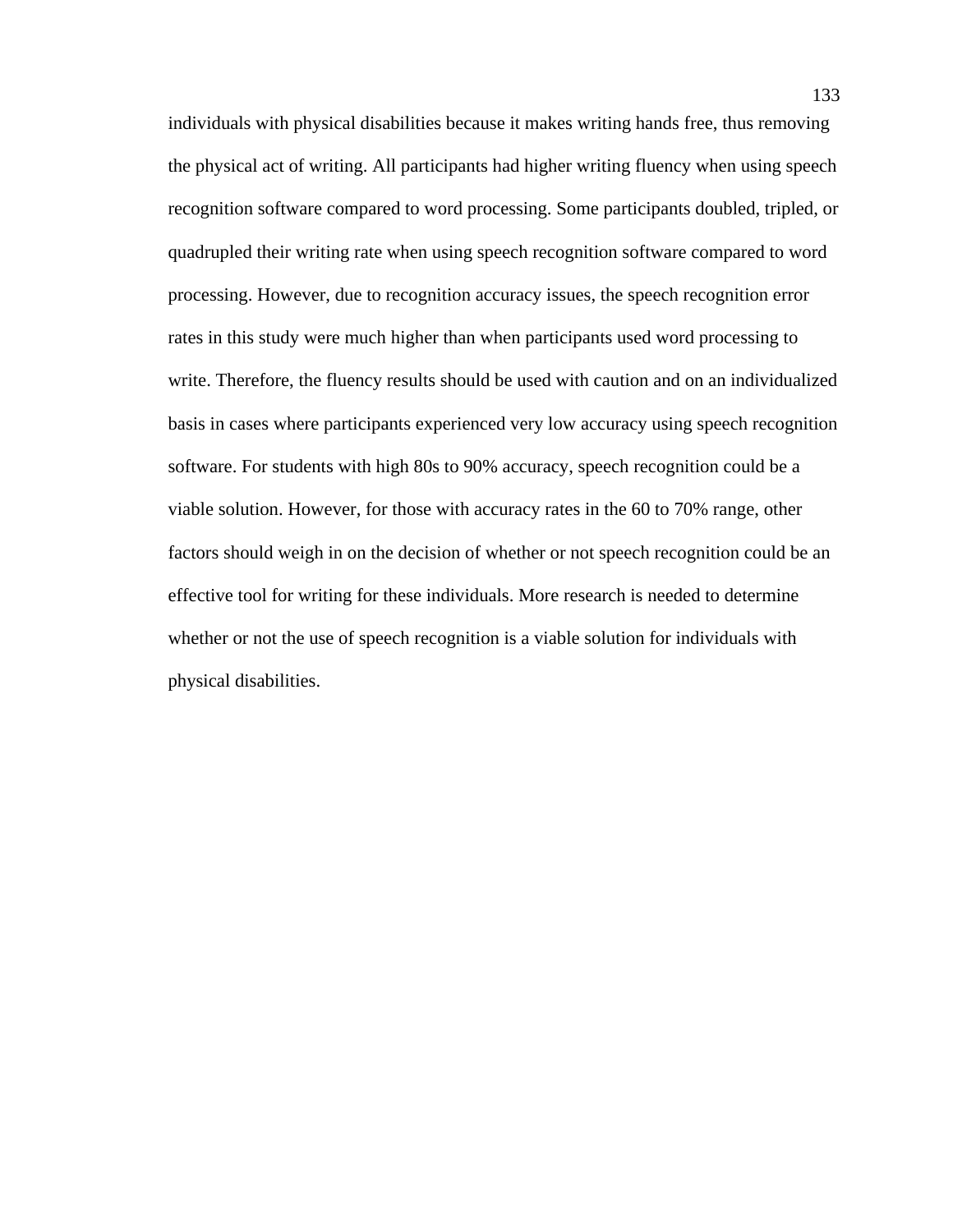individuals with physical disabilities because it makes writing hands free, thus removing the physical act of writing. All participants had higher writing fluency when using speech recognition software compared to word processing. Some participants doubled, tripled, or quadrupled their writing rate when using speech recognition software compared to word processing. However, due to recognition accuracy issues, the speech recognition error rates in this study were much higher than when participants used word processing to write. Therefore, the fluency results should be used with caution and on an individualized basis in cases where participants experienced very low accuracy using speech recognition software. For students with high 80s to 90% accuracy, speech recognition could be a viable solution. However, for those with accuracy rates in the 60 to 70% range, other factors should weigh in on the decision of whether or not speech recognition could be an effective tool for writing for these individuals. More research is needed to determine whether or not the use of speech recognition is a viable solution for individuals with physical disabilities.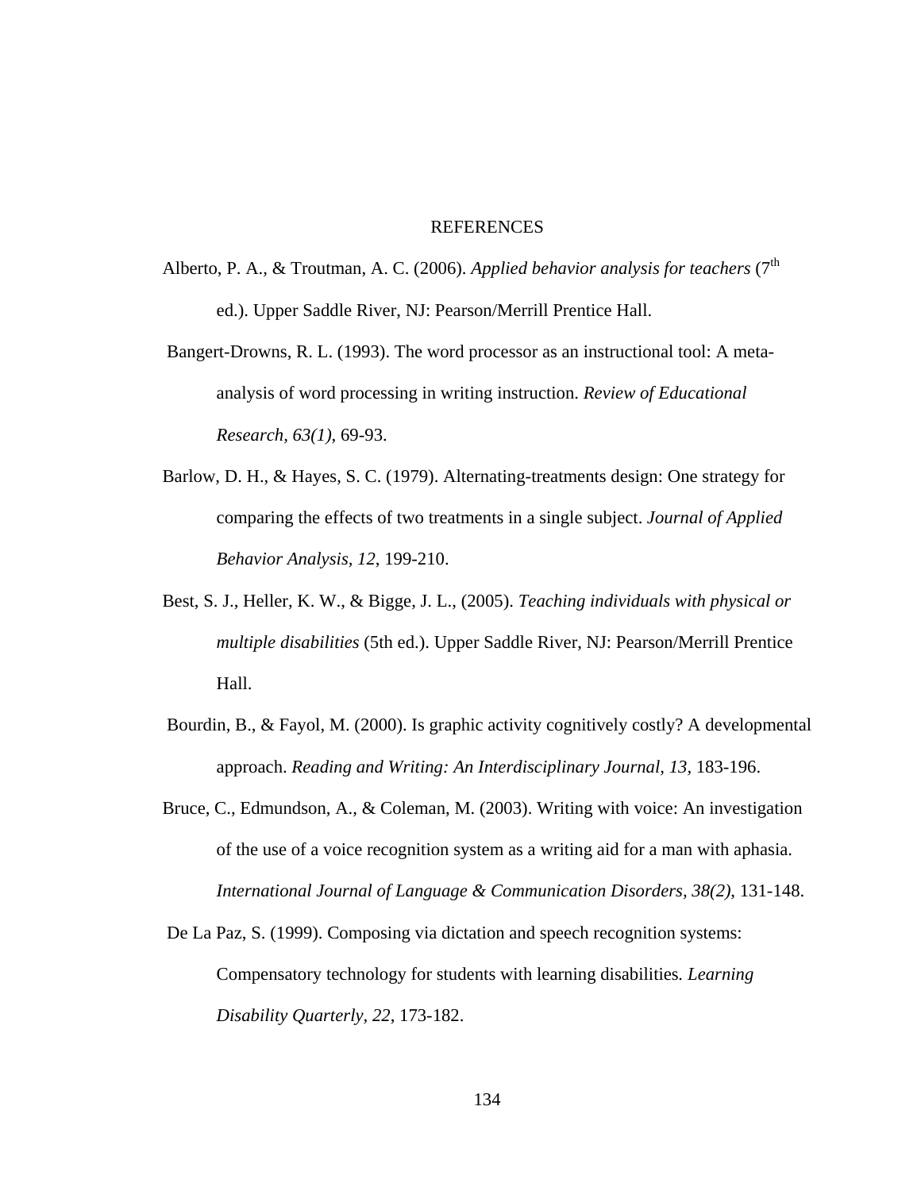# REFERENCES

Alberto, P. A., & Troutman, A. C. (2006). *Applied behavior analysis for teachers* (7th ed.). Upper Saddle River, NJ: Pearson/Merrill Prentice Hall.

Bangert-Drowns, R. L. (1993). The word processor as an instructional tool: A meta-analysis of word processing in writing instruction. *Review of Educational Research, 63(1)*, 69-93.

Barlow, D. H., & Hayes, S. C. (1979). Alternating-treatments design: One strategy for comparing the effects of two treatments in a single subject. *Journal of Applied Behavior Analysis, 12*, 199-210.

Best, S. J., Heller, K. W., & Bigge, J. L., (2005). *Teaching individuals with physical or multiple disabilities* (5th ed.). Upper Saddle River, NJ: Pearson/Merrill Prentice Hall.

Bourdin, B., & Fayol, M. (2000). Is graphic activity cognitively costly? A developmental approach. *Reading and Writing: An Interdisciplinary Journal*, *13,* 183-196.

Bruce, C., Edmundson, A., & Coleman, M. (2003). Writing with voice: An investigation of the use of a voice recognition system as a writing aid for a man with aphasia. *International Journal of Language & Communication Disorders, 38(2)*, 131-148.

De La Paz, S. (1999). Composing via dictation and speech recognition systems: Compensatory technology for students with learning disabilities. *Learning Disability Quarterly*, *22*, 173-182.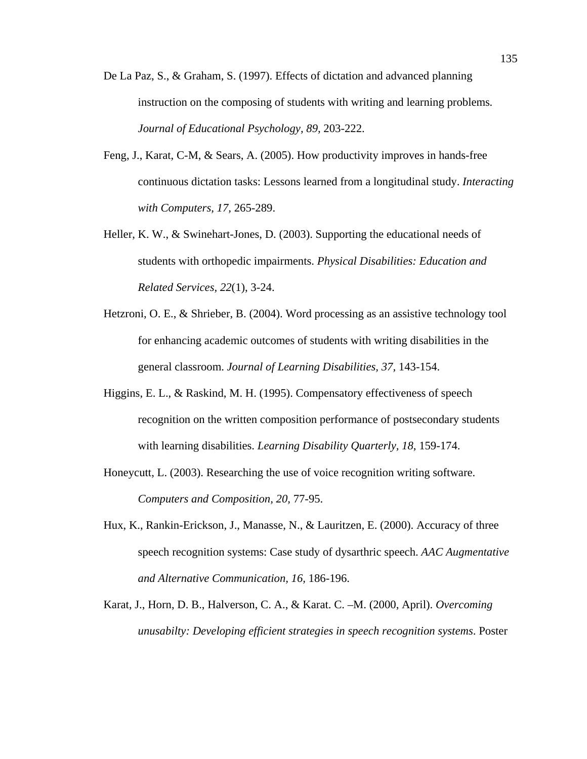De La Paz, S., & Graham, S. (1997). Effects of dictation and advanced planning instruction on the composing of students with writing and learning problems. *Journal of Educational Psychology, 89,* 203-222.

Feng, J., Karat, C-M, & Sears, A. (2005). How productivity improves in hands-free continuous dictation tasks: Lessons learned from a longitudinal study. *Interacting with Computers, 17,* 265-289.

Heller, K. W., & Swinehart-Jones, D. (2003). Supporting the educational needs of students with orthopedic impairments. *Physical Disabilities: Education and Related Services, 22*(1), 3-24.

Hetzroni, O. E., & Shrieber, B. (2004). Word processing as an assistive technology tool for enhancing academic outcomes of students with writing disabilities in the general classroom. *Journal of Learning Disabilities, 37,* 143-154.

Higgins, E. L., & Raskind, M. H. (1995). Compensatory effectiveness of speech recognition on the written composition performance of postsecondary students with learning disabilities. *Learning Disability Quarterly, 18*, 159-174.

Honeycutt, L. (2003). Researching the use of voice recognition writing software. *Computers and Composition, 20,* 77-95.

Hux, K., Rankin-Erickson, J., Manasse, N., & Lauritzen, E. (2000). Accuracy of three speech recognition systems: Case study of dysarthric speech. *AAC Augmentative and Alternative Communication, 16,* 186-196.

Karat, J., Horn, D. B., Halverson, C. A., & Karat. C. –M. (2000, April). *Overcoming unusabilty: Developing efficient strategies in speech recognition systems*. Poster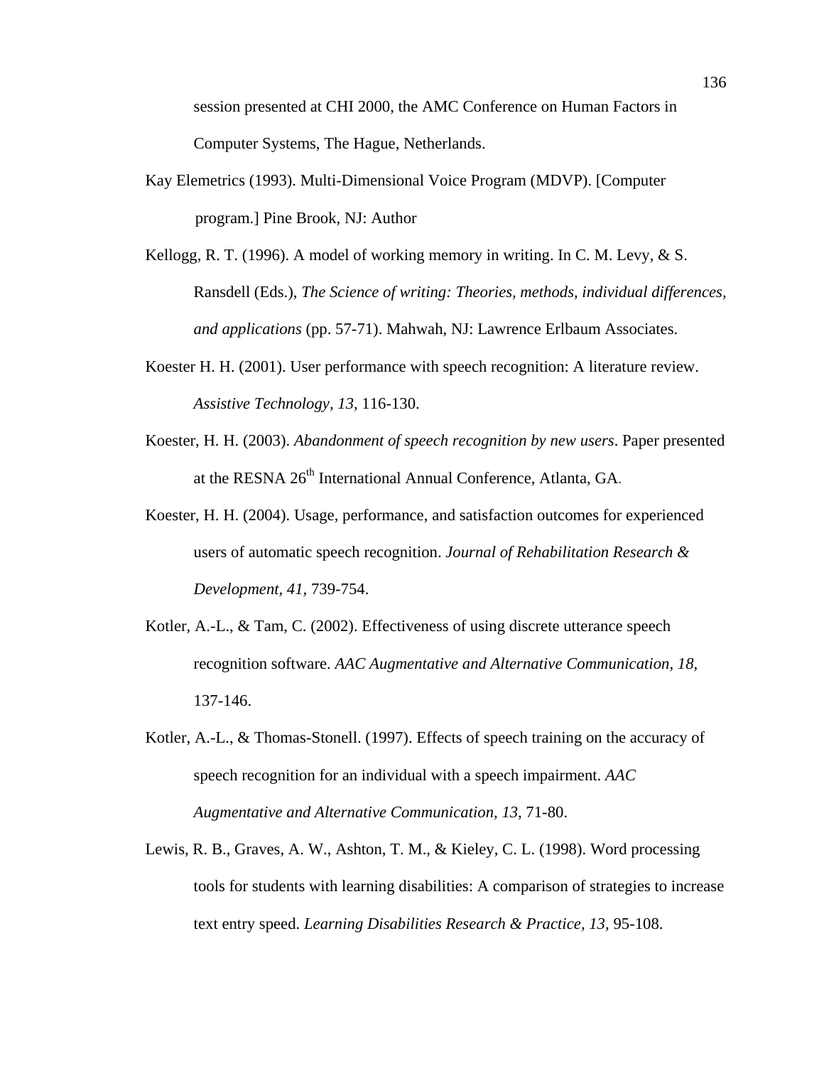session presented at CHI 2000, the AMC Conference on Human Factors in Computer Systems, The Hague, Netherlands.

Kay Elemetrics (1993). Multi-Dimensional Voice Program (MDVP). [Computer program.] Pine Brook, NJ: Author

Kellogg, R. T. (1996). A model of working memory in writing. In C. M. Levy, & S. Ransdell (Eds.), *The Science of writing: Theories, methods, individual differences, and applications* (pp. 57-71). Mahwah, NJ: Lawrence Erlbaum Associates.

Koester H. H. (2001). User performance with speech recognition: A literature review. *Assistive Technology, 13,* 116-130.

Koester, H. H. (2003). *Abandonment of speech recognition by new users*. Paper presented at the RESNA 26th International Annual Conference, Atlanta, GA.

Koester, H. H. (2004). Usage, performance, and satisfaction outcomes for experienced users of automatic speech recognition. *Journal of Rehabilitation Research & Development, 41,* 739-754.

Kotler, A.-L., & Tam, C. (2002). Effectiveness of using discrete utterance speech recognition software. *AAC Augmentative and Alternative Communication, 18,* 137-146.

Kotler, A.-L., & Thomas-Stonell. (1997). Effects of speech training on the accuracy of speech recognition for an individual with a speech impairment. *AAC Augmentative and Alternative Communication, 13,* 71-80.

Lewis, R. B., Graves, A. W., Ashton, T. M., & Kieley, C. L. (1998). Word processing tools for students with learning disabilities: A comparison of strategies to increase text entry speed. *Learning Disabilities Research & Practice, 13,* 95-108.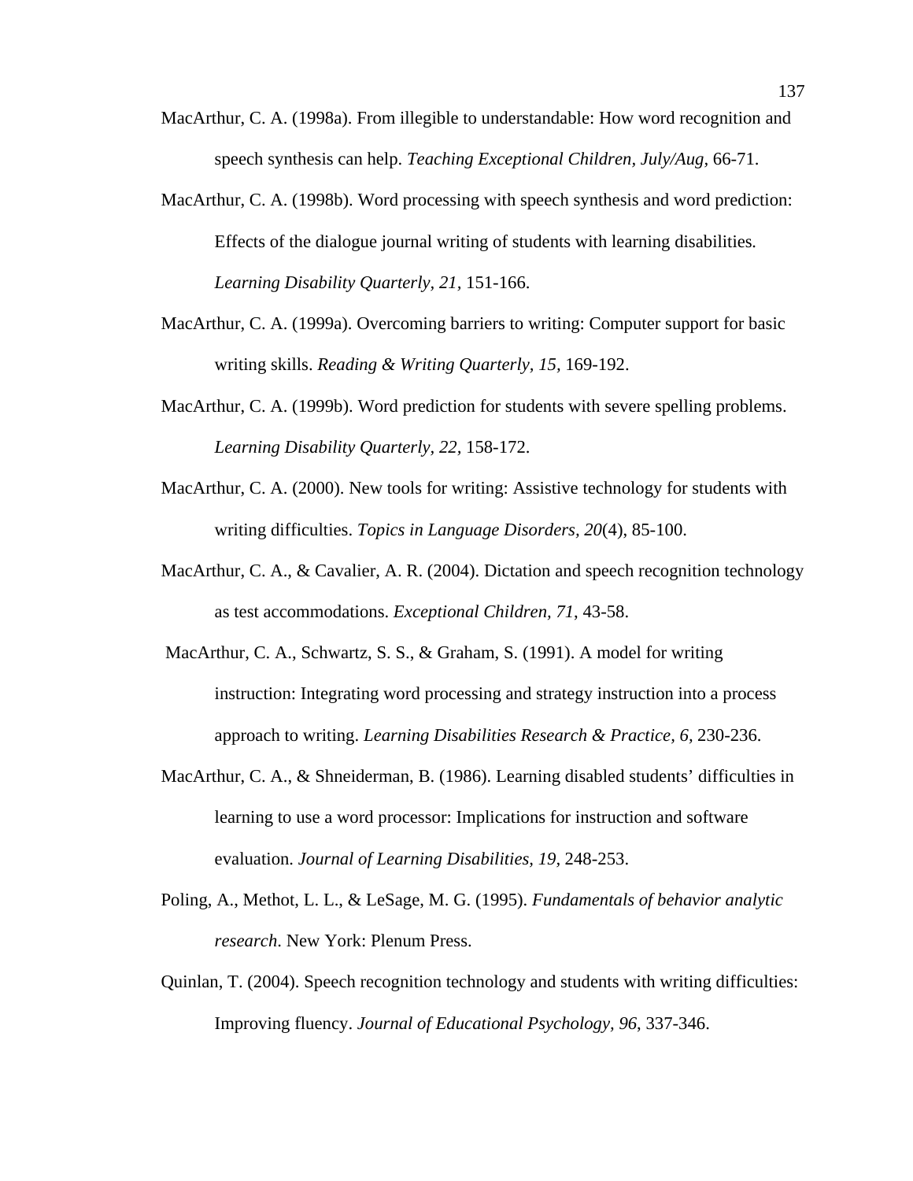MacArthur, C. A. (1998a). From illegible to understandable: How word recognition and speech synthesis can help. *Teaching Exceptional Children, July/Aug,* 66-71.

MacArthur, C. A. (1998b). Word processing with speech synthesis and word prediction: Effects of the dialogue journal writing of students with learning disabilities. *Learning Disability Quarterly, 21,* 151-166.

MacArthur, C. A. (1999a). Overcoming barriers to writing: Computer support for basic writing skills. *Reading & Writing Quarterly, 15,* 169-192.

MacArthur, C. A. (1999b). Word prediction for students with severe spelling problems. *Learning Disability Quarterly, 22,* 158-172.

MacArthur, C. A. (2000). New tools for writing: Assistive technology for students with writing difficulties. *Topics in Language Disorders, 20*(4), 85-100.

MacArthur, C. A., & Cavalier, A. R. (2004). Dictation and speech recognition technology as test accommodations. *Exceptional Children, 71,* 43-58.

MacArthur, C. A., Schwartz, S. S., & Graham, S. (1991). A model for writing instruction: Integrating word processing and strategy instruction into a process approach to writing. *Learning Disabilities Research & Practice, 6,* 230-236.

MacArthur, C. A., & Shneiderman, B. (1986). Learning disabled students' difficulties in learning to use a word processor: Implications for instruction and software evaluation. *Journal of Learning Disabilities, 19,* 248-253.

Poling, A., Methot, L. L., & LeSage, M. G. (1995). *Fundamentals of behavior analytic research.* New York: Plenum Press.

Quinlan, T. (2004). Speech recognition technology and students with writing difficulties: Improving fluency. *Journal of Educational Psychology, 96,* 337-346.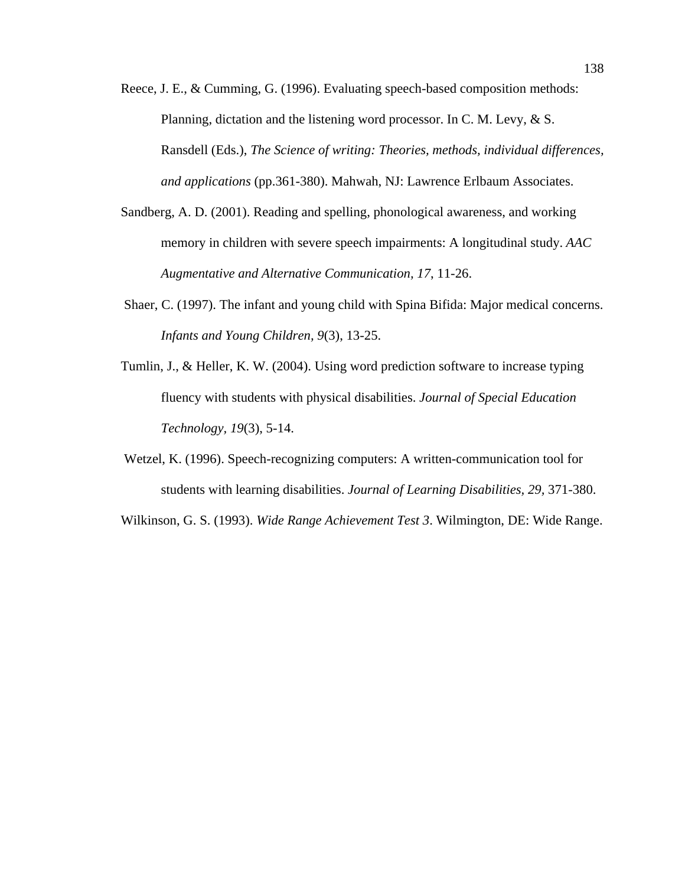Reece, J. E., & Cumming, G. (1996). Evaluating speech-based composition methods: Planning, dictation and the listening word processor. In C. M. Levy, & S. Ransdell (Eds.), *The Science of writing: Theories, methods, individual differences, and applications* (pp.361-380). Mahwah, NJ: Lawrence Erlbaum Associates.

Sandberg, A. D. (2001). Reading and spelling, phonological awareness, and working memory in children with severe speech impairments: A longitudinal study. *AAC Augmentative and Alternative Communication*, *17*, 11-26.

Shaer, C. (1997). The infant and young child with Spina Bifida: Major medical concerns. *Infants and Young Children*, *9*(3), 13-25.

Tumlin, J., & Heller, K. W. (2004). Using word prediction software to increase typing fluency with students with physical disabilities. *Journal of Special Education Technology*, *19*(3), 5-14.

Wetzel, K. (1996). Speech-recognizing computers: A written-communication tool for students with learning disabilities. *Journal of Learning Disabilities, 29*, 371-380.

Wilkinson, G. S. (1993). *Wide Range Achievement Test 3*. Wilmington, DE: Wide Range.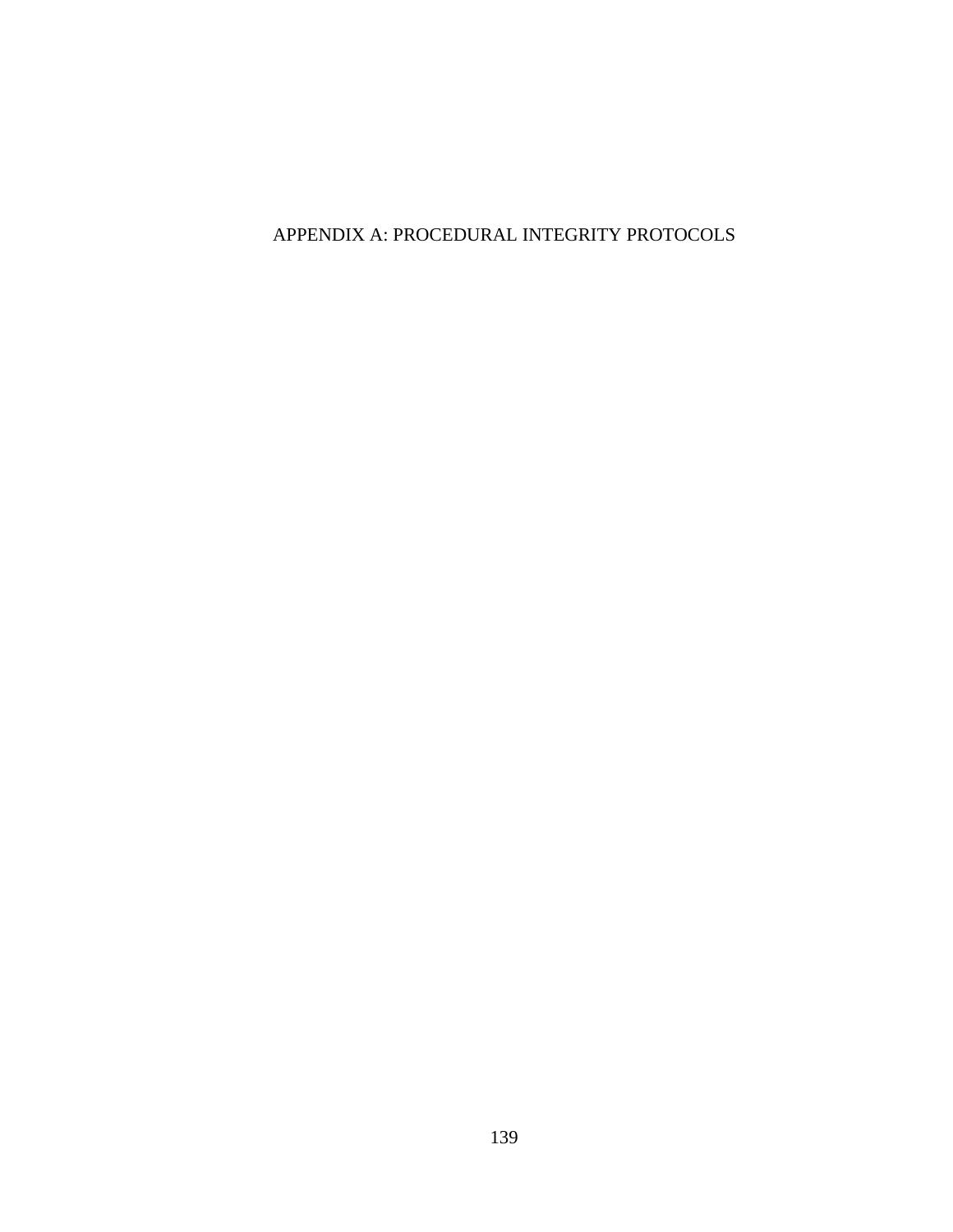# APPENDIX A: PROCEDURAL INTEGRITY PROTOCOLS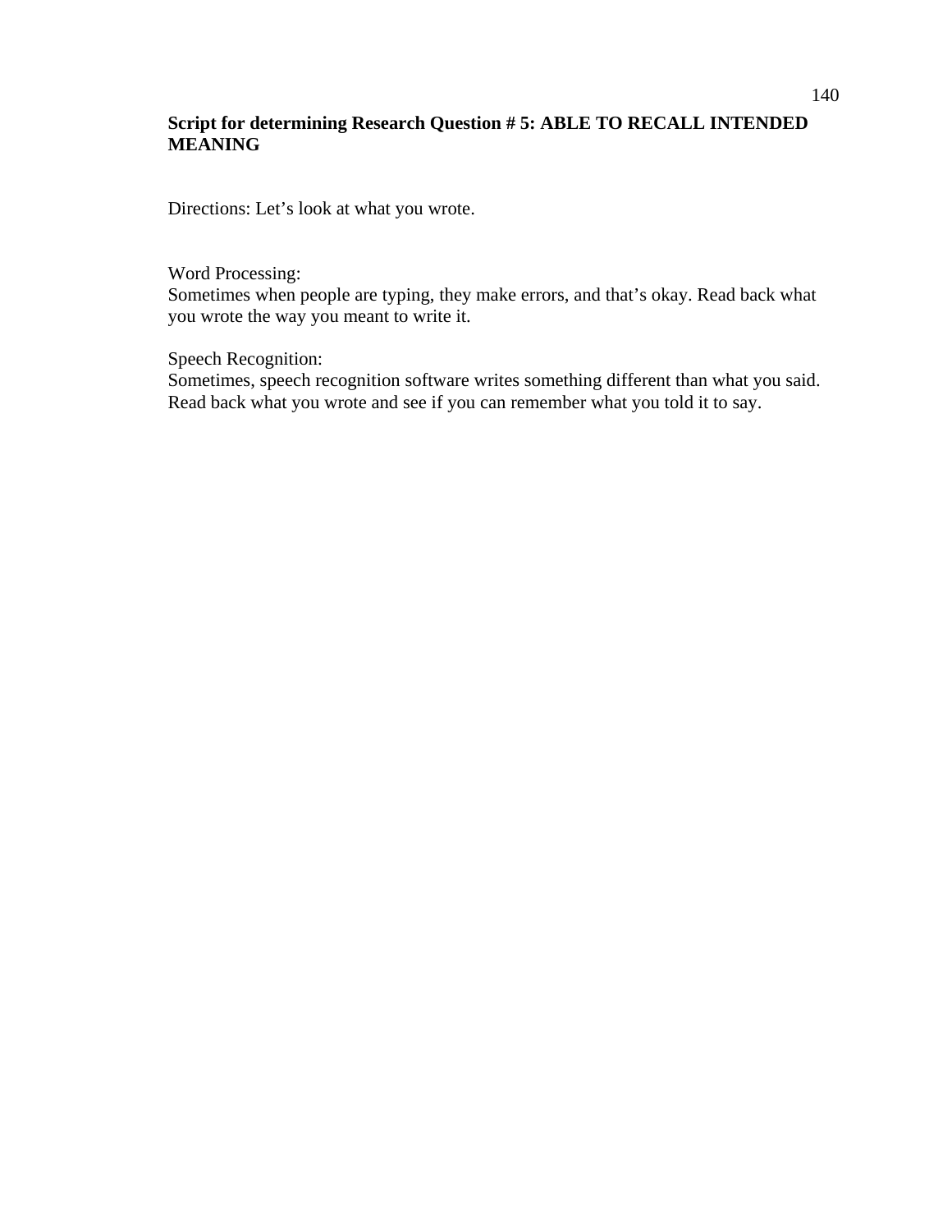**Script for determining Research Question # 5: ABLE TO RECALL INTENDED MEANING**

Directions: Let's look at what you wrote.

Word Processing:
Sometimes when people are typing, they make errors, and that's okay. Read back what you wrote the way you meant to write it.

Speech Recognition:
Sometimes, speech recognition software writes something different than what you said. Read back what you wrote and see if you can remember what you told it to say.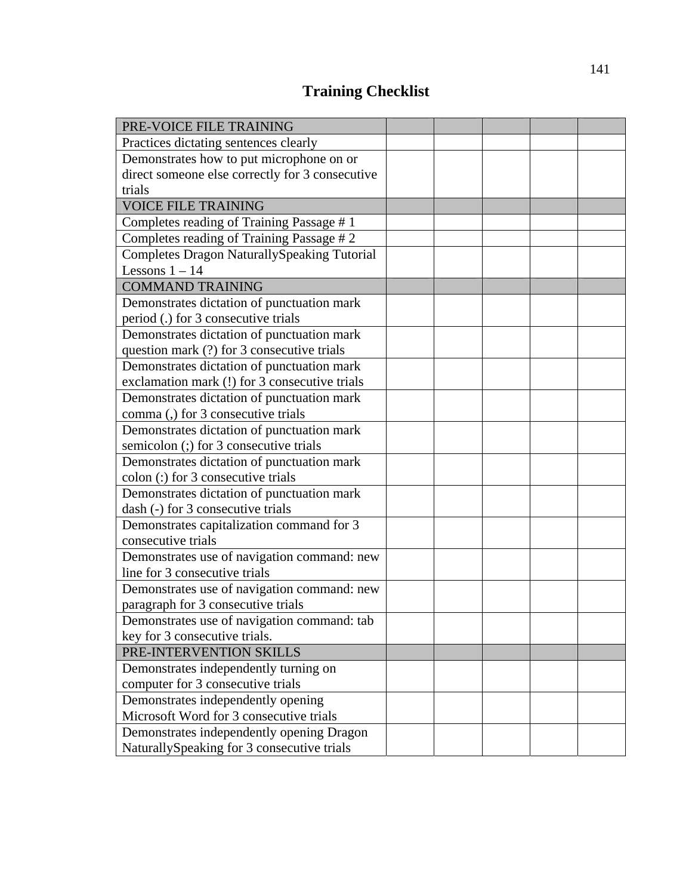# Training Checklist

| PRE-VOICE FILE TRAINING | | | | | |
|---|---|---|---|---|---|
| Practices dictating sentences clearly | | | | | |
| Demonstrates how to put microphone on or direct someone else correctly for 3 consecutive trials | | | | | |
| VOICE FILE TRAINING | | | | | |
| Completes reading of Training Passage # 1 | | | | | |
| Completes reading of Training Passage # 2 | | | | | |
| Completes Dragon NaturallySpeaking Tutorial Lessons 1 – 14 | | | | | |
| COMMAND TRAINING | | | | | |
| Demonstrates dictation of punctuation mark period (.) for 3 consecutive trials | | | | | |
| Demonstrates dictation of punctuation mark question mark (?) for 3 consecutive trials | | | | | |
| Demonstrates dictation of punctuation mark exclamation mark (!) for 3 consecutive trials | | | | | |
| Demonstrates dictation of punctuation mark comma (,) for 3 consecutive trials | | | | | |
| Demonstrates dictation of punctuation mark semicolon (;) for 3 consecutive trials | | | | | |
| Demonstrates dictation of punctuation mark colon (:) for 3 consecutive trials | | | | | |
| Demonstrates dictation of punctuation mark dash (-) for 3 consecutive trials | | | | | |
| Demonstrates capitalization command for 3 consecutive trials | | | | | |
| Demonstrates use of navigation command: new line for 3 consecutive trials | | | | | |
| Demonstrates use of navigation command: new paragraph for 3 consecutive trials | | | | | |
| Demonstrates use of navigation command: tab key for 3 consecutive trials. | | | | | |
| PRE-INTERVENTION SKILLS | | | | | |
| Demonstrates independently turning on computer for 3 consecutive trials | | | | | |
| Demonstrates independently opening Microsoft Word for 3 consecutive trials | | | | | |
| Demonstrates independently opening Dragon NaturallySpeaking for 3 consecutive trials | | | | | |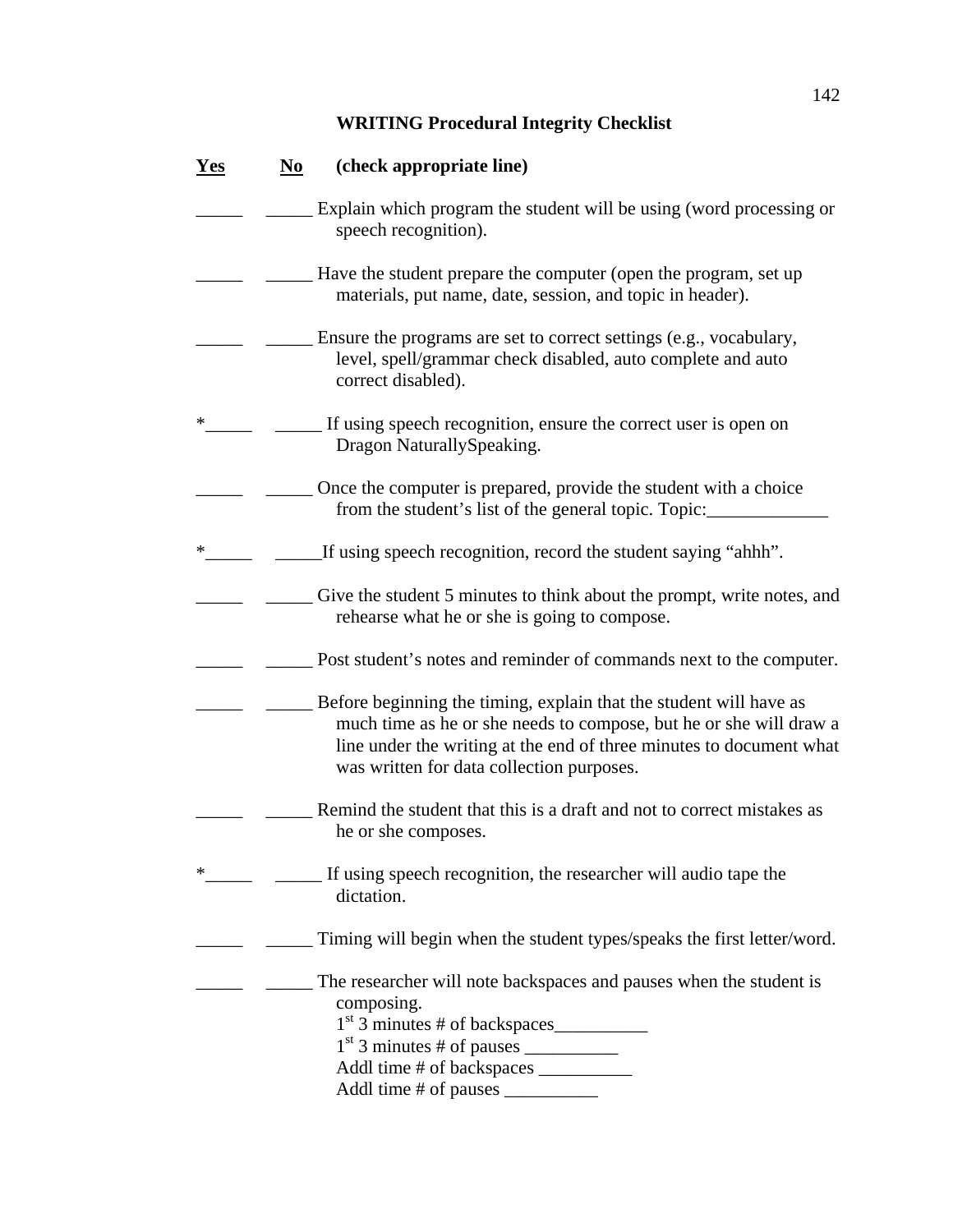**WRITING Procedural Integrity Checklist**

**Yes** **No** **(check appropriate line)**

_____ _____ Explain which program the student will be using (word processing or speech recognition).

_____ _____ Have the student prepare the computer (open the program, set up materials, put name, date, session, and topic in header).

_____ _____ Ensure the programs are set to correct settings (e.g., vocabulary, level, spell/grammar check disabled, auto complete and auto correct disabled).

*_____ _____ If using speech recognition, ensure the correct user is open on Dragon NaturallySpeaking.

_____ _____ Once the computer is prepared, provide the student with a choice from the student's list of the general topic. Topic:_____________

*_____ _____If using speech recognition, record the student saying "ahhh".

_____ _____ Give the student 5 minutes to think about the prompt, write notes, and rehearse what he or she is going to compose.

_____ _____ Post student's notes and reminder of commands next to the computer.

_____ _____ Before beginning the timing, explain that the student will have as much time as he or she needs to compose, but he or she will draw a line under the writing at the end of three minutes to document what was written for data collection purposes.

_____ _____ Remind the student that this is a draft and not to correct mistakes as he or she composes.

*_____ _____ If using speech recognition, the researcher will audio tape the dictation.

_____ _____ Timing will begin when the student types/speaks the first letter/word.

_____ _____ The researcher will note backspaces and pauses when the student is composing.
1st 3 minutes # of backspaces__________
1st 3 minutes # of pauses __________
Addl time # of backspaces __________
Addl time # of pauses __________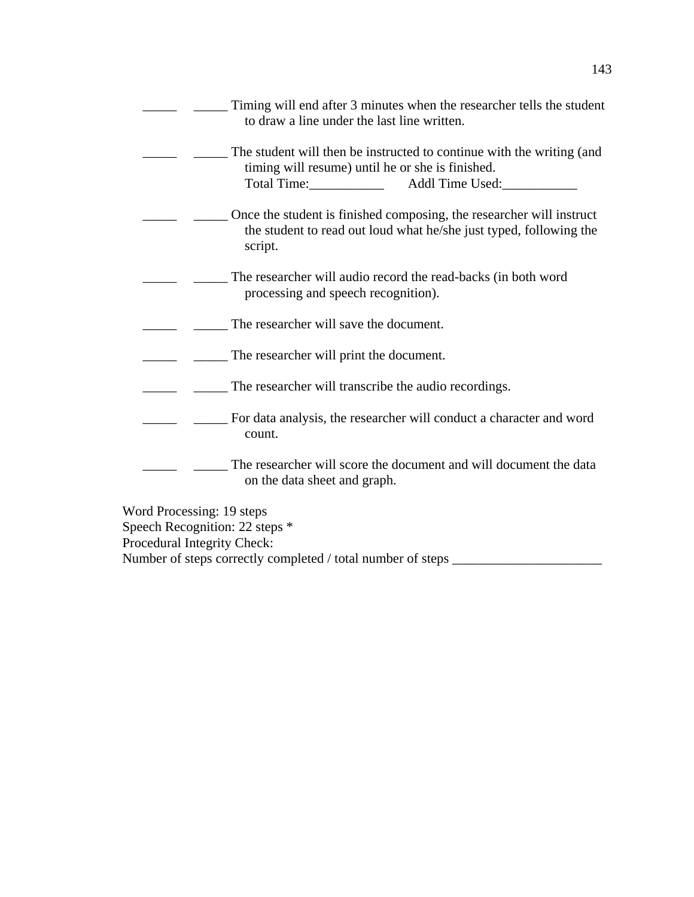_____ _____ Timing will end after 3 minutes when the researcher tells the student to draw a line under the last line written.

_____ _____ The student will then be instructed to continue with the writing (and timing will resume) until he or she is finished.
Total Time:___________ Addl Time Used:___________

_____ _____ Once the student is finished composing, the researcher will instruct the student to read out loud what he/she just typed, following the script.

_____ _____ The researcher will audio record the read-backs (in both word processing and speech recognition).

_____ _____ The researcher will save the document.

_____ _____ The researcher will print the document.

_____ _____ The researcher will transcribe the audio recordings.

_____ _____ For data analysis, the researcher will conduct a character and word count.

_____ _____ The researcher will score the document and will document the data on the data sheet and graph.

Word Processing: 19 steps
Speech Recognition: 22 steps *
Procedural Integrity Check:
Number of steps correctly completed / total number of steps ______________________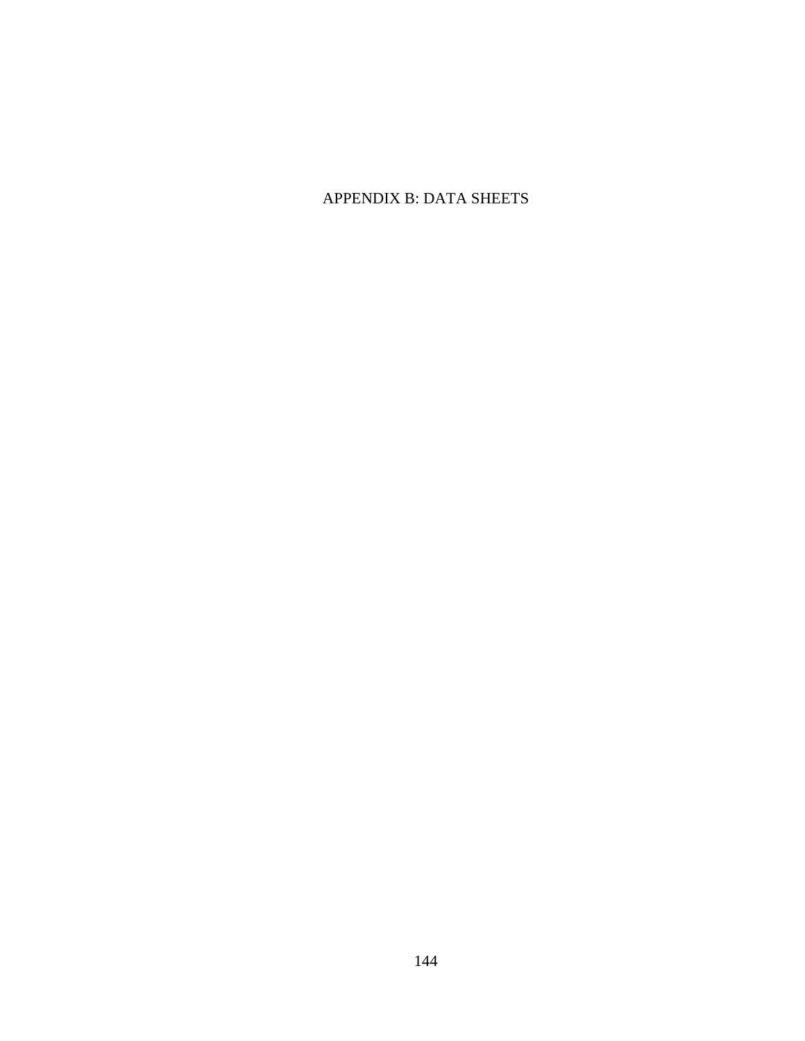# APPENDIX B: DATA SHEETS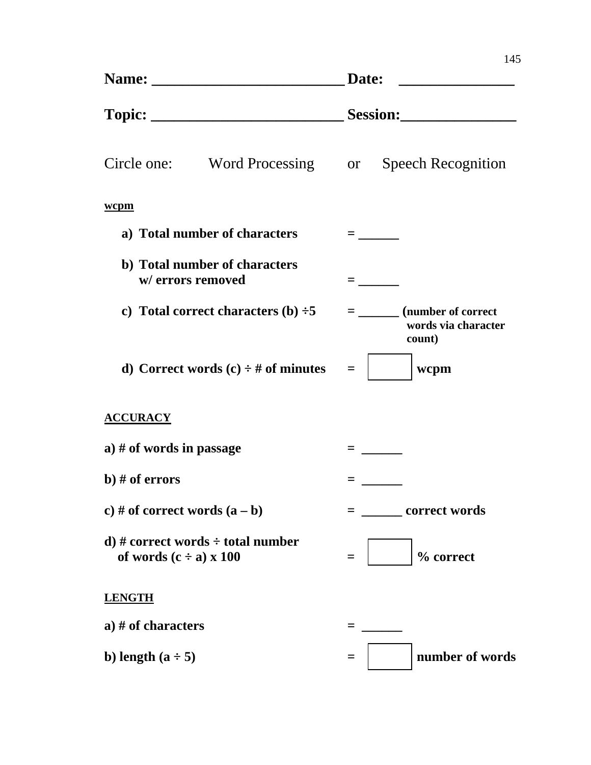**Name: _________________________ Date: _______________**

**Topic: _________________________ Session:_______________**

Circle one: Word Processing or Speech Recognition

**wcpm**

a) **Total number of characters** = ______

b) **Total number of characters w/ errors removed** = ______

c) **Total correct characters (b) ÷5** = ______ (**number of correct words via character count)**

d) **Correct words (c) ÷ # of minutes** = [ ] **wcpm**

**ACCURACY**

**a) # of words in passage** = ______

**b) # of errors** = ______

**c) # of correct words (a – b)** = ______ **correct words**

**d) # correct words ÷ total number of words (c ÷ a) x 100** = [ ] **% correct**

**LENGTH**

**a) # of characters** = ______

**b) length (a ÷ 5)** = [ ] **number of words**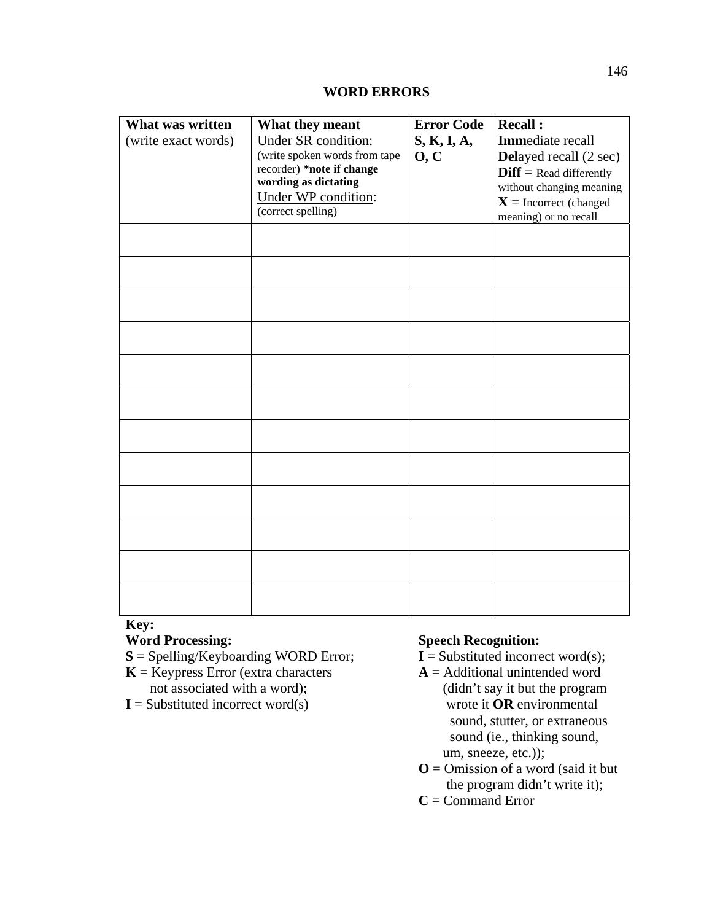## WORD ERRORS

| **What was written** (write exact words) | **What they meant** Under SR condition: (write spoken words from tape recorder) ***note if change wording as dictating** Under WP condition: (correct spelling) | **Error Code S, K, I, A, O, C** | **Recall :** **Imm**ediate recall **Del**ayed recall (2 sec) **Diff** = Read differently without changing meaning **X** = Incorrect (changed meaning) or no recall |
|---|---|---|---|
| | | | |
| | | | |
| | | | |
| | | | |
| | | | |
| | | | |
| | | | |
| | | | |
| | | | |
| | | | |
| | | | |
| | | | |

**Key:**

**Word Processing:**

**S** = Spelling/Keyboarding WORD Error;
**K** = Keypress Error (extra characters not associated with a word);
**I** = Substituted incorrect word(s)

**Speech Recognition:**

**I** = Substituted incorrect word(s);
**A** = Additional unintended word (didn't say it but the program wrote it **OR** environmental sound, stutter, or extraneous sound (ie., thinking sound, um, sneeze, etc.));
**O** = Omission of a word (said it but the program didn't write it);
**C** = Command Error